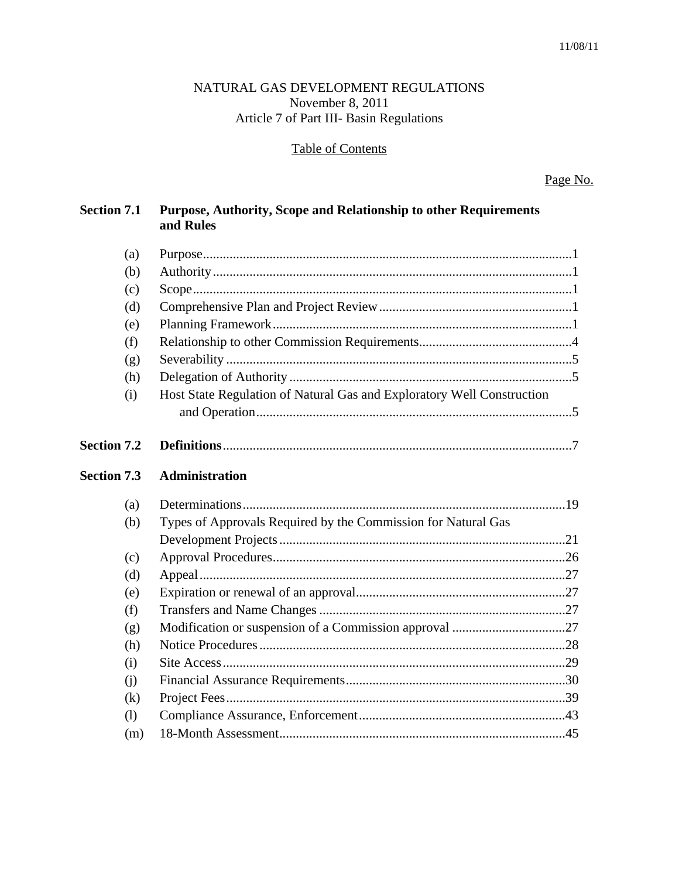NATURAL GAS DEVELOPMENT REGULATIONS
November 8, 2011
Article 7 of Part III- Basin Regulations

## Table of Contents

| | | Page No. |
|---|---|---|
| **Section 7.1** | **Purpose, Authority, Scope and Relationship to other Requirements and Rules** | |
| (a) | Purpose | 1 |
| (b) | Authority | 1 |
| (c) | Scope | 1 |
| (d) | Comprehensive Plan and Project Review | 1 |
| (e) | Planning Framework | 1 |
| (f) | Relationship to other Commission Requirements | 4 |
| (g) | Severability | 5 |
| (h) | Delegation of Authority | 5 |
| (i) | Host State Regulation of Natural Gas and Exploratory Well Construction and Operation | 5 |
| **Section 7.2** | **Definitions** | 7 |
| **Section 7.3** | **Administration** | |
| (a) | Determinations | 19 |
| (b) | Types of Approvals Required by the Commission for Natural Gas Development Projects | 21 |
| (c) | Approval Procedures | 26 |
| (d) | Appeal | 27 |
| (e) | Expiration or renewal of an approval | 27 |
| (f) | Transfers and Name Changes | 27 |
| (g) | Modification or suspension of a Commission approval | 27 |
| (h) | Notice Procedures | 28 |
| (i) | Site Access | 29 |
| (j) | Financial Assurance Requirements | 30 |
| (k) | Project Fees | 39 |
| (l) | Compliance Assurance, Enforcement | 43 |
| (m) | 18-Month Assessment | 45 |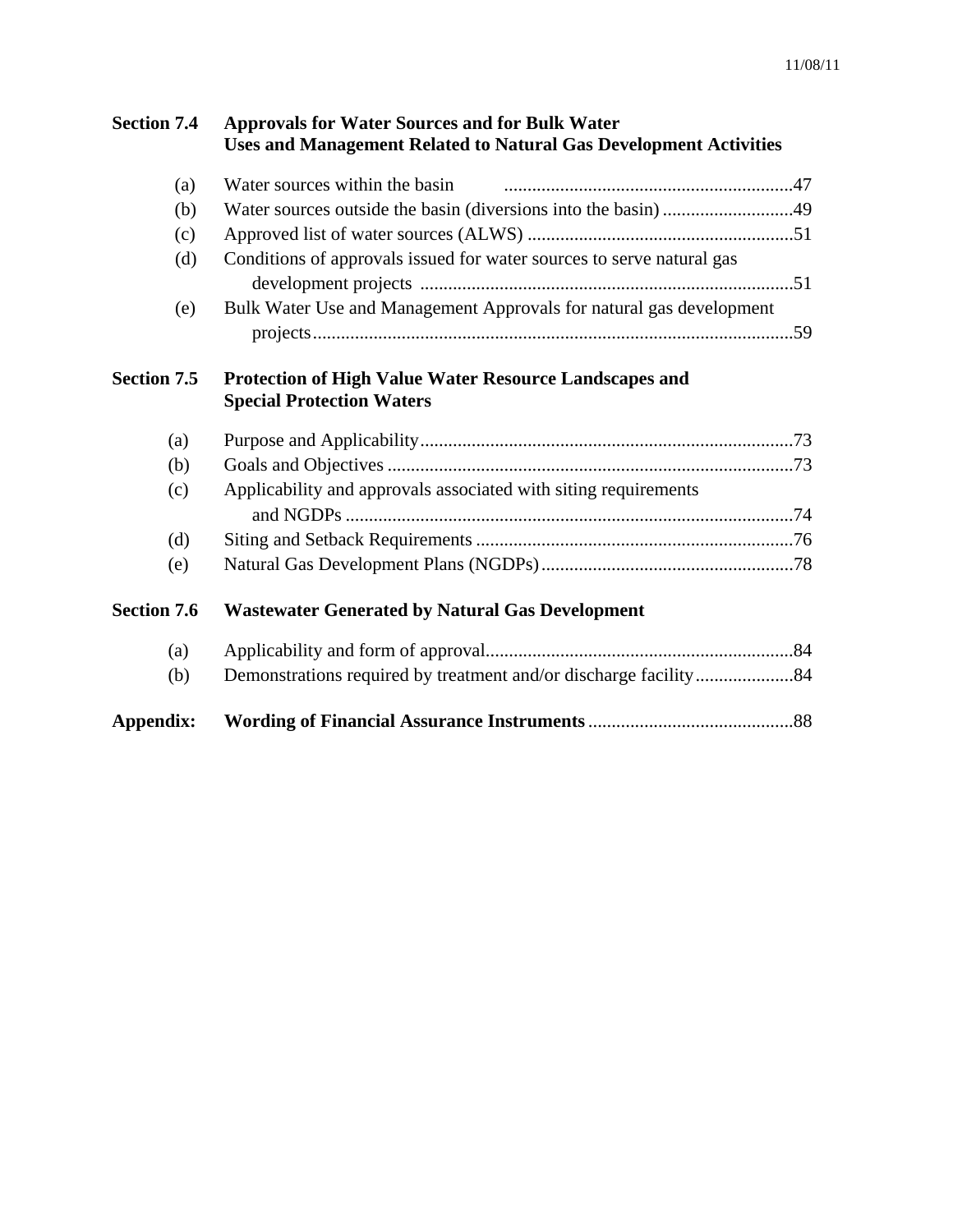**Section 7.4 Approvals for Water Sources and for Bulk Water Uses and Management Related to Natural Gas Development Activities**

| | | |
|---|---|---|
| (a) | Water sources within the basin | 47 |
| (b) | Water sources outside the basin (diversions into the basin) | 49 |
| (c) | Approved list of water sources (ALWS) | 51 |
| (d) | Conditions of approvals issued for water sources to serve natural gas development projects | 51 |
| (e) | Bulk Water Use and Management Approvals for natural gas development projects | 59 |

**Section 7.5 Protection of High Value Water Resource Landscapes and Special Protection Waters**

| | | |
|---|---|---|
| (a) | Purpose and Applicability | 73 |
| (b) | Goals and Objectives | 73 |
| (c) | Applicability and approvals associated with siting requirements and NGDPs | 74 |
| (d) | Siting and Setback Requirements | 76 |
| (e) | Natural Gas Development Plans (NGDPs) | 78 |

**Section 7.6 Wastewater Generated by Natural Gas Development**

| | | |
|---|---|---|
| (a) | Applicability and form of approval | 84 |
| (b) | Demonstrations required by treatment and/or discharge facility | 84 |

**Appendix: Wording of Financial Assurance Instruments** ..... 88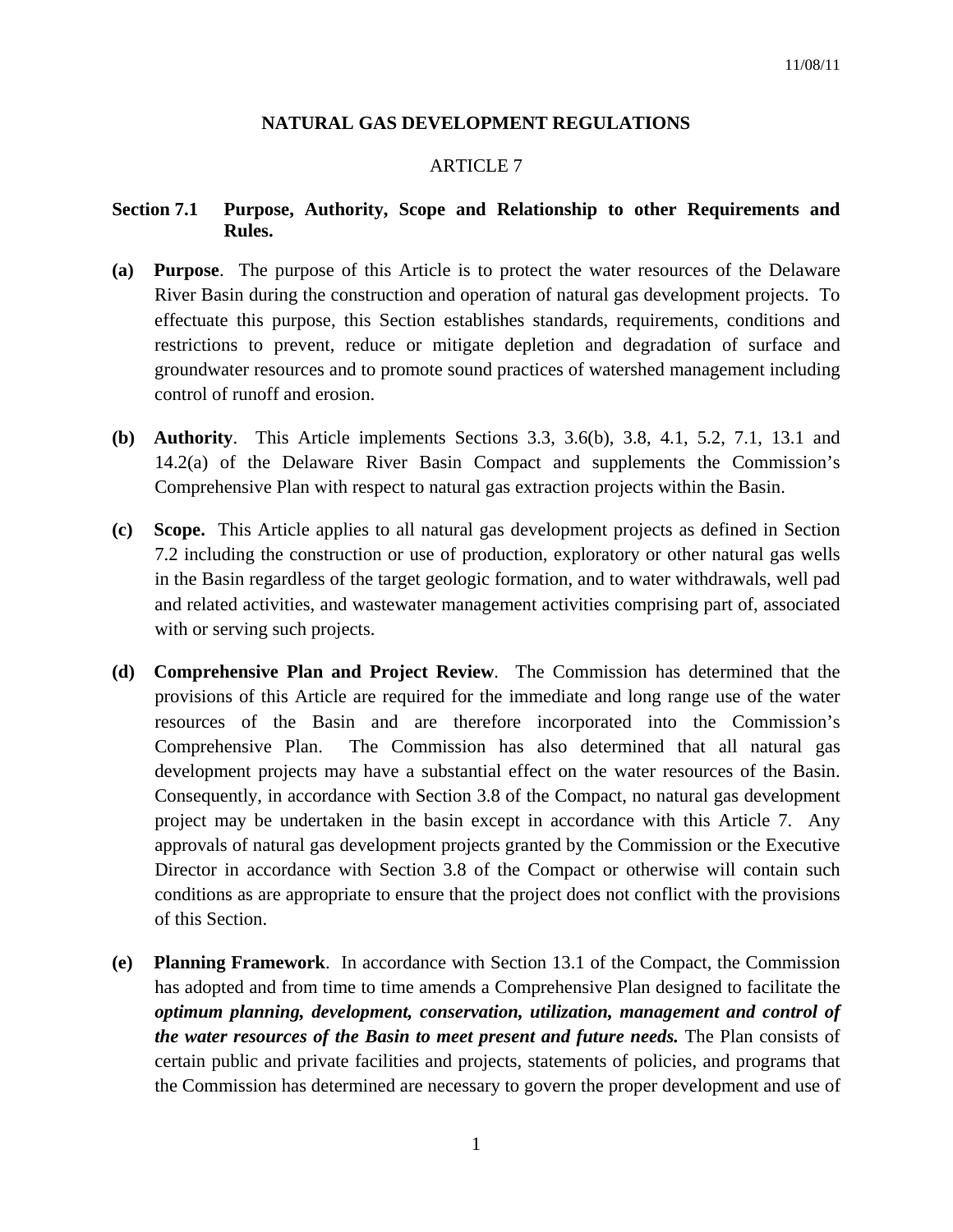# NATURAL GAS DEVELOPMENT REGULATIONS

## ARTICLE 7

### Section 7.1 Purpose, Authority, Scope and Relationship to other Requirements and Rules.

**(a) Purpose**. The purpose of this Article is to protect the water resources of the Delaware River Basin during the construction and operation of natural gas development projects. To effectuate this purpose, this Section establishes standards, requirements, conditions and restrictions to prevent, reduce or mitigate depletion and degradation of surface and groundwater resources and to promote sound practices of watershed management including control of runoff and erosion.

**(b) Authority**. This Article implements Sections 3.3, 3.6(b), 3.8, 4.1, 5.2, 7.1, 13.1 and 14.2(a) of the Delaware River Basin Compact and supplements the Commission's Comprehensive Plan with respect to natural gas extraction projects within the Basin.

**(c) Scope.** This Article applies to all natural gas development projects as defined in Section 7.2 including the construction or use of production, exploratory or other natural gas wells in the Basin regardless of the target geologic formation, and to water withdrawals, well pad and related activities, and wastewater management activities comprising part of, associated with or serving such projects.

**(d) Comprehensive Plan and Project Review**. The Commission has determined that the provisions of this Article are required for the immediate and long range use of the water resources of the Basin and are therefore incorporated into the Commission's Comprehensive Plan. The Commission has also determined that all natural gas development projects may have a substantial effect on the water resources of the Basin. Consequently, in accordance with Section 3.8 of the Compact, no natural gas development project may be undertaken in the basin except in accordance with this Article 7. Any approvals of natural gas development projects granted by the Commission or the Executive Director in accordance with Section 3.8 of the Compact or otherwise will contain such conditions as are appropriate to ensure that the project does not conflict with the provisions of this Section.

**(e) Planning Framework**. In accordance with Section 13.1 of the Compact, the Commission has adopted and from time to time amends a Comprehensive Plan designed to facilitate the ***optimum planning, development, conservation, utilization, management and control of the water resources of the Basin to meet present and future needs.*** The Plan consists of certain public and private facilities and projects, statements of policies, and programs that the Commission has determined are necessary to govern the proper development and use of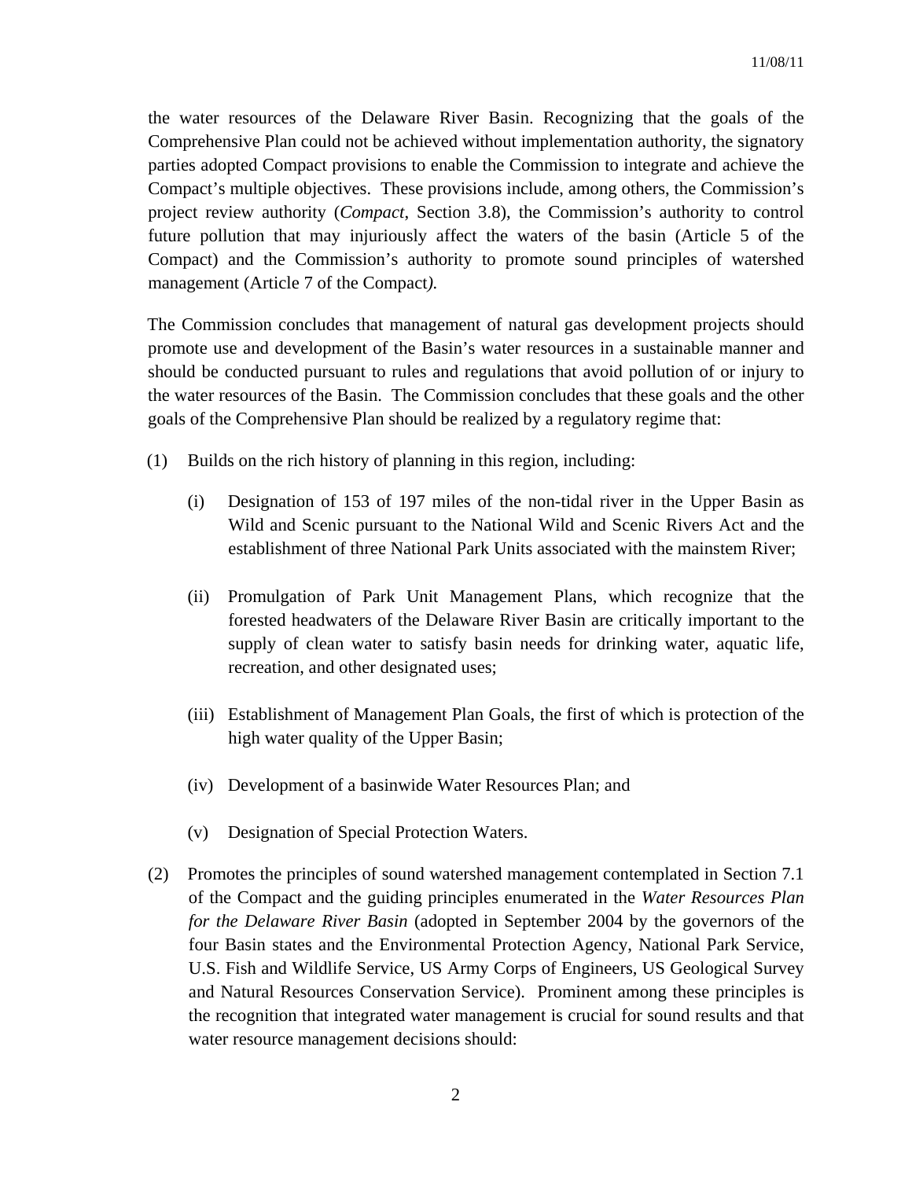the water resources of the Delaware River Basin. Recognizing that the goals of the Comprehensive Plan could not be achieved without implementation authority, the signatory parties adopted Compact provisions to enable the Commission to integrate and achieve the Compact's multiple objectives. These provisions include, among others, the Commission's project review authority (*Compact*, Section 3.8), the Commission's authority to control future pollution that may injuriously affect the waters of the basin (Article 5 of the Compact) and the Commission's authority to promote sound principles of watershed management (Article 7 of the Compact*).*

The Commission concludes that management of natural gas development projects should promote use and development of the Basin's water resources in a sustainable manner and should be conducted pursuant to rules and regulations that avoid pollution of or injury to the water resources of the Basin. The Commission concludes that these goals and the other goals of the Comprehensive Plan should be realized by a regulatory regime that:

(1) Builds on the rich history of planning in this region, including:

    (i) Designation of 153 of 197 miles of the non-tidal river in the Upper Basin as Wild and Scenic pursuant to the National Wild and Scenic Rivers Act and the establishment of three National Park Units associated with the mainstem River;

    (ii) Promulgation of Park Unit Management Plans, which recognize that the forested headwaters of the Delaware River Basin are critically important to the supply of clean water to satisfy basin needs for drinking water, aquatic life, recreation, and other designated uses;

    (iii) Establishment of Management Plan Goals, the first of which is protection of the high water quality of the Upper Basin;

    (iv) Development of a basinwide Water Resources Plan; and

    (v) Designation of Special Protection Waters.

(2) Promotes the principles of sound watershed management contemplated in Section 7.1 of the Compact and the guiding principles enumerated in the *Water Resources Plan for the Delaware River Basin* (adopted in September 2004 by the governors of the four Basin states and the Environmental Protection Agency, National Park Service, U.S. Fish and Wildlife Service, US Army Corps of Engineers, US Geological Survey and Natural Resources Conservation Service). Prominent among these principles is the recognition that integrated water management is crucial for sound results and that water resource management decisions should: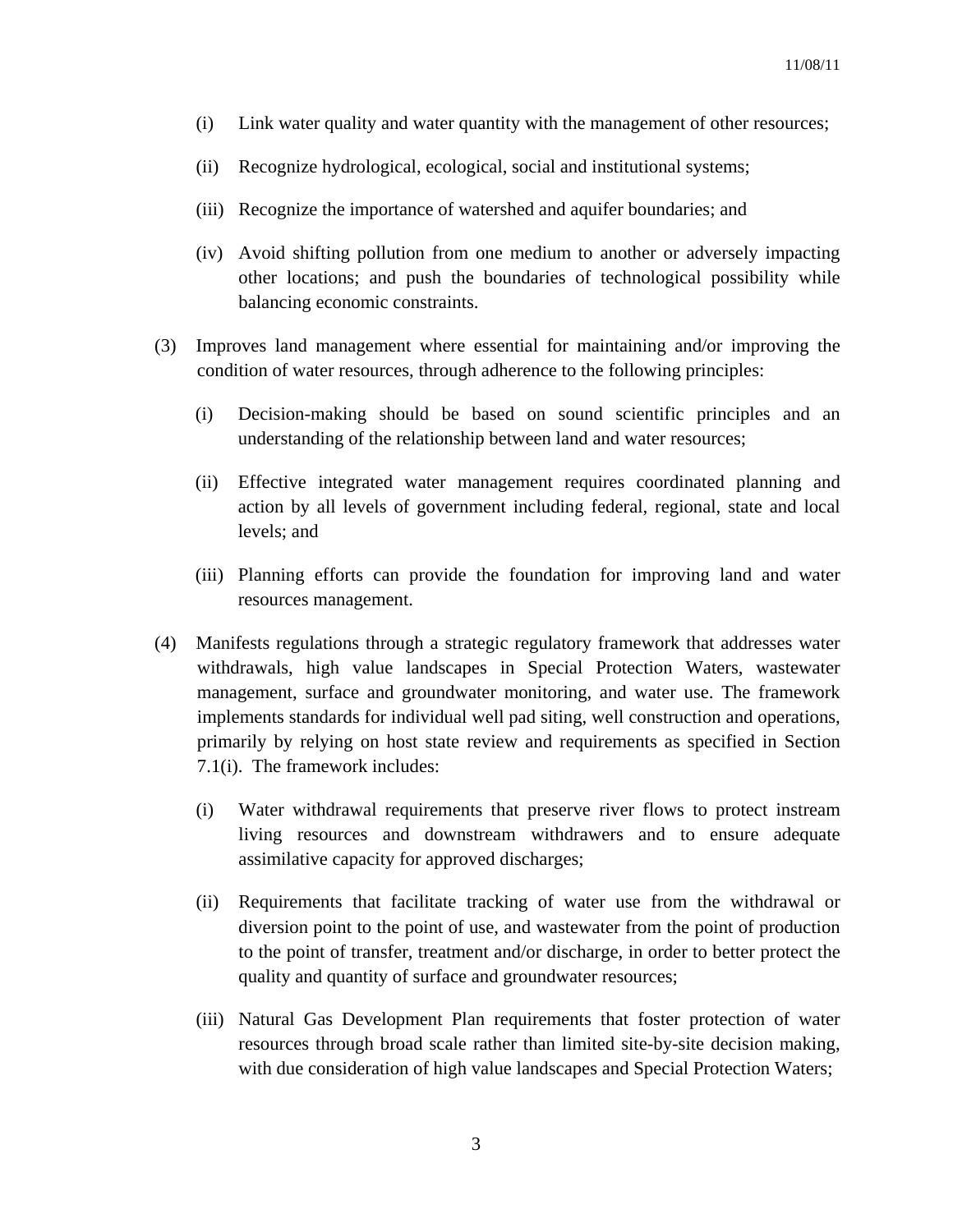(i) Link water quality and water quantity with the management of other resources;

(ii) Recognize hydrological, ecological, social and institutional systems;

(iii) Recognize the importance of watershed and aquifer boundaries; and

(iv) Avoid shifting pollution from one medium to another or adversely impacting other locations; and push the boundaries of technological possibility while balancing economic constraints.

(3) Improves land management where essential for maintaining and/or improving the condition of water resources, through adherence to the following principles:

(i) Decision-making should be based on sound scientific principles and an understanding of the relationship between land and water resources;

(ii) Effective integrated water management requires coordinated planning and action by all levels of government including federal, regional, state and local levels; and

(iii) Planning efforts can provide the foundation for improving land and water resources management.

(4) Manifests regulations through a strategic regulatory framework that addresses water withdrawals, high value landscapes in Special Protection Waters, wastewater management, surface and groundwater monitoring, and water use. The framework implements standards for individual well pad siting, well construction and operations, primarily by relying on host state review and requirements as specified in Section 7.1(i). The framework includes:

(i) Water withdrawal requirements that preserve river flows to protect instream living resources and downstream withdrawers and to ensure adequate assimilative capacity for approved discharges;

(ii) Requirements that facilitate tracking of water use from the withdrawal or diversion point to the point of use, and wastewater from the point of production to the point of transfer, treatment and/or discharge, in order to better protect the quality and quantity of surface and groundwater resources;

(iii) Natural Gas Development Plan requirements that foster protection of water resources through broad scale rather than limited site-by-site decision making, with due consideration of high value landscapes and Special Protection Waters;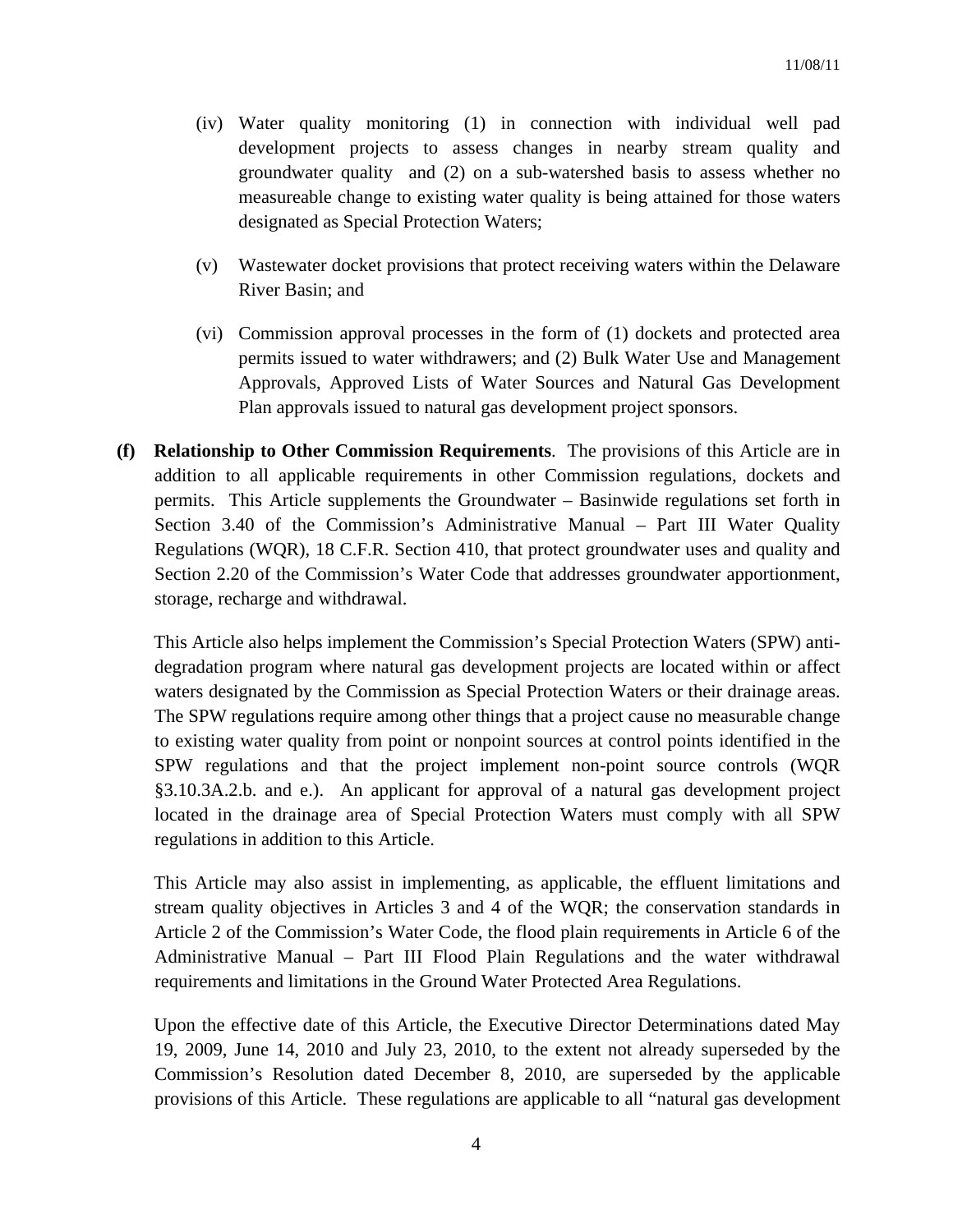(iv) Water quality monitoring (1) in connection with individual well pad development projects to assess changes in nearby stream quality and groundwater quality and (2) on a sub-watershed basis to assess whether no measureable change to existing water quality is being attained for those waters designated as Special Protection Waters;

(v) Wastewater docket provisions that protect receiving waters within the Delaware River Basin; and

(vi) Commission approval processes in the form of (1) dockets and protected area permits issued to water withdrawers; and (2) Bulk Water Use and Management Approvals, Approved Lists of Water Sources and Natural Gas Development Plan approvals issued to natural gas development project sponsors.

**(f) Relationship to Other Commission Requirements**. The provisions of this Article are in addition to all applicable requirements in other Commission regulations, dockets and permits. This Article supplements the Groundwater – Basinwide regulations set forth in Section 3.40 of the Commission's Administrative Manual – Part III Water Quality Regulations (WQR), 18 C.F.R. Section 410, that protect groundwater uses and quality and Section 2.20 of the Commission's Water Code that addresses groundwater apportionment, storage, recharge and withdrawal.

This Article also helps implement the Commission's Special Protection Waters (SPW) anti-degradation program where natural gas development projects are located within or affect waters designated by the Commission as Special Protection Waters or their drainage areas. The SPW regulations require among other things that a project cause no measurable change to existing water quality from point or nonpoint sources at control points identified in the SPW regulations and that the project implement non-point source controls (WQR §3.10.3A.2.b. and e.). An applicant for approval of a natural gas development project located in the drainage area of Special Protection Waters must comply with all SPW regulations in addition to this Article.

This Article may also assist in implementing, as applicable, the effluent limitations and stream quality objectives in Articles 3 and 4 of the WQR; the conservation standards in Article 2 of the Commission's Water Code, the flood plain requirements in Article 6 of the Administrative Manual – Part III Flood Plain Regulations and the water withdrawal requirements and limitations in the Ground Water Protected Area Regulations.

Upon the effective date of this Article, the Executive Director Determinations dated May 19, 2009, June 14, 2010 and July 23, 2010, to the extent not already superseded by the Commission's Resolution dated December 8, 2010, are superseded by the applicable provisions of this Article. These regulations are applicable to all "natural gas development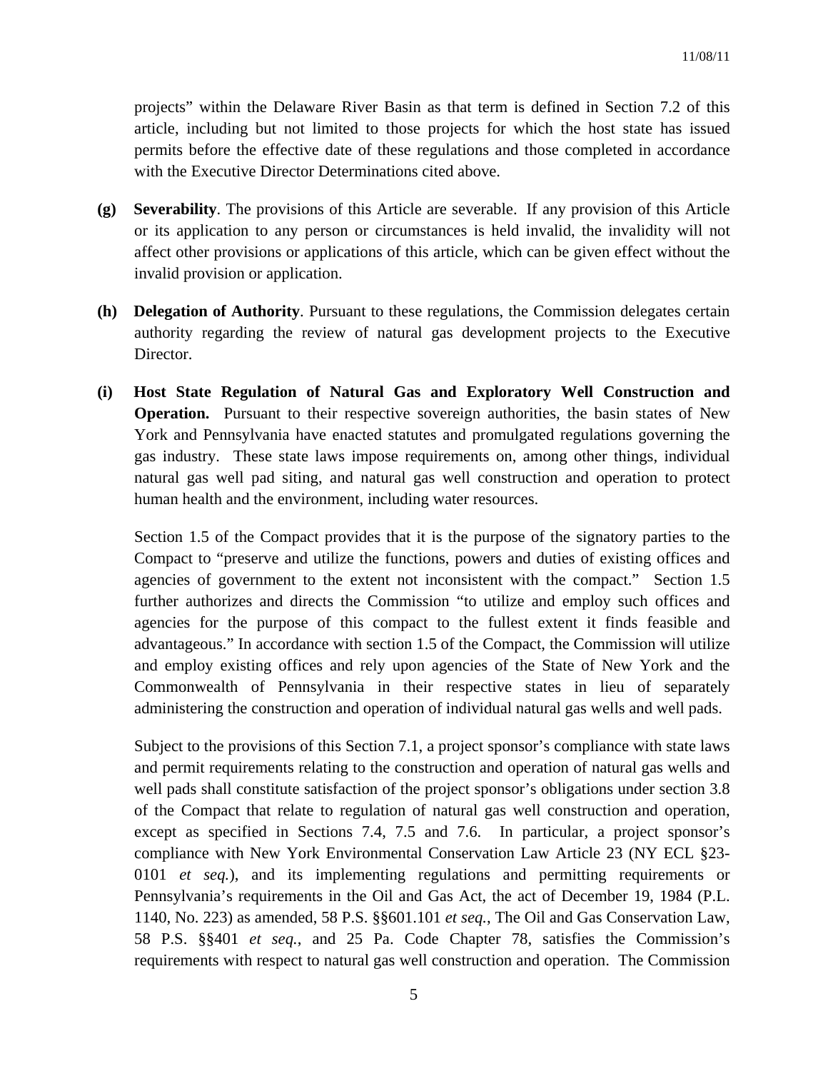projects" within the Delaware River Basin as that term is defined in Section 7.2 of this article, including but not limited to those projects for which the host state has issued permits before the effective date of these regulations and those completed in accordance with the Executive Director Determinations cited above.

**(g) Severability**. The provisions of this Article are severable. If any provision of this Article or its application to any person or circumstances is held invalid, the invalidity will not affect other provisions or applications of this article, which can be given effect without the invalid provision or application.

**(h) Delegation of Authority**. Pursuant to these regulations, the Commission delegates certain authority regarding the review of natural gas development projects to the Executive Director.

**(i) Host State Regulation of Natural Gas and Exploratory Well Construction and Operation.** Pursuant to their respective sovereign authorities, the basin states of New York and Pennsylvania have enacted statutes and promulgated regulations governing the gas industry. These state laws impose requirements on, among other things, individual natural gas well pad siting, and natural gas well construction and operation to protect human health and the environment, including water resources.

Section 1.5 of the Compact provides that it is the purpose of the signatory parties to the Compact to "preserve and utilize the functions, powers and duties of existing offices and agencies of government to the extent not inconsistent with the compact." Section 1.5 further authorizes and directs the Commission "to utilize and employ such offices and agencies for the purpose of this compact to the fullest extent it finds feasible and advantageous." In accordance with section 1.5 of the Compact, the Commission will utilize and employ existing offices and rely upon agencies of the State of New York and the Commonwealth of Pennsylvania in their respective states in lieu of separately administering the construction and operation of individual natural gas wells and well pads.

Subject to the provisions of this Section 7.1, a project sponsor's compliance with state laws and permit requirements relating to the construction and operation of natural gas wells and well pads shall constitute satisfaction of the project sponsor's obligations under section 3.8 of the Compact that relate to regulation of natural gas well construction and operation, except as specified in Sections 7.4, 7.5 and 7.6. In particular, a project sponsor's compliance with New York Environmental Conservation Law Article 23 (NY ECL §23-0101 *et seq.*), and its implementing regulations and permitting requirements or Pennsylvania's requirements in the Oil and Gas Act, the act of December 19, 1984 (P.L. 1140, No. 223) as amended, 58 P.S. §§601.101 *et seq.*, The Oil and Gas Conservation Law, 58 P.S. §§401 *et seq.*, and 25 Pa. Code Chapter 78, satisfies the Commission's requirements with respect to natural gas well construction and operation. The Commission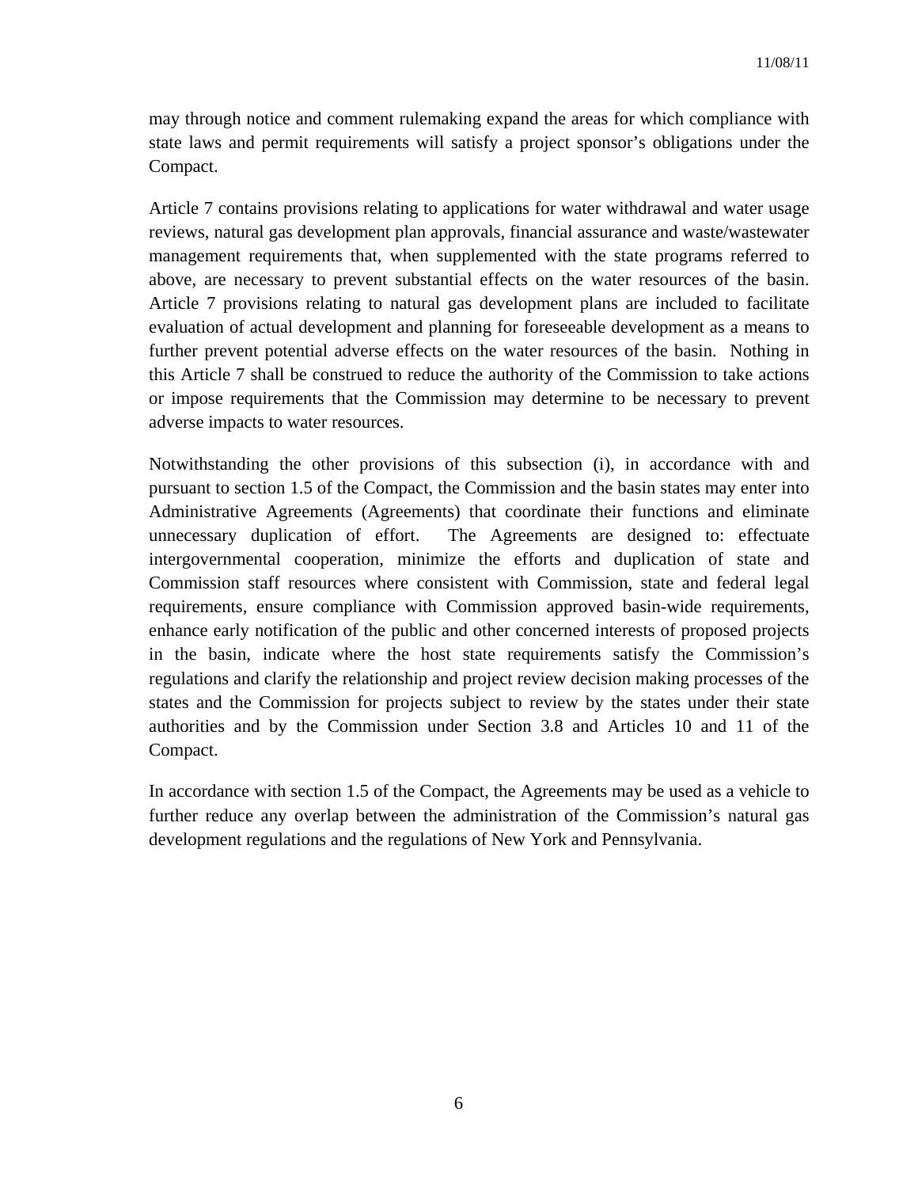may through notice and comment rulemaking expand the areas for which compliance with state laws and permit requirements will satisfy a project sponsor's obligations under the Compact.

Article 7 contains provisions relating to applications for water withdrawal and water usage reviews, natural gas development plan approvals, financial assurance and waste/wastewater management requirements that, when supplemented with the state programs referred to above, are necessary to prevent substantial effects on the water resources of the basin. Article 7 provisions relating to natural gas development plans are included to facilitate evaluation of actual development and planning for foreseeable development as a means to further prevent potential adverse effects on the water resources of the basin. Nothing in this Article 7 shall be construed to reduce the authority of the Commission to take actions or impose requirements that the Commission may determine to be necessary to prevent adverse impacts to water resources.

Notwithstanding the other provisions of this subsection (i), in accordance with and pursuant to section 1.5 of the Compact, the Commission and the basin states may enter into Administrative Agreements (Agreements) that coordinate their functions and eliminate unnecessary duplication of effort. The Agreements are designed to: effectuate intergovernmental cooperation, minimize the efforts and duplication of state and Commission staff resources where consistent with Commission, state and federal legal requirements, ensure compliance with Commission approved basin-wide requirements, enhance early notification of the public and other concerned interests of proposed projects in the basin, indicate where the host state requirements satisfy the Commission's regulations and clarify the relationship and project review decision making processes of the states and the Commission for projects subject to review by the states under their state authorities and by the Commission under Section 3.8 and Articles 10 and 11 of the Compact.

In accordance with section 1.5 of the Compact, the Agreements may be used as a vehicle to further reduce any overlap between the administration of the Commission's natural gas development regulations and the regulations of New York and Pennsylvania.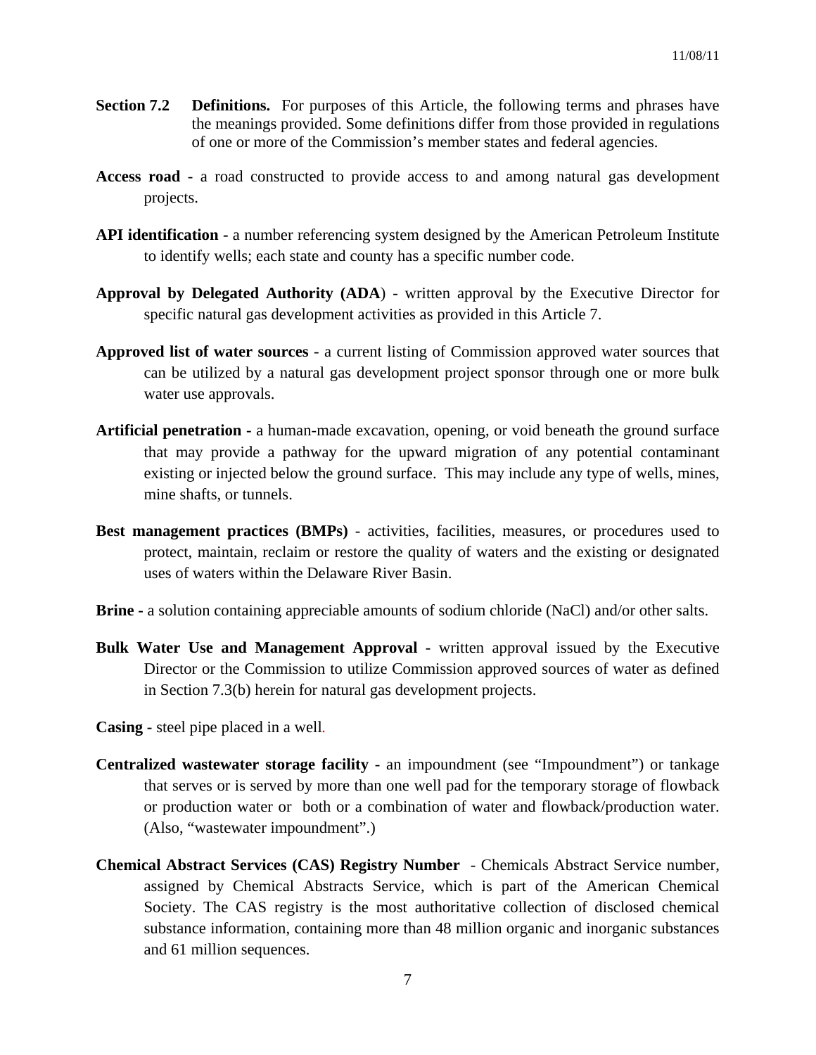**Section 7.2 Definitions.** For purposes of this Article, the following terms and phrases have the meanings provided. Some definitions differ from those provided in regulations of one or more of the Commission's member states and federal agencies.

**Access road** - a road constructed to provide access to and among natural gas development projects.

**API identification -** a number referencing system designed by the American Petroleum Institute to identify wells; each state and county has a specific number code.

**Approval by Delegated Authority (ADA**) - written approval by the Executive Director for specific natural gas development activities as provided in this Article 7.

**Approved list of water sources** - a current listing of Commission approved water sources that can be utilized by a natural gas development project sponsor through one or more bulk water use approvals.

**Artificial penetration -** a human-made excavation, opening, or void beneath the ground surface that may provide a pathway for the upward migration of any potential contaminant existing or injected below the ground surface. This may include any type of wells, mines, mine shafts, or tunnels.

**Best management practices (BMPs)** - activities, facilities, measures, or procedures used to protect, maintain, reclaim or restore the quality of waters and the existing or designated uses of waters within the Delaware River Basin.

**Brine -** a solution containing appreciable amounts of sodium chloride (NaCl) and/or other salts.

**Bulk Water Use and Management Approval -** written approval issued by the Executive Director or the Commission to utilize Commission approved sources of water as defined in Section 7.3(b) herein for natural gas development projects.

**Casing -** steel pipe placed in a well.

**Centralized wastewater storage facility** - an impoundment (see "Impoundment") or tankage that serves or is served by more than one well pad for the temporary storage of flowback or production water or both or a combination of water and flowback/production water. (Also, "wastewater impoundment".)

**Chemical Abstract Services (CAS) Registry Number** - Chemicals Abstract Service number, assigned by Chemical Abstracts Service, which is part of the American Chemical Society. The CAS registry is the most authoritative collection of disclosed chemical substance information, containing more than 48 million organic and inorganic substances and 61 million sequences.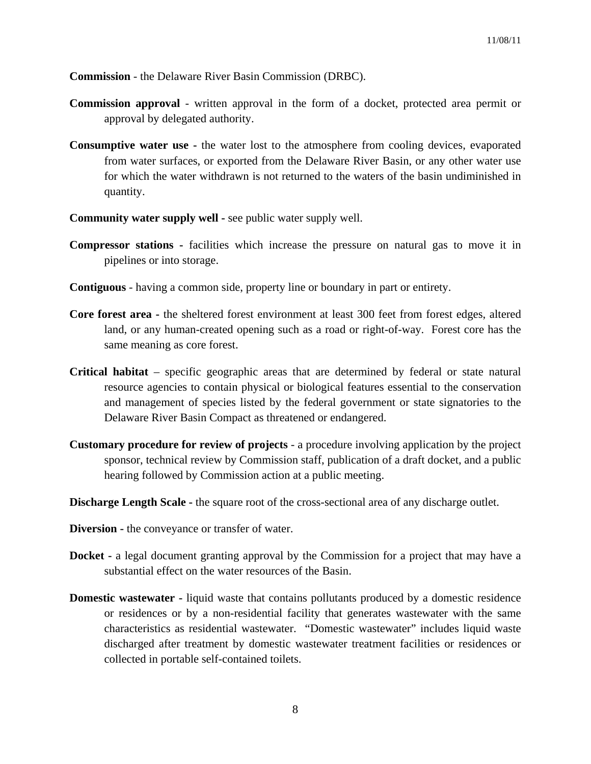**Commission** - the Delaware River Basin Commission (DRBC).

**Commission approval** - written approval in the form of a docket, protected area permit or approval by delegated authority.

**Consumptive water use -** the water lost to the atmosphere from cooling devices, evaporated from water surfaces, or exported from the Delaware River Basin, or any other water use for which the water withdrawn is not returned to the waters of the basin undiminished in quantity.

**Community water supply well -** see public water supply well.

**Compressor stations -** facilities which increase the pressure on natural gas to move it in pipelines or into storage.

**Contiguous** - having a common side, property line or boundary in part or entirety.

**Core forest area -** the sheltered forest environment at least 300 feet from forest edges, altered land, or any human-created opening such as a road or right-of-way. Forest core has the same meaning as core forest.

**Critical habitat** – specific geographic areas that are determined by federal or state natural resource agencies to contain physical or biological features essential to the conservation and management of species listed by the federal government or state signatories to the Delaware River Basin Compact as threatened or endangered.

**Customary procedure for review of projects** - a procedure involving application by the project sponsor, technical review by Commission staff, publication of a draft docket, and a public hearing followed by Commission action at a public meeting.

**Discharge Length Scale -** the square root of the cross-sectional area of any discharge outlet.

**Diversion -** the conveyance or transfer of water.

**Docket -** a legal document granting approval by the Commission for a project that may have a substantial effect on the water resources of the Basin.

**Domestic wastewater -** liquid waste that contains pollutants produced by a domestic residence or residences or by a non-residential facility that generates wastewater with the same characteristics as residential wastewater. "Domestic wastewater" includes liquid waste discharged after treatment by domestic wastewater treatment facilities or residences or collected in portable self-contained toilets.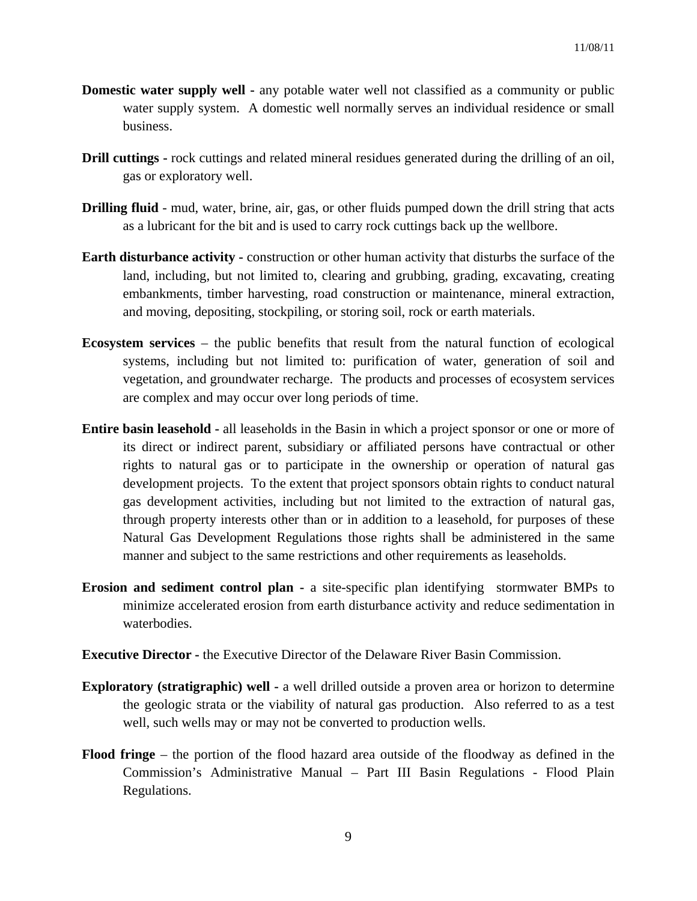**Domestic water supply well -** any potable water well not classified as a community or public water supply system. A domestic well normally serves an individual residence or small business.

**Drill cuttings -** rock cuttings and related mineral residues generated during the drilling of an oil, gas or exploratory well.

**Drilling fluid** - mud, water, brine, air, gas, or other fluids pumped down the drill string that acts as a lubricant for the bit and is used to carry rock cuttings back up the wellbore.

**Earth disturbance activity -** construction or other human activity that disturbs the surface of the land, including, but not limited to, clearing and grubbing, grading, excavating, creating embankments, timber harvesting, road construction or maintenance, mineral extraction, and moving, depositing, stockpiling, or storing soil, rock or earth materials.

**Ecosystem services** – the public benefits that result from the natural function of ecological systems, including but not limited to: purification of water, generation of soil and vegetation, and groundwater recharge. The products and processes of ecosystem services are complex and may occur over long periods of time.

**Entire basin leasehold -** all leaseholds in the Basin in which a project sponsor or one or more of its direct or indirect parent, subsidiary or affiliated persons have contractual or other rights to natural gas or to participate in the ownership or operation of natural gas development projects. To the extent that project sponsors obtain rights to conduct natural gas development activities, including but not limited to the extraction of natural gas, through property interests other than or in addition to a leasehold, for purposes of these Natural Gas Development Regulations those rights shall be administered in the same manner and subject to the same restrictions and other requirements as leaseholds.

**Erosion and sediment control plan -** a site-specific plan identifying stormwater BMPs to minimize accelerated erosion from earth disturbance activity and reduce sedimentation in waterbodies.

**Executive Director -** the Executive Director of the Delaware River Basin Commission.

**Exploratory (stratigraphic) well -** a well drilled outside a proven area or horizon to determine the geologic strata or the viability of natural gas production. Also referred to as a test well, such wells may or may not be converted to production wells.

**Flood fringe** – the portion of the flood hazard area outside of the floodway as defined in the Commission's Administrative Manual – Part III Basin Regulations - Flood Plain Regulations.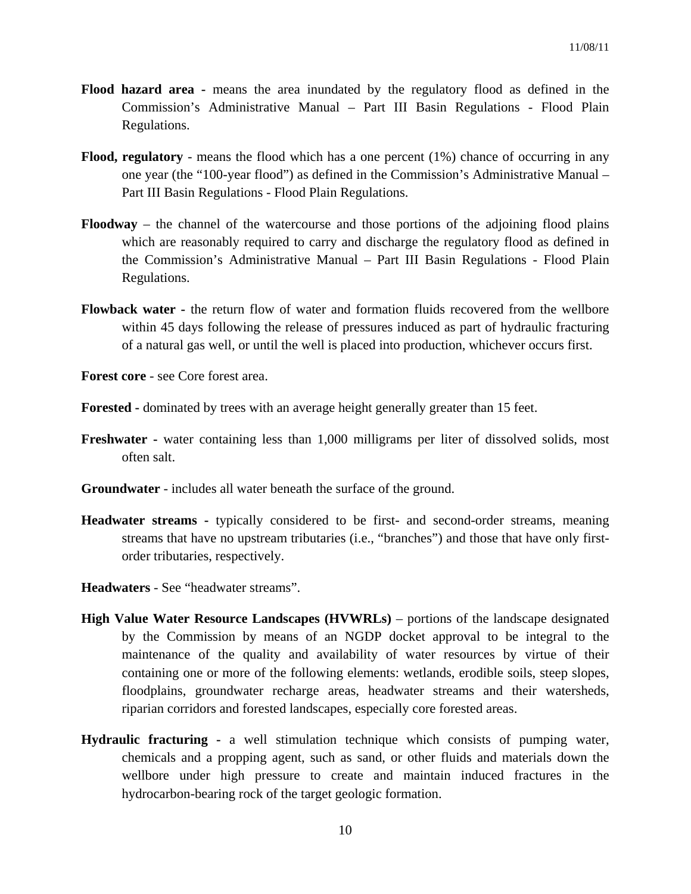**Flood hazard area -** means the area inundated by the regulatory flood as defined in the Commission's Administrative Manual – Part III Basin Regulations - Flood Plain Regulations.

**Flood, regulatory** - means the flood which has a one percent (1%) chance of occurring in any one year (the "100-year flood") as defined in the Commission's Administrative Manual – Part III Basin Regulations - Flood Plain Regulations.

**Floodway** – the channel of the watercourse and those portions of the adjoining flood plains which are reasonably required to carry and discharge the regulatory flood as defined in the Commission's Administrative Manual – Part III Basin Regulations - Flood Plain Regulations.

**Flowback water -** the return flow of water and formation fluids recovered from the wellbore within 45 days following the release of pressures induced as part of hydraulic fracturing of a natural gas well, or until the well is placed into production, whichever occurs first.

**Forest core** - see Core forest area.

**Forested -** dominated by trees with an average height generally greater than 15 feet.

**Freshwater -** water containing less than 1,000 milligrams per liter of dissolved solids, most often salt.

**Groundwater** - includes all water beneath the surface of the ground.

**Headwater streams -** typically considered to be first- and second-order streams, meaning streams that have no upstream tributaries (i.e., "branches") and those that have only first-order tributaries, respectively.

**Headwaters** - See "headwater streams".

**High Value Water Resource Landscapes (HVWRLs)** – portions of the landscape designated by the Commission by means of an NGDP docket approval to be integral to the maintenance of the quality and availability of water resources by virtue of their containing one or more of the following elements: wetlands, erodible soils, steep slopes, floodplains, groundwater recharge areas, headwater streams and their watersheds, riparian corridors and forested landscapes, especially core forested areas.

**Hydraulic fracturing -** a well stimulation technique which consists of pumping water, chemicals and a propping agent, such as sand, or other fluids and materials down the wellbore under high pressure to create and maintain induced fractures in the hydrocarbon-bearing rock of the target geologic formation.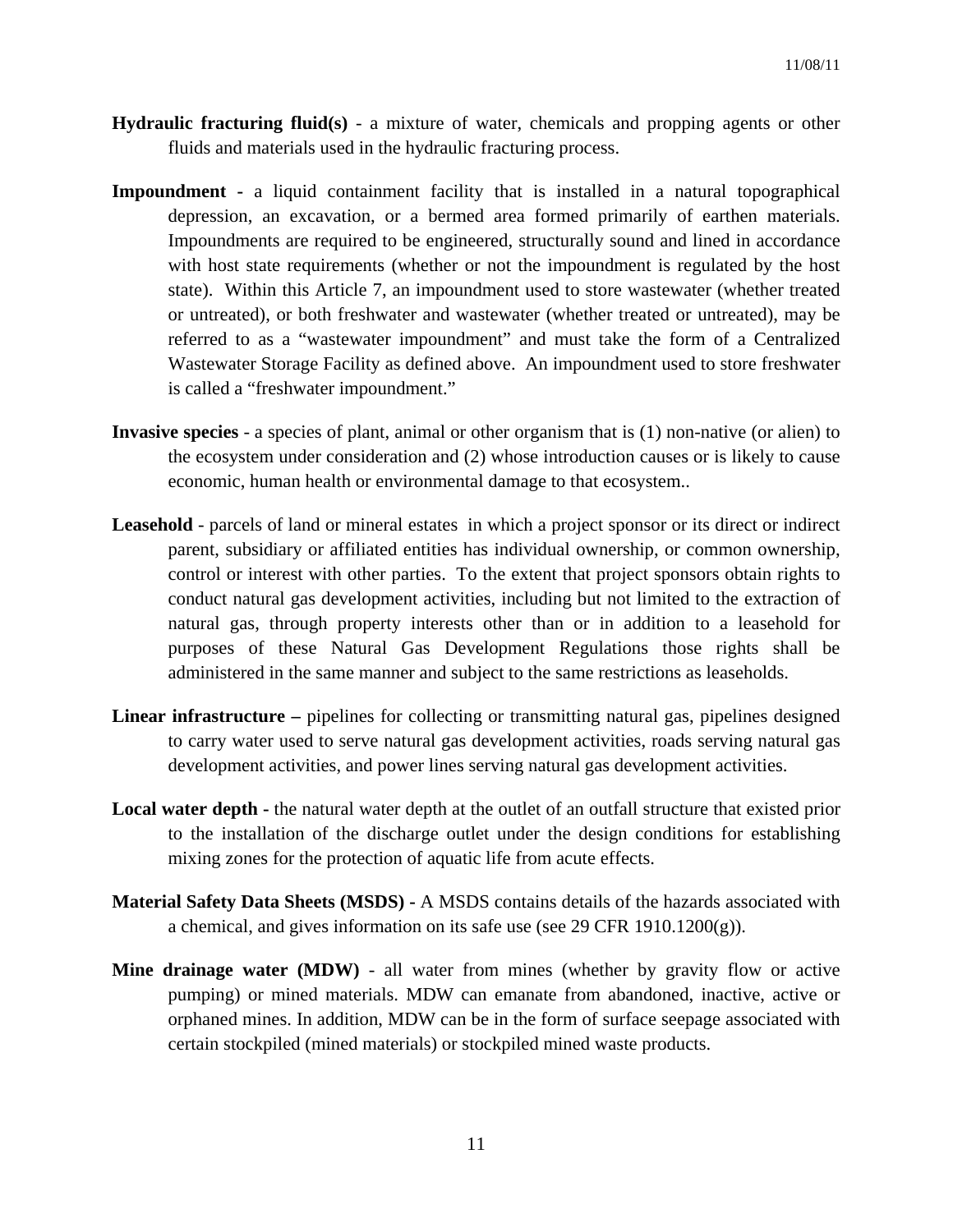**Hydraulic fracturing fluid(s)** - a mixture of water, chemicals and propping agents or other fluids and materials used in the hydraulic fracturing process.

**Impoundment -** a liquid containment facility that is installed in a natural topographical depression, an excavation, or a bermed area formed primarily of earthen materials. Impoundments are required to be engineered, structurally sound and lined in accordance with host state requirements (whether or not the impoundment is regulated by the host state). Within this Article 7, an impoundment used to store wastewater (whether treated or untreated), or both freshwater and wastewater (whether treated or untreated), may be referred to as a "wastewater impoundment" and must take the form of a Centralized Wastewater Storage Facility as defined above. An impoundment used to store freshwater is called a "freshwater impoundment."

**Invasive species** - a species of plant, animal or other organism that is (1) non-native (or alien) to the ecosystem under consideration and (2) whose introduction causes or is likely to cause economic, human health or environmental damage to that ecosystem..

**Leasehold** - parcels of land or mineral estates in which a project sponsor or its direct or indirect parent, subsidiary or affiliated entities has individual ownership, or common ownership, control or interest with other parties. To the extent that project sponsors obtain rights to conduct natural gas development activities, including but not limited to the extraction of natural gas, through property interests other than or in addition to a leasehold for purposes of these Natural Gas Development Regulations those rights shall be administered in the same manner and subject to the same restrictions as leaseholds.

**Linear infrastructure –** pipelines for collecting or transmitting natural gas, pipelines designed to carry water used to serve natural gas development activities, roads serving natural gas development activities, and power lines serving natural gas development activities.

**Local water depth -** the natural water depth at the outlet of an outfall structure that existed prior to the installation of the discharge outlet under the design conditions for establishing mixing zones for the protection of aquatic life from acute effects.

**Material Safety Data Sheets (MSDS) -** A MSDS contains details of the hazards associated with a chemical, and gives information on its safe use (see 29 CFR 1910.1200(g)).

**Mine drainage water (MDW)** - all water from mines (whether by gravity flow or active pumping) or mined materials. MDW can emanate from abandoned, inactive, active or orphaned mines. In addition, MDW can be in the form of surface seepage associated with certain stockpiled (mined materials) or stockpiled mined waste products.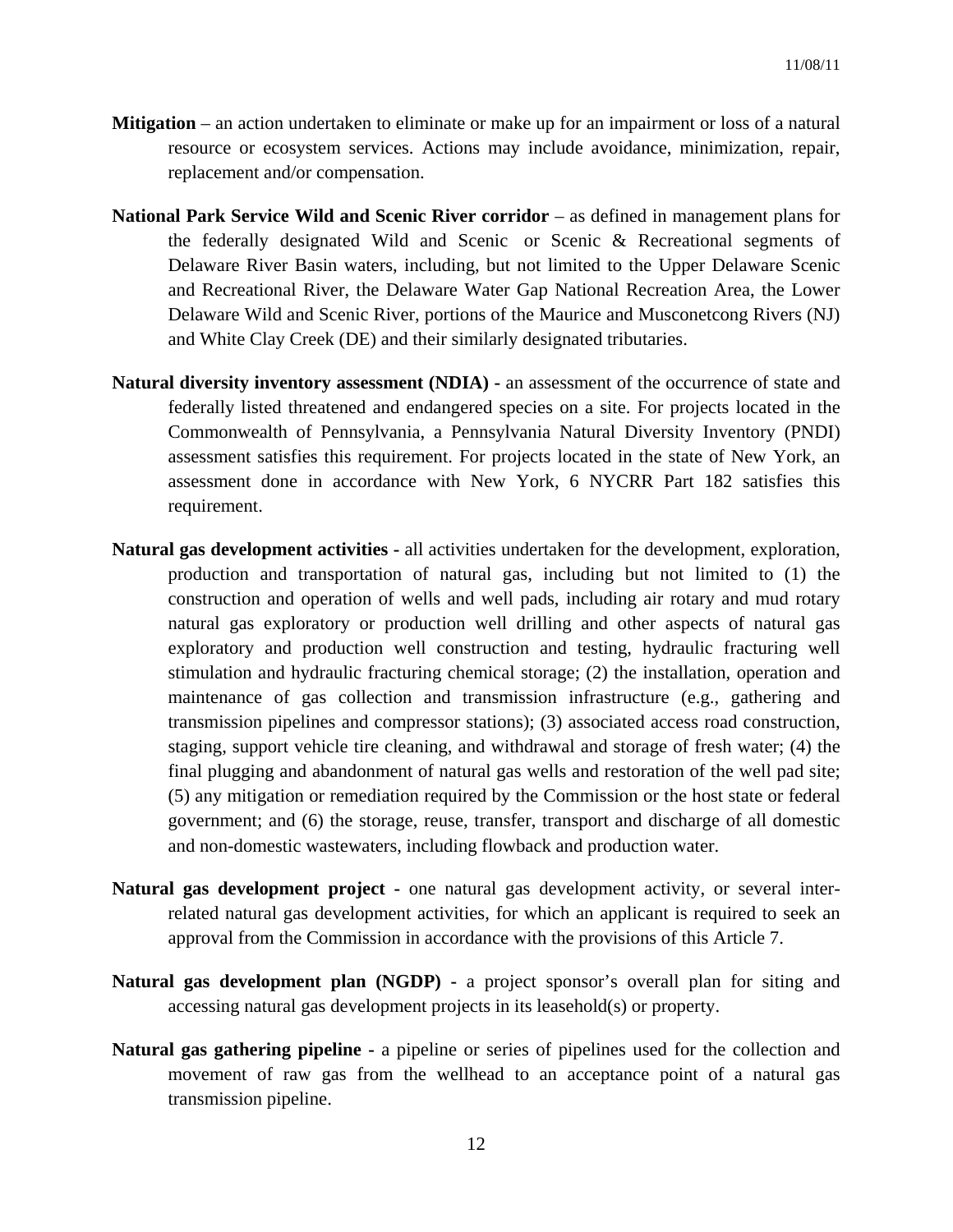**Mitigation** – an action undertaken to eliminate or make up for an impairment or loss of a natural resource or ecosystem services. Actions may include avoidance, minimization, repair, replacement and/or compensation.

**National Park Service Wild and Scenic River corridor** – as defined in management plans for the federally designated Wild and Scenic or Scenic & Recreational segments of Delaware River Basin waters, including, but not limited to the Upper Delaware Scenic and Recreational River, the Delaware Water Gap National Recreation Area, the Lower Delaware Wild and Scenic River, portions of the Maurice and Musconetcong Rivers (NJ) and White Clay Creek (DE) and their similarly designated tributaries.

**Natural diversity inventory assessment (NDIA) -** an assessment of the occurrence of state and federally listed threatened and endangered species on a site. For projects located in the Commonwealth of Pennsylvania, a Pennsylvania Natural Diversity Inventory (PNDI) assessment satisfies this requirement. For projects located in the state of New York, an assessment done in accordance with New York, 6 NYCRR Part 182 satisfies this requirement.

**Natural gas development activities -** all activities undertaken for the development, exploration, production and transportation of natural gas, including but not limited to (1) the construction and operation of wells and well pads, including air rotary and mud rotary natural gas exploratory or production well drilling and other aspects of natural gas exploratory and production well construction and testing, hydraulic fracturing well stimulation and hydraulic fracturing chemical storage; (2) the installation, operation and maintenance of gas collection and transmission infrastructure (e.g., gathering and transmission pipelines and compressor stations); (3) associated access road construction, staging, support vehicle tire cleaning, and withdrawal and storage of fresh water; (4) the final plugging and abandonment of natural gas wells and restoration of the well pad site; (5) any mitigation or remediation required by the Commission or the host state or federal government; and (6) the storage, reuse, transfer, transport and discharge of all domestic and non-domestic wastewaters, including flowback and production water.

**Natural gas development project -** one natural gas development activity, or several inter-related natural gas development activities, for which an applicant is required to seek an approval from the Commission in accordance with the provisions of this Article 7.

**Natural gas development plan (NGDP) -** a project sponsor's overall plan for siting and accessing natural gas development projects in its leasehold(s) or property.

**Natural gas gathering pipeline -** a pipeline or series of pipelines used for the collection and movement of raw gas from the wellhead to an acceptance point of a natural gas transmission pipeline.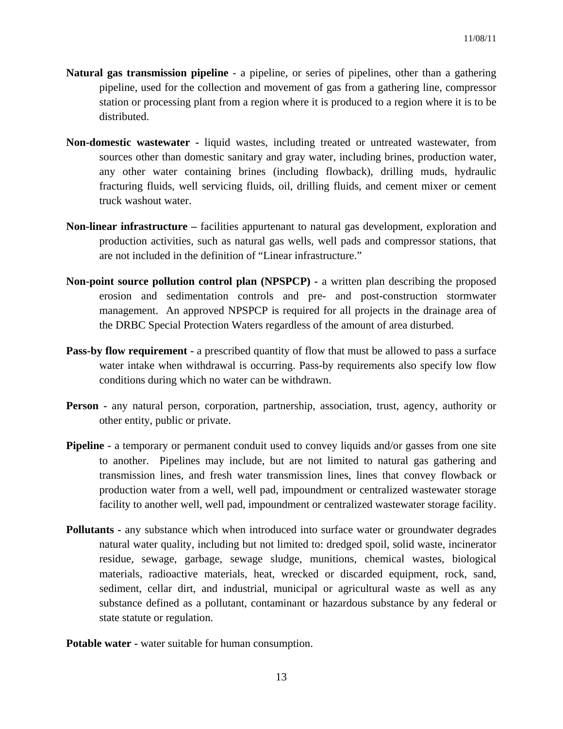**Natural gas transmission pipeline** - a pipeline, or series of pipelines, other than a gathering pipeline, used for the collection and movement of gas from a gathering line, compressor station or processing plant from a region where it is produced to a region where it is to be distributed.

**Non-domestic wastewater -** liquid wastes, including treated or untreated wastewater, from sources other than domestic sanitary and gray water, including brines, production water, any other water containing brines (including flowback), drilling muds, hydraulic fracturing fluids, well servicing fluids, oil, drilling fluids, and cement mixer or cement truck washout water.

**Non-linear infrastructure –** facilities appurtenant to natural gas development, exploration and production activities, such as natural gas wells, well pads and compressor stations, that are not included in the definition of "Linear infrastructure."

**Non-point source pollution control plan (NPSPCP) -** a written plan describing the proposed erosion and sedimentation controls and pre- and post-construction stormwater management. An approved NPSPCP is required for all projects in the drainage area of the DRBC Special Protection Waters regardless of the amount of area disturbed.

**Pass-by flow requirement -** a prescribed quantity of flow that must be allowed to pass a surface water intake when withdrawal is occurring. Pass-by requirements also specify low flow conditions during which no water can be withdrawn.

**Person -** any natural person, corporation, partnership, association, trust, agency, authority or other entity, public or private.

**Pipeline -** a temporary or permanent conduit used to convey liquids and/or gasses from one site to another. Pipelines may include, but are not limited to natural gas gathering and transmission lines, and fresh water transmission lines, lines that convey flowback or production water from a well, well pad, impoundment or centralized wastewater storage facility to another well, well pad, impoundment or centralized wastewater storage facility.

**Pollutants -** any substance which when introduced into surface water or groundwater degrades natural water quality, including but not limited to: dredged spoil, solid waste, incinerator residue, sewage, garbage, sewage sludge, munitions, chemical wastes, biological materials, radioactive materials, heat, wrecked or discarded equipment, rock, sand, sediment, cellar dirt, and industrial, municipal or agricultural waste as well as any substance defined as a pollutant, contaminant or hazardous substance by any federal or state statute or regulation.

**Potable water -** water suitable for human consumption.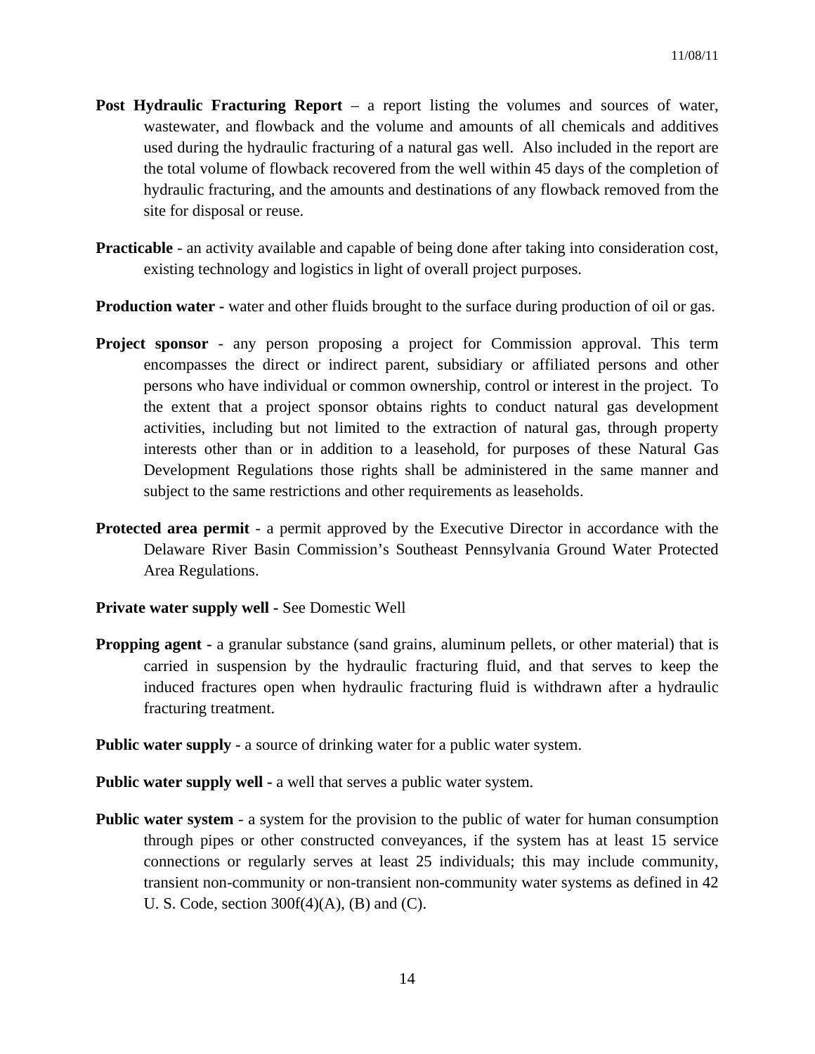**Post Hydraulic Fracturing Report** – a report listing the volumes and sources of water, wastewater, and flowback and the volume and amounts of all chemicals and additives used during the hydraulic fracturing of a natural gas well. Also included in the report are the total volume of flowback recovered from the well within 45 days of the completion of hydraulic fracturing, and the amounts and destinations of any flowback removed from the site for disposal or reuse.

**Practicable** - an activity available and capable of being done after taking into consideration cost, existing technology and logistics in light of overall project purposes.

**Production water -** water and other fluids brought to the surface during production of oil or gas.

**Project sponsor** - any person proposing a project for Commission approval. This term encompasses the direct or indirect parent, subsidiary or affiliated persons and other persons who have individual or common ownership, control or interest in the project. To the extent that a project sponsor obtains rights to conduct natural gas development activities, including but not limited to the extraction of natural gas, through property interests other than or in addition to a leasehold, for purposes of these Natural Gas Development Regulations those rights shall be administered in the same manner and subject to the same restrictions and other requirements as leaseholds.

**Protected area permit** - a permit approved by the Executive Director in accordance with the Delaware River Basin Commission's Southeast Pennsylvania Ground Water Protected Area Regulations.

**Private water supply well -** See Domestic Well

**Propping agent -** a granular substance (sand grains, aluminum pellets, or other material) that is carried in suspension by the hydraulic fracturing fluid, and that serves to keep the induced fractures open when hydraulic fracturing fluid is withdrawn after a hydraulic fracturing treatment.

**Public water supply -** a source of drinking water for a public water system.

**Public water supply well -** a well that serves a public water system.

**Public water system** - a system for the provision to the public of water for human consumption through pipes or other constructed conveyances, if the system has at least 15 service connections or regularly serves at least 25 individuals; this may include community, transient non-community or non-transient non-community water systems as defined in 42 U. S. Code, section 300f(4)(A), (B) and (C).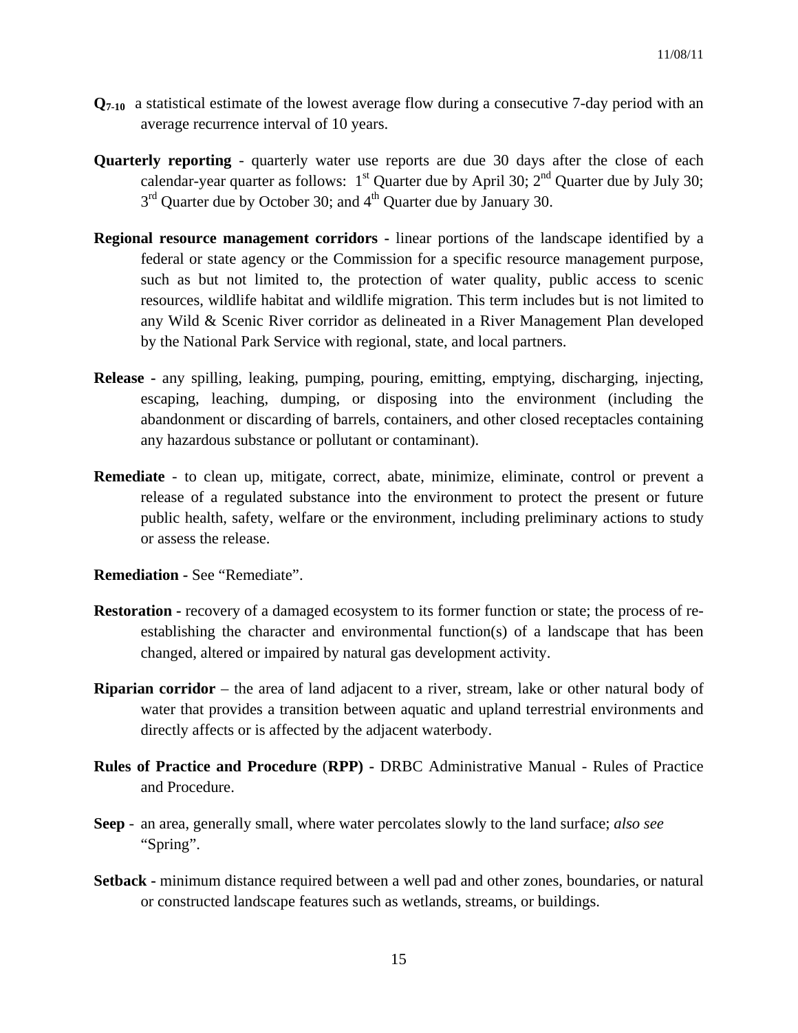**$Q_{7\text{-}10}$** a statistical estimate of the lowest average flow during a consecutive 7-day period with an average recurrence interval of 10 years.

**Quarterly reporting** - quarterly water use reports are due 30 days after the close of each calendar-year quarter as follows: 1st Quarter due by April 30; 2nd Quarter due by July 30; 3rd Quarter due by October 30; and 4th Quarter due by January 30.

**Regional resource management corridors -** linear portions of the landscape identified by a federal or state agency or the Commission for a specific resource management purpose, such as but not limited to, the protection of water quality, public access to scenic resources, wildlife habitat and wildlife migration. This term includes but is not limited to any Wild & Scenic River corridor as delineated in a River Management Plan developed by the National Park Service with regional, state, and local partners.

**Release -** any spilling, leaking, pumping, pouring, emitting, emptying, discharging, injecting, escaping, leaching, dumping, or disposing into the environment (including the abandonment or discarding of barrels, containers, and other closed receptacles containing any hazardous substance or pollutant or contaminant).

**Remediate** - to clean up, mitigate, correct, abate, minimize, eliminate, control or prevent a release of a regulated substance into the environment to protect the present or future public health, safety, welfare or the environment, including preliminary actions to study or assess the release.

**Remediation -** See "Remediate".

**Restoration -** recovery of a damaged ecosystem to its former function or state; the process of re-establishing the character and environmental function(s) of a landscape that has been changed, altered or impaired by natural gas development activity.

**Riparian corridor** – the area of land adjacent to a river, stream, lake or other natural body of water that provides a transition between aquatic and upland terrestrial environments and directly affects or is affected by the adjacent waterbody.

**Rules of Practice and Procedure** (**RPP) -** DRBC Administrative Manual - Rules of Practice and Procedure.

**Seep** - an area, generally small, where water percolates slowly to the land surface; *also see* "Spring".

**Setback -** minimum distance required between a well pad and other zones, boundaries, or natural or constructed landscape features such as wetlands, streams, or buildings.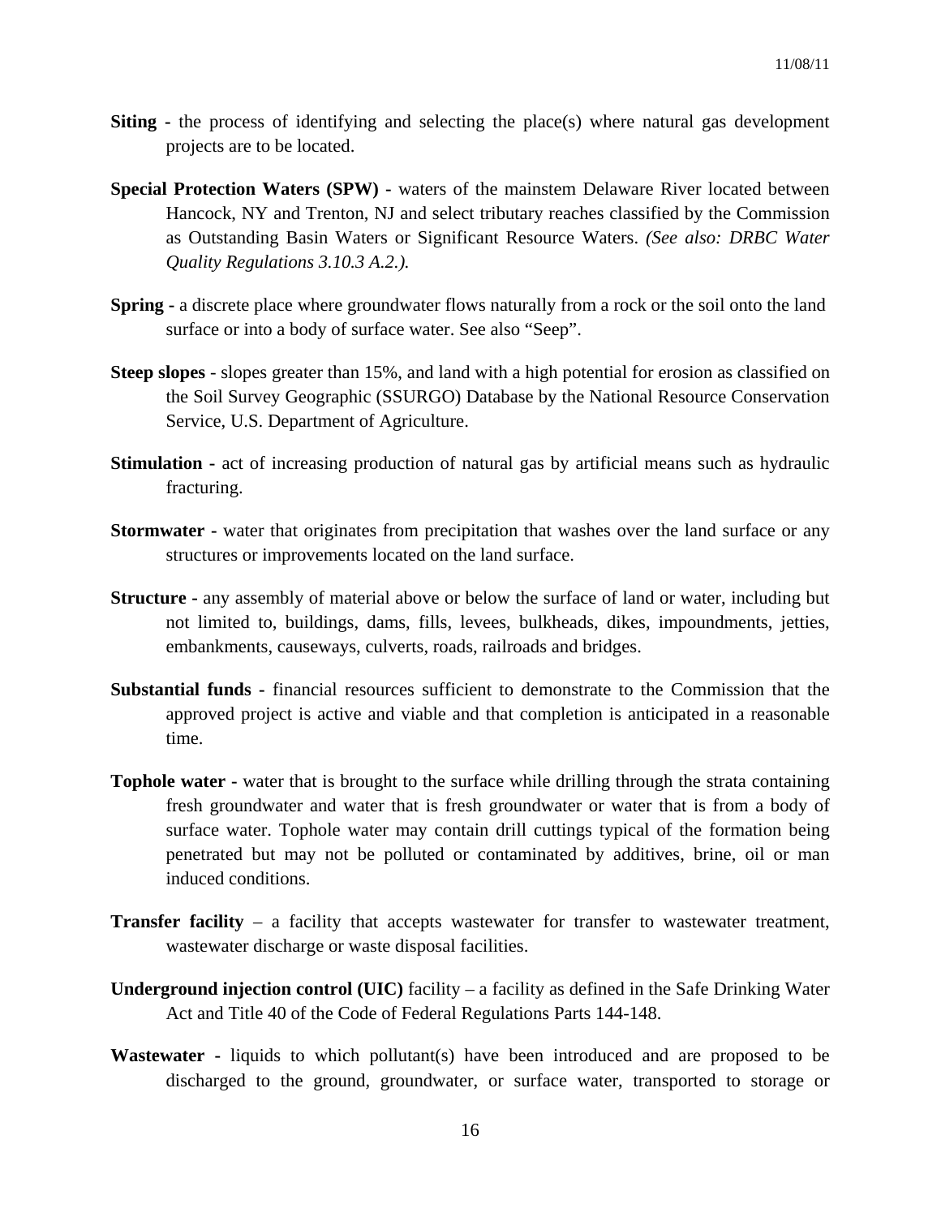**Siting -** the process of identifying and selecting the place(s) where natural gas development projects are to be located.

**Special Protection Waters (SPW) -** waters of the mainstem Delaware River located between Hancock, NY and Trenton, NJ and select tributary reaches classified by the Commission as Outstanding Basin Waters or Significant Resource Waters. *(See also: DRBC Water Quality Regulations 3.10.3 A.2.).*

**Spring -** a discrete place where groundwater flows naturally from a rock or the soil onto the land surface or into a body of surface water. See also "Seep".

**Steep slopes** - slopes greater than 15%, and land with a high potential for erosion as classified on the Soil Survey Geographic (SSURGO) Database by the National Resource Conservation Service, U.S. Department of Agriculture.

**Stimulation -** act of increasing production of natural gas by artificial means such as hydraulic fracturing.

**Stormwater -** water that originates from precipitation that washes over the land surface or any structures or improvements located on the land surface.

**Structure -** any assembly of material above or below the surface of land or water, including but not limited to, buildings, dams, fills, levees, bulkheads, dikes, impoundments, jetties, embankments, causeways, culverts, roads, railroads and bridges.

**Substantial funds -** financial resources sufficient to demonstrate to the Commission that the approved project is active and viable and that completion is anticipated in a reasonable time.

**Tophole water -** water that is brought to the surface while drilling through the strata containing fresh groundwater and water that is fresh groundwater or water that is from a body of surface water. Tophole water may contain drill cuttings typical of the formation being penetrated but may not be polluted or contaminated by additives, brine, oil or man induced conditions.

**Transfer facility** – a facility that accepts wastewater for transfer to wastewater treatment, wastewater discharge or waste disposal facilities.

**Underground injection control (UIC)** facility – a facility as defined in the Safe Drinking Water Act and Title 40 of the Code of Federal Regulations Parts 144-148.

**Wastewater -** liquids to which pollutant(s) have been introduced and are proposed to be discharged to the ground, groundwater, or surface water, transported to storage or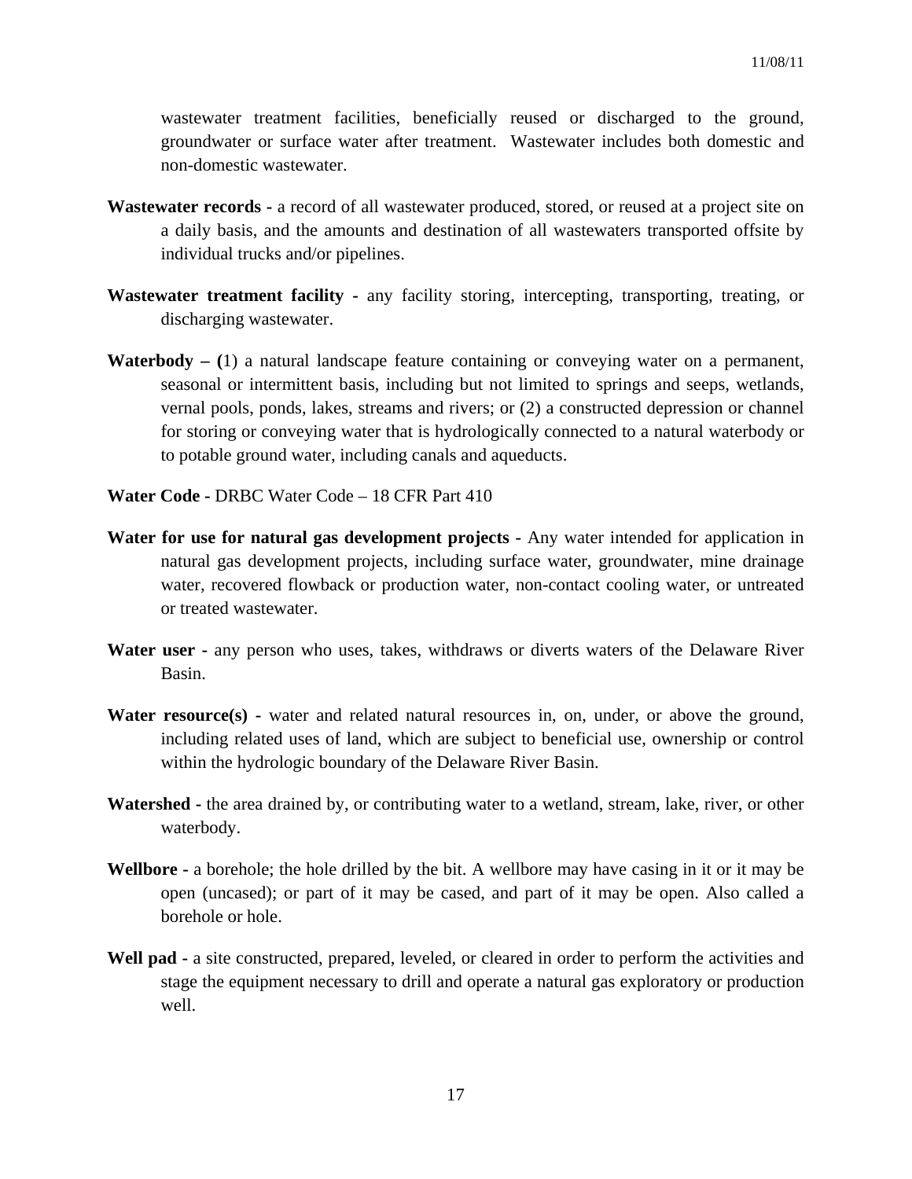wastewater treatment facilities, beneficially reused or discharged to the ground, groundwater or surface water after treatment. Wastewater includes both domestic and non-domestic wastewater.

**Wastewater records -** a record of all wastewater produced, stored, or reused at a project site on a daily basis, and the amounts and destination of all wastewaters transported offsite by individual trucks and/or pipelines.

**Wastewater treatment facility -** any facility storing, intercepting, transporting, treating, or discharging wastewater.

**Waterbody – (**1) a natural landscape feature containing or conveying water on a permanent, seasonal or intermittent basis, including but not limited to springs and seeps, wetlands, vernal pools, ponds, lakes, streams and rivers; or (2) a constructed depression or channel for storing or conveying water that is hydrologically connected to a natural waterbody or to potable ground water, including canals and aqueducts.

**Water Code -** DRBC Water Code – 18 CFR Part 410

**Water for use for natural gas development projects -** Any water intended for application in natural gas development projects, including surface water, groundwater, mine drainage water, recovered flowback or production water, non-contact cooling water, or untreated or treated wastewater.

**Water user -** any person who uses, takes, withdraws or diverts waters of the Delaware River Basin.

**Water resource(s) -** water and related natural resources in, on, under, or above the ground, including related uses of land, which are subject to beneficial use, ownership or control within the hydrologic boundary of the Delaware River Basin.

**Watershed -** the area drained by, or contributing water to a wetland, stream, lake, river, or other waterbody.

**Wellbore -** a borehole; the hole drilled by the bit. A wellbore may have casing in it or it may be open (uncased); or part of it may be cased, and part of it may be open. Also called a borehole or hole.

**Well pad -** a site constructed, prepared, leveled, or cleared in order to perform the activities and stage the equipment necessary to drill and operate a natural gas exploratory or production well.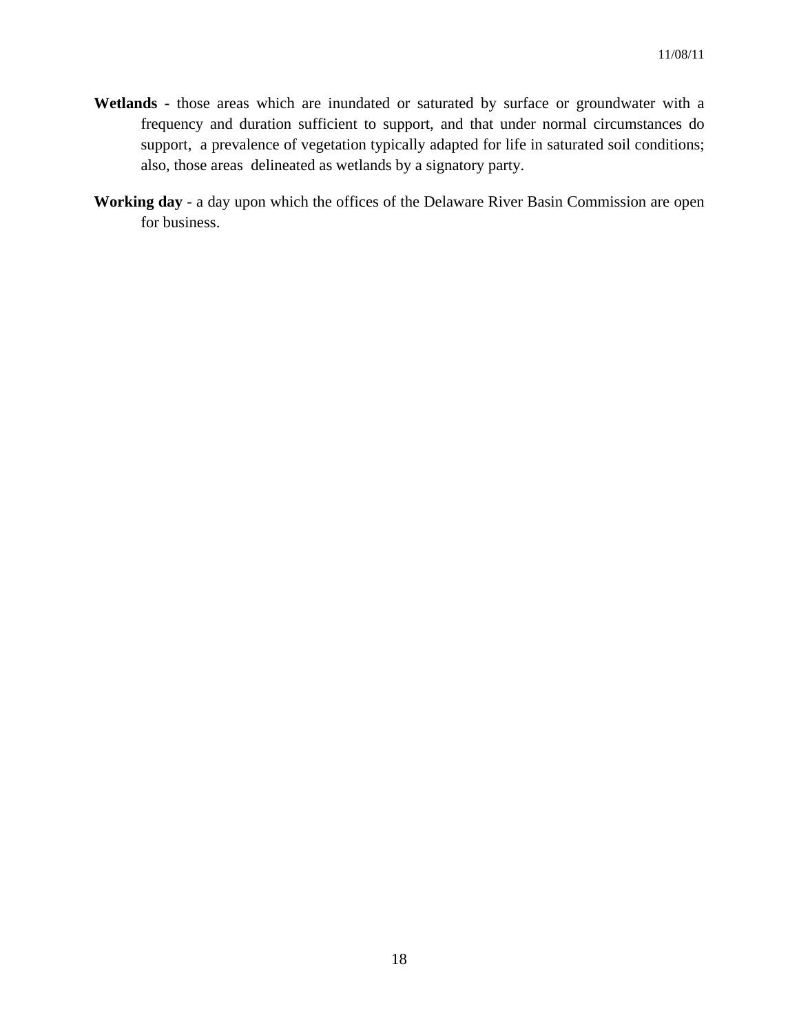**Wetlands -** those areas which are inundated or saturated by surface or groundwater with a frequency and duration sufficient to support, and that under normal circumstances do support, a prevalence of vegetation typically adapted for life in saturated soil conditions; also, those areas delineated as wetlands by a signatory party.

**Working day** - a day upon which the offices of the Delaware River Basin Commission are open for business.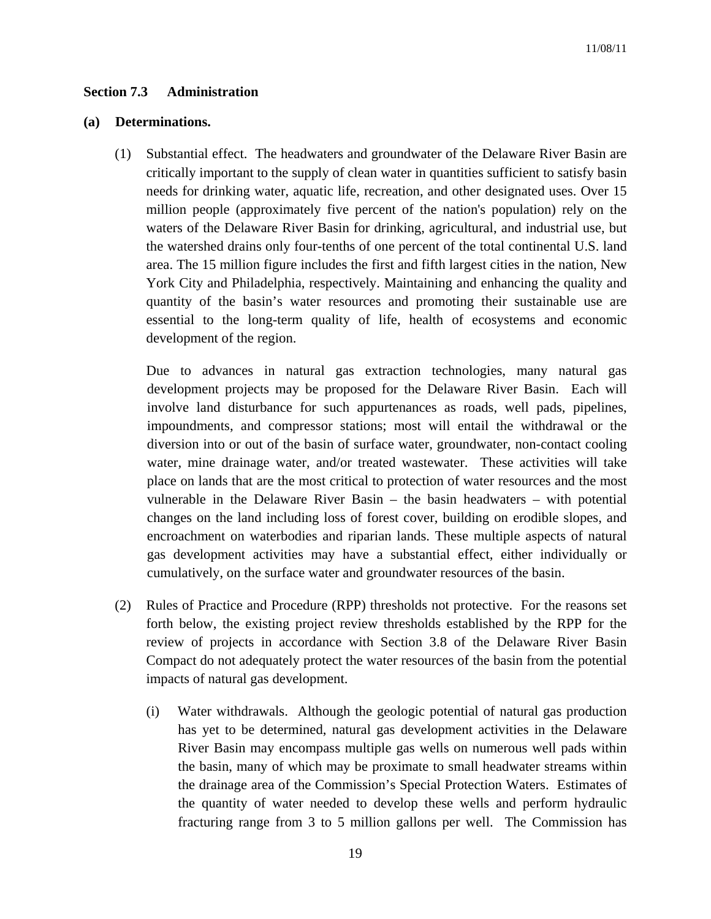## Section 7.3 Administration

### (a) Determinations.

(1) Substantial effect. The headwaters and groundwater of the Delaware River Basin are critically important to the supply of clean water in quantities sufficient to satisfy basin needs for drinking water, aquatic life, recreation, and other designated uses. Over 15 million people (approximately five percent of the nation's population) rely on the waters of the Delaware River Basin for drinking, agricultural, and industrial use, but the watershed drains only four-tenths of one percent of the total continental U.S. land area. The 15 million figure includes the first and fifth largest cities in the nation, New York City and Philadelphia, respectively. Maintaining and enhancing the quality and quantity of the basin's water resources and promoting their sustainable use are essential to the long-term quality of life, health of ecosystems and economic development of the region.

Due to advances in natural gas extraction technologies, many natural gas development projects may be proposed for the Delaware River Basin. Each will involve land disturbance for such appurtenances as roads, well pads, pipelines, impoundments, and compressor stations; most will entail the withdrawal or the diversion into or out of the basin of surface water, groundwater, non-contact cooling water, mine drainage water, and/or treated wastewater. These activities will take place on lands that are the most critical to protection of water resources and the most vulnerable in the Delaware River Basin – the basin headwaters – with potential changes on the land including loss of forest cover, building on erodible slopes, and encroachment on waterbodies and riparian lands. These multiple aspects of natural gas development activities may have a substantial effect, either individually or cumulatively, on the surface water and groundwater resources of the basin.

(2) Rules of Practice and Procedure (RPP) thresholds not protective. For the reasons set forth below, the existing project review thresholds established by the RPP for the review of projects in accordance with Section 3.8 of the Delaware River Basin Compact do not adequately protect the water resources of the basin from the potential impacts of natural gas development.

(i) Water withdrawals. Although the geologic potential of natural gas production has yet to be determined, natural gas development activities in the Delaware River Basin may encompass multiple gas wells on numerous well pads within the basin, many of which may be proximate to small headwater streams within the drainage area of the Commission's Special Protection Waters. Estimates of the quantity of water needed to develop these wells and perform hydraulic fracturing range from 3 to 5 million gallons per well. The Commission has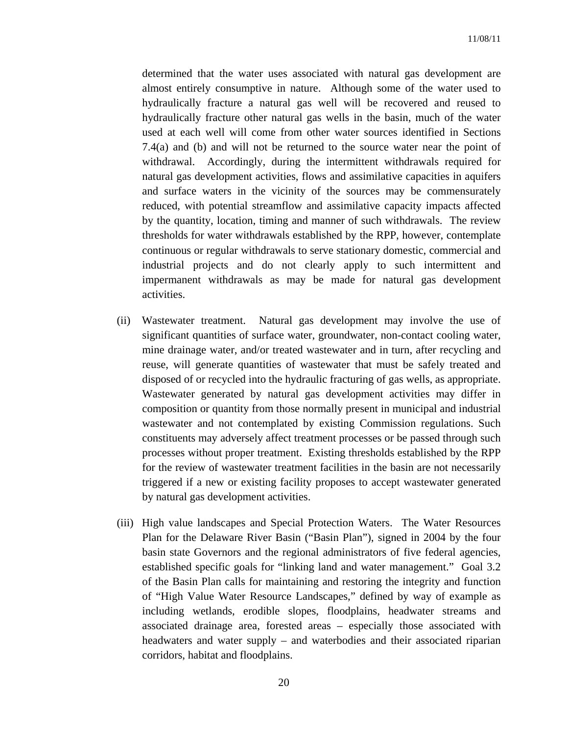determined that the water uses associated with natural gas development are almost entirely consumptive in nature. Although some of the water used to hydraulically fracture a natural gas well will be recovered and reused to hydraulically fracture other natural gas wells in the basin, much of the water used at each well will come from other water sources identified in Sections 7.4(a) and (b) and will not be returned to the source water near the point of withdrawal. Accordingly, during the intermittent withdrawals required for natural gas development activities, flows and assimilative capacities in aquifers and surface waters in the vicinity of the sources may be commensurately reduced, with potential streamflow and assimilative capacity impacts affected by the quantity, location, timing and manner of such withdrawals. The review thresholds for water withdrawals established by the RPP, however, contemplate continuous or regular withdrawals to serve stationary domestic, commercial and industrial projects and do not clearly apply to such intermittent and impermanent withdrawals as may be made for natural gas development activities.

(ii) Wastewater treatment. Natural gas development may involve the use of significant quantities of surface water, groundwater, non-contact cooling water, mine drainage water, and/or treated wastewater and in turn, after recycling and reuse, will generate quantities of wastewater that must be safely treated and disposed of or recycled into the hydraulic fracturing of gas wells, as appropriate. Wastewater generated by natural gas development activities may differ in composition or quantity from those normally present in municipal and industrial wastewater and not contemplated by existing Commission regulations. Such constituents may adversely affect treatment processes or be passed through such processes without proper treatment. Existing thresholds established by the RPP for the review of wastewater treatment facilities in the basin are not necessarily triggered if a new or existing facility proposes to accept wastewater generated by natural gas development activities.

(iii) High value landscapes and Special Protection Waters. The Water Resources Plan for the Delaware River Basin ("Basin Plan"), signed in 2004 by the four basin state Governors and the regional administrators of five federal agencies, established specific goals for "linking land and water management." Goal 3.2 of the Basin Plan calls for maintaining and restoring the integrity and function of "High Value Water Resource Landscapes," defined by way of example as including wetlands, erodible slopes, floodplains, headwater streams and associated drainage area, forested areas – especially those associated with headwaters and water supply – and waterbodies and their associated riparian corridors, habitat and floodplains.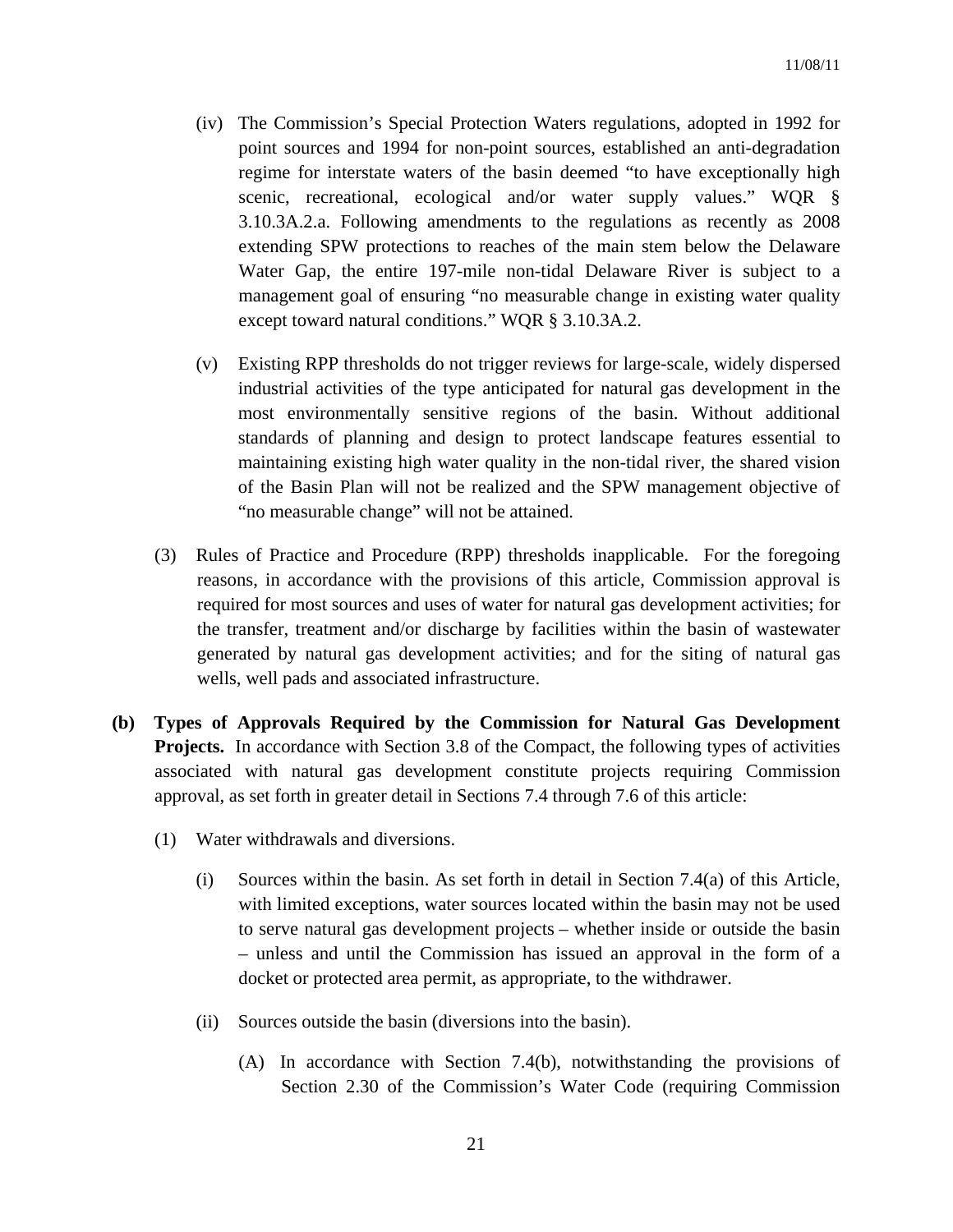(iv) The Commission's Special Protection Waters regulations, adopted in 1992 for point sources and 1994 for non-point sources, established an anti-degradation regime for interstate waters of the basin deemed "to have exceptionally high scenic, recreational, ecological and/or water supply values." WQR § 3.10.3A.2.a. Following amendments to the regulations as recently as 2008 extending SPW protections to reaches of the main stem below the Delaware Water Gap, the entire 197-mile non-tidal Delaware River is subject to a management goal of ensuring "no measurable change in existing water quality except toward natural conditions." WQR § 3.10.3A.2.

(v) Existing RPP thresholds do not trigger reviews for large-scale, widely dispersed industrial activities of the type anticipated for natural gas development in the most environmentally sensitive regions of the basin. Without additional standards of planning and design to protect landscape features essential to maintaining existing high water quality in the non-tidal river, the shared vision of the Basin Plan will not be realized and the SPW management objective of "no measurable change" will not be attained.

(3) Rules of Practice and Procedure (RPP) thresholds inapplicable. For the foregoing reasons, in accordance with the provisions of this article, Commission approval is required for most sources and uses of water for natural gas development activities; for the transfer, treatment and/or discharge by facilities within the basin of wastewater generated by natural gas development activities; and for the siting of natural gas wells, well pads and associated infrastructure.

**(b) Types of Approvals Required by the Commission for Natural Gas Development Projects.** In accordance with Section 3.8 of the Compact, the following types of activities associated with natural gas development constitute projects requiring Commission approval, as set forth in greater detail in Sections 7.4 through 7.6 of this article:

(1) Water withdrawals and diversions.

(i) Sources within the basin. As set forth in detail in Section 7.4(a) of this Article, with limited exceptions, water sources located within the basin may not be used to serve natural gas development projects – whether inside or outside the basin – unless and until the Commission has issued an approval in the form of a docket or protected area permit, as appropriate, to the withdrawer.

(ii) Sources outside the basin (diversions into the basin).

(A) In accordance with Section 7.4(b), notwithstanding the provisions of Section 2.30 of the Commission's Water Code (requiring Commission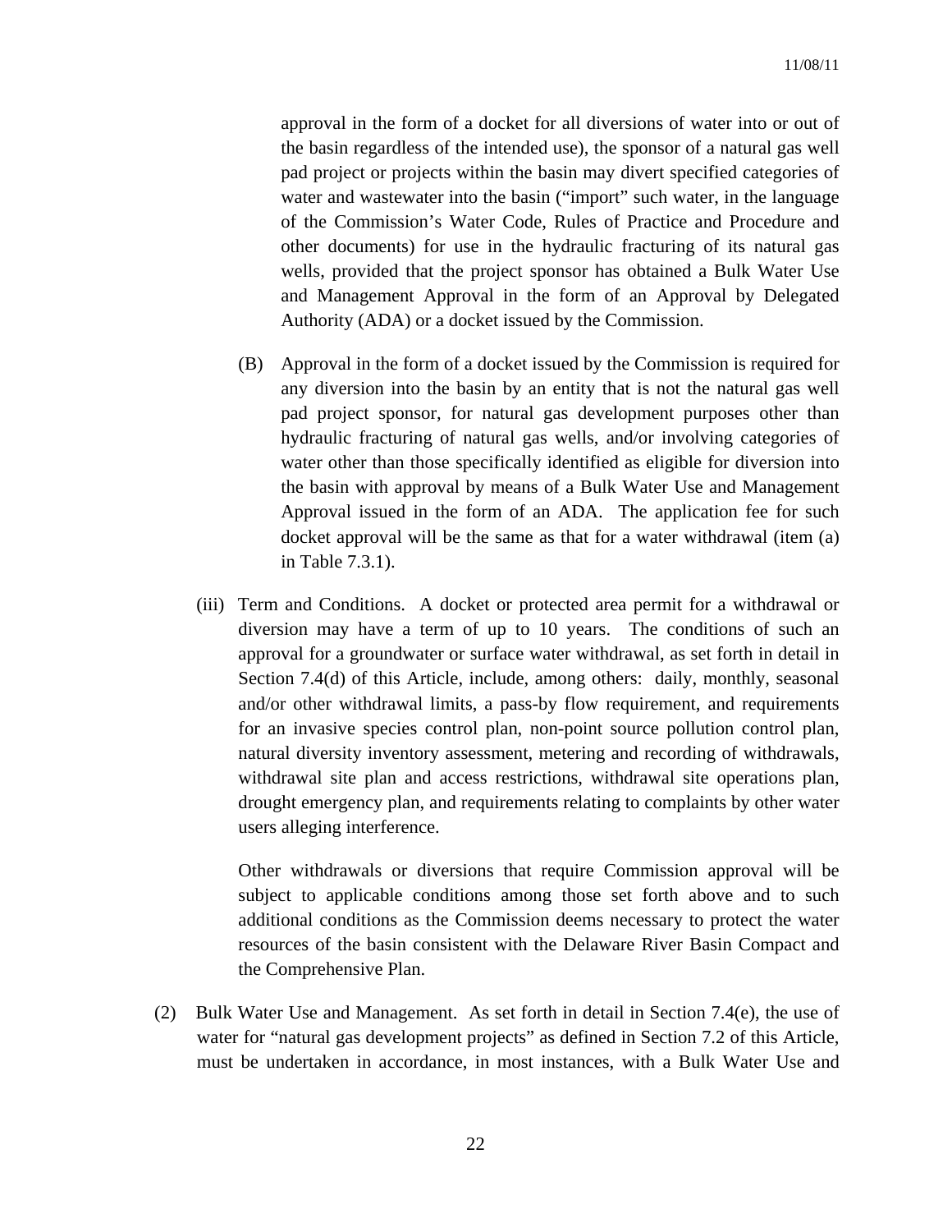approval in the form of a docket for all diversions of water into or out of the basin regardless of the intended use), the sponsor of a natural gas well pad project or projects within the basin may divert specified categories of water and wastewater into the basin ("import" such water, in the language of the Commission's Water Code, Rules of Practice and Procedure and other documents) for use in the hydraulic fracturing of its natural gas wells, provided that the project sponsor has obtained a Bulk Water Use and Management Approval in the form of an Approval by Delegated Authority (ADA) or a docket issued by the Commission.

(B) Approval in the form of a docket issued by the Commission is required for any diversion into the basin by an entity that is not the natural gas well pad project sponsor, for natural gas development purposes other than hydraulic fracturing of natural gas wells, and/or involving categories of water other than those specifically identified as eligible for diversion into the basin with approval by means of a Bulk Water Use and Management Approval issued in the form of an ADA. The application fee for such docket approval will be the same as that for a water withdrawal (item (a) in Table 7.3.1).

(iii) Term and Conditions. A docket or protected area permit for a withdrawal or diversion may have a term of up to 10 years. The conditions of such an approval for a groundwater or surface water withdrawal, as set forth in detail in Section 7.4(d) of this Article, include, among others: daily, monthly, seasonal and/or other withdrawal limits, a pass-by flow requirement, and requirements for an invasive species control plan, non-point source pollution control plan, natural diversity inventory assessment, metering and recording of withdrawals, withdrawal site plan and access restrictions, withdrawal site operations plan, drought emergency plan, and requirements relating to complaints by other water users alleging interference.

Other withdrawals or diversions that require Commission approval will be subject to applicable conditions among those set forth above and to such additional conditions as the Commission deems necessary to protect the water resources of the basin consistent with the Delaware River Basin Compact and the Comprehensive Plan.

(2) Bulk Water Use and Management. As set forth in detail in Section 7.4(e), the use of water for "natural gas development projects" as defined in Section 7.2 of this Article, must be undertaken in accordance, in most instances, with a Bulk Water Use and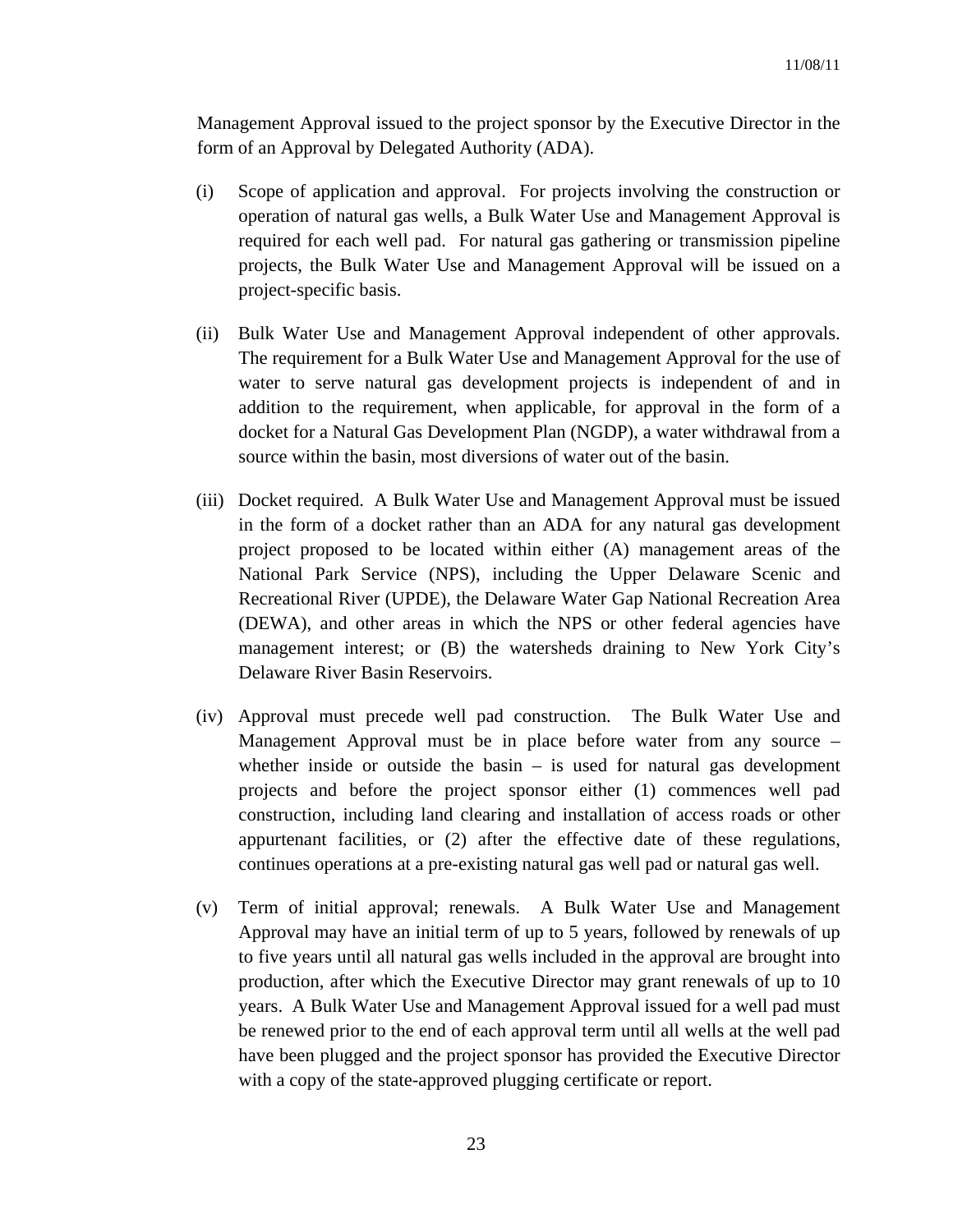Management Approval issued to the project sponsor by the Executive Director in the form of an Approval by Delegated Authority (ADA).

(i) Scope of application and approval. For projects involving the construction or operation of natural gas wells, a Bulk Water Use and Management Approval is required for each well pad. For natural gas gathering or transmission pipeline projects, the Bulk Water Use and Management Approval will be issued on a project-specific basis.

(ii) Bulk Water Use and Management Approval independent of other approvals. The requirement for a Bulk Water Use and Management Approval for the use of water to serve natural gas development projects is independent of and in addition to the requirement, when applicable, for approval in the form of a docket for a Natural Gas Development Plan (NGDP), a water withdrawal from a source within the basin, most diversions of water out of the basin.

(iii) Docket required. A Bulk Water Use and Management Approval must be issued in the form of a docket rather than an ADA for any natural gas development project proposed to be located within either (A) management areas of the National Park Service (NPS), including the Upper Delaware Scenic and Recreational River (UPDE), the Delaware Water Gap National Recreation Area (DEWA), and other areas in which the NPS or other federal agencies have management interest; or (B) the watersheds draining to New York City's Delaware River Basin Reservoirs.

(iv) Approval must precede well pad construction. The Bulk Water Use and Management Approval must be in place before water from any source – whether inside or outside the basin – is used for natural gas development projects and before the project sponsor either (1) commences well pad construction, including land clearing and installation of access roads or other appurtenant facilities, or (2) after the effective date of these regulations, continues operations at a pre-existing natural gas well pad or natural gas well.

(v) Term of initial approval; renewals. A Bulk Water Use and Management Approval may have an initial term of up to 5 years, followed by renewals of up to five years until all natural gas wells included in the approval are brought into production, after which the Executive Director may grant renewals of up to 10 years. A Bulk Water Use and Management Approval issued for a well pad must be renewed prior to the end of each approval term until all wells at the well pad have been plugged and the project sponsor has provided the Executive Director with a copy of the state-approved plugging certificate or report.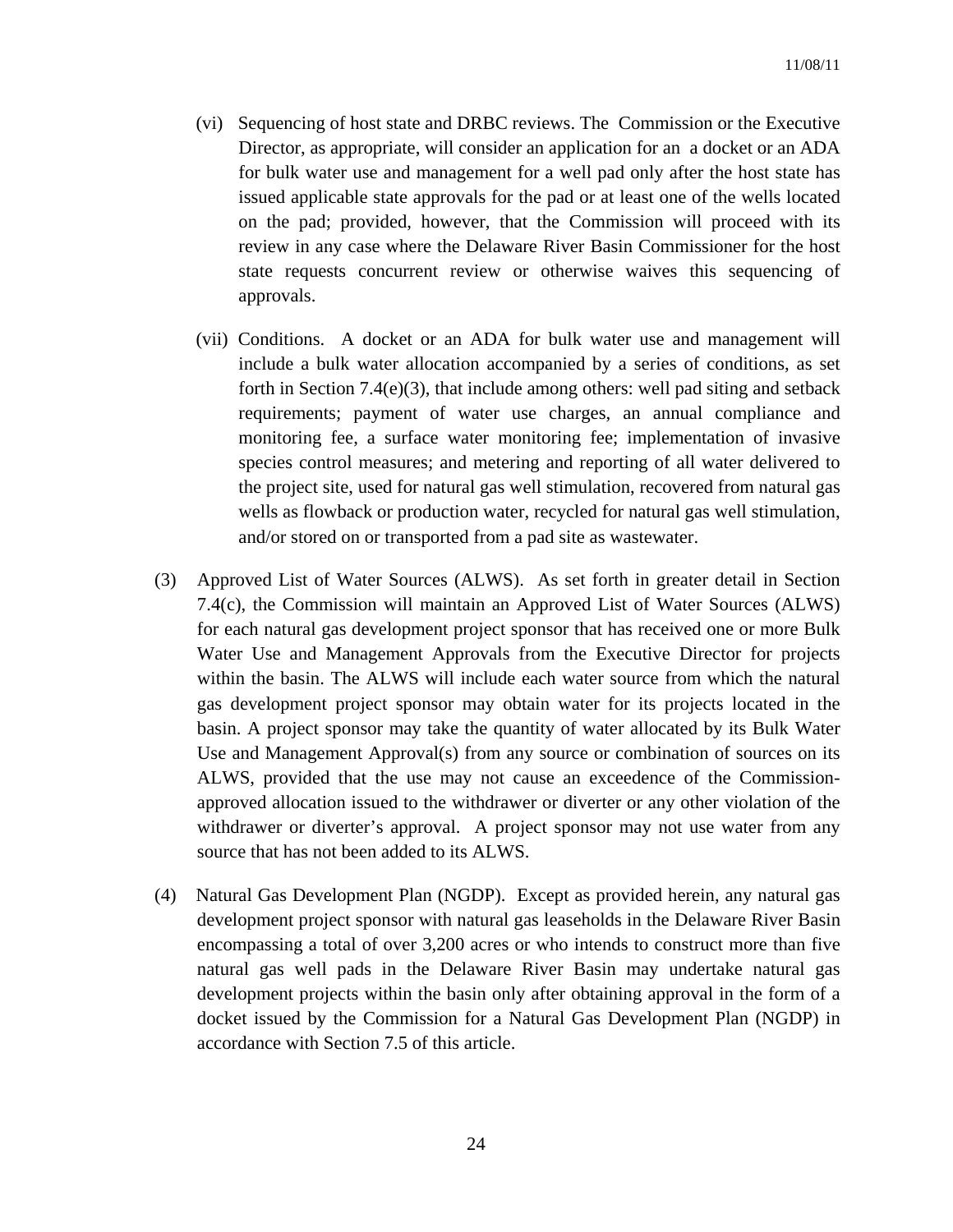(vi) Sequencing of host state and DRBC reviews. The Commission or the Executive Director, as appropriate, will consider an application for an a docket or an ADA for bulk water use and management for a well pad only after the host state has issued applicable state approvals for the pad or at least one of the wells located on the pad; provided, however, that the Commission will proceed with its review in any case where the Delaware River Basin Commissioner for the host state requests concurrent review or otherwise waives this sequencing of approvals.

(vii) Conditions. A docket or an ADA for bulk water use and management will include a bulk water allocation accompanied by a series of conditions, as set forth in Section 7.4(e)(3), that include among others: well pad siting and setback requirements; payment of water use charges, an annual compliance and monitoring fee, a surface water monitoring fee; implementation of invasive species control measures; and metering and reporting of all water delivered to the project site, used for natural gas well stimulation, recovered from natural gas wells as flowback or production water, recycled for natural gas well stimulation, and/or stored on or transported from a pad site as wastewater.

(3) Approved List of Water Sources (ALWS). As set forth in greater detail in Section 7.4(c), the Commission will maintain an Approved List of Water Sources (ALWS) for each natural gas development project sponsor that has received one or more Bulk Water Use and Management Approvals from the Executive Director for projects within the basin. The ALWS will include each water source from which the natural gas development project sponsor may obtain water for its projects located in the basin. A project sponsor may take the quantity of water allocated by its Bulk Water Use and Management Approval(s) from any source or combination of sources on its ALWS, provided that the use may not cause an exceedence of the Commission-approved allocation issued to the withdrawer or diverter or any other violation of the withdrawer or diverter's approval. A project sponsor may not use water from any source that has not been added to its ALWS.

(4) Natural Gas Development Plan (NGDP). Except as provided herein, any natural gas development project sponsor with natural gas leaseholds in the Delaware River Basin encompassing a total of over 3,200 acres or who intends to construct more than five natural gas well pads in the Delaware River Basin may undertake natural gas development projects within the basin only after obtaining approval in the form of a docket issued by the Commission for a Natural Gas Development Plan (NGDP) in accordance with Section 7.5 of this article.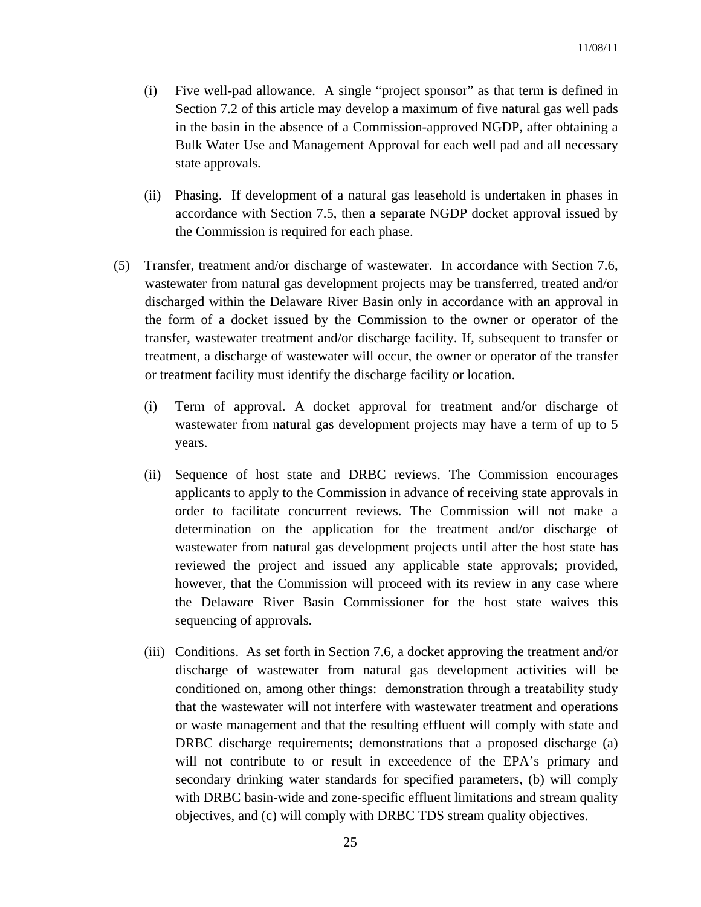(i) Five well-pad allowance. A single "project sponsor" as that term is defined in Section 7.2 of this article may develop a maximum of five natural gas well pads in the basin in the absence of a Commission-approved NGDP, after obtaining a Bulk Water Use and Management Approval for each well pad and all necessary state approvals.

(ii) Phasing. If development of a natural gas leasehold is undertaken in phases in accordance with Section 7.5, then a separate NGDP docket approval issued by the Commission is required for each phase.

(5) Transfer, treatment and/or discharge of wastewater. In accordance with Section 7.6, wastewater from natural gas development projects may be transferred, treated and/or discharged within the Delaware River Basin only in accordance with an approval in the form of a docket issued by the Commission to the owner or operator of the transfer, wastewater treatment and/or discharge facility. If, subsequent to transfer or treatment, a discharge of wastewater will occur, the owner or operator of the transfer or treatment facility must identify the discharge facility or location.

(i) Term of approval. A docket approval for treatment and/or discharge of wastewater from natural gas development projects may have a term of up to 5 years.

(ii) Sequence of host state and DRBC reviews. The Commission encourages applicants to apply to the Commission in advance of receiving state approvals in order to facilitate concurrent reviews. The Commission will not make a determination on the application for the treatment and/or discharge of wastewater from natural gas development projects until after the host state has reviewed the project and issued any applicable state approvals; provided, however, that the Commission will proceed with its review in any case where the Delaware River Basin Commissioner for the host state waives this sequencing of approvals.

(iii) Conditions. As set forth in Section 7.6, a docket approving the treatment and/or discharge of wastewater from natural gas development activities will be conditioned on, among other things: demonstration through a treatability study that the wastewater will not interfere with wastewater treatment and operations or waste management and that the resulting effluent will comply with state and DRBC discharge requirements; demonstrations that a proposed discharge (a) will not contribute to or result in exceedence of the EPA's primary and secondary drinking water standards for specified parameters, (b) will comply with DRBC basin-wide and zone-specific effluent limitations and stream quality objectives, and (c) will comply with DRBC TDS stream quality objectives.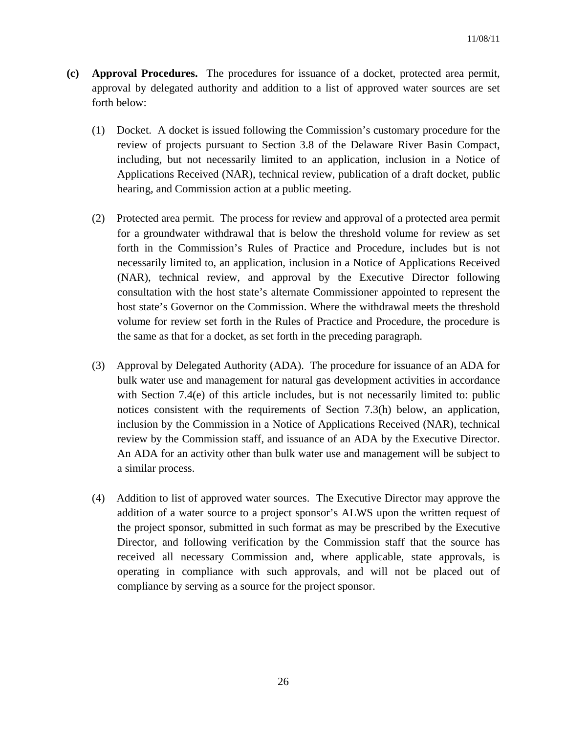**(c) Approval Procedures.** The procedures for issuance of a docket, protected area permit, approval by delegated authority and addition to a list of approved water sources are set forth below:

(1) Docket. A docket is issued following the Commission's customary procedure for the review of projects pursuant to Section 3.8 of the Delaware River Basin Compact, including, but not necessarily limited to an application, inclusion in a Notice of Applications Received (NAR), technical review, publication of a draft docket, public hearing, and Commission action at a public meeting.

(2) Protected area permit. The process for review and approval of a protected area permit for a groundwater withdrawal that is below the threshold volume for review as set forth in the Commission's Rules of Practice and Procedure, includes but is not necessarily limited to, an application, inclusion in a Notice of Applications Received (NAR), technical review, and approval by the Executive Director following consultation with the host state's alternate Commissioner appointed to represent the host state's Governor on the Commission. Where the withdrawal meets the threshold volume for review set forth in the Rules of Practice and Procedure, the procedure is the same as that for a docket, as set forth in the preceding paragraph.

(3) Approval by Delegated Authority (ADA). The procedure for issuance of an ADA for bulk water use and management for natural gas development activities in accordance with Section 7.4(e) of this article includes, but is not necessarily limited to: public notices consistent with the requirements of Section 7.3(h) below, an application, inclusion by the Commission in a Notice of Applications Received (NAR), technical review by the Commission staff, and issuance of an ADA by the Executive Director. An ADA for an activity other than bulk water use and management will be subject to a similar process.

(4) Addition to list of approved water sources. The Executive Director may approve the addition of a water source to a project sponsor's ALWS upon the written request of the project sponsor, submitted in such format as may be prescribed by the Executive Director, and following verification by the Commission staff that the source has received all necessary Commission and, where applicable, state approvals, is operating in compliance with such approvals, and will not be placed out of compliance by serving as a source for the project sponsor.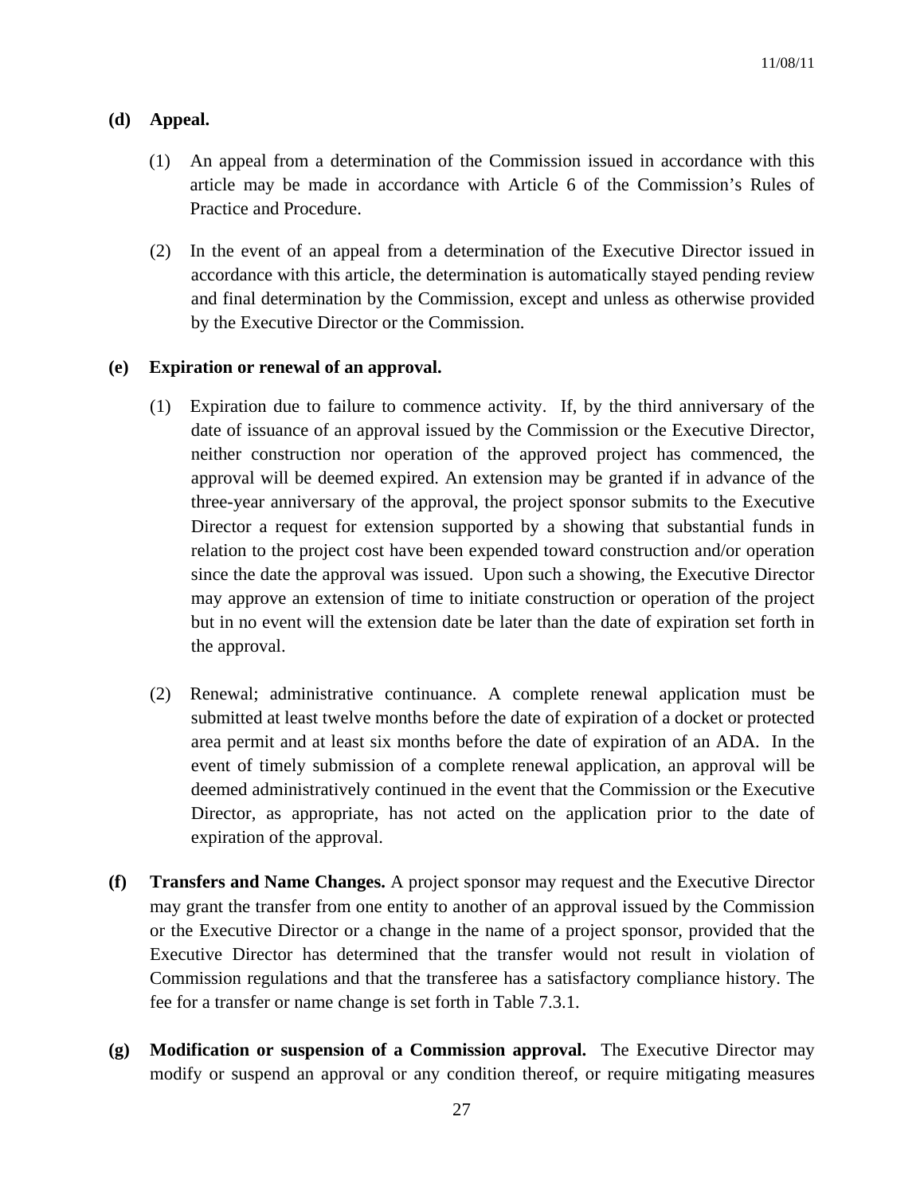**(d) Appeal.**

(1) An appeal from a determination of the Commission issued in accordance with this article may be made in accordance with Article 6 of the Commission's Rules of Practice and Procedure.

(2) In the event of an appeal from a determination of the Executive Director issued in accordance with this article, the determination is automatically stayed pending review and final determination by the Commission, except and unless as otherwise provided by the Executive Director or the Commission.

**(e) Expiration or renewal of an approval.**

(1) Expiration due to failure to commence activity. If, by the third anniversary of the date of issuance of an approval issued by the Commission or the Executive Director, neither construction nor operation of the approved project has commenced, the approval will be deemed expired. An extension may be granted if in advance of the three-year anniversary of the approval, the project sponsor submits to the Executive Director a request for extension supported by a showing that substantial funds in relation to the project cost have been expended toward construction and/or operation since the date the approval was issued. Upon such a showing, the Executive Director may approve an extension of time to initiate construction or operation of the project but in no event will the extension date be later than the date of expiration set forth in the approval.

(2) Renewal; administrative continuance. A complete renewal application must be submitted at least twelve months before the date of expiration of a docket or protected area permit and at least six months before the date of expiration of an ADA. In the event of timely submission of a complete renewal application, an approval will be deemed administratively continued in the event that the Commission or the Executive Director, as appropriate, has not acted on the application prior to the date of expiration of the approval.

**(f) Transfers and Name Changes.** A project sponsor may request and the Executive Director may grant the transfer from one entity to another of an approval issued by the Commission or the Executive Director or a change in the name of a project sponsor, provided that the Executive Director has determined that the transfer would not result in violation of Commission regulations and that the transferee has a satisfactory compliance history. The fee for a transfer or name change is set forth in Table 7.3.1.

**(g) Modification or suspension of a Commission approval.** The Executive Director may modify or suspend an approval or any condition thereof, or require mitigating measures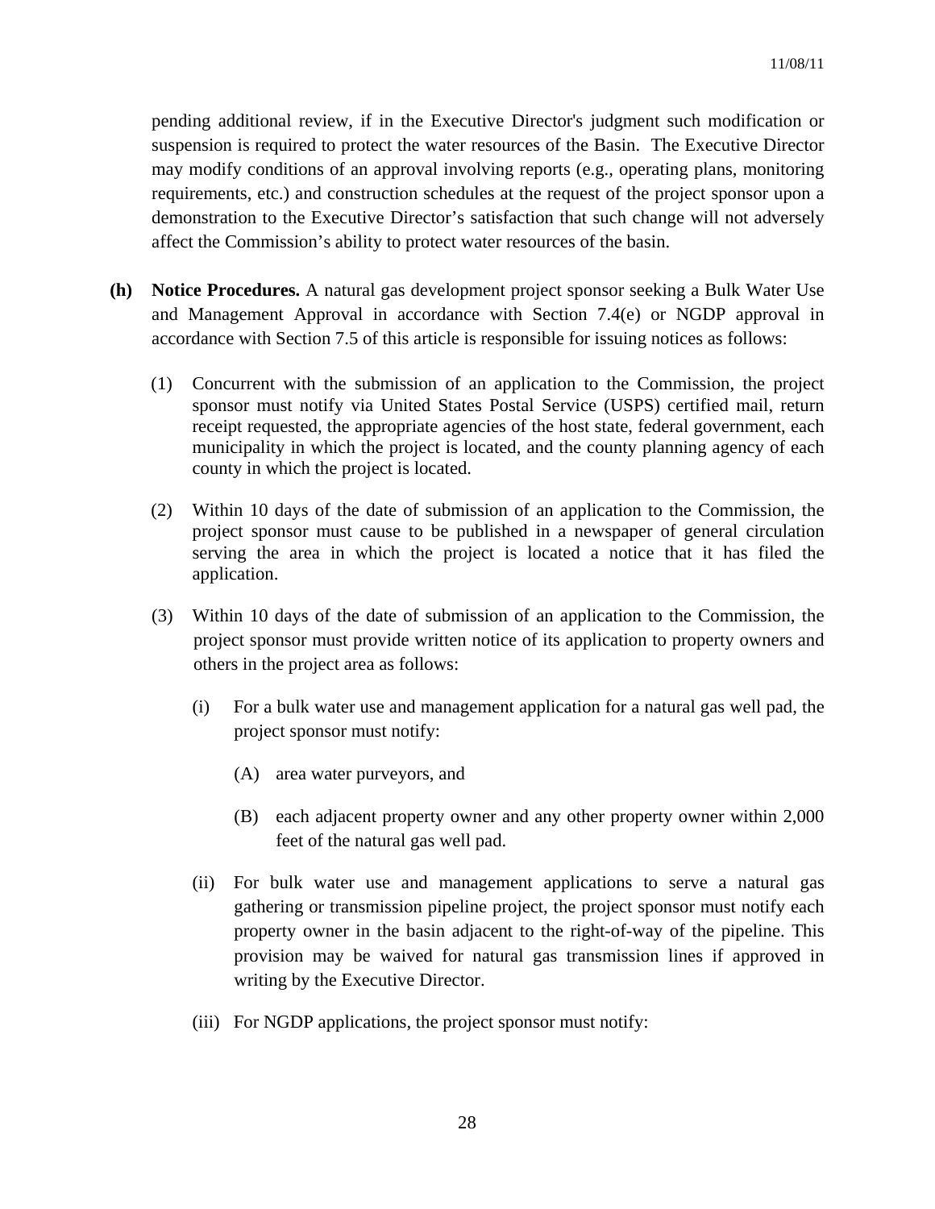pending additional review, if in the Executive Director's judgment such modification or suspension is required to protect the water resources of the Basin. The Executive Director may modify conditions of an approval involving reports (e.g., operating plans, monitoring requirements, etc.) and construction schedules at the request of the project sponsor upon a demonstration to the Executive Director's satisfaction that such change will not adversely affect the Commission's ability to protect water resources of the basin.

**(h) Notice Procedures.** A natural gas development project sponsor seeking a Bulk Water Use and Management Approval in accordance with Section 7.4(e) or NGDP approval in accordance with Section 7.5 of this article is responsible for issuing notices as follows:

(1) Concurrent with the submission of an application to the Commission, the project sponsor must notify via United States Postal Service (USPS) certified mail, return receipt requested, the appropriate agencies of the host state, federal government, each municipality in which the project is located, and the county planning agency of each county in which the project is located.

(2) Within 10 days of the date of submission of an application to the Commission, the project sponsor must cause to be published in a newspaper of general circulation serving the area in which the project is located a notice that it has filed the application.

(3) Within 10 days of the date of submission of an application to the Commission, the project sponsor must provide written notice of its application to property owners and others in the project area as follows:

(i) For a bulk water use and management application for a natural gas well pad, the project sponsor must notify:

(A) area water purveyors, and

(B) each adjacent property owner and any other property owner within 2,000 feet of the natural gas well pad.

(ii) For bulk water use and management applications to serve a natural gas gathering or transmission pipeline project, the project sponsor must notify each property owner in the basin adjacent to the right-of-way of the pipeline. This provision may be waived for natural gas transmission lines if approved in writing by the Executive Director.

(iii) For NGDP applications, the project sponsor must notify: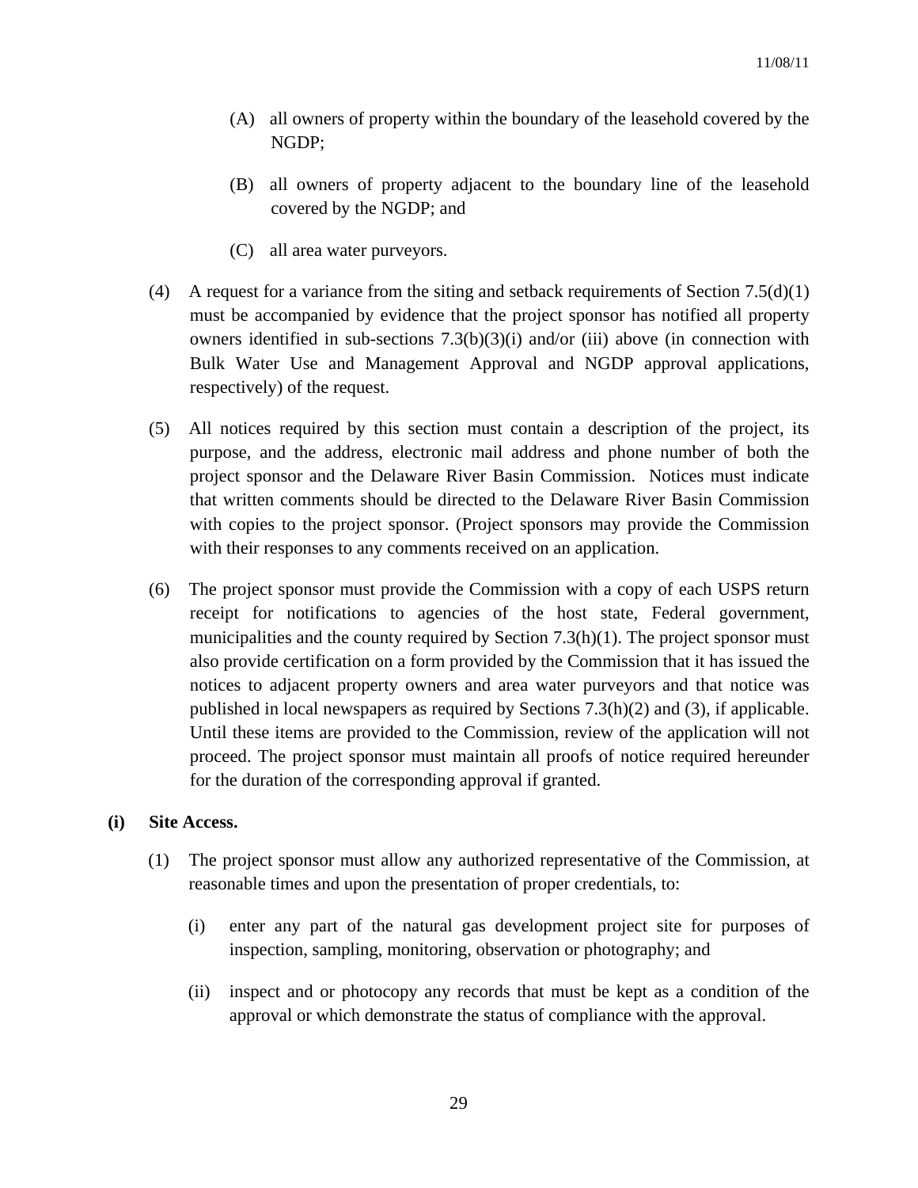(A) all owners of property within the boundary of the leasehold covered by the NGDP;

(B) all owners of property adjacent to the boundary line of the leasehold covered by the NGDP; and

(C) all area water purveyors.

(4) A request for a variance from the siting and setback requirements of Section 7.5(d)(1) must be accompanied by evidence that the project sponsor has notified all property owners identified in sub-sections 7.3(b)(3)(i) and/or (iii) above (in connection with Bulk Water Use and Management Approval and NGDP approval applications, respectively) of the request.

(5) All notices required by this section must contain a description of the project, its purpose, and the address, electronic mail address and phone number of both the project sponsor and the Delaware River Basin Commission. Notices must indicate that written comments should be directed to the Delaware River Basin Commission with copies to the project sponsor. (Project sponsors may provide the Commission with their responses to any comments received on an application.

(6) The project sponsor must provide the Commission with a copy of each USPS return receipt for notifications to agencies of the host state, Federal government, municipalities and the county required by Section 7.3(h)(1). The project sponsor must also provide certification on a form provided by the Commission that it has issued the notices to adjacent property owners and area water purveyors and that notice was published in local newspapers as required by Sections 7.3(h)(2) and (3), if applicable. Until these items are provided to the Commission, review of the application will not proceed. The project sponsor must maintain all proofs of notice required hereunder for the duration of the corresponding approval if granted.

**(i) Site Access.**

(1) The project sponsor must allow any authorized representative of the Commission, at reasonable times and upon the presentation of proper credentials, to:

(i) enter any part of the natural gas development project site for purposes of inspection, sampling, monitoring, observation or photography; and

(ii) inspect and or photocopy any records that must be kept as a condition of the approval or which demonstrate the status of compliance with the approval.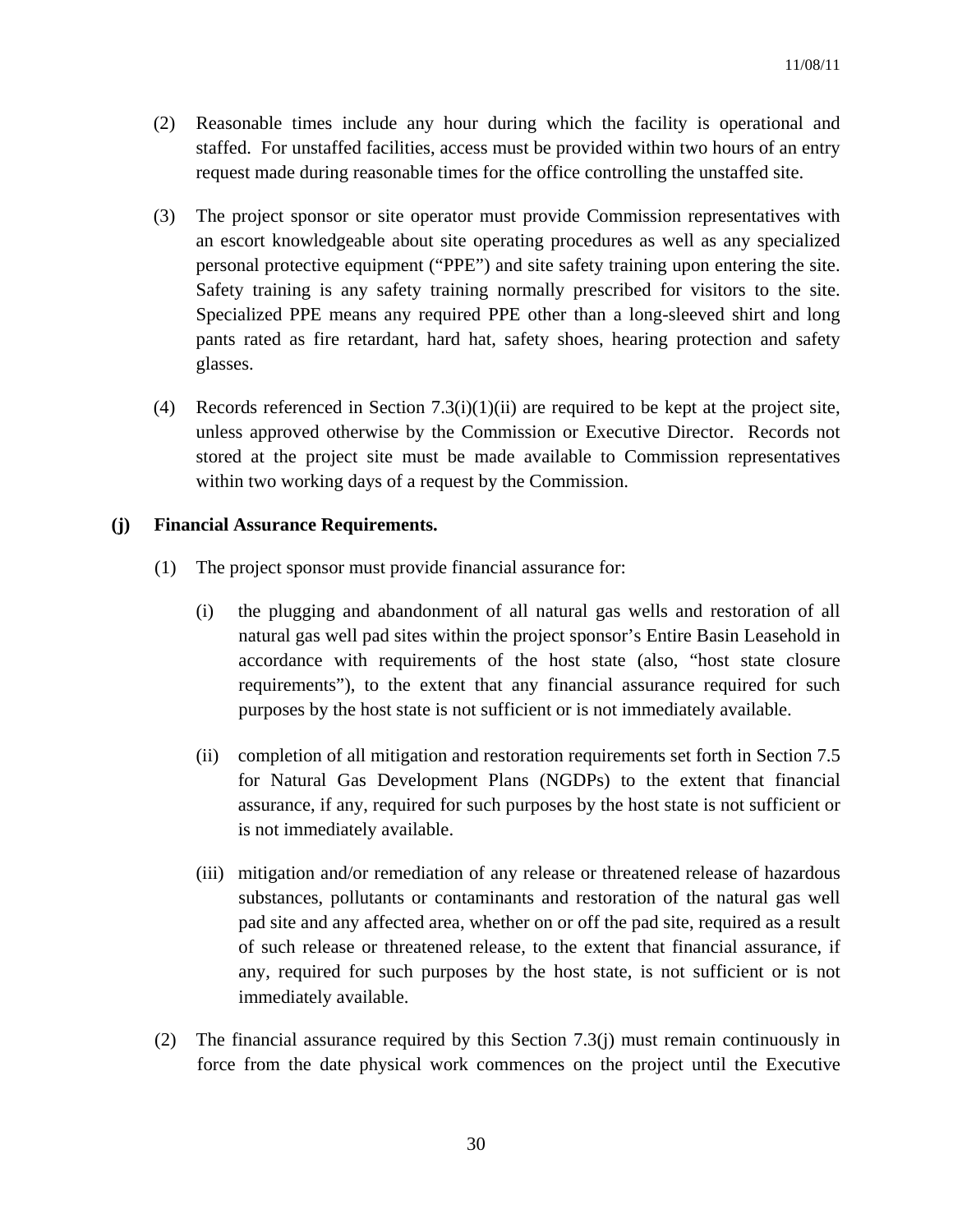(2) Reasonable times include any hour during which the facility is operational and staffed. For unstaffed facilities, access must be provided within two hours of an entry request made during reasonable times for the office controlling the unstaffed site.

(3) The project sponsor or site operator must provide Commission representatives with an escort knowledgeable about site operating procedures as well as any specialized personal protective equipment ("PPE") and site safety training upon entering the site. Safety training is any safety training normally prescribed for visitors to the site. Specialized PPE means any required PPE other than a long-sleeved shirt and long pants rated as fire retardant, hard hat, safety shoes, hearing protection and safety glasses.

(4) Records referenced in Section 7.3(i)(1)(ii) are required to be kept at the project site, unless approved otherwise by the Commission or Executive Director. Records not stored at the project site must be made available to Commission representatives within two working days of a request by the Commission.

**(j) Financial Assurance Requirements.**

(1) The project sponsor must provide financial assurance for:

(i) the plugging and abandonment of all natural gas wells and restoration of all natural gas well pad sites within the project sponsor's Entire Basin Leasehold in accordance with requirements of the host state (also, "host state closure requirements"), to the extent that any financial assurance required for such purposes by the host state is not sufficient or is not immediately available.

(ii) completion of all mitigation and restoration requirements set forth in Section 7.5 for Natural Gas Development Plans (NGDPs) to the extent that financial assurance, if any, required for such purposes by the host state is not sufficient or is not immediately available.

(iii) mitigation and/or remediation of any release or threatened release of hazardous substances, pollutants or contaminants and restoration of the natural gas well pad site and any affected area, whether on or off the pad site, required as a result of such release or threatened release, to the extent that financial assurance, if any, required for such purposes by the host state, is not sufficient or is not immediately available.

(2) The financial assurance required by this Section 7.3(j) must remain continuously in force from the date physical work commences on the project until the Executive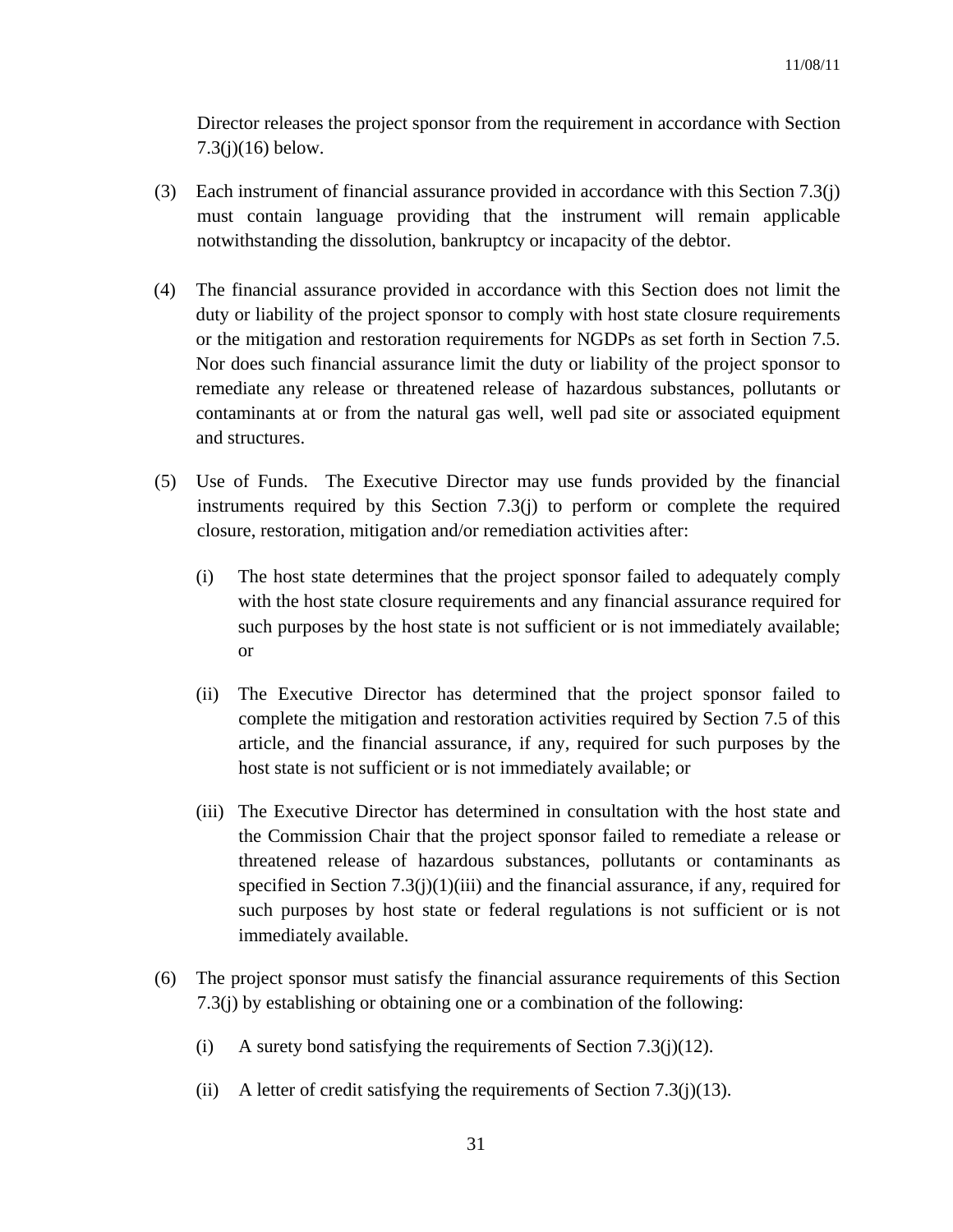Director releases the project sponsor from the requirement in accordance with Section 7.3(j)(16) below.

(3) Each instrument of financial assurance provided in accordance with this Section 7.3(j) must contain language providing that the instrument will remain applicable notwithstanding the dissolution, bankruptcy or incapacity of the debtor.

(4) The financial assurance provided in accordance with this Section does not limit the duty or liability of the project sponsor to comply with host state closure requirements or the mitigation and restoration requirements for NGDPs as set forth in Section 7.5. Nor does such financial assurance limit the duty or liability of the project sponsor to remediate any release or threatened release of hazardous substances, pollutants or contaminants at or from the natural gas well, well pad site or associated equipment and structures.

(5) Use of Funds. The Executive Director may use funds provided by the financial instruments required by this Section 7.3(j) to perform or complete the required closure, restoration, mitigation and/or remediation activities after:

(i) The host state determines that the project sponsor failed to adequately comply with the host state closure requirements and any financial assurance required for such purposes by the host state is not sufficient or is not immediately available; or

(ii) The Executive Director has determined that the project sponsor failed to complete the mitigation and restoration activities required by Section 7.5 of this article, and the financial assurance, if any, required for such purposes by the host state is not sufficient or is not immediately available; or

(iii) The Executive Director has determined in consultation with the host state and the Commission Chair that the project sponsor failed to remediate a release or threatened release of hazardous substances, pollutants or contaminants as specified in Section 7.3(j)(1)(iii) and the financial assurance, if any, required for such purposes by host state or federal regulations is not sufficient or is not immediately available.

(6) The project sponsor must satisfy the financial assurance requirements of this Section 7.3(j) by establishing or obtaining one or a combination of the following:

(i) A surety bond satisfying the requirements of Section 7.3(j)(12).

(ii) A letter of credit satisfying the requirements of Section 7.3(j)(13).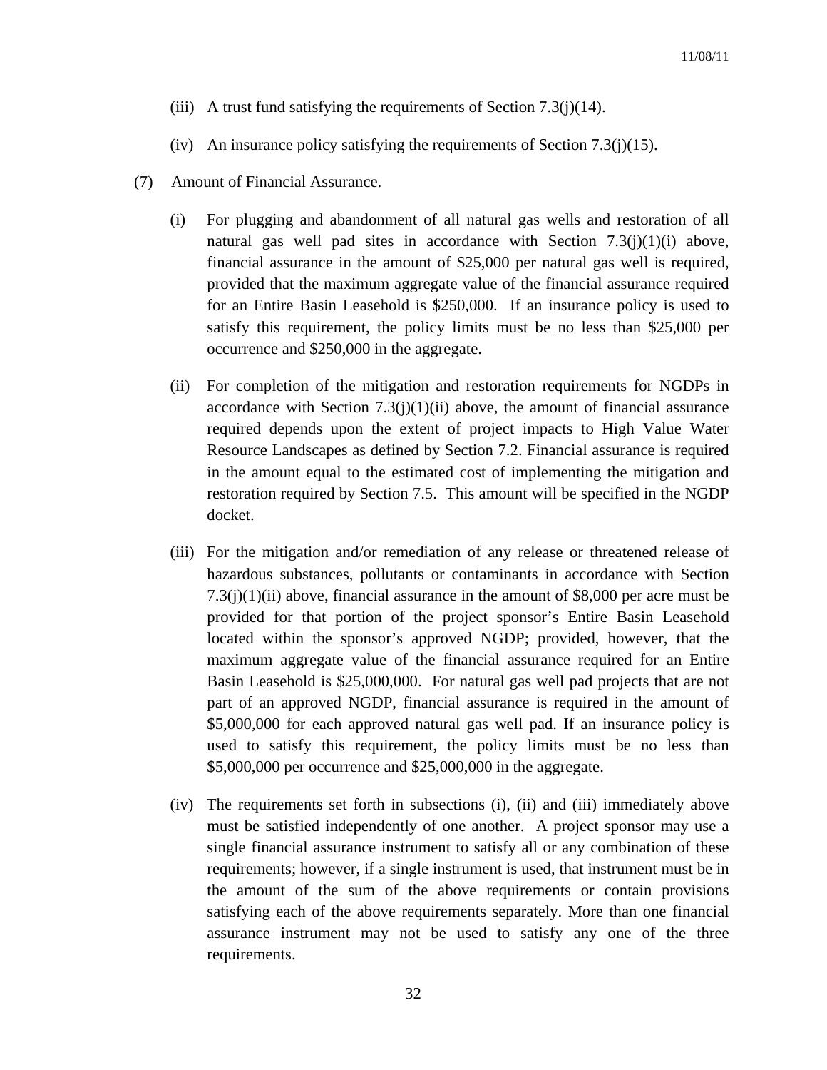(iii) A trust fund satisfying the requirements of Section 7.3(j)(14).

(iv) An insurance policy satisfying the requirements of Section 7.3(j)(15).

(7) Amount of Financial Assurance.

(i) For plugging and abandonment of all natural gas wells and restoration of all natural gas well pad sites in accordance with Section 7.3(j)(1)(i) above, financial assurance in the amount of $25,000 per natural gas well is required, provided that the maximum aggregate value of the financial assurance required for an Entire Basin Leasehold is $250,000. If an insurance policy is used to satisfy this requirement, the policy limits must be no less than $25,000 per occurrence and $250,000 in the aggregate.

(ii) For completion of the mitigation and restoration requirements for NGDPs in accordance with Section 7.3(j)(1)(ii) above, the amount of financial assurance required depends upon the extent of project impacts to High Value Water Resource Landscapes as defined by Section 7.2. Financial assurance is required in the amount equal to the estimated cost of implementing the mitigation and restoration required by Section 7.5. This amount will be specified in the NGDP docket.

(iii) For the mitigation and/or remediation of any release or threatened release of hazardous substances, pollutants or contaminants in accordance with Section 7.3(j)(1)(ii) above, financial assurance in the amount of $8,000 per acre must be provided for that portion of the project sponsor's Entire Basin Leasehold located within the sponsor's approved NGDP; provided, however, that the maximum aggregate value of the financial assurance required for an Entire Basin Leasehold is $25,000,000. For natural gas well pad projects that are not part of an approved NGDP, financial assurance is required in the amount of $5,000,000 for each approved natural gas well pad. If an insurance policy is used to satisfy this requirement, the policy limits must be no less than $5,000,000 per occurrence and $25,000,000 in the aggregate.

(iv) The requirements set forth in subsections (i), (ii) and (iii) immediately above must be satisfied independently of one another. A project sponsor may use a single financial assurance instrument to satisfy all or any combination of these requirements; however, if a single instrument is used, that instrument must be in the amount of the sum of the above requirements or contain provisions satisfying each of the above requirements separately. More than one financial assurance instrument may not be used to satisfy any one of the three requirements.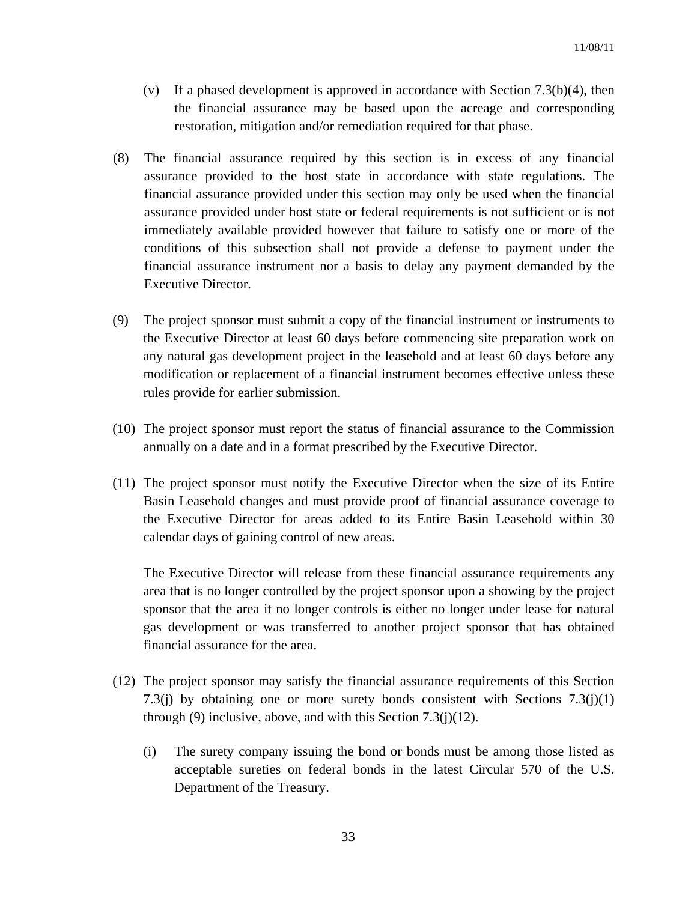(v) If a phased development is approved in accordance with Section 7.3(b)(4), then the financial assurance may be based upon the acreage and corresponding restoration, mitigation and/or remediation required for that phase.

(8) The financial assurance required by this section is in excess of any financial assurance provided to the host state in accordance with state regulations. The financial assurance provided under this section may only be used when the financial assurance provided under host state or federal requirements is not sufficient or is not immediately available provided however that failure to satisfy one or more of the conditions of this subsection shall not provide a defense to payment under the financial assurance instrument nor a basis to delay any payment demanded by the Executive Director.

(9) The project sponsor must submit a copy of the financial instrument or instruments to the Executive Director at least 60 days before commencing site preparation work on any natural gas development project in the leasehold and at least 60 days before any modification or replacement of a financial instrument becomes effective unless these rules provide for earlier submission.

(10) The project sponsor must report the status of financial assurance to the Commission annually on a date and in a format prescribed by the Executive Director.

(11) The project sponsor must notify the Executive Director when the size of its Entire Basin Leasehold changes and must provide proof of financial assurance coverage to the Executive Director for areas added to its Entire Basin Leasehold within 30 calendar days of gaining control of new areas.

The Executive Director will release from these financial assurance requirements any area that is no longer controlled by the project sponsor upon a showing by the project sponsor that the area it no longer controls is either no longer under lease for natural gas development or was transferred to another project sponsor that has obtained financial assurance for the area.

(12) The project sponsor may satisfy the financial assurance requirements of this Section 7.3(j) by obtaining one or more surety bonds consistent with Sections 7.3(j)(1) through (9) inclusive, above, and with this Section 7.3(j)(12).

(i) The surety company issuing the bond or bonds must be among those listed as acceptable sureties on federal bonds in the latest Circular 570 of the U.S. Department of the Treasury.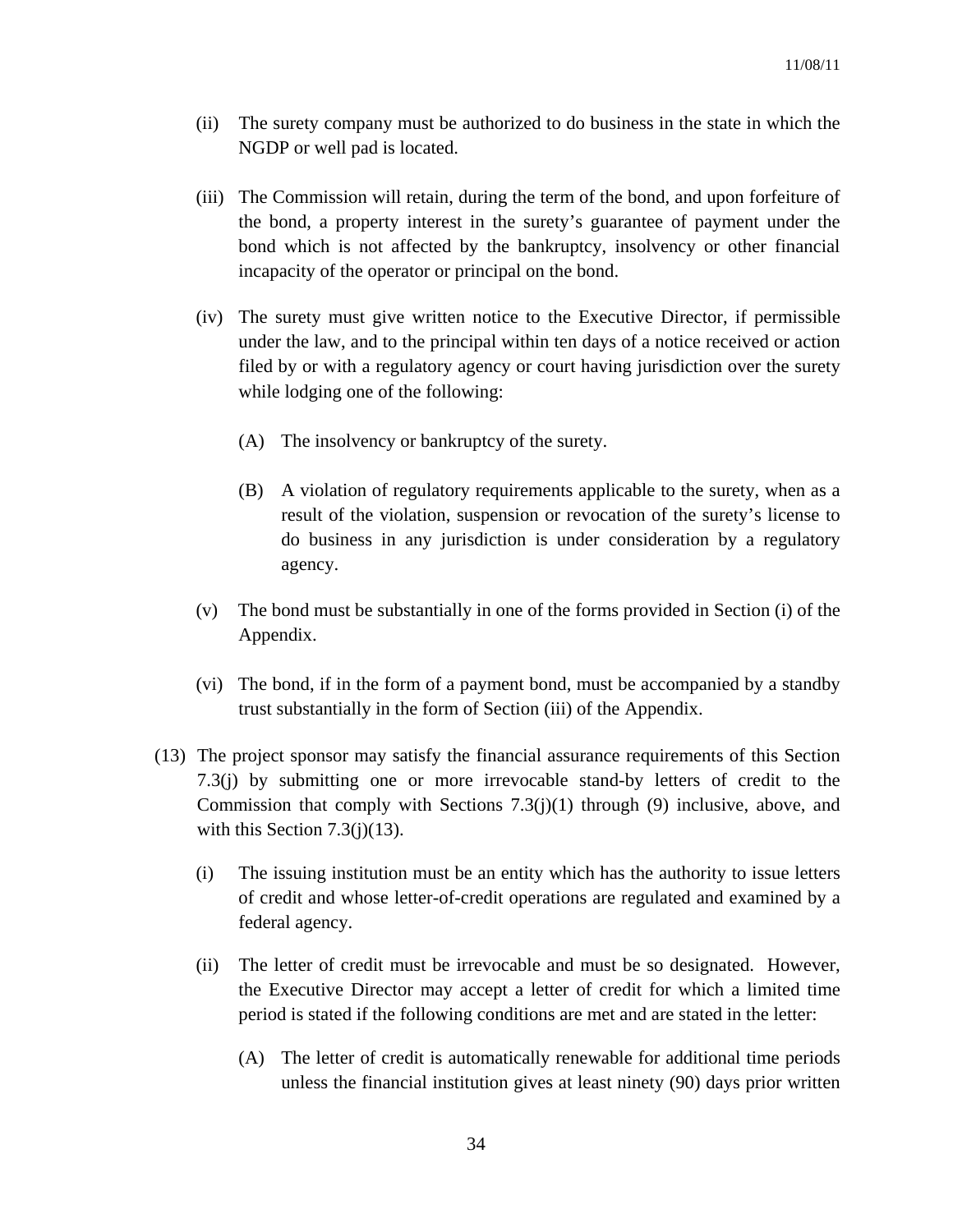(ii) The surety company must be authorized to do business in the state in which the NGDP or well pad is located.

(iii) The Commission will retain, during the term of the bond, and upon forfeiture of the bond, a property interest in the surety's guarantee of payment under the bond which is not affected by the bankruptcy, insolvency or other financial incapacity of the operator or principal on the bond.

(iv) The surety must give written notice to the Executive Director, if permissible under the law, and to the principal within ten days of a notice received or action filed by or with a regulatory agency or court having jurisdiction over the surety while lodging one of the following:

(A) The insolvency or bankruptcy of the surety.

(B) A violation of regulatory requirements applicable to the surety, when as a result of the violation, suspension or revocation of the surety's license to do business in any jurisdiction is under consideration by a regulatory agency.

(v) The bond must be substantially in one of the forms provided in Section (i) of the Appendix.

(vi) The bond, if in the form of a payment bond, must be accompanied by a standby trust substantially in the form of Section (iii) of the Appendix.

(13) The project sponsor may satisfy the financial assurance requirements of this Section 7.3(j) by submitting one or more irrevocable stand-by letters of credit to the Commission that comply with Sections 7.3(j)(1) through (9) inclusive, above, and with this Section 7.3(j)(13).

(i) The issuing institution must be an entity which has the authority to issue letters of credit and whose letter-of-credit operations are regulated and examined by a federal agency.

(ii) The letter of credit must be irrevocable and must be so designated. However, the Executive Director may accept a letter of credit for which a limited time period is stated if the following conditions are met and are stated in the letter:

(A) The letter of credit is automatically renewable for additional time periods unless the financial institution gives at least ninety (90) days prior written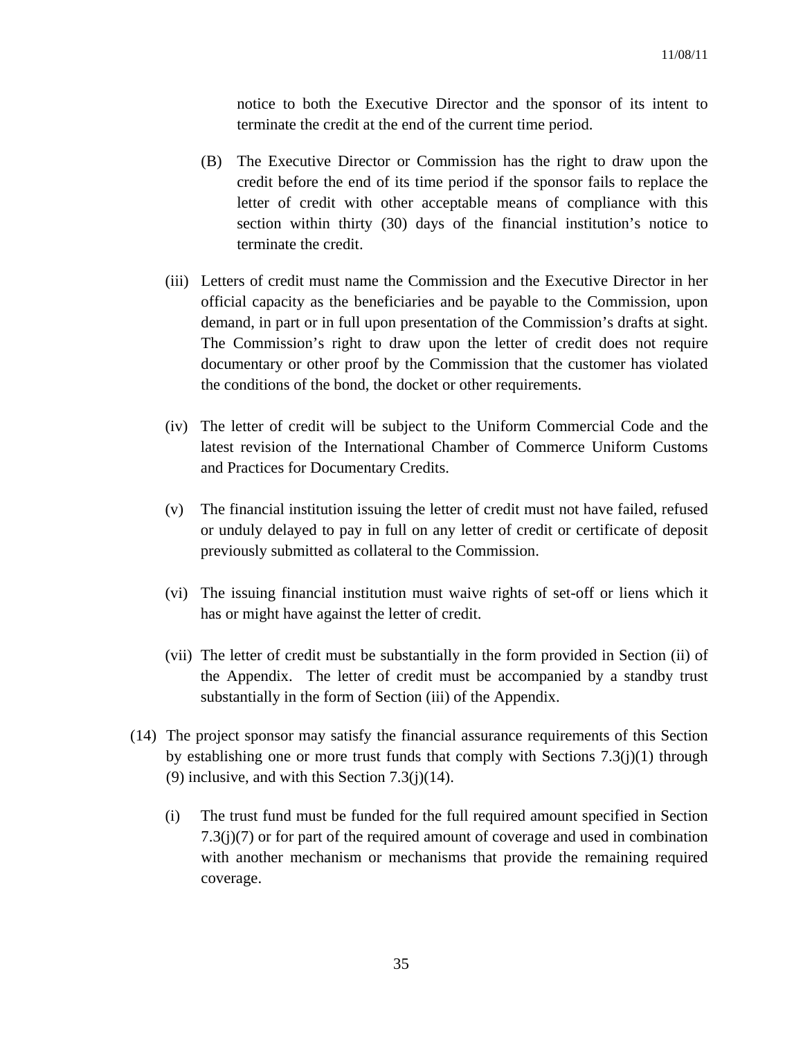notice to both the Executive Director and the sponsor of its intent to terminate the credit at the end of the current time period.

(B) The Executive Director or Commission has the right to draw upon the credit before the end of its time period if the sponsor fails to replace the letter of credit with other acceptable means of compliance with this section within thirty (30) days of the financial institution's notice to terminate the credit.

(iii) Letters of credit must name the Commission and the Executive Director in her official capacity as the beneficiaries and be payable to the Commission, upon demand, in part or in full upon presentation of the Commission's drafts at sight. The Commission's right to draw upon the letter of credit does not require documentary or other proof by the Commission that the customer has violated the conditions of the bond, the docket or other requirements.

(iv) The letter of credit will be subject to the Uniform Commercial Code and the latest revision of the International Chamber of Commerce Uniform Customs and Practices for Documentary Credits.

(v) The financial institution issuing the letter of credit must not have failed, refused or unduly delayed to pay in full on any letter of credit or certificate of deposit previously submitted as collateral to the Commission.

(vi) The issuing financial institution must waive rights of set-off or liens which it has or might have against the letter of credit.

(vii) The letter of credit must be substantially in the form provided in Section (ii) of the Appendix. The letter of credit must be accompanied by a standby trust substantially in the form of Section (iii) of the Appendix.

(14) The project sponsor may satisfy the financial assurance requirements of this Section by establishing one or more trust funds that comply with Sections 7.3(j)(1) through (9) inclusive, and with this Section 7.3(j)(14).

(i) The trust fund must be funded for the full required amount specified in Section 7.3(j)(7) or for part of the required amount of coverage and used in combination with another mechanism or mechanisms that provide the remaining required coverage.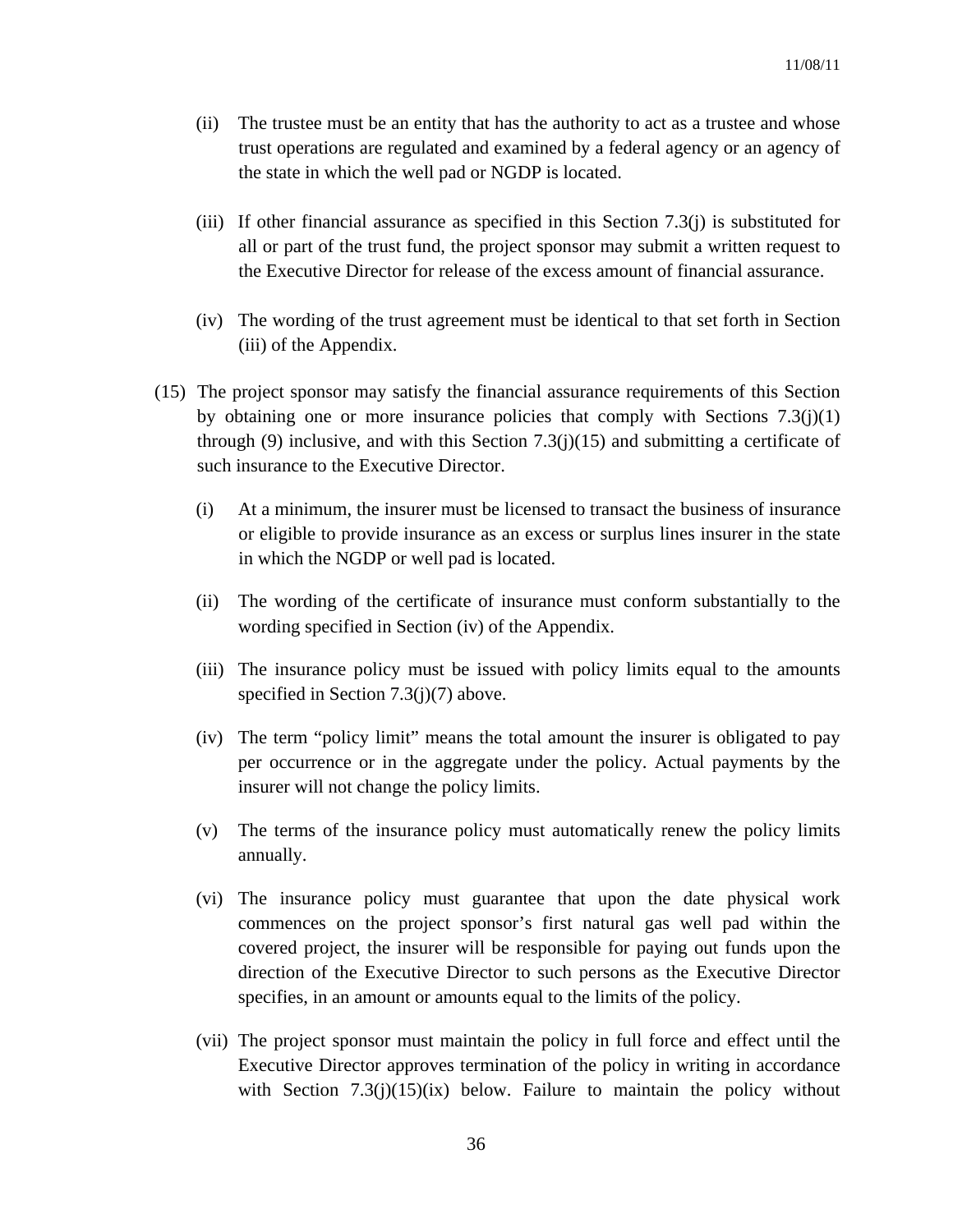(ii) The trustee must be an entity that has the authority to act as a trustee and whose trust operations are regulated and examined by a federal agency or an agency of the state in which the well pad or NGDP is located.

(iii) If other financial assurance as specified in this Section 7.3(j) is substituted for all or part of the trust fund, the project sponsor may submit a written request to the Executive Director for release of the excess amount of financial assurance.

(iv) The wording of the trust agreement must be identical to that set forth in Section (iii) of the Appendix.

(15) The project sponsor may satisfy the financial assurance requirements of this Section by obtaining one or more insurance policies that comply with Sections 7.3(j)(1) through (9) inclusive, and with this Section 7.3(j)(15) and submitting a certificate of such insurance to the Executive Director.

(i) At a minimum, the insurer must be licensed to transact the business of insurance or eligible to provide insurance as an excess or surplus lines insurer in the state in which the NGDP or well pad is located.

(ii) The wording of the certificate of insurance must conform substantially to the wording specified in Section (iv) of the Appendix.

(iii) The insurance policy must be issued with policy limits equal to the amounts specified in Section 7.3(j)(7) above.

(iv) The term "policy limit" means the total amount the insurer is obligated to pay per occurrence or in the aggregate under the policy. Actual payments by the insurer will not change the policy limits.

(v) The terms of the insurance policy must automatically renew the policy limits annually.

(vi) The insurance policy must guarantee that upon the date physical work commences on the project sponsor's first natural gas well pad within the covered project, the insurer will be responsible for paying out funds upon the direction of the Executive Director to such persons as the Executive Director specifies, in an amount or amounts equal to the limits of the policy.

(vii) The project sponsor must maintain the policy in full force and effect until the Executive Director approves termination of the policy in writing in accordance with Section 7.3(j)(15)(ix) below. Failure to maintain the policy without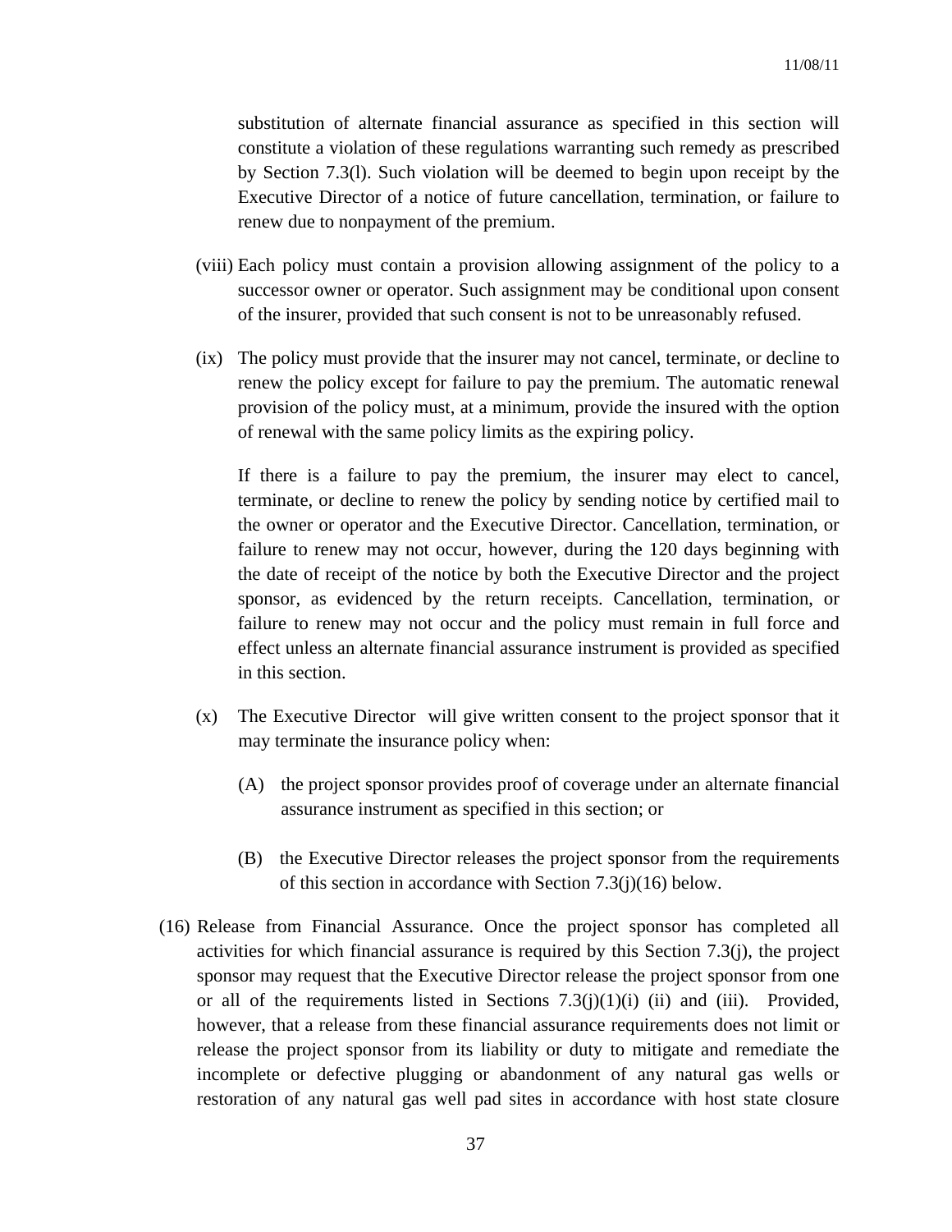substitution of alternate financial assurance as specified in this section will constitute a violation of these regulations warranting such remedy as prescribed by Section 7.3(l). Such violation will be deemed to begin upon receipt by the Executive Director of a notice of future cancellation, termination, or failure to renew due to nonpayment of the premium.

(viii) Each policy must contain a provision allowing assignment of the policy to a successor owner or operator. Such assignment may be conditional upon consent of the insurer, provided that such consent is not to be unreasonably refused.

(ix) The policy must provide that the insurer may not cancel, terminate, or decline to renew the policy except for failure to pay the premium. The automatic renewal provision of the policy must, at a minimum, provide the insured with the option of renewal with the same policy limits as the expiring policy.

If there is a failure to pay the premium, the insurer may elect to cancel, terminate, or decline to renew the policy by sending notice by certified mail to the owner or operator and the Executive Director. Cancellation, termination, or failure to renew may not occur, however, during the 120 days beginning with the date of receipt of the notice by both the Executive Director and the project sponsor, as evidenced by the return receipts. Cancellation, termination, or failure to renew may not occur and the policy must remain in full force and effect unless an alternate financial assurance instrument is provided as specified in this section.

(x) The Executive Director will give written consent to the project sponsor that it may terminate the insurance policy when:

(A) the project sponsor provides proof of coverage under an alternate financial assurance instrument as specified in this section; or

(B) the Executive Director releases the project sponsor from the requirements of this section in accordance with Section 7.3(j)(16) below.

(16) Release from Financial Assurance. Once the project sponsor has completed all activities for which financial assurance is required by this Section 7.3(j), the project sponsor may request that the Executive Director release the project sponsor from one or all of the requirements listed in Sections 7.3(j)(1)(i) (ii) and (iii). Provided, however, that a release from these financial assurance requirements does not limit or release the project sponsor from its liability or duty to mitigate and remediate the incomplete or defective plugging or abandonment of any natural gas wells or restoration of any natural gas well pad sites in accordance with host state closure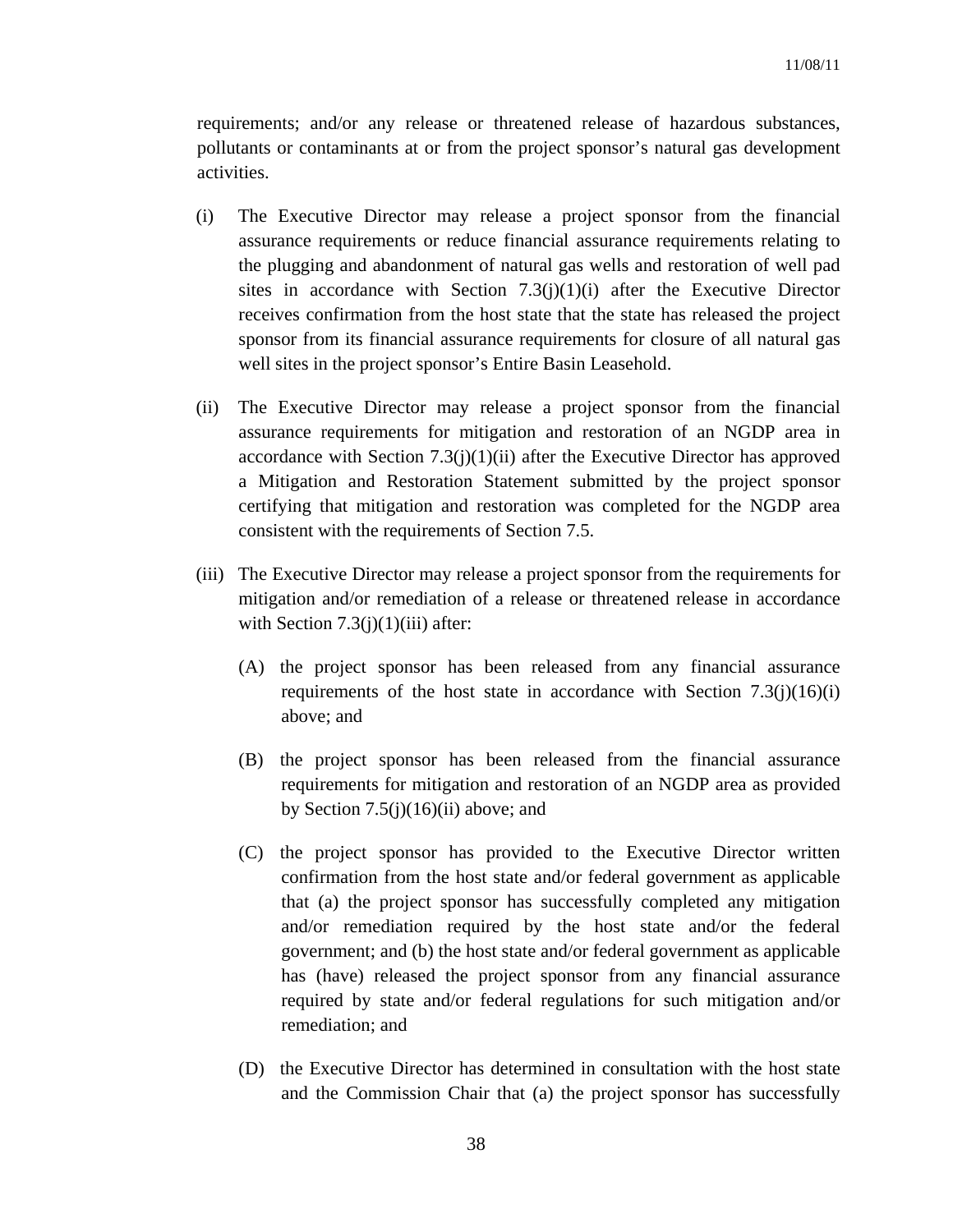requirements; and/or any release or threatened release of hazardous substances, pollutants or contaminants at or from the project sponsor's natural gas development activities.

(i) The Executive Director may release a project sponsor from the financial assurance requirements or reduce financial assurance requirements relating to the plugging and abandonment of natural gas wells and restoration of well pad sites in accordance with Section 7.3(j)(1)(i) after the Executive Director receives confirmation from the host state that the state has released the project sponsor from its financial assurance requirements for closure of all natural gas well sites in the project sponsor's Entire Basin Leasehold.

(ii) The Executive Director may release a project sponsor from the financial assurance requirements for mitigation and restoration of an NGDP area in accordance with Section 7.3(j)(1)(ii) after the Executive Director has approved a Mitigation and Restoration Statement submitted by the project sponsor certifying that mitigation and restoration was completed for the NGDP area consistent with the requirements of Section 7.5.

(iii) The Executive Director may release a project sponsor from the requirements for mitigation and/or remediation of a release or threatened release in accordance with Section 7.3(j)(1)(iii) after:

   (A) the project sponsor has been released from any financial assurance requirements of the host state in accordance with Section 7.3(j)(16)(i) above; and

   (B) the project sponsor has been released from the financial assurance requirements for mitigation and restoration of an NGDP area as provided by Section 7.5(j)(16)(ii) above; and

   (C) the project sponsor has provided to the Executive Director written confirmation from the host state and/or federal government as applicable that (a) the project sponsor has successfully completed any mitigation and/or remediation required by the host state and/or the federal government; and (b) the host state and/or federal government as applicable has (have) released the project sponsor from any financial assurance required by state and/or federal regulations for such mitigation and/or remediation; and

   (D) the Executive Director has determined in consultation with the host state and the Commission Chair that (a) the project sponsor has successfully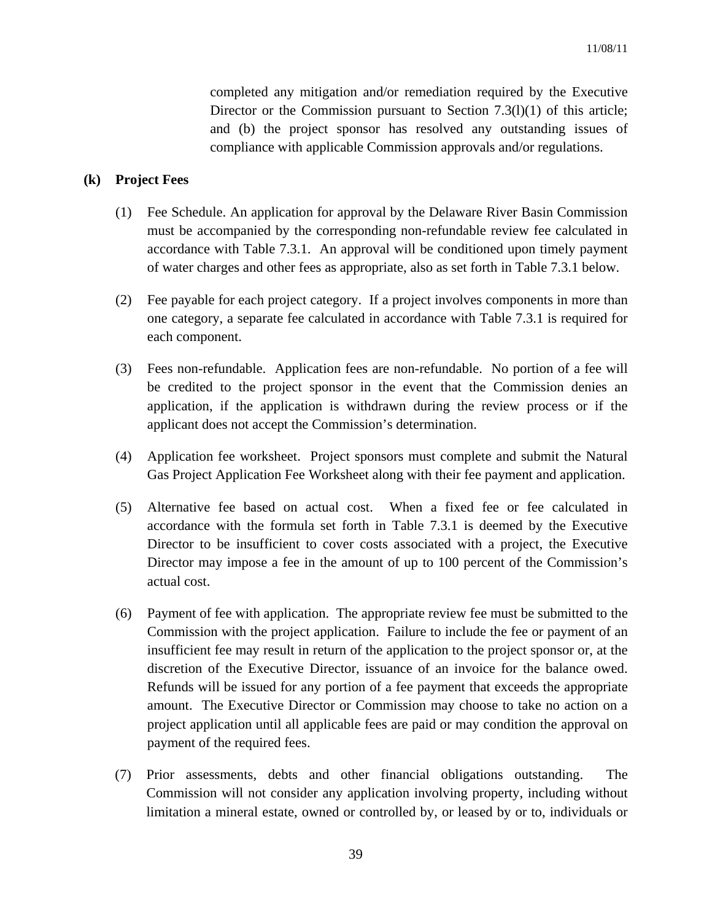completed any mitigation and/or remediation required by the Executive Director or the Commission pursuant to Section 7.3(l)(1) of this article; and (b) the project sponsor has resolved any outstanding issues of compliance with applicable Commission approvals and/or regulations.

**(k) Project Fees**

(1) Fee Schedule. An application for approval by the Delaware River Basin Commission must be accompanied by the corresponding non-refundable review fee calculated in accordance with Table 7.3.1. An approval will be conditioned upon timely payment of water charges and other fees as appropriate, also as set forth in Table 7.3.1 below.

(2) Fee payable for each project category. If a project involves components in more than one category, a separate fee calculated in accordance with Table 7.3.1 is required for each component.

(3) Fees non-refundable. Application fees are non-refundable. No portion of a fee will be credited to the project sponsor in the event that the Commission denies an application, if the application is withdrawn during the review process or if the applicant does not accept the Commission's determination.

(4) Application fee worksheet. Project sponsors must complete and submit the Natural Gas Project Application Fee Worksheet along with their fee payment and application.

(5) Alternative fee based on actual cost. When a fixed fee or fee calculated in accordance with the formula set forth in Table 7.3.1 is deemed by the Executive Director to be insufficient to cover costs associated with a project, the Executive Director may impose a fee in the amount of up to 100 percent of the Commission's actual cost.

(6) Payment of fee with application. The appropriate review fee must be submitted to the Commission with the project application. Failure to include the fee or payment of an insufficient fee may result in return of the application to the project sponsor or, at the discretion of the Executive Director, issuance of an invoice for the balance owed. Refunds will be issued for any portion of a fee payment that exceeds the appropriate amount. The Executive Director or Commission may choose to take no action on a project application until all applicable fees are paid or may condition the approval on payment of the required fees.

(7) Prior assessments, debts and other financial obligations outstanding. The Commission will not consider any application involving property, including without limitation a mineral estate, owned or controlled by, or leased by or to, individuals or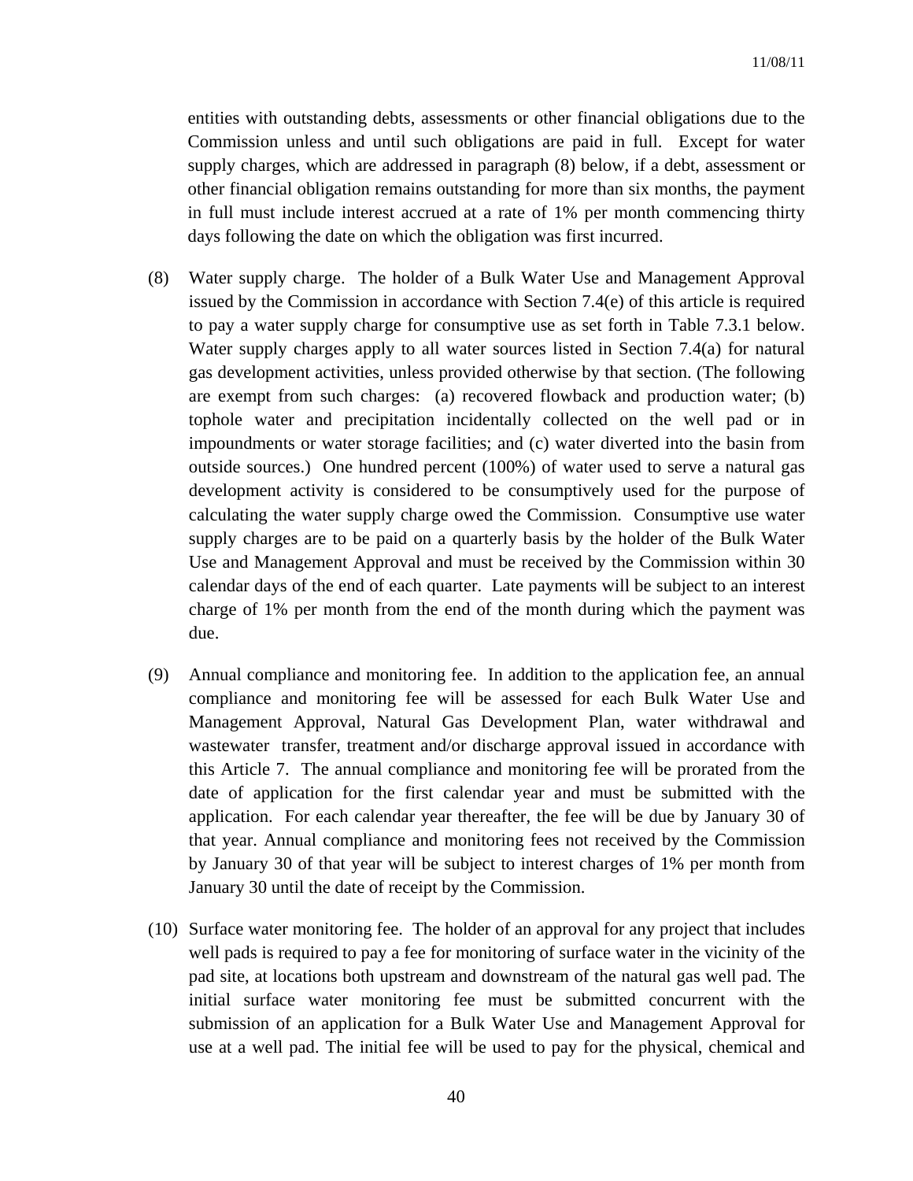entities with outstanding debts, assessments or other financial obligations due to the Commission unless and until such obligations are paid in full. Except for water supply charges, which are addressed in paragraph (8) below, if a debt, assessment or other financial obligation remains outstanding for more than six months, the payment in full must include interest accrued at a rate of 1% per month commencing thirty days following the date on which the obligation was first incurred.

(8) Water supply charge. The holder of a Bulk Water Use and Management Approval issued by the Commission in accordance with Section 7.4(e) of this article is required to pay a water supply charge for consumptive use as set forth in Table 7.3.1 below. Water supply charges apply to all water sources listed in Section 7.4(a) for natural gas development activities, unless provided otherwise by that section. (The following are exempt from such charges: (a) recovered flowback and production water; (b) tophole water and precipitation incidentally collected on the well pad or in impoundments or water storage facilities; and (c) water diverted into the basin from outside sources.) One hundred percent (100%) of water used to serve a natural gas development activity is considered to be consumptively used for the purpose of calculating the water supply charge owed the Commission. Consumptive use water supply charges are to be paid on a quarterly basis by the holder of the Bulk Water Use and Management Approval and must be received by the Commission within 30 calendar days of the end of each quarter. Late payments will be subject to an interest charge of 1% per month from the end of the month during which the payment was due.

(9) Annual compliance and monitoring fee. In addition to the application fee, an annual compliance and monitoring fee will be assessed for each Bulk Water Use and Management Approval, Natural Gas Development Plan, water withdrawal and wastewater transfer, treatment and/or discharge approval issued in accordance with this Article 7. The annual compliance and monitoring fee will be prorated from the date of application for the first calendar year and must be submitted with the application. For each calendar year thereafter, the fee will be due by January 30 of that year. Annual compliance and monitoring fees not received by the Commission by January 30 of that year will be subject to interest charges of 1% per month from January 30 until the date of receipt by the Commission.

(10) Surface water monitoring fee. The holder of an approval for any project that includes well pads is required to pay a fee for monitoring of surface water in the vicinity of the pad site, at locations both upstream and downstream of the natural gas well pad. The initial surface water monitoring fee must be submitted concurrent with the submission of an application for a Bulk Water Use and Management Approval for use at a well pad. The initial fee will be used to pay for the physical, chemical and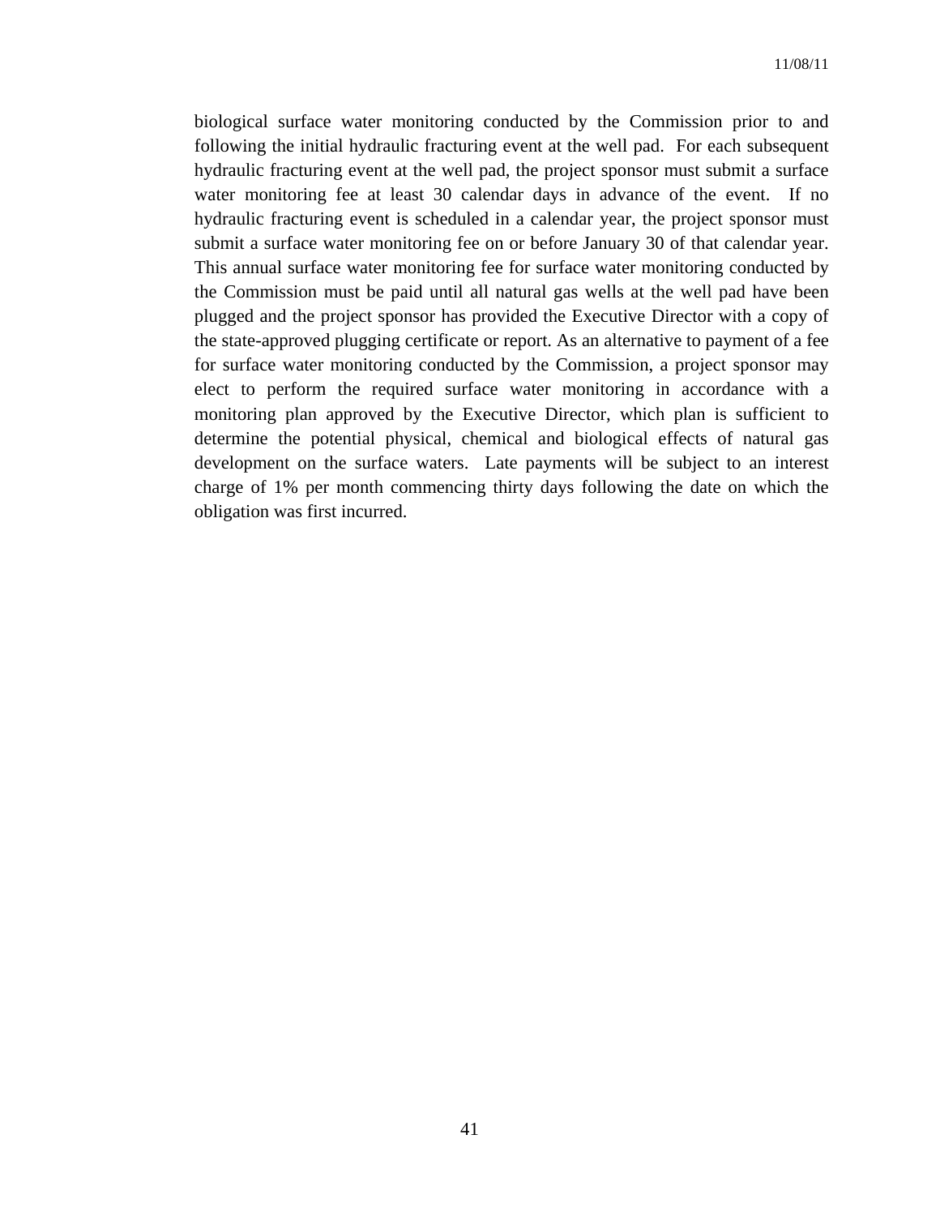biological surface water monitoring conducted by the Commission prior to and following the initial hydraulic fracturing event at the well pad. For each subsequent hydraulic fracturing event at the well pad, the project sponsor must submit a surface water monitoring fee at least 30 calendar days in advance of the event. If no hydraulic fracturing event is scheduled in a calendar year, the project sponsor must submit a surface water monitoring fee on or before January 30 of that calendar year. This annual surface water monitoring fee for surface water monitoring conducted by the Commission must be paid until all natural gas wells at the well pad have been plugged and the project sponsor has provided the Executive Director with a copy of the state-approved plugging certificate or report. As an alternative to payment of a fee for surface water monitoring conducted by the Commission, a project sponsor may elect to perform the required surface water monitoring in accordance with a monitoring plan approved by the Executive Director, which plan is sufficient to determine the potential physical, chemical and biological effects of natural gas development on the surface waters. Late payments will be subject to an interest charge of 1% per month commencing thirty days following the date on which the obligation was first incurred.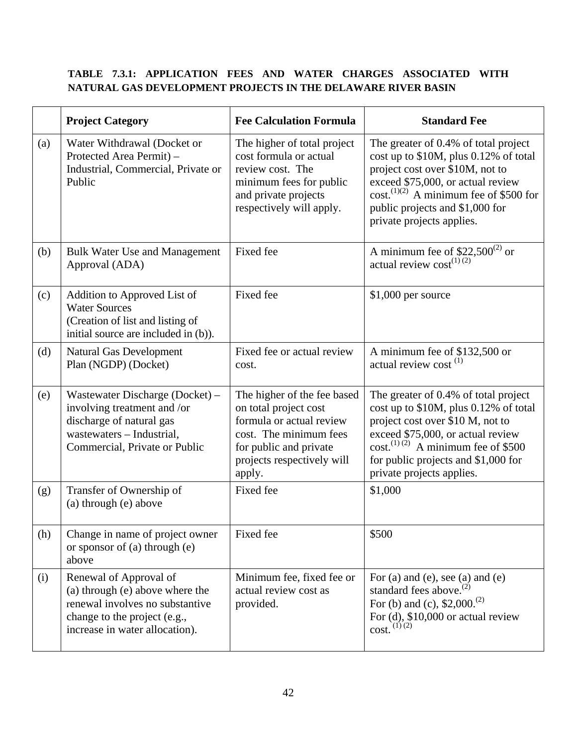**TABLE 7.3.1: APPLICATION FEES AND WATER CHARGES ASSOCIATED WITH NATURAL GAS DEVELOPMENT PROJECTS IN THE DELAWARE RIVER BASIN**

| | Project Category | Fee Calculation Formula | Standard Fee |
|---|---|---|---|
| (a) | Water Withdrawal (Docket or Protected Area Permit) – Industrial, Commercial, Private or Public | The higher of total project cost formula or actual review cost. The minimum fees for public and private projects respectively will apply. | The greater of 0.4% of total project cost up to \$10M, plus 0.12% of total project cost over \$10M, not to exceed \$75,000, or actual review cost.(1)(2) A minimum fee of \$500 for public projects and \$1,000 for private projects applies. |
| (b) | Bulk Water Use and Management Approval (ADA) | Fixed fee | A minimum fee of \$22,500(2) or actual review cost(1) (2) |
| (c) | Addition to Approved List of Water Sources (Creation of list and listing of initial source are included in (b)). | Fixed fee | \$1,000 per source |
| (d) | Natural Gas Development Plan (NGDP) (Docket) | Fixed fee or actual review cost. | A minimum fee of \$132,500 or actual review cost (1) |
| (e) | Wastewater Discharge (Docket) – involving treatment and /or discharge of natural gas wastewaters – Industrial, Commercial, Private or Public | The higher of the fee based on total project cost formula or actual review cost. The minimum fees for public and private projects respectively will apply. | The greater of 0.4% of total project cost up to \$10M, plus 0.12% of total project cost over \$10 M, not to exceed \$75,000, or actual review cost.(1) (2) A minimum fee of \$500 for public projects and \$1,000 for private projects applies. |
| (g) | Transfer of Ownership of (a) through (e) above | Fixed fee | \$1,000 |
| (h) | Change in name of project owner or sponsor of (a) through (e) above | Fixed fee | \$500 |
| (i) | Renewal of Approval of (a) through (e) above where the renewal involves no substantive change to the project (e.g., increase in water allocation). | Minimum fee, fixed fee or actual review cost as provided. | For (a) and (e), see (a) and (e) standard fees above.(2)<br>For (b) and (c), \$2,000.(2)<br>For (d), \$10,000 or actual review cost. (1) (2) |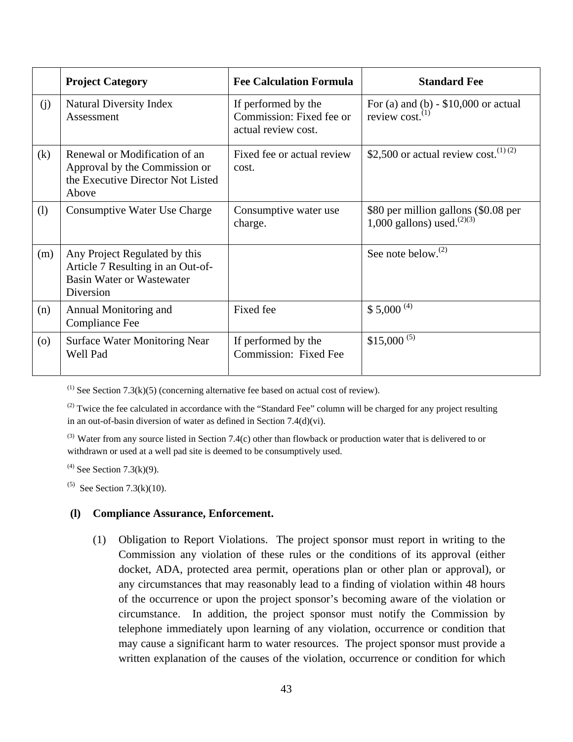| | Project Category | Fee Calculation Formula | Standard Fee |
|---|---|---|---|
| (j) | Natural Diversity Index Assessment | If performed by the Commission: Fixed fee or actual review cost. | For (a) and (b) - $10,000 or actual review cost.[(1)] |
| (k) | Renewal or Modification of an Approval by the Commission or the Executive Director Not Listed Above | Fixed fee or actual review cost. | $2,500 or actual review cost.[(1) (2)] |
| (l) | Consumptive Water Use Charge | Consumptive water use charge. | $80 per million gallons ($0.08 per 1,000 gallons) used.[(2)(3)] |
| (m) | Any Project Regulated by this Article 7 Resulting in an Out-of-Basin Water or Wastewater Diversion | | See note below.[(2)] |
| (n) | Annual Monitoring and Compliance Fee | Fixed fee | $ 5,000 [(4)] |
| (o) | Surface Water Monitoring Near Well Pad | If performed by the Commission: Fixed Fee | $15,000 [(5)] |

[(1)] See Section 7.3(k)(5) (concerning alternative fee based on actual cost of review).

[(2)] Twice the fee calculated in accordance with the "Standard Fee" column will be charged for any project resulting in an out-of-basin diversion of water as defined in Section 7.4(d)(vi).

[(3)] Water from any source listed in Section 7.4(c) other than flowback or production water that is delivered to or withdrawn or used at a well pad site is deemed to be consumptively used.

[(4)] See Section 7.3(k)(9).

[(5)] See Section 7.3(k)(10).

**(l) Compliance Assurance, Enforcement.**

(1) Obligation to Report Violations. The project sponsor must report in writing to the Commission any violation of these rules or the conditions of its approval (either docket, ADA, protected area permit, operations plan or other plan or approval), or any circumstances that may reasonably lead to a finding of violation within 48 hours of the occurrence or upon the project sponsor's becoming aware of the violation or circumstance. In addition, the project sponsor must notify the Commission by telephone immediately upon learning of any violation, occurrence or condition that may cause a significant harm to water resources. The project sponsor must provide a written explanation of the causes of the violation, occurrence or condition for which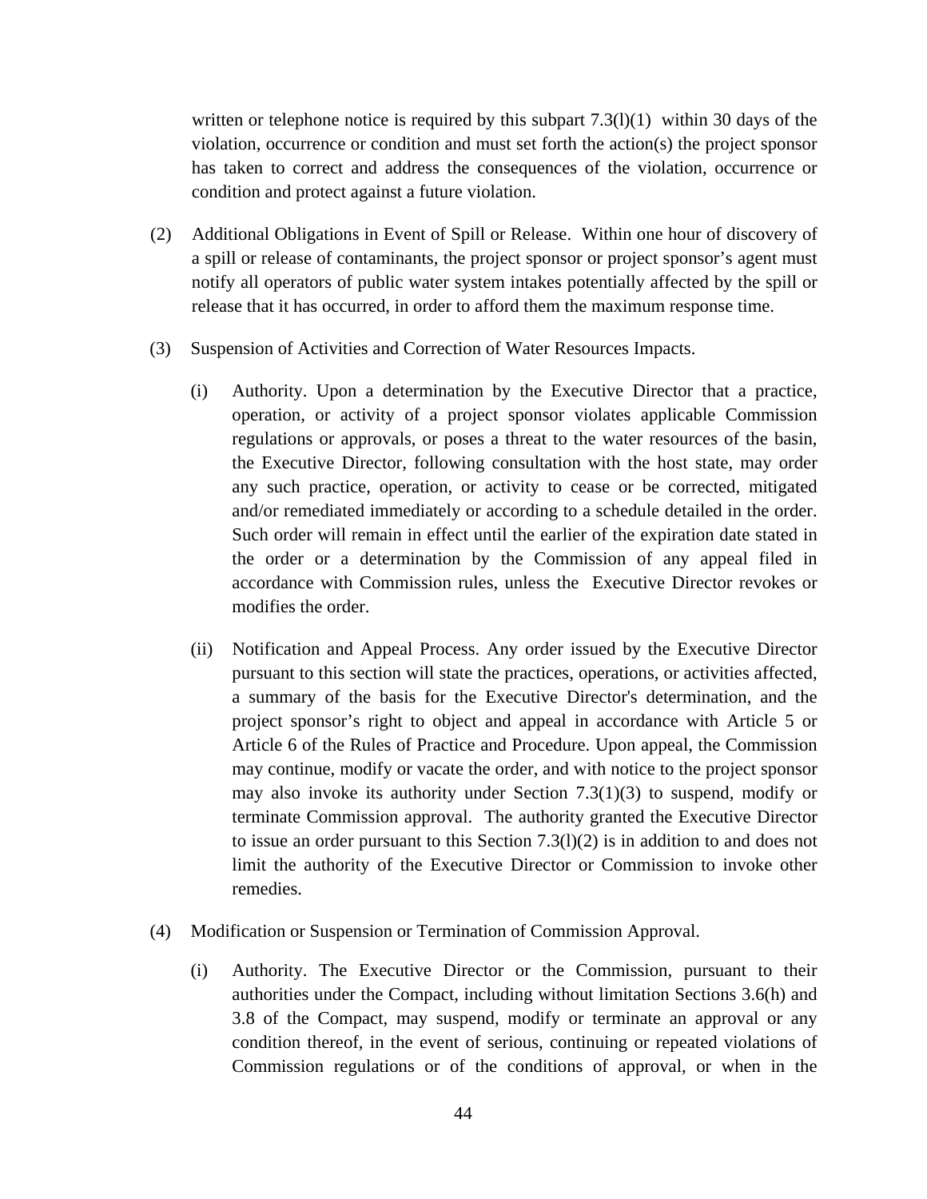written or telephone notice is required by this subpart 7.3(l)(1) within 30 days of the violation, occurrence or condition and must set forth the action(s) the project sponsor has taken to correct and address the consequences of the violation, occurrence or condition and protect against a future violation.

(2) Additional Obligations in Event of Spill or Release. Within one hour of discovery of a spill or release of contaminants, the project sponsor or project sponsor's agent must notify all operators of public water system intakes potentially affected by the spill or release that it has occurred, in order to afford them the maximum response time.

(3) Suspension of Activities and Correction of Water Resources Impacts.

(i) Authority. Upon a determination by the Executive Director that a practice, operation, or activity of a project sponsor violates applicable Commission regulations or approvals, or poses a threat to the water resources of the basin, the Executive Director, following consultation with the host state, may order any such practice, operation, or activity to cease or be corrected, mitigated and/or remediated immediately or according to a schedule detailed in the order. Such order will remain in effect until the earlier of the expiration date stated in the order or a determination by the Commission of any appeal filed in accordance with Commission rules, unless the Executive Director revokes or modifies the order.

(ii) Notification and Appeal Process. Any order issued by the Executive Director pursuant to this section will state the practices, operations, or activities affected, a summary of the basis for the Executive Director's determination, and the project sponsor's right to object and appeal in accordance with Article 5 or Article 6 of the Rules of Practice and Procedure. Upon appeal, the Commission may continue, modify or vacate the order, and with notice to the project sponsor may also invoke its authority under Section 7.3(1)(3) to suspend, modify or terminate Commission approval. The authority granted the Executive Director to issue an order pursuant to this Section 7.3(l)(2) is in addition to and does not limit the authority of the Executive Director or Commission to invoke other remedies.

(4) Modification or Suspension or Termination of Commission Approval.

(i) Authority. The Executive Director or the Commission, pursuant to their authorities under the Compact, including without limitation Sections 3.6(h) and 3.8 of the Compact, may suspend, modify or terminate an approval or any condition thereof, in the event of serious, continuing or repeated violations of Commission regulations or of the conditions of approval, or when in the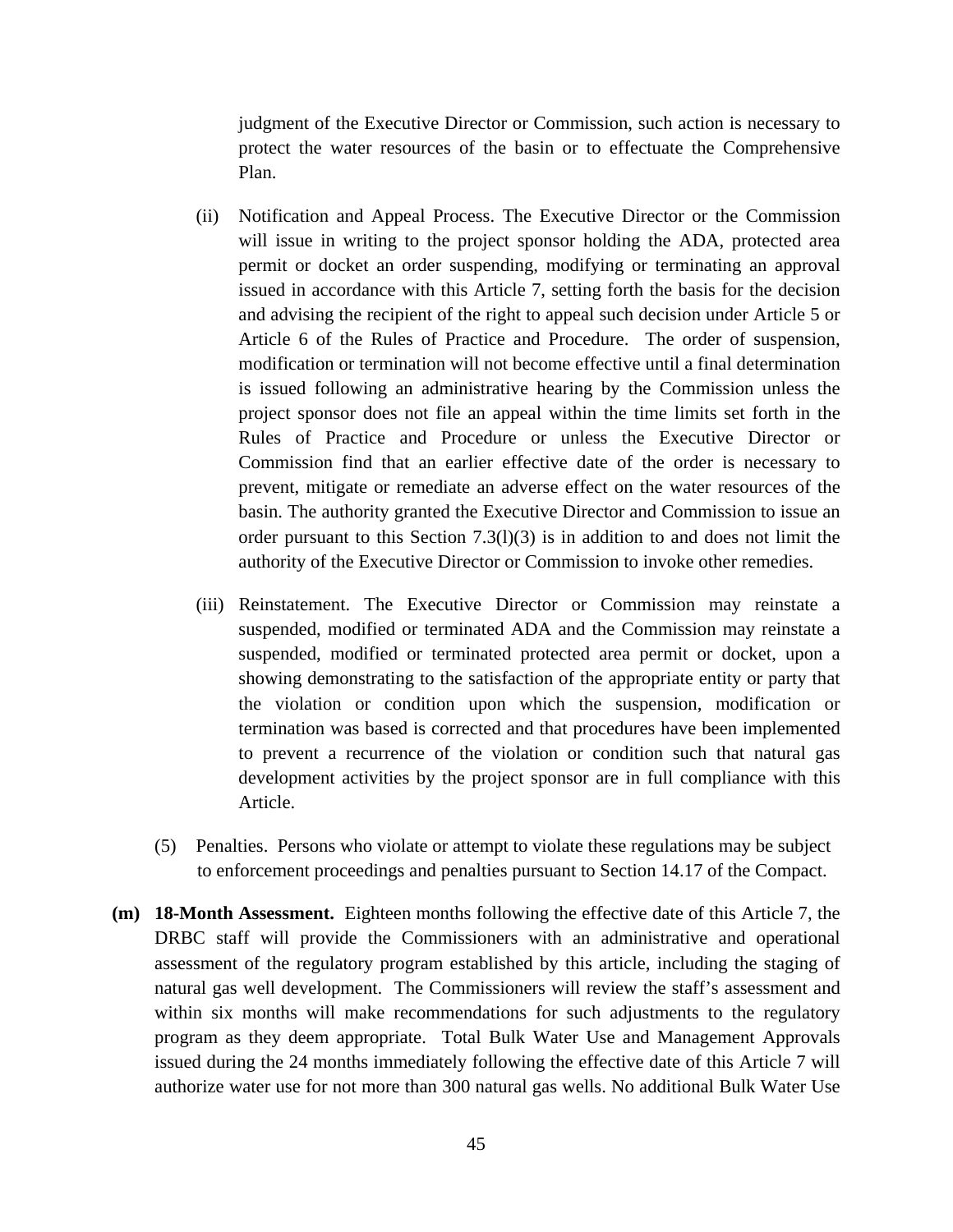judgment of the Executive Director or Commission, such action is necessary to protect the water resources of the basin or to effectuate the Comprehensive Plan.

(ii) Notification and Appeal Process. The Executive Director or the Commission will issue in writing to the project sponsor holding the ADA, protected area permit or docket an order suspending, modifying or terminating an approval issued in accordance with this Article 7, setting forth the basis for the decision and advising the recipient of the right to appeal such decision under Article 5 or Article 6 of the Rules of Practice and Procedure. The order of suspension, modification or termination will not become effective until a final determination is issued following an administrative hearing by the Commission unless the project sponsor does not file an appeal within the time limits set forth in the Rules of Practice and Procedure or unless the Executive Director or Commission find that an earlier effective date of the order is necessary to prevent, mitigate or remediate an adverse effect on the water resources of the basin. The authority granted the Executive Director and Commission to issue an order pursuant to this Section 7.3(l)(3) is in addition to and does not limit the authority of the Executive Director or Commission to invoke other remedies.

(iii) Reinstatement. The Executive Director or Commission may reinstate a suspended, modified or terminated ADA and the Commission may reinstate a suspended, modified or terminated protected area permit or docket, upon a showing demonstrating to the satisfaction of the appropriate entity or party that the violation or condition upon which the suspension, modification or termination was based is corrected and that procedures have been implemented to prevent a recurrence of the violation or condition such that natural gas development activities by the project sponsor are in full compliance with this Article.

(5) Penalties. Persons who violate or attempt to violate these regulations may be subject to enforcement proceedings and penalties pursuant to Section 14.17 of the Compact.

**(m) 18-Month Assessment.** Eighteen months following the effective date of this Article 7, the DRBC staff will provide the Commissioners with an administrative and operational assessment of the regulatory program established by this article, including the staging of natural gas well development. The Commissioners will review the staff's assessment and within six months will make recommendations for such adjustments to the regulatory program as they deem appropriate. Total Bulk Water Use and Management Approvals issued during the 24 months immediately following the effective date of this Article 7 will authorize water use for not more than 300 natural gas wells. No additional Bulk Water Use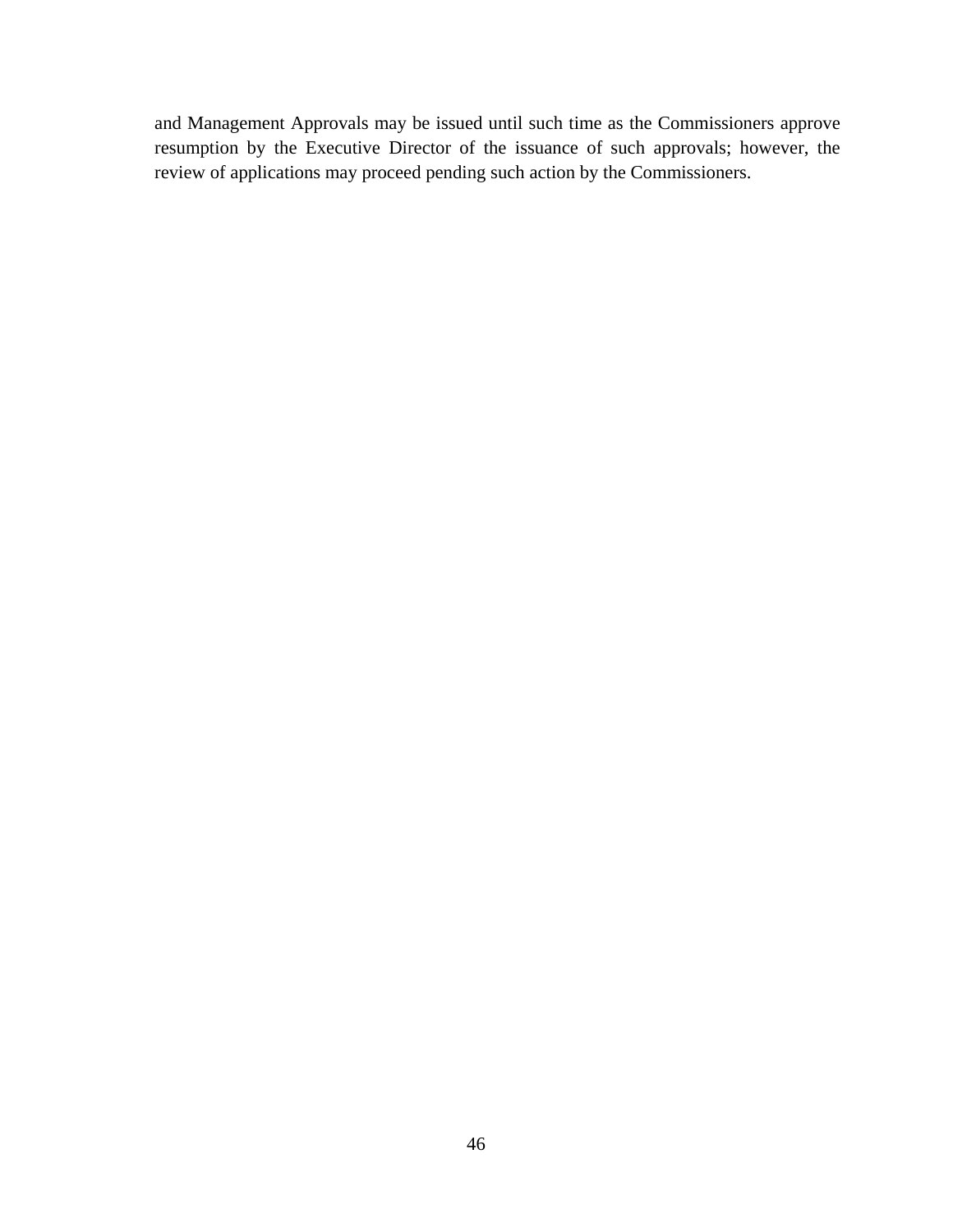and Management Approvals may be issued until such time as the Commissioners approve resumption by the Executive Director of the issuance of such approvals; however, the review of applications may proceed pending such action by the Commissioners.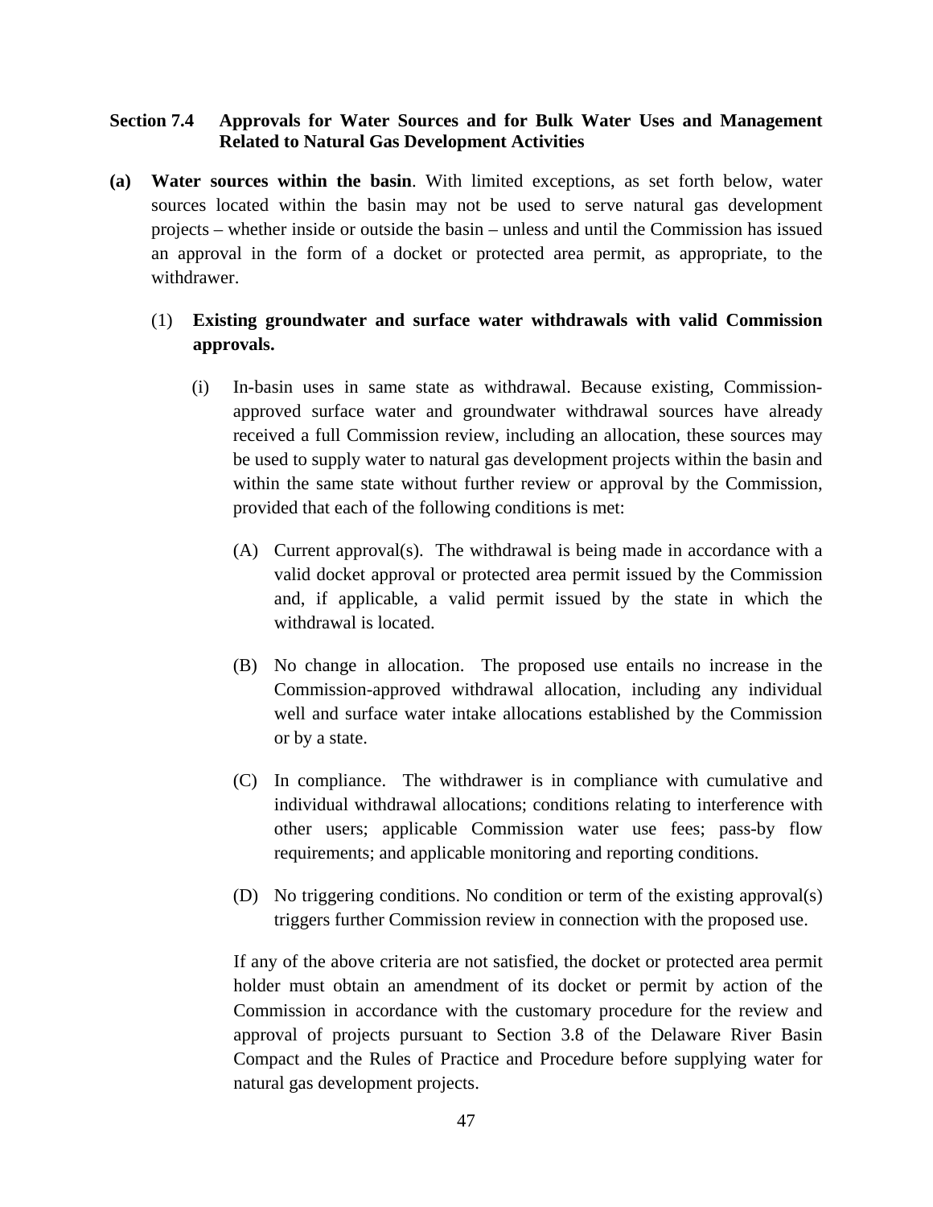## Section 7.4 Approvals for Water Sources and for Bulk Water Uses and Management Related to Natural Gas Development Activities

**(a) Water sources within the basin**. With limited exceptions, as set forth below, water sources located within the basin may not be used to serve natural gas development projects – whether inside or outside the basin – unless and until the Commission has issued an approval in the form of a docket or protected area permit, as appropriate, to the withdrawer.

(1) **Existing groundwater and surface water withdrawals with valid Commission approvals.**

(i) In-basin uses in same state as withdrawal. Because existing, Commission-approved surface water and groundwater withdrawal sources have already received a full Commission review, including an allocation, these sources may be used to supply water to natural gas development projects within the basin and within the same state without further review or approval by the Commission, provided that each of the following conditions is met:

(A) Current approval(s). The withdrawal is being made in accordance with a valid docket approval or protected area permit issued by the Commission and, if applicable, a valid permit issued by the state in which the withdrawal is located.

(B) No change in allocation. The proposed use entails no increase in the Commission-approved withdrawal allocation, including any individual well and surface water intake allocations established by the Commission or by a state.

(C) In compliance. The withdrawer is in compliance with cumulative and individual withdrawal allocations; conditions relating to interference with other users; applicable Commission water use fees; pass-by flow requirements; and applicable monitoring and reporting conditions.

(D) No triggering conditions. No condition or term of the existing approval(s) triggers further Commission review in connection with the proposed use.

If any of the above criteria are not satisfied, the docket or protected area permit holder must obtain an amendment of its docket or permit by action of the Commission in accordance with the customary procedure for the review and approval of projects pursuant to Section 3.8 of the Delaware River Basin Compact and the Rules of Practice and Procedure before supplying water for natural gas development projects.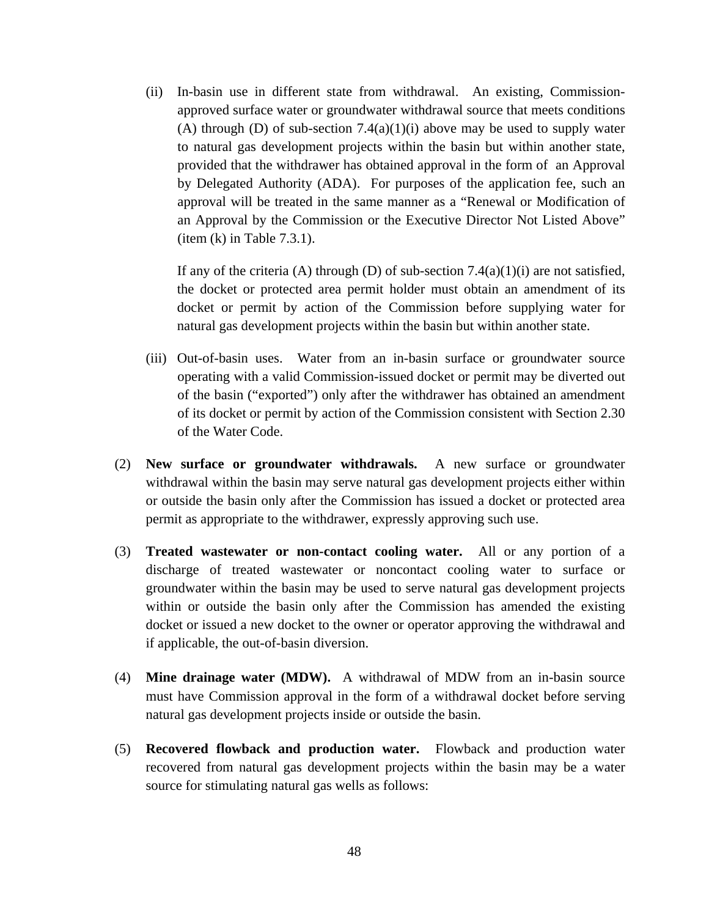(ii) In-basin use in different state from withdrawal. An existing, Commission-approved surface water or groundwater withdrawal source that meets conditions (A) through (D) of sub-section 7.4(a)(1)(i) above may be used to supply water to natural gas development projects within the basin but within another state, provided that the withdrawer has obtained approval in the form of an Approval by Delegated Authority (ADA). For purposes of the application fee, such an approval will be treated in the same manner as a "Renewal or Modification of an Approval by the Commission or the Executive Director Not Listed Above" (item (k) in Table 7.3.1).

If any of the criteria (A) through (D) of sub-section 7.4(a)(1)(i) are not satisfied, the docket or protected area permit holder must obtain an amendment of its docket or permit by action of the Commission before supplying water for natural gas development projects within the basin but within another state.

(iii) Out-of-basin uses. Water from an in-basin surface or groundwater source operating with a valid Commission-issued docket or permit may be diverted out of the basin ("exported") only after the withdrawer has obtained an amendment of its docket or permit by action of the Commission consistent with Section 2.30 of the Water Code.

(2) **New surface or groundwater withdrawals.** A new surface or groundwater withdrawal within the basin may serve natural gas development projects either within or outside the basin only after the Commission has issued a docket or protected area permit as appropriate to the withdrawer, expressly approving such use.

(3) **Treated wastewater or non-contact cooling water.** All or any portion of a discharge of treated wastewater or noncontact cooling water to surface or groundwater within the basin may be used to serve natural gas development projects within or outside the basin only after the Commission has amended the existing docket or issued a new docket to the owner or operator approving the withdrawal and if applicable, the out-of-basin diversion.

(4) **Mine drainage water (MDW).** A withdrawal of MDW from an in-basin source must have Commission approval in the form of a withdrawal docket before serving natural gas development projects inside or outside the basin.

(5) **Recovered flowback and production water.** Flowback and production water recovered from natural gas development projects within the basin may be a water source for stimulating natural gas wells as follows: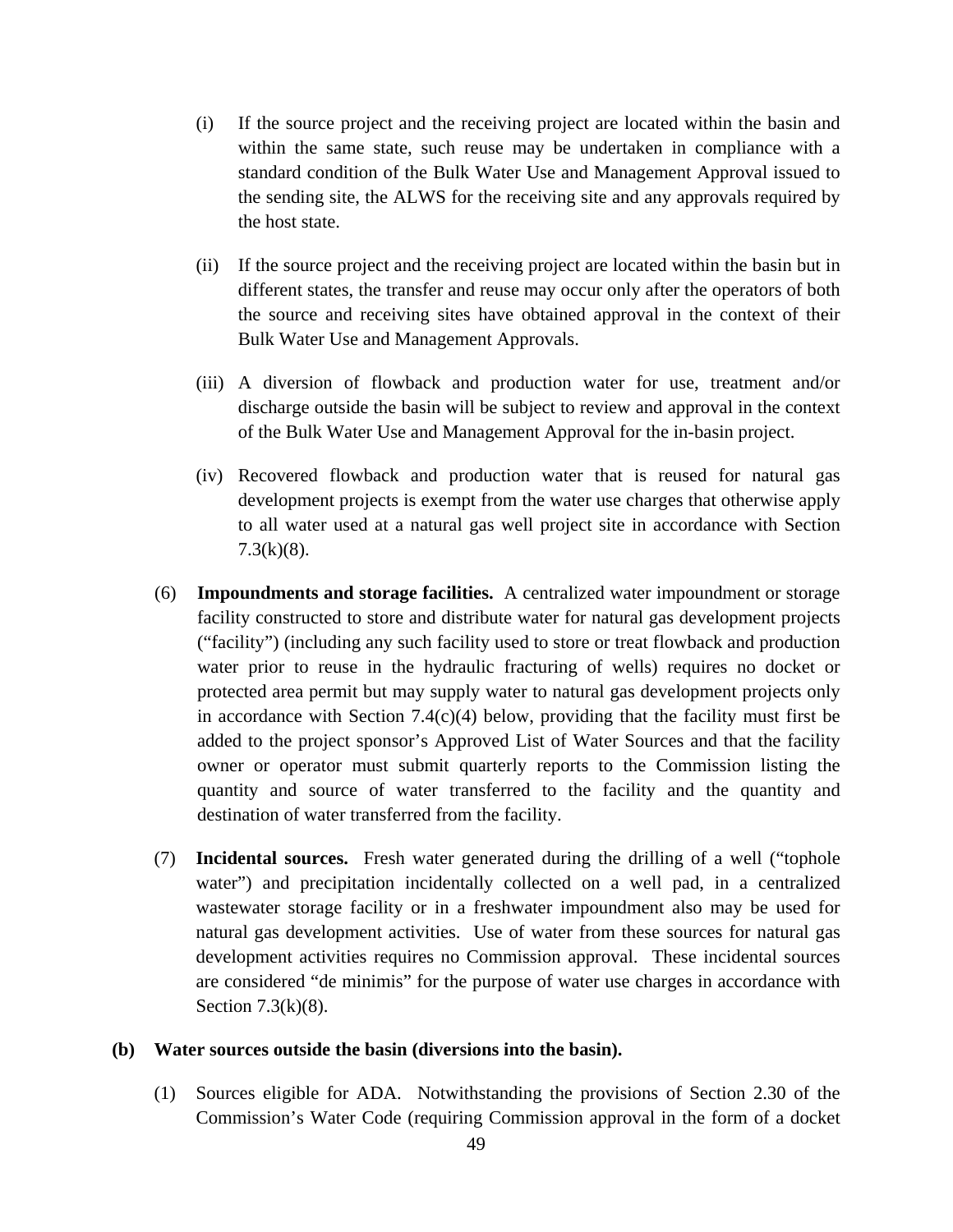(i) If the source project and the receiving project are located within the basin and within the same state, such reuse may be undertaken in compliance with a standard condition of the Bulk Water Use and Management Approval issued to the sending site, the ALWS for the receiving site and any approvals required by the host state.

(ii) If the source project and the receiving project are located within the basin but in different states, the transfer and reuse may occur only after the operators of both the source and receiving sites have obtained approval in the context of their Bulk Water Use and Management Approvals.

(iii) A diversion of flowback and production water for use, treatment and/or discharge outside the basin will be subject to review and approval in the context of the Bulk Water Use and Management Approval for the in-basin project.

(iv) Recovered flowback and production water that is reused for natural gas development projects is exempt from the water use charges that otherwise apply to all water used at a natural gas well project site in accordance with Section 7.3(k)(8).

(6) **Impoundments and storage facilities.** A centralized water impoundment or storage facility constructed to store and distribute water for natural gas development projects ("facility") (including any such facility used to store or treat flowback and production water prior to reuse in the hydraulic fracturing of wells) requires no docket or protected area permit but may supply water to natural gas development projects only in accordance with Section 7.4(c)(4) below, providing that the facility must first be added to the project sponsor's Approved List of Water Sources and that the facility owner or operator must submit quarterly reports to the Commission listing the quantity and source of water transferred to the facility and the quantity and destination of water transferred from the facility.

(7) **Incidental sources.** Fresh water generated during the drilling of a well ("tophole water") and precipitation incidentally collected on a well pad, in a centralized wastewater storage facility or in a freshwater impoundment also may be used for natural gas development activities. Use of water from these sources for natural gas development activities requires no Commission approval. These incidental sources are considered "de minimis" for the purpose of water use charges in accordance with Section 7.3(k)(8).

**(b) Water sources outside the basin (diversions into the basin).**

(1) Sources eligible for ADA. Notwithstanding the provisions of Section 2.30 of the Commission's Water Code (requiring Commission approval in the form of a docket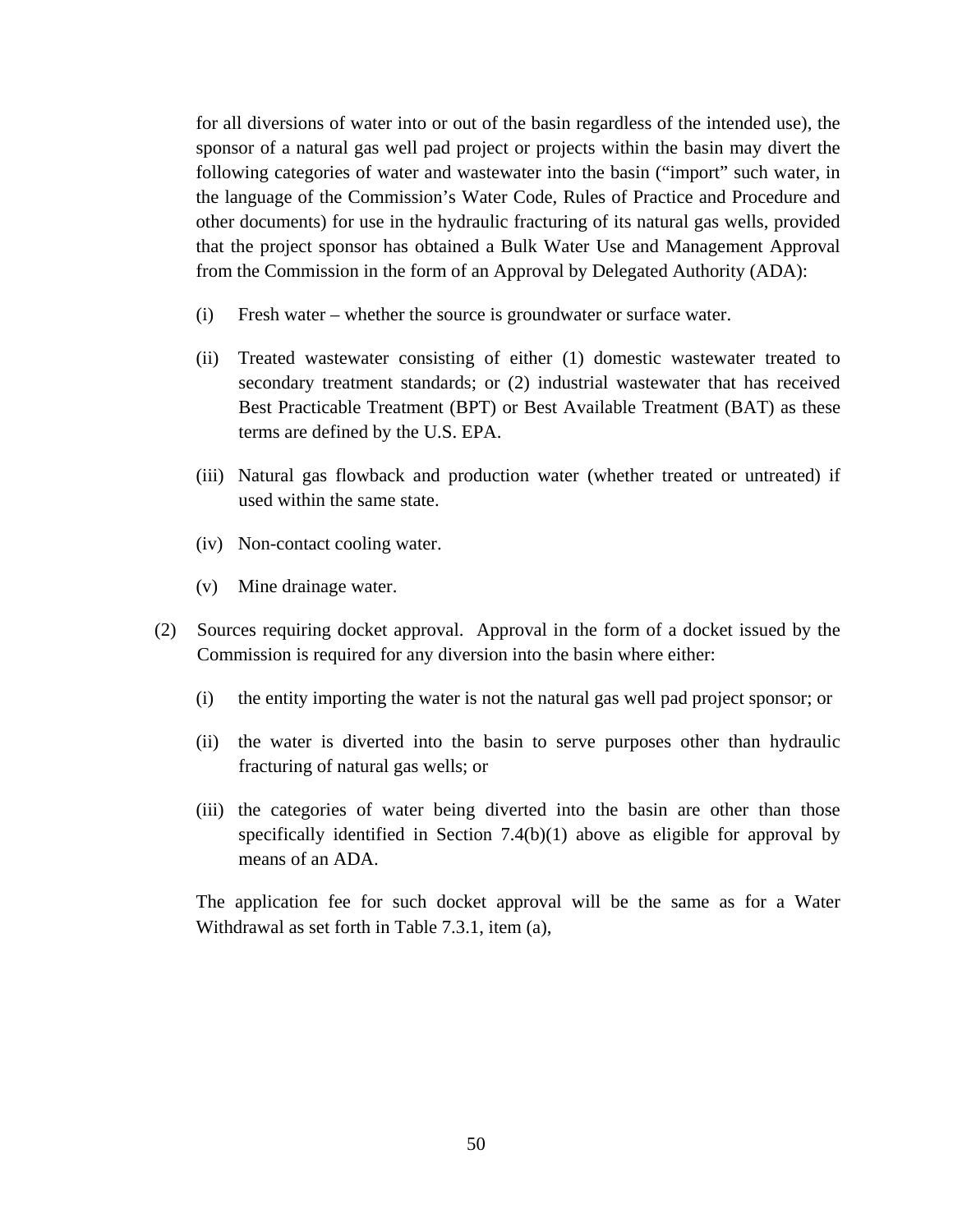for all diversions of water into or out of the basin regardless of the intended use), the sponsor of a natural gas well pad project or projects within the basin may divert the following categories of water and wastewater into the basin ("import" such water, in the language of the Commission's Water Code, Rules of Practice and Procedure and other documents) for use in the hydraulic fracturing of its natural gas wells, provided that the project sponsor has obtained a Bulk Water Use and Management Approval from the Commission in the form of an Approval by Delegated Authority (ADA):

(i) Fresh water – whether the source is groundwater or surface water.

(ii) Treated wastewater consisting of either (1) domestic wastewater treated to secondary treatment standards; or (2) industrial wastewater that has received Best Practicable Treatment (BPT) or Best Available Treatment (BAT) as these terms are defined by the U.S. EPA.

(iii) Natural gas flowback and production water (whether treated or untreated) if used within the same state.

(iv) Non-contact cooling water.

(v) Mine drainage water.

(2) Sources requiring docket approval. Approval in the form of a docket issued by the Commission is required for any diversion into the basin where either:

(i) the entity importing the water is not the natural gas well pad project sponsor; or

(ii) the water is diverted into the basin to serve purposes other than hydraulic fracturing of natural gas wells; or

(iii) the categories of water being diverted into the basin are other than those specifically identified in Section 7.4(b)(1) above as eligible for approval by means of an ADA.

The application fee for such docket approval will be the same as for a Water Withdrawal as set forth in Table 7.3.1, item (a),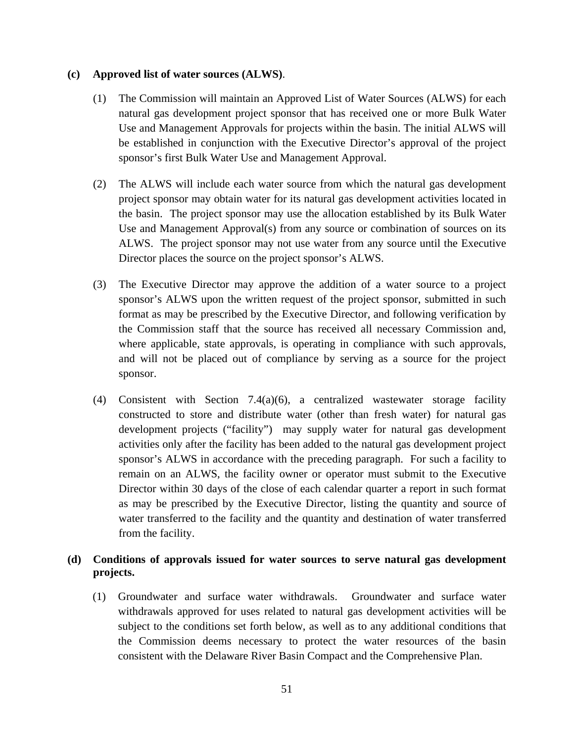**(c) Approved list of water sources (ALWS)**.

(1) The Commission will maintain an Approved List of Water Sources (ALWS) for each natural gas development project sponsor that has received one or more Bulk Water Use and Management Approvals for projects within the basin. The initial ALWS will be established in conjunction with the Executive Director's approval of the project sponsor's first Bulk Water Use and Management Approval.

(2) The ALWS will include each water source from which the natural gas development project sponsor may obtain water for its natural gas development activities located in the basin. The project sponsor may use the allocation established by its Bulk Water Use and Management Approval(s) from any source or combination of sources on its ALWS. The project sponsor may not use water from any source until the Executive Director places the source on the project sponsor's ALWS.

(3) The Executive Director may approve the addition of a water source to a project sponsor's ALWS upon the written request of the project sponsor, submitted in such format as may be prescribed by the Executive Director, and following verification by the Commission staff that the source has received all necessary Commission and, where applicable, state approvals, is operating in compliance with such approvals, and will not be placed out of compliance by serving as a source for the project sponsor.

(4) Consistent with Section 7.4(a)(6), a centralized wastewater storage facility constructed to store and distribute water (other than fresh water) for natural gas development projects ("facility") may supply water for natural gas development activities only after the facility has been added to the natural gas development project sponsor's ALWS in accordance with the preceding paragraph. For such a facility to remain on an ALWS, the facility owner or operator must submit to the Executive Director within 30 days of the close of each calendar quarter a report in such format as may be prescribed by the Executive Director, listing the quantity and source of water transferred to the facility and the quantity and destination of water transferred from the facility.

**(d) Conditions of approvals issued for water sources to serve natural gas development projects.**

(1) Groundwater and surface water withdrawals. Groundwater and surface water withdrawals approved for uses related to natural gas development activities will be subject to the conditions set forth below, as well as to any additional conditions that the Commission deems necessary to protect the water resources of the basin consistent with the Delaware River Basin Compact and the Comprehensive Plan.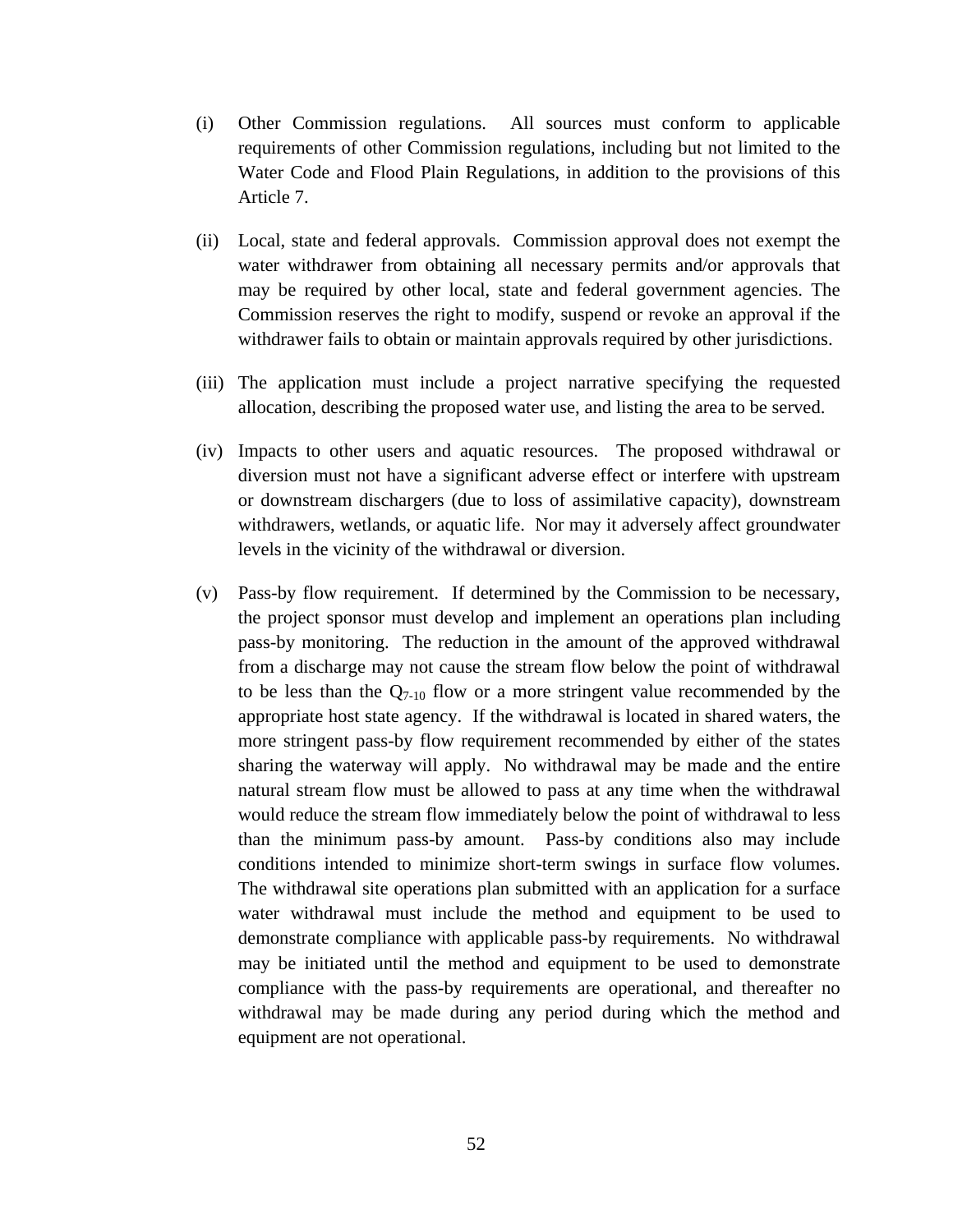(i) Other Commission regulations. All sources must conform to applicable requirements of other Commission regulations, including but not limited to the Water Code and Flood Plain Regulations, in addition to the provisions of this Article 7.

(ii) Local, state and federal approvals. Commission approval does not exempt the water withdrawer from obtaining all necessary permits and/or approvals that may be required by other local, state and federal government agencies. The Commission reserves the right to modify, suspend or revoke an approval if the withdrawer fails to obtain or maintain approvals required by other jurisdictions.

(iii) The application must include a project narrative specifying the requested allocation, describing the proposed water use, and listing the area to be served.

(iv) Impacts to other users and aquatic resources. The proposed withdrawal or diversion must not have a significant adverse effect or interfere with upstream or downstream dischargers (due to loss of assimilative capacity), downstream withdrawers, wetlands, or aquatic life. Nor may it adversely affect groundwater levels in the vicinity of the withdrawal or diversion.

(v) Pass-by flow requirement. If determined by the Commission to be necessary, the project sponsor must develop and implement an operations plan including pass-by monitoring. The reduction in the amount of the approved withdrawal from a discharge may not cause the stream flow below the point of withdrawal to be less than the $Q_{7\text{-}10}$ flow or a more stringent value recommended by the appropriate host state agency. If the withdrawal is located in shared waters, the more stringent pass-by flow requirement recommended by either of the states sharing the waterway will apply. No withdrawal may be made and the entire natural stream flow must be allowed to pass at any time when the withdrawal would reduce the stream flow immediately below the point of withdrawal to less than the minimum pass-by amount. Pass-by conditions also may include conditions intended to minimize short-term swings in surface flow volumes. The withdrawal site operations plan submitted with an application for a surface water withdrawal must include the method and equipment to be used to demonstrate compliance with applicable pass-by requirements. No withdrawal may be initiated until the method and equipment to be used to demonstrate compliance with the pass-by requirements are operational, and thereafter no withdrawal may be made during any period during which the method and equipment are not operational.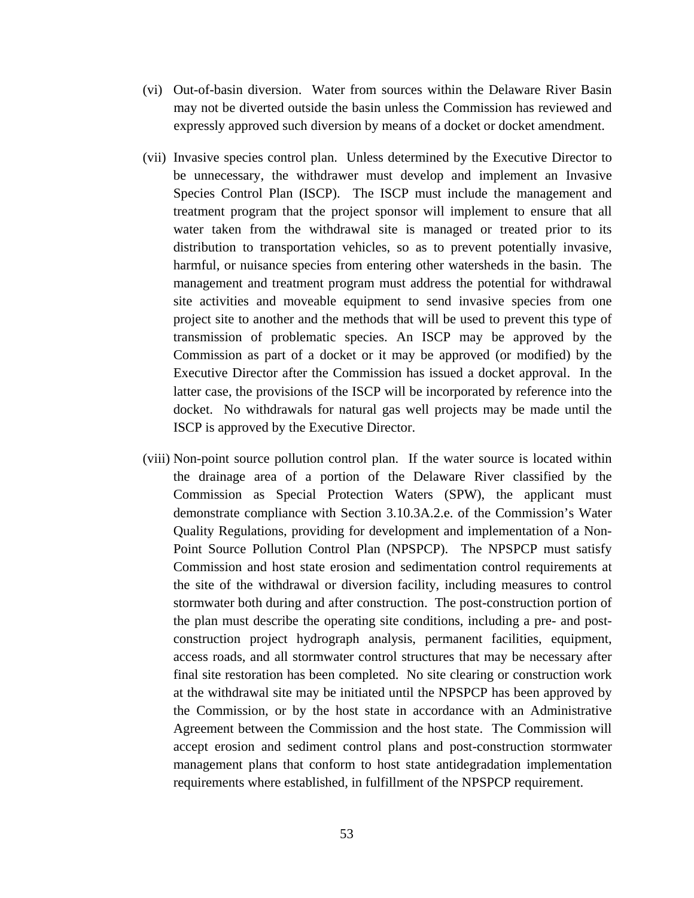(vi) Out-of-basin diversion. Water from sources within the Delaware River Basin may not be diverted outside the basin unless the Commission has reviewed and expressly approved such diversion by means of a docket or docket amendment.

(vii) Invasive species control plan. Unless determined by the Executive Director to be unnecessary, the withdrawer must develop and implement an Invasive Species Control Plan (ISCP). The ISCP must include the management and treatment program that the project sponsor will implement to ensure that all water taken from the withdrawal site is managed or treated prior to its distribution to transportation vehicles, so as to prevent potentially invasive, harmful, or nuisance species from entering other watersheds in the basin. The management and treatment program must address the potential for withdrawal site activities and moveable equipment to send invasive species from one project site to another and the methods that will be used to prevent this type of transmission of problematic species. An ISCP may be approved by the Commission as part of a docket or it may be approved (or modified) by the Executive Director after the Commission has issued a docket approval. In the latter case, the provisions of the ISCP will be incorporated by reference into the docket. No withdrawals for natural gas well projects may be made until the ISCP is approved by the Executive Director.

(viii) Non-point source pollution control plan. If the water source is located within the drainage area of a portion of the Delaware River classified by the Commission as Special Protection Waters (SPW), the applicant must demonstrate compliance with Section 3.10.3A.2.e. of the Commission's Water Quality Regulations, providing for development and implementation of a Non-Point Source Pollution Control Plan (NPSPCP). The NPSPCP must satisfy Commission and host state erosion and sedimentation control requirements at the site of the withdrawal or diversion facility, including measures to control stormwater both during and after construction. The post-construction portion of the plan must describe the operating site conditions, including a pre- and post-construction project hydrograph analysis, permanent facilities, equipment, access roads, and all stormwater control structures that may be necessary after final site restoration has been completed. No site clearing or construction work at the withdrawal site may be initiated until the NPSPCP has been approved by the Commission, or by the host state in accordance with an Administrative Agreement between the Commission and the host state. The Commission will accept erosion and sediment control plans and post-construction stormwater management plans that conform to host state antidegradation implementation requirements where established, in fulfillment of the NPSPCP requirement.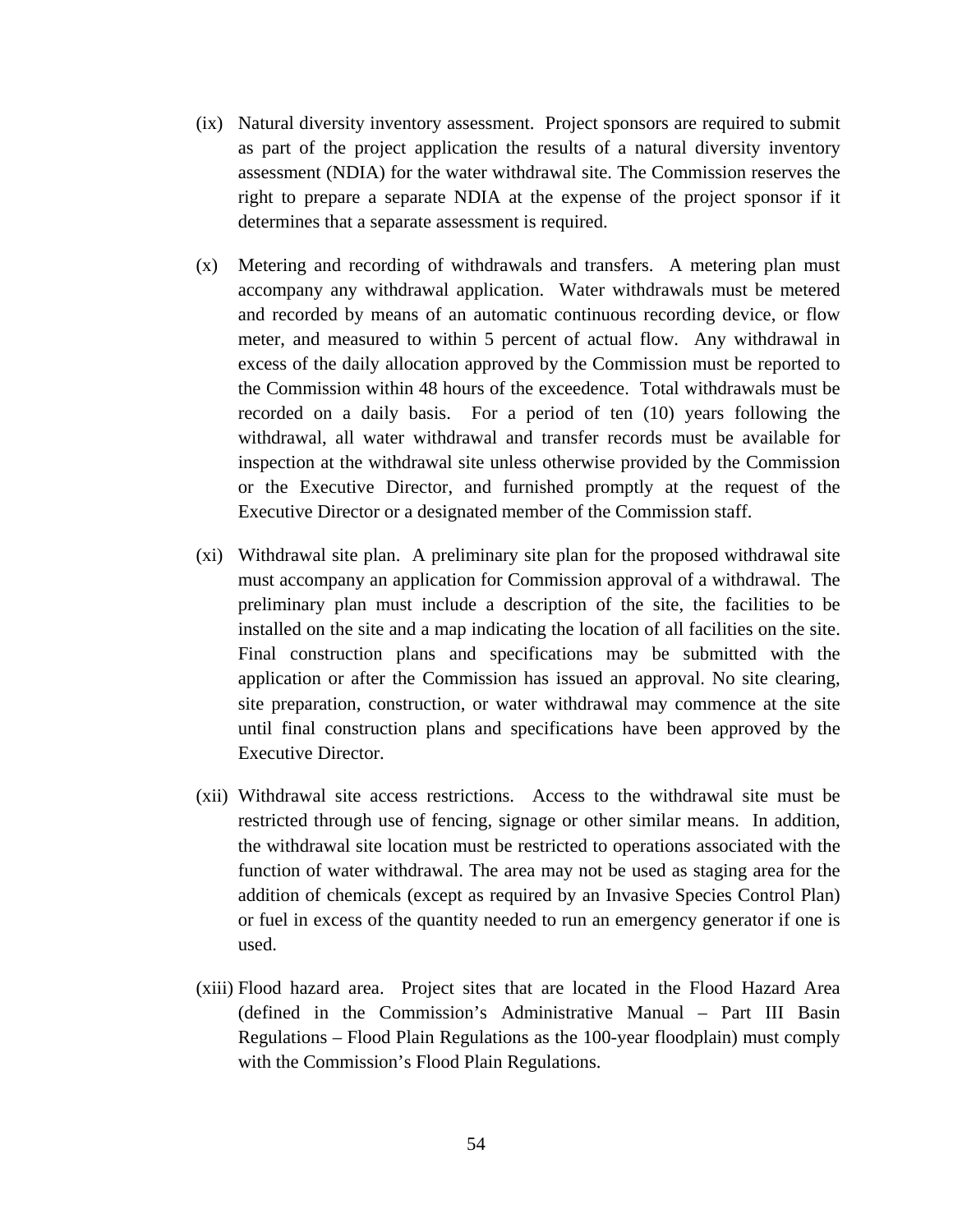(ix) Natural diversity inventory assessment. Project sponsors are required to submit as part of the project application the results of a natural diversity inventory assessment (NDIA) for the water withdrawal site. The Commission reserves the right to prepare a separate NDIA at the expense of the project sponsor if it determines that a separate assessment is required.

(x) Metering and recording of withdrawals and transfers. A metering plan must accompany any withdrawal application. Water withdrawals must be metered and recorded by means of an automatic continuous recording device, or flow meter, and measured to within 5 percent of actual flow. Any withdrawal in excess of the daily allocation approved by the Commission must be reported to the Commission within 48 hours of the exceedence. Total withdrawals must be recorded on a daily basis. For a period of ten (10) years following the withdrawal, all water withdrawal and transfer records must be available for inspection at the withdrawal site unless otherwise provided by the Commission or the Executive Director, and furnished promptly at the request of the Executive Director or a designated member of the Commission staff.

(xi) Withdrawal site plan. A preliminary site plan for the proposed withdrawal site must accompany an application for Commission approval of a withdrawal. The preliminary plan must include a description of the site, the facilities to be installed on the site and a map indicating the location of all facilities on the site. Final construction plans and specifications may be submitted with the application or after the Commission has issued an approval. No site clearing, site preparation, construction, or water withdrawal may commence at the site until final construction plans and specifications have been approved by the Executive Director.

(xii) Withdrawal site access restrictions. Access to the withdrawal site must be restricted through use of fencing, signage or other similar means. In addition, the withdrawal site location must be restricted to operations associated with the function of water withdrawal. The area may not be used as staging area for the addition of chemicals (except as required by an Invasive Species Control Plan) or fuel in excess of the quantity needed to run an emergency generator if one is used.

(xiii) Flood hazard area. Project sites that are located in the Flood Hazard Area (defined in the Commission's Administrative Manual – Part III Basin Regulations – Flood Plain Regulations as the 100-year floodplain) must comply with the Commission's Flood Plain Regulations.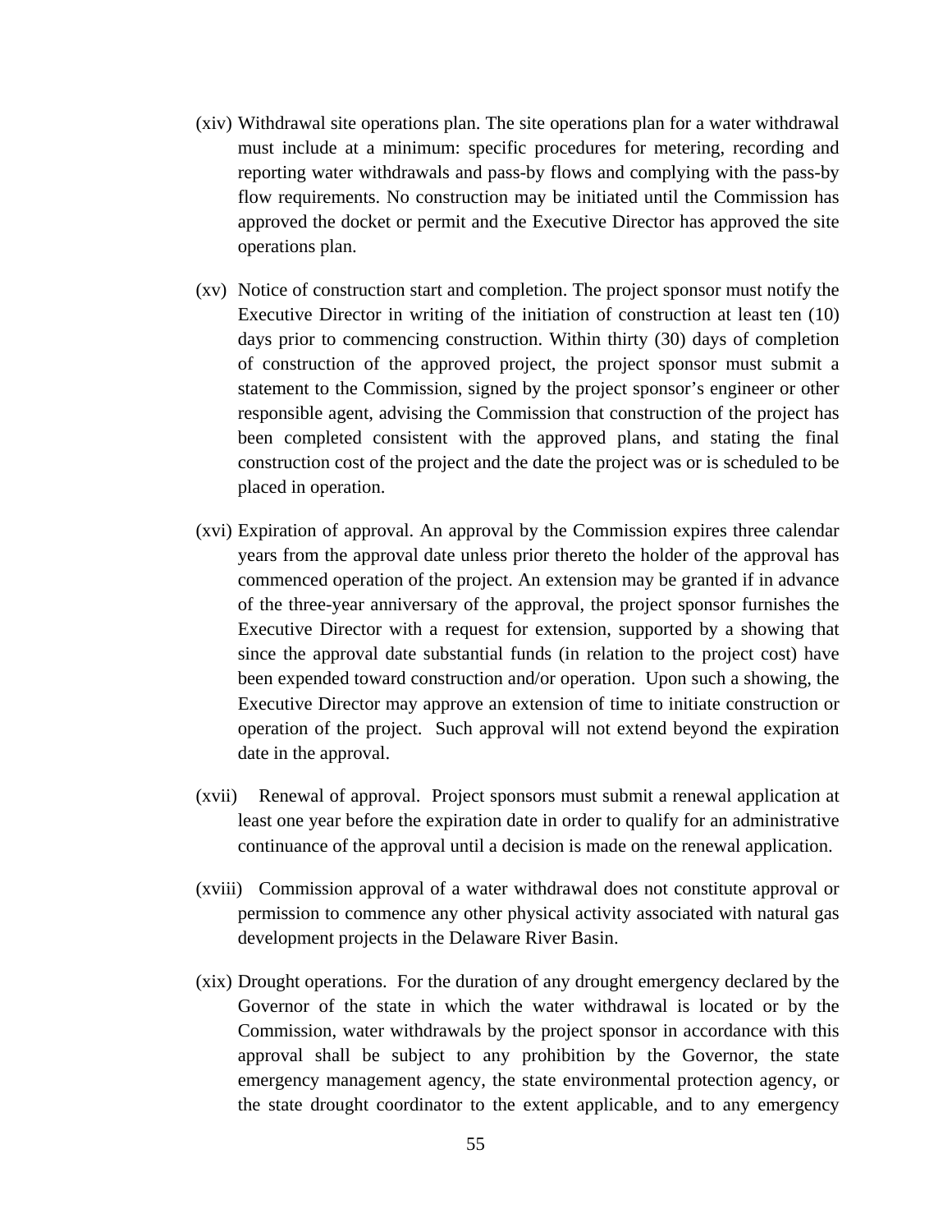(xiv) Withdrawal site operations plan. The site operations plan for a water withdrawal must include at a minimum: specific procedures for metering, recording and reporting water withdrawals and pass-by flows and complying with the pass-by flow requirements. No construction may be initiated until the Commission has approved the docket or permit and the Executive Director has approved the site operations plan.

(xv) Notice of construction start and completion. The project sponsor must notify the Executive Director in writing of the initiation of construction at least ten (10) days prior to commencing construction. Within thirty (30) days of completion of construction of the approved project, the project sponsor must submit a statement to the Commission, signed by the project sponsor's engineer or other responsible agent, advising the Commission that construction of the project has been completed consistent with the approved plans, and stating the final construction cost of the project and the date the project was or is scheduled to be placed in operation.

(xvi) Expiration of approval. An approval by the Commission expires three calendar years from the approval date unless prior thereto the holder of the approval has commenced operation of the project. An extension may be granted if in advance of the three-year anniversary of the approval, the project sponsor furnishes the Executive Director with a request for extension, supported by a showing that since the approval date substantial funds (in relation to the project cost) have been expended toward construction and/or operation. Upon such a showing, the Executive Director may approve an extension of time to initiate construction or operation of the project. Such approval will not extend beyond the expiration date in the approval.

(xvii) Renewal of approval. Project sponsors must submit a renewal application at least one year before the expiration date in order to qualify for an administrative continuance of the approval until a decision is made on the renewal application.

(xviii) Commission approval of a water withdrawal does not constitute approval or permission to commence any other physical activity associated with natural gas development projects in the Delaware River Basin.

(xix) Drought operations. For the duration of any drought emergency declared by the Governor of the state in which the water withdrawal is located or by the Commission, water withdrawals by the project sponsor in accordance with this approval shall be subject to any prohibition by the Governor, the state emergency management agency, the state environmental protection agency, or the state drought coordinator to the extent applicable, and to any emergency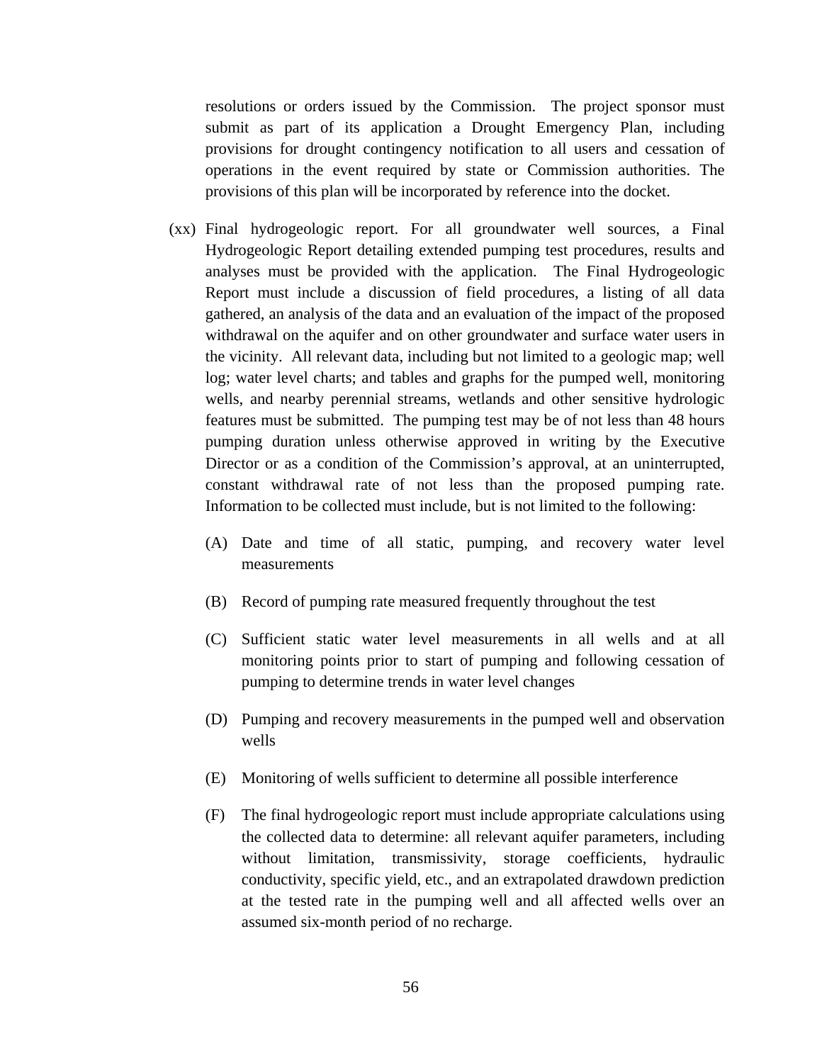resolutions or orders issued by the Commission. The project sponsor must submit as part of its application a Drought Emergency Plan, including provisions for drought contingency notification to all users and cessation of operations in the event required by state or Commission authorities. The provisions of this plan will be incorporated by reference into the docket.

(xx) Final hydrogeologic report. For all groundwater well sources, a Final Hydrogeologic Report detailing extended pumping test procedures, results and analyses must be provided with the application. The Final Hydrogeologic Report must include a discussion of field procedures, a listing of all data gathered, an analysis of the data and an evaluation of the impact of the proposed withdrawal on the aquifer and on other groundwater and surface water users in the vicinity. All relevant data, including but not limited to a geologic map; well log; water level charts; and tables and graphs for the pumped well, monitoring wells, and nearby perennial streams, wetlands and other sensitive hydrologic features must be submitted. The pumping test may be of not less than 48 hours pumping duration unless otherwise approved in writing by the Executive Director or as a condition of the Commission's approval, at an uninterrupted, constant withdrawal rate of not less than the proposed pumping rate. Information to be collected must include, but is not limited to the following:

(A) Date and time of all static, pumping, and recovery water level measurements

(B) Record of pumping rate measured frequently throughout the test

(C) Sufficient static water level measurements in all wells and at all monitoring points prior to start of pumping and following cessation of pumping to determine trends in water level changes

(D) Pumping and recovery measurements in the pumped well and observation wells

(E) Monitoring of wells sufficient to determine all possible interference

(F) The final hydrogeologic report must include appropriate calculations using the collected data to determine: all relevant aquifer parameters, including without limitation, transmissivity, storage coefficients, hydraulic conductivity, specific yield, etc., and an extrapolated drawdown prediction at the tested rate in the pumping well and all affected wells over an assumed six-month period of no recharge.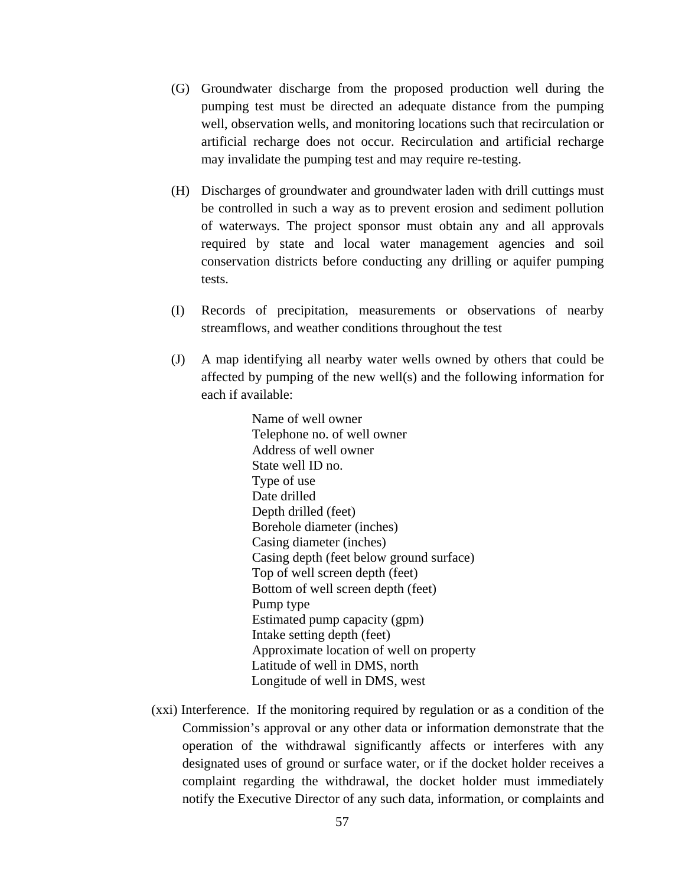(G) Groundwater discharge from the proposed production well during the pumping test must be directed an adequate distance from the pumping well, observation wells, and monitoring locations such that recirculation or artificial recharge does not occur. Recirculation and artificial recharge may invalidate the pumping test and may require re-testing.

(H) Discharges of groundwater and groundwater laden with drill cuttings must be controlled in such a way as to prevent erosion and sediment pollution of waterways. The project sponsor must obtain any and all approvals required by state and local water management agencies and soil conservation districts before conducting any drilling or aquifer pumping tests.

(I) Records of precipitation, measurements or observations of nearby streamflows, and weather conditions throughout the test

(J) A map identifying all nearby water wells owned by others that could be affected by pumping of the new well(s) and the following information for each if available:

Name of well owner
Telephone no. of well owner
Address of well owner
State well ID no.
Type of use
Date drilled
Depth drilled (feet)
Borehole diameter (inches)
Casing diameter (inches)
Casing depth (feet below ground surface)
Top of well screen depth (feet)
Bottom of well screen depth (feet)
Pump type
Estimated pump capacity (gpm)
Intake setting depth (feet)
Approximate location of well on property
Latitude of well in DMS, north
Longitude of well in DMS, west

(xxi) Interference. If the monitoring required by regulation or as a condition of the Commission's approval or any other data or information demonstrate that the operation of the withdrawal significantly affects or interferes with any designated uses of ground or surface water, or if the docket holder receives a complaint regarding the withdrawal, the docket holder must immediately notify the Executive Director of any such data, information, or complaints and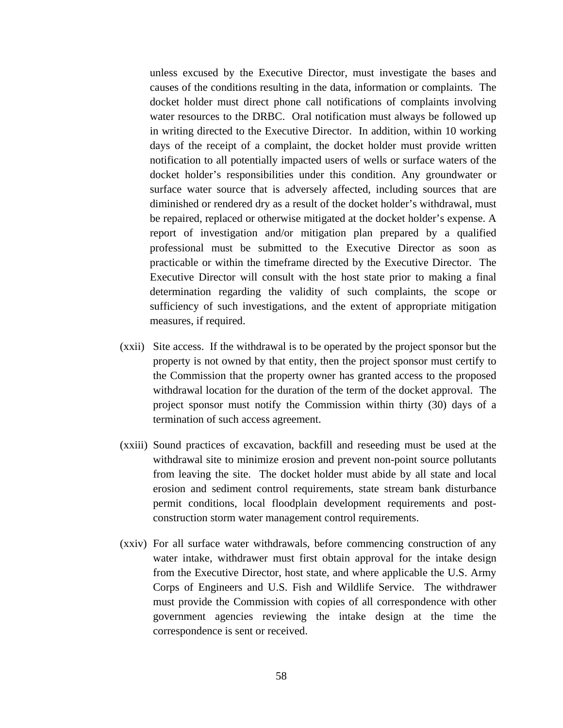unless excused by the Executive Director, must investigate the bases and causes of the conditions resulting in the data, information or complaints. The docket holder must direct phone call notifications of complaints involving water resources to the DRBC. Oral notification must always be followed up in writing directed to the Executive Director. In addition, within 10 working days of the receipt of a complaint, the docket holder must provide written notification to all potentially impacted users of wells or surface waters of the docket holder's responsibilities under this condition. Any groundwater or surface water source that is adversely affected, including sources that are diminished or rendered dry as a result of the docket holder's withdrawal, must be repaired, replaced or otherwise mitigated at the docket holder's expense. A report of investigation and/or mitigation plan prepared by a qualified professional must be submitted to the Executive Director as soon as practicable or within the timeframe directed by the Executive Director. The Executive Director will consult with the host state prior to making a final determination regarding the validity of such complaints, the scope or sufficiency of such investigations, and the extent of appropriate mitigation measures, if required.

(xxii) Site access. If the withdrawal is to be operated by the project sponsor but the property is not owned by that entity, then the project sponsor must certify to the Commission that the property owner has granted access to the proposed withdrawal location for the duration of the term of the docket approval. The project sponsor must notify the Commission within thirty (30) days of a termination of such access agreement.

(xxiii) Sound practices of excavation, backfill and reseeding must be used at the withdrawal site to minimize erosion and prevent non-point source pollutants from leaving the site. The docket holder must abide by all state and local erosion and sediment control requirements, state stream bank disturbance permit conditions, local floodplain development requirements and post-construction storm water management control requirements.

(xxiv) For all surface water withdrawals, before commencing construction of any water intake, withdrawer must first obtain approval for the intake design from the Executive Director, host state, and where applicable the U.S. Army Corps of Engineers and U.S. Fish and Wildlife Service. The withdrawer must provide the Commission with copies of all correspondence with other government agencies reviewing the intake design at the time the correspondence is sent or received.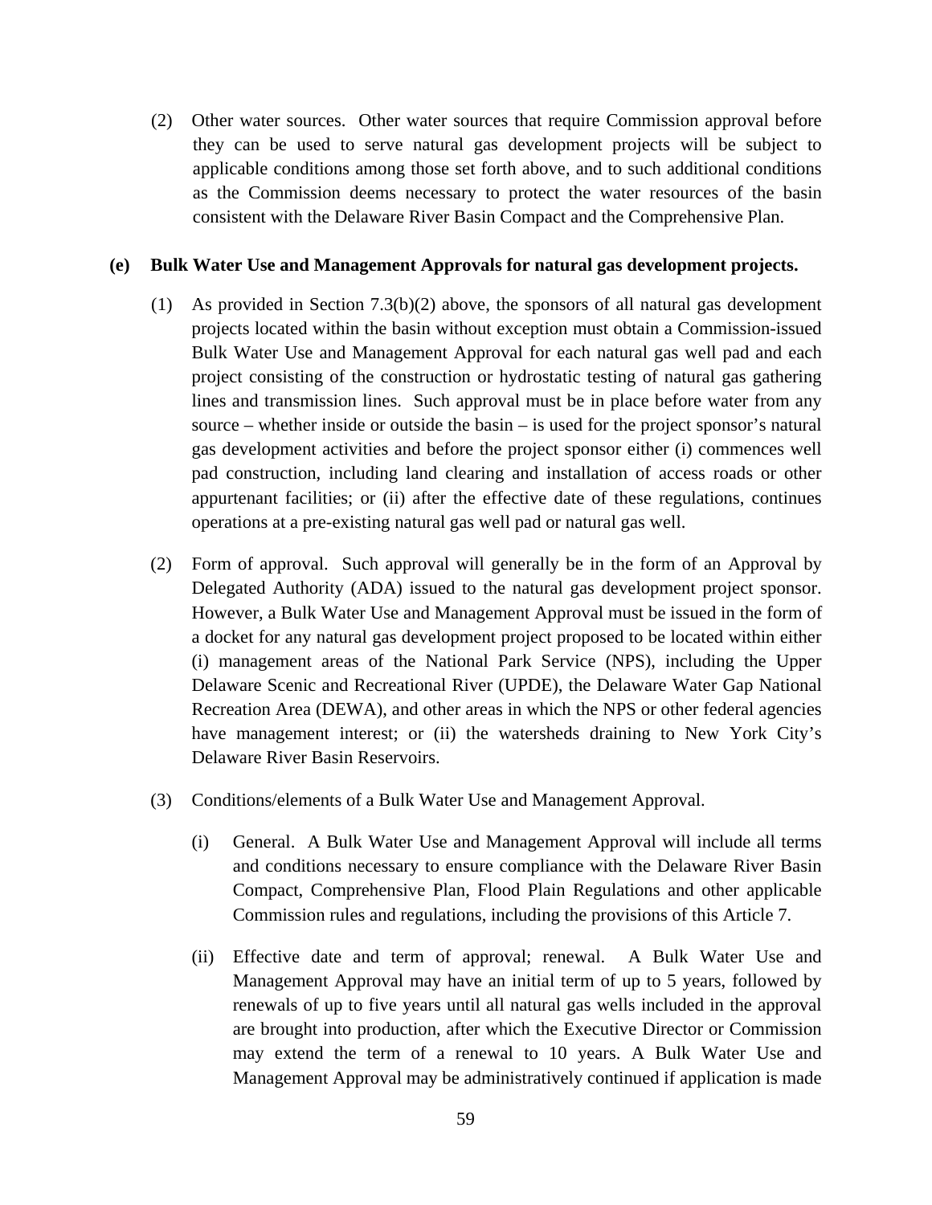(2) Other water sources. Other water sources that require Commission approval before they can be used to serve natural gas development projects will be subject to applicable conditions among those set forth above, and to such additional conditions as the Commission deems necessary to protect the water resources of the basin consistent with the Delaware River Basin Compact and the Comprehensive Plan.

**(e) Bulk Water Use and Management Approvals for natural gas development projects.**

(1) As provided in Section 7.3(b)(2) above, the sponsors of all natural gas development projects located within the basin without exception must obtain a Commission-issued Bulk Water Use and Management Approval for each natural gas well pad and each project consisting of the construction or hydrostatic testing of natural gas gathering lines and transmission lines. Such approval must be in place before water from any source – whether inside or outside the basin – is used for the project sponsor's natural gas development activities and before the project sponsor either (i) commences well pad construction, including land clearing and installation of access roads or other appurtenant facilities; or (ii) after the effective date of these regulations, continues operations at a pre-existing natural gas well pad or natural gas well.

(2) Form of approval. Such approval will generally be in the form of an Approval by Delegated Authority (ADA) issued to the natural gas development project sponsor. However, a Bulk Water Use and Management Approval must be issued in the form of a docket for any natural gas development project proposed to be located within either (i) management areas of the National Park Service (NPS), including the Upper Delaware Scenic and Recreational River (UPDE), the Delaware Water Gap National Recreation Area (DEWA), and other areas in which the NPS or other federal agencies have management interest; or (ii) the watersheds draining to New York City's Delaware River Basin Reservoirs.

(3) Conditions/elements of a Bulk Water Use and Management Approval.

(i) General. A Bulk Water Use and Management Approval will include all terms and conditions necessary to ensure compliance with the Delaware River Basin Compact, Comprehensive Plan, Flood Plain Regulations and other applicable Commission rules and regulations, including the provisions of this Article 7.

(ii) Effective date and term of approval; renewal. A Bulk Water Use and Management Approval may have an initial term of up to 5 years, followed by renewals of up to five years until all natural gas wells included in the approval are brought into production, after which the Executive Director or Commission may extend the term of a renewal to 10 years. A Bulk Water Use and Management Approval may be administratively continued if application is made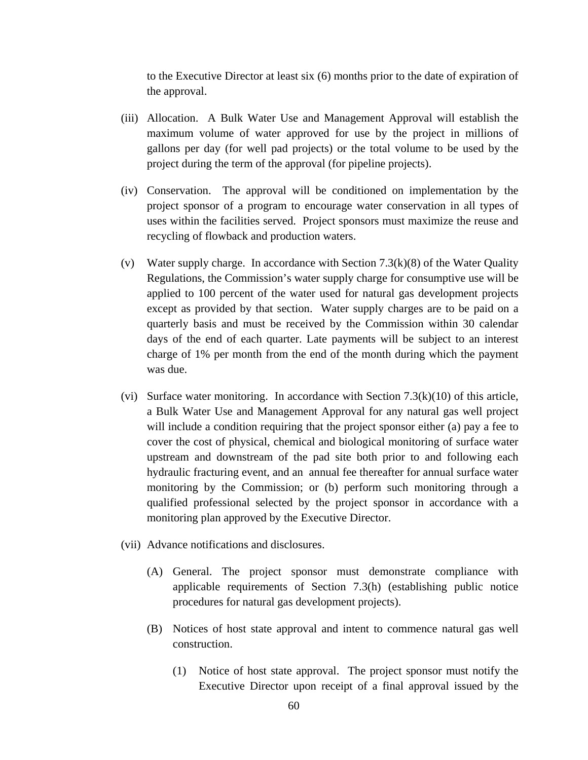to the Executive Director at least six (6) months prior to the date of expiration of the approval.

(iii) Allocation. A Bulk Water Use and Management Approval will establish the maximum volume of water approved for use by the project in millions of gallons per day (for well pad projects) or the total volume to be used by the project during the term of the approval (for pipeline projects).

(iv) Conservation. The approval will be conditioned on implementation by the project sponsor of a program to encourage water conservation in all types of uses within the facilities served. Project sponsors must maximize the reuse and recycling of flowback and production waters.

(v) Water supply charge. In accordance with Section 7.3(k)(8) of the Water Quality Regulations, the Commission's water supply charge for consumptive use will be applied to 100 percent of the water used for natural gas development projects except as provided by that section. Water supply charges are to be paid on a quarterly basis and must be received by the Commission within 30 calendar days of the end of each quarter. Late payments will be subject to an interest charge of 1% per month from the end of the month during which the payment was due.

(vi) Surface water monitoring. In accordance with Section 7.3(k)(10) of this article, a Bulk Water Use and Management Approval for any natural gas well project will include a condition requiring that the project sponsor either (a) pay a fee to cover the cost of physical, chemical and biological monitoring of surface water upstream and downstream of the pad site both prior to and following each hydraulic fracturing event, and an annual fee thereafter for annual surface water monitoring by the Commission; or (b) perform such monitoring through a qualified professional selected by the project sponsor in accordance with a monitoring plan approved by the Executive Director.

(vii) Advance notifications and disclosures.

(A) General. The project sponsor must demonstrate compliance with applicable requirements of Section 7.3(h) (establishing public notice procedures for natural gas development projects).

(B) Notices of host state approval and intent to commence natural gas well construction.

(1) Notice of host state approval. The project sponsor must notify the Executive Director upon receipt of a final approval issued by the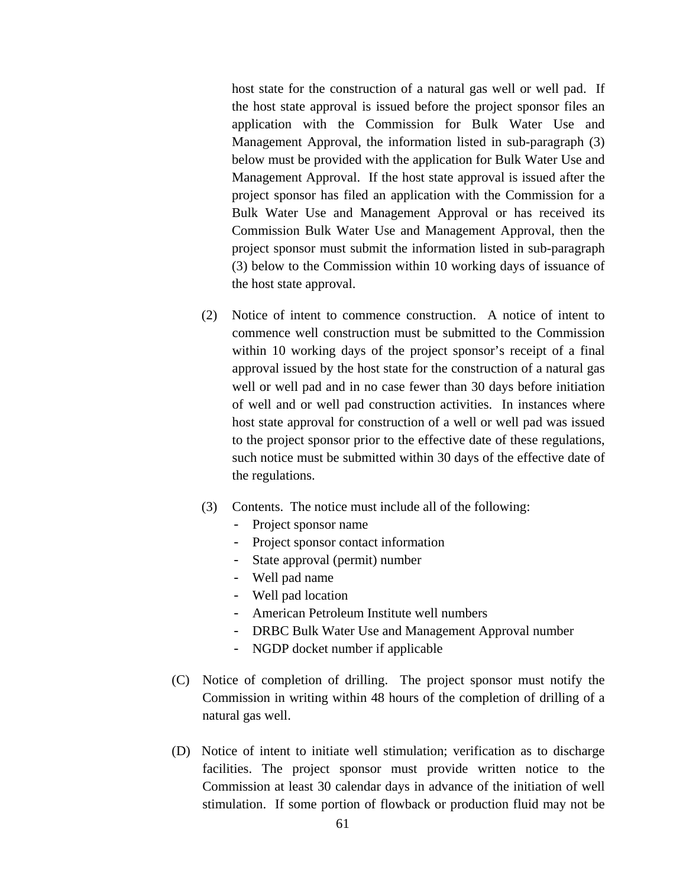host state for the construction of a natural gas well or well pad. If the host state approval is issued before the project sponsor files an application with the Commission for Bulk Water Use and Management Approval, the information listed in sub-paragraph (3) below must be provided with the application for Bulk Water Use and Management Approval. If the host state approval is issued after the project sponsor has filed an application with the Commission for a Bulk Water Use and Management Approval or has received its Commission Bulk Water Use and Management Approval, then the project sponsor must submit the information listed in sub-paragraph (3) below to the Commission within 10 working days of issuance of the host state approval.

(2) Notice of intent to commence construction. A notice of intent to commence well construction must be submitted to the Commission within 10 working days of the project sponsor's receipt of a final approval issued by the host state for the construction of a natural gas well or well pad and in no case fewer than 30 days before initiation of well and or well pad construction activities. In instances where host state approval for construction of a well or well pad was issued to the project sponsor prior to the effective date of these regulations, such notice must be submitted within 30 days of the effective date of the regulations.

(3) Contents. The notice must include all of the following:

- Project sponsor name
- Project sponsor contact information
- State approval (permit) number
- Well pad name
- Well pad location
- American Petroleum Institute well numbers
- DRBC Bulk Water Use and Management Approval number
- NGDP docket number if applicable

(C) Notice of completion of drilling. The project sponsor must notify the Commission in writing within 48 hours of the completion of drilling of a natural gas well.

(D) Notice of intent to initiate well stimulation; verification as to discharge facilities. The project sponsor must provide written notice to the Commission at least 30 calendar days in advance of the initiation of well stimulation. If some portion of flowback or production fluid may not be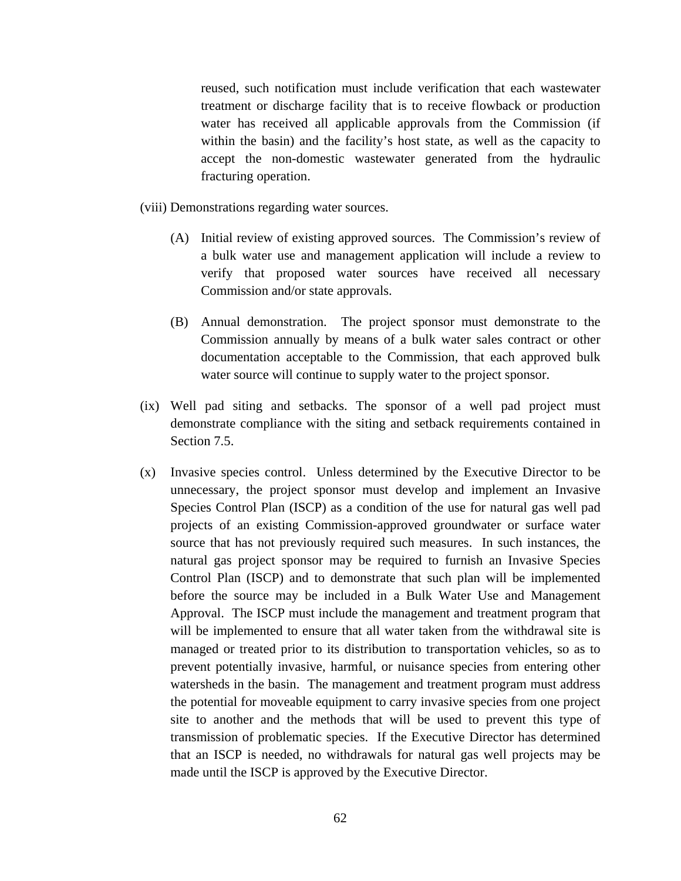reused, such notification must include verification that each wastewater treatment or discharge facility that is to receive flowback or production water has received all applicable approvals from the Commission (if within the basin) and the facility's host state, as well as the capacity to accept the non-domestic wastewater generated from the hydraulic fracturing operation.

(viii) Demonstrations regarding water sources.

(A) Initial review of existing approved sources. The Commission's review of a bulk water use and management application will include a review to verify that proposed water sources have received all necessary Commission and/or state approvals.

(B) Annual demonstration. The project sponsor must demonstrate to the Commission annually by means of a bulk water sales contract or other documentation acceptable to the Commission, that each approved bulk water source will continue to supply water to the project sponsor.

(ix) Well pad siting and setbacks. The sponsor of a well pad project must demonstrate compliance with the siting and setback requirements contained in Section 7.5.

(x) Invasive species control. Unless determined by the Executive Director to be unnecessary, the project sponsor must develop and implement an Invasive Species Control Plan (ISCP) as a condition of the use for natural gas well pad projects of an existing Commission-approved groundwater or surface water source that has not previously required such measures. In such instances, the natural gas project sponsor may be required to furnish an Invasive Species Control Plan (ISCP) and to demonstrate that such plan will be implemented before the source may be included in a Bulk Water Use and Management Approval. The ISCP must include the management and treatment program that will be implemented to ensure that all water taken from the withdrawal site is managed or treated prior to its distribution to transportation vehicles, so as to prevent potentially invasive, harmful, or nuisance species from entering other watersheds in the basin. The management and treatment program must address the potential for moveable equipment to carry invasive species from one project site to another and the methods that will be used to prevent this type of transmission of problematic species. If the Executive Director has determined that an ISCP is needed, no withdrawals for natural gas well projects may be made until the ISCP is approved by the Executive Director.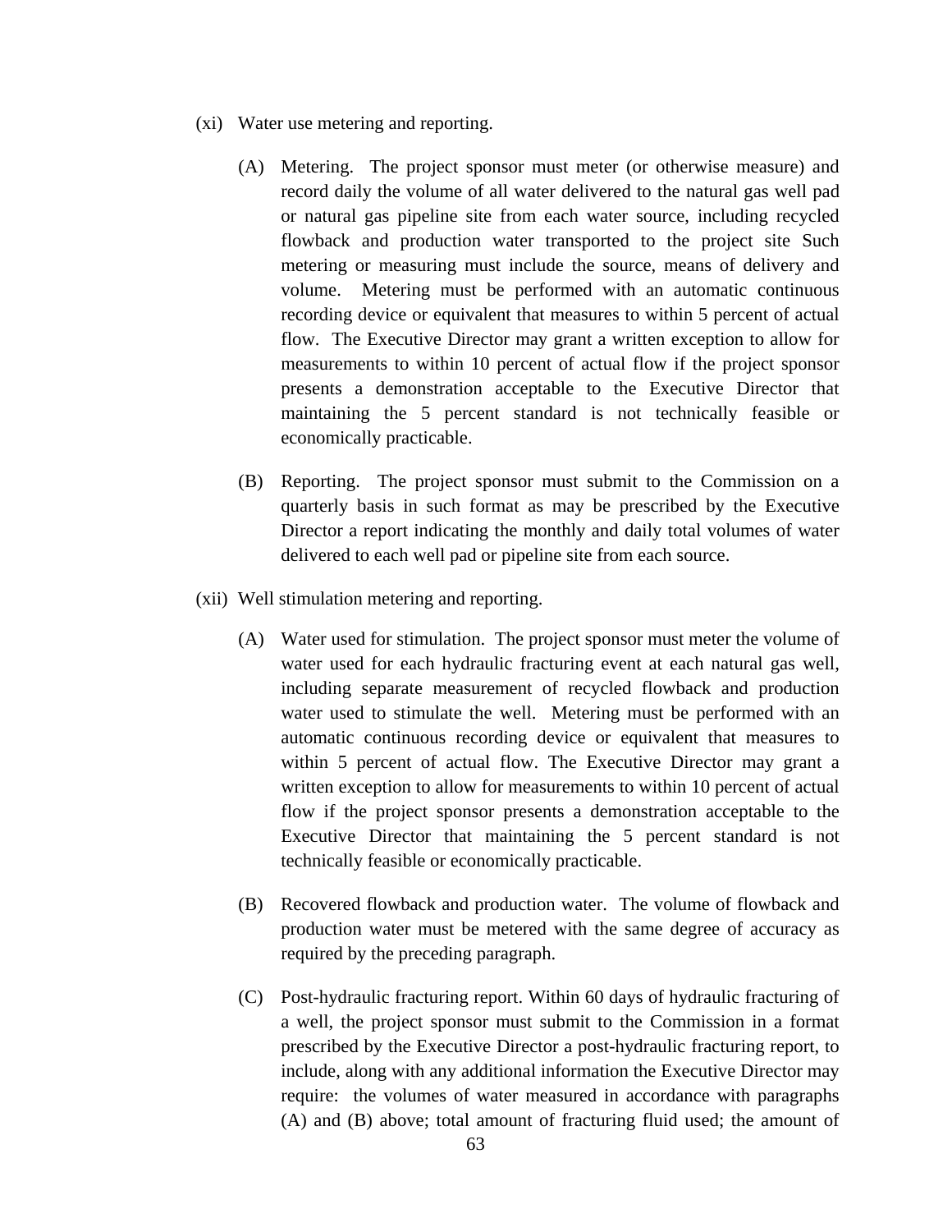(xi) Water use metering and reporting.

(A) Metering. The project sponsor must meter (or otherwise measure) and record daily the volume of all water delivered to the natural gas well pad or natural gas pipeline site from each water source, including recycled flowback and production water transported to the project site Such metering or measuring must include the source, means of delivery and volume. Metering must be performed with an automatic continuous recording device or equivalent that measures to within 5 percent of actual flow. The Executive Director may grant a written exception to allow for measurements to within 10 percent of actual flow if the project sponsor presents a demonstration acceptable to the Executive Director that maintaining the 5 percent standard is not technically feasible or economically practicable.

(B) Reporting. The project sponsor must submit to the Commission on a quarterly basis in such format as may be prescribed by the Executive Director a report indicating the monthly and daily total volumes of water delivered to each well pad or pipeline site from each source.

(xii) Well stimulation metering and reporting.

(A) Water used for stimulation. The project sponsor must meter the volume of water used for each hydraulic fracturing event at each natural gas well, including separate measurement of recycled flowback and production water used to stimulate the well. Metering must be performed with an automatic continuous recording device or equivalent that measures to within 5 percent of actual flow. The Executive Director may grant a written exception to allow for measurements to within 10 percent of actual flow if the project sponsor presents a demonstration acceptable to the Executive Director that maintaining the 5 percent standard is not technically feasible or economically practicable.

(B) Recovered flowback and production water. The volume of flowback and production water must be metered with the same degree of accuracy as required by the preceding paragraph.

(C) Post-hydraulic fracturing report. Within 60 days of hydraulic fracturing of a well, the project sponsor must submit to the Commission in a format prescribed by the Executive Director a post-hydraulic fracturing report, to include, along with any additional information the Executive Director may require: the volumes of water measured in accordance with paragraphs (A) and (B) above; total amount of fracturing fluid used; the amount of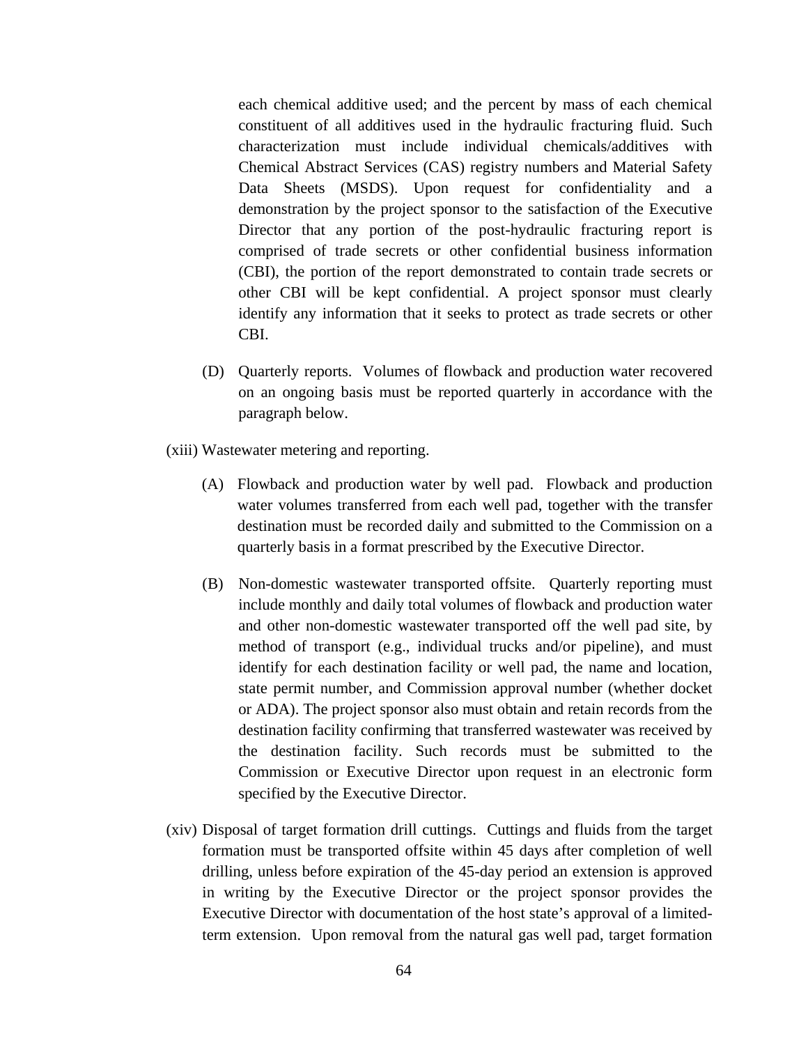each chemical additive used; and the percent by mass of each chemical constituent of all additives used in the hydraulic fracturing fluid. Such characterization must include individual chemicals/additives with Chemical Abstract Services (CAS) registry numbers and Material Safety Data Sheets (MSDS). Upon request for confidentiality and a demonstration by the project sponsor to the satisfaction of the Executive Director that any portion of the post-hydraulic fracturing report is comprised of trade secrets or other confidential business information (CBI), the portion of the report demonstrated to contain trade secrets or other CBI will be kept confidential. A project sponsor must clearly identify any information that it seeks to protect as trade secrets or other CBI.

(D) Quarterly reports. Volumes of flowback and production water recovered on an ongoing basis must be reported quarterly in accordance with the paragraph below.

(xiii) Wastewater metering and reporting.

(A) Flowback and production water by well pad. Flowback and production water volumes transferred from each well pad, together with the transfer destination must be recorded daily and submitted to the Commission on a quarterly basis in a format prescribed by the Executive Director.

(B) Non-domestic wastewater transported offsite. Quarterly reporting must include monthly and daily total volumes of flowback and production water and other non-domestic wastewater transported off the well pad site, by method of transport (e.g., individual trucks and/or pipeline), and must identify for each destination facility or well pad, the name and location, state permit number, and Commission approval number (whether docket or ADA). The project sponsor also must obtain and retain records from the destination facility confirming that transferred wastewater was received by the destination facility. Such records must be submitted to the Commission or Executive Director upon request in an electronic form specified by the Executive Director.

(xiv) Disposal of target formation drill cuttings. Cuttings and fluids from the target formation must be transported offsite within 45 days after completion of well drilling, unless before expiration of the 45-day period an extension is approved in writing by the Executive Director or the project sponsor provides the Executive Director with documentation of the host state's approval of a limited-term extension. Upon removal from the natural gas well pad, target formation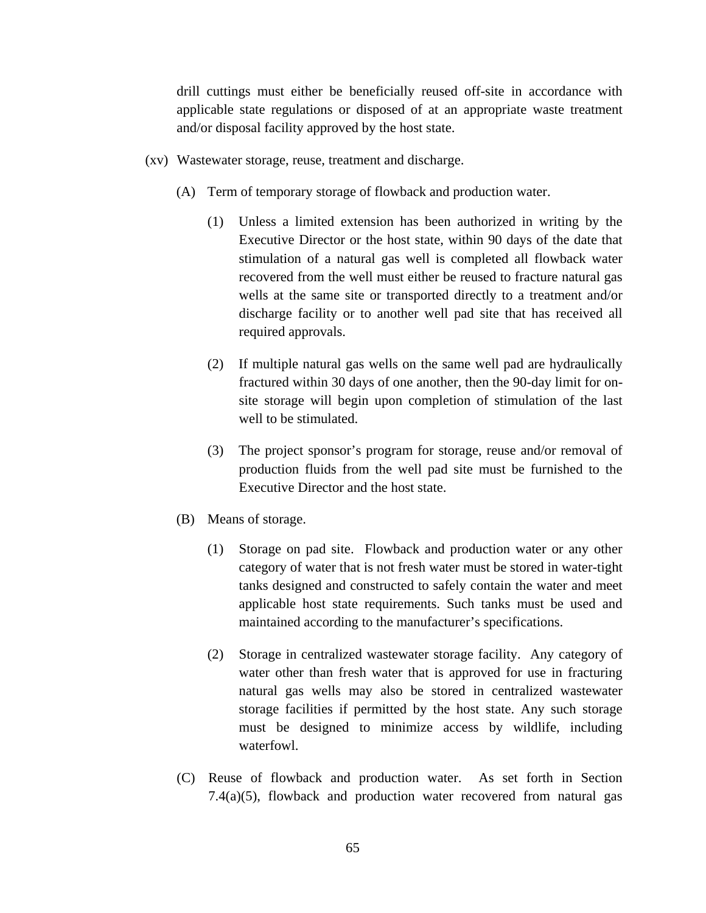drill cuttings must either be beneficially reused off-site in accordance with applicable state regulations or disposed of at an appropriate waste treatment and/or disposal facility approved by the host state.

(xv) Wastewater storage, reuse, treatment and discharge.

(A) Term of temporary storage of flowback and production water.

(1) Unless a limited extension has been authorized in writing by the Executive Director or the host state, within 90 days of the date that stimulation of a natural gas well is completed all flowback water recovered from the well must either be reused to fracture natural gas wells at the same site or transported directly to a treatment and/or discharge facility or to another well pad site that has received all required approvals.

(2) If multiple natural gas wells on the same well pad are hydraulically fractured within 30 days of one another, then the 90-day limit for on-site storage will begin upon completion of stimulation of the last well to be stimulated.

(3) The project sponsor's program for storage, reuse and/or removal of production fluids from the well pad site must be furnished to the Executive Director and the host state.

(B) Means of storage.

(1) Storage on pad site. Flowback and production water or any other category of water that is not fresh water must be stored in water-tight tanks designed and constructed to safely contain the water and meet applicable host state requirements. Such tanks must be used and maintained according to the manufacturer's specifications.

(2) Storage in centralized wastewater storage facility. Any category of water other than fresh water that is approved for use in fracturing natural gas wells may also be stored in centralized wastewater storage facilities if permitted by the host state. Any such storage must be designed to minimize access by wildlife, including waterfowl.

(C) Reuse of flowback and production water. As set forth in Section 7.4(a)(5), flowback and production water recovered from natural gas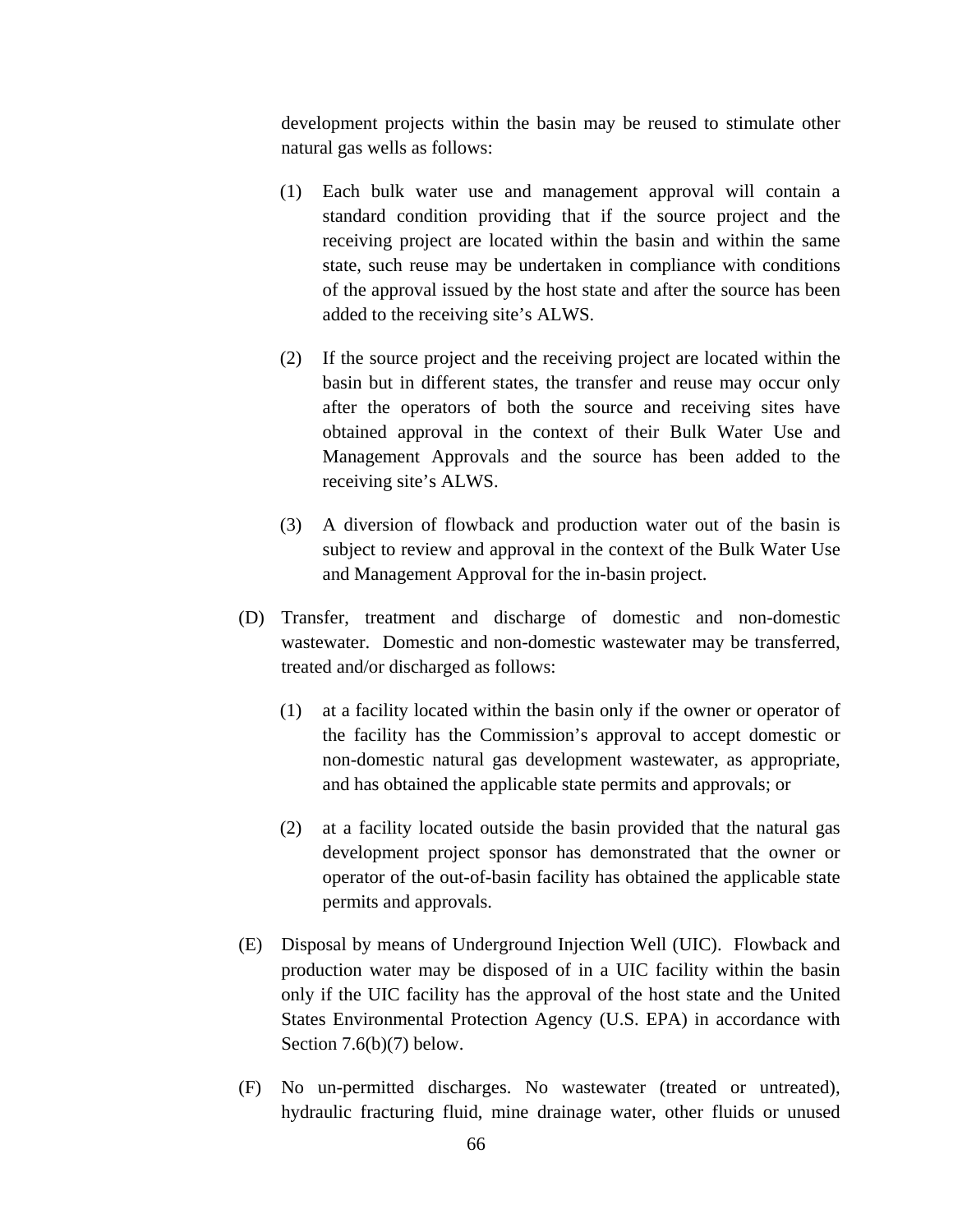development projects within the basin may be reused to stimulate other natural gas wells as follows:

(1) Each bulk water use and management approval will contain a standard condition providing that if the source project and the receiving project are located within the basin and within the same state, such reuse may be undertaken in compliance with conditions of the approval issued by the host state and after the source has been added to the receiving site's ALWS.

(2) If the source project and the receiving project are located within the basin but in different states, the transfer and reuse may occur only after the operators of both the source and receiving sites have obtained approval in the context of their Bulk Water Use and Management Approvals and the source has been added to the receiving site's ALWS.

(3) A diversion of flowback and production water out of the basin is subject to review and approval in the context of the Bulk Water Use and Management Approval for the in-basin project.

(D) Transfer, treatment and discharge of domestic and non-domestic wastewater. Domestic and non-domestic wastewater may be transferred, treated and/or discharged as follows:

(1) at a facility located within the basin only if the owner or operator of the facility has the Commission's approval to accept domestic or non-domestic natural gas development wastewater, as appropriate, and has obtained the applicable state permits and approvals; or

(2) at a facility located outside the basin provided that the natural gas development project sponsor has demonstrated that the owner or operator of the out-of-basin facility has obtained the applicable state permits and approvals.

(E) Disposal by means of Underground Injection Well (UIC). Flowback and production water may be disposed of in a UIC facility within the basin only if the UIC facility has the approval of the host state and the United States Environmental Protection Agency (U.S. EPA) in accordance with Section 7.6(b)(7) below.

(F) No un-permitted discharges. No wastewater (treated or untreated), hydraulic fracturing fluid, mine drainage water, other fluids or unused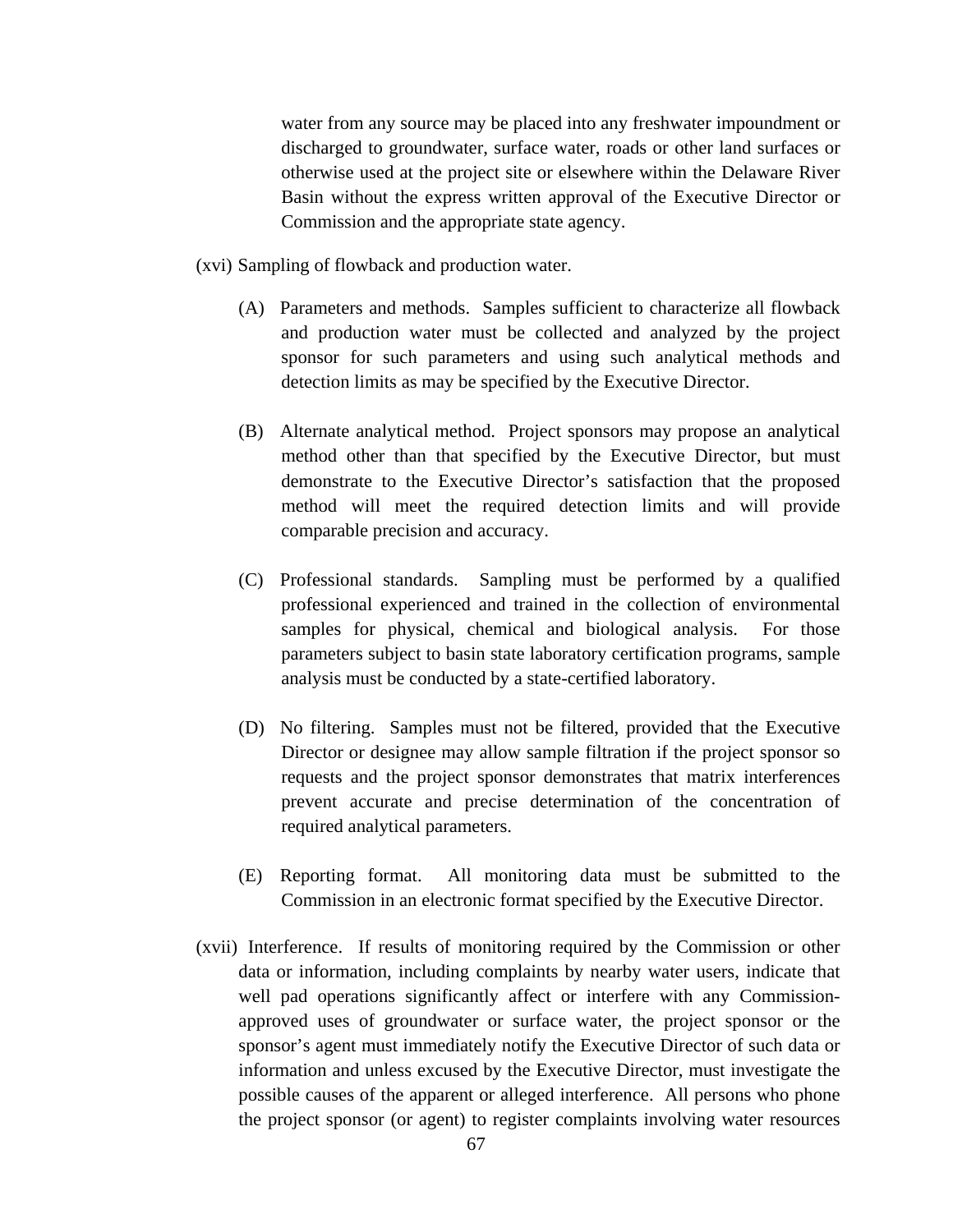water from any source may be placed into any freshwater impoundment or discharged to groundwater, surface water, roads or other land surfaces or otherwise used at the project site or elsewhere within the Delaware River Basin without the express written approval of the Executive Director or Commission and the appropriate state agency.

(xvi) Sampling of flowback and production water.

(A) Parameters and methods. Samples sufficient to characterize all flowback and production water must be collected and analyzed by the project sponsor for such parameters and using such analytical methods and detection limits as may be specified by the Executive Director.

(B) Alternate analytical method. Project sponsors may propose an analytical method other than that specified by the Executive Director, but must demonstrate to the Executive Director's satisfaction that the proposed method will meet the required detection limits and will provide comparable precision and accuracy.

(C) Professional standards. Sampling must be performed by a qualified professional experienced and trained in the collection of environmental samples for physical, chemical and biological analysis. For those parameters subject to basin state laboratory certification programs, sample analysis must be conducted by a state-certified laboratory.

(D) No filtering. Samples must not be filtered, provided that the Executive Director or designee may allow sample filtration if the project sponsor so requests and the project sponsor demonstrates that matrix interferences prevent accurate and precise determination of the concentration of required analytical parameters.

(E) Reporting format. All monitoring data must be submitted to the Commission in an electronic format specified by the Executive Director.

(xvii) Interference. If results of monitoring required by the Commission or other data or information, including complaints by nearby water users, indicate that well pad operations significantly affect or interfere with any Commission-approved uses of groundwater or surface water, the project sponsor or the sponsor's agent must immediately notify the Executive Director of such data or information and unless excused by the Executive Director, must investigate the possible causes of the apparent or alleged interference. All persons who phone the project sponsor (or agent) to register complaints involving water resources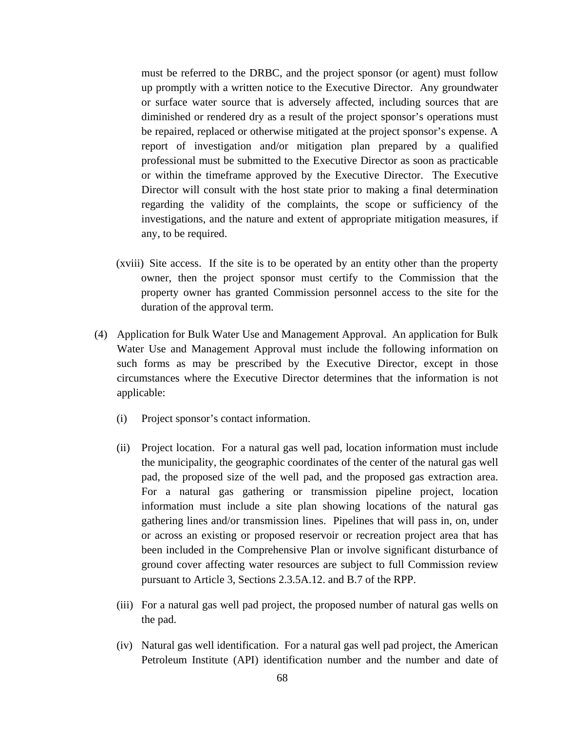must be referred to the DRBC, and the project sponsor (or agent) must follow up promptly with a written notice to the Executive Director. Any groundwater or surface water source that is adversely affected, including sources that are diminished or rendered dry as a result of the project sponsor's operations must be repaired, replaced or otherwise mitigated at the project sponsor's expense. A report of investigation and/or mitigation plan prepared by a qualified professional must be submitted to the Executive Director as soon as practicable or within the timeframe approved by the Executive Director. The Executive Director will consult with the host state prior to making a final determination regarding the validity of the complaints, the scope or sufficiency of the investigations, and the nature and extent of appropriate mitigation measures, if any, to be required.

(xviii) Site access. If the site is to be operated by an entity other than the property owner, then the project sponsor must certify to the Commission that the property owner has granted Commission personnel access to the site for the duration of the approval term.

(4) Application for Bulk Water Use and Management Approval. An application for Bulk Water Use and Management Approval must include the following information on such forms as may be prescribed by the Executive Director, except in those circumstances where the Executive Director determines that the information is not applicable:

(i) Project sponsor's contact information.

(ii) Project location. For a natural gas well pad, location information must include the municipality, the geographic coordinates of the center of the natural gas well pad, the proposed size of the well pad, and the proposed gas extraction area. For a natural gas gathering or transmission pipeline project, location information must include a site plan showing locations of the natural gas gathering lines and/or transmission lines. Pipelines that will pass in, on, under or across an existing or proposed reservoir or recreation project area that has been included in the Comprehensive Plan or involve significant disturbance of ground cover affecting water resources are subject to full Commission review pursuant to Article 3, Sections 2.3.5A.12. and B.7 of the RPP.

(iii) For a natural gas well pad project, the proposed number of natural gas wells on the pad.

(iv) Natural gas well identification. For a natural gas well pad project, the American Petroleum Institute (API) identification number and the number and date of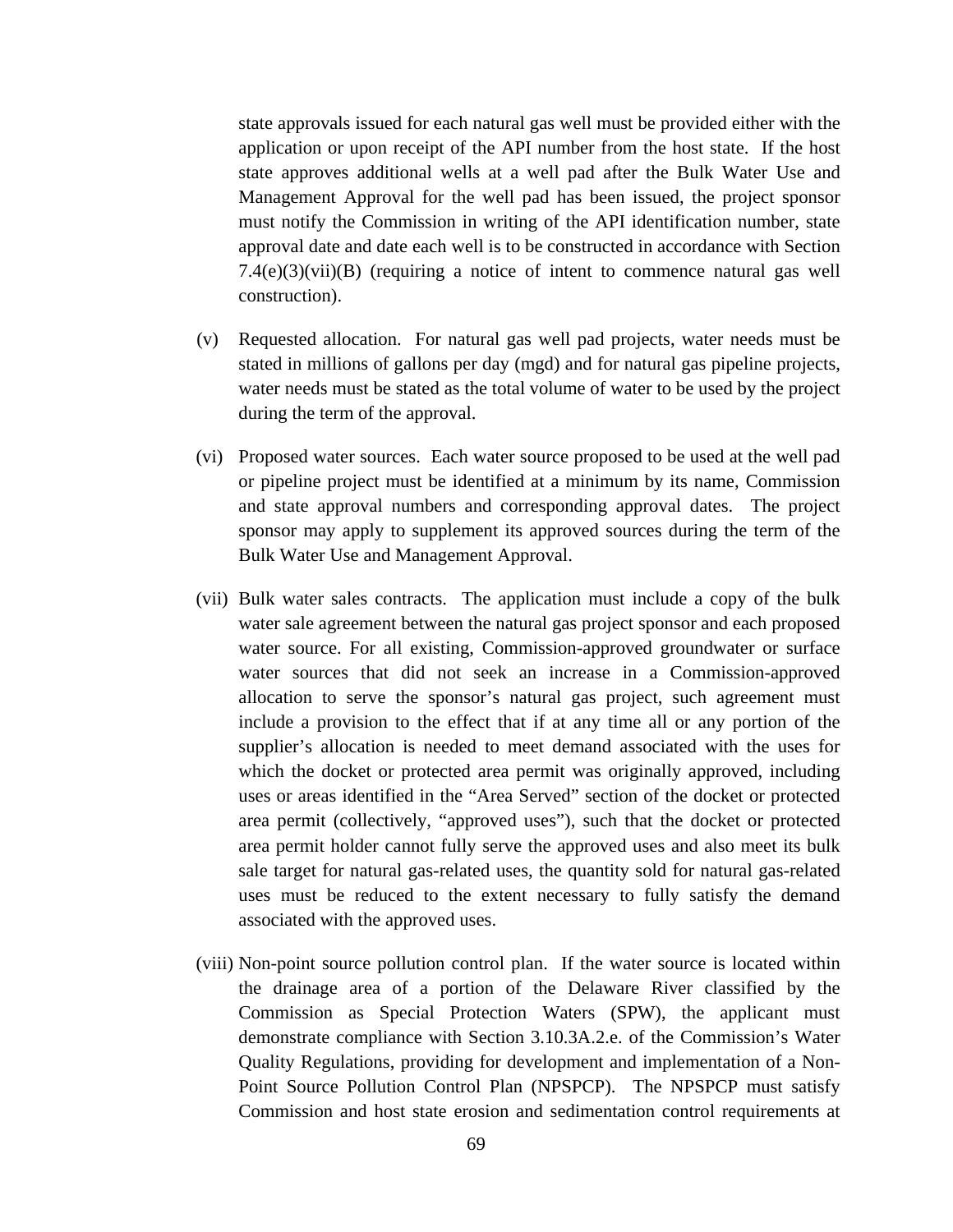state approvals issued for each natural gas well must be provided either with the application or upon receipt of the API number from the host state. If the host state approves additional wells at a well pad after the Bulk Water Use and Management Approval for the well pad has been issued, the project sponsor must notify the Commission in writing of the API identification number, state approval date and date each well is to be constructed in accordance with Section 7.4(e)(3)(vii)(B) (requiring a notice of intent to commence natural gas well construction).

(v) Requested allocation. For natural gas well pad projects, water needs must be stated in millions of gallons per day (mgd) and for natural gas pipeline projects, water needs must be stated as the total volume of water to be used by the project during the term of the approval.

(vi) Proposed water sources. Each water source proposed to be used at the well pad or pipeline project must be identified at a minimum by its name, Commission and state approval numbers and corresponding approval dates. The project sponsor may apply to supplement its approved sources during the term of the Bulk Water Use and Management Approval.

(vii) Bulk water sales contracts. The application must include a copy of the bulk water sale agreement between the natural gas project sponsor and each proposed water source. For all existing, Commission-approved groundwater or surface water sources that did not seek an increase in a Commission-approved allocation to serve the sponsor's natural gas project, such agreement must include a provision to the effect that if at any time all or any portion of the supplier's allocation is needed to meet demand associated with the uses for which the docket or protected area permit was originally approved, including uses or areas identified in the "Area Served" section of the docket or protected area permit (collectively, "approved uses"), such that the docket or protected area permit holder cannot fully serve the approved uses and also meet its bulk sale target for natural gas-related uses, the quantity sold for natural gas-related uses must be reduced to the extent necessary to fully satisfy the demand associated with the approved uses.

(viii) Non-point source pollution control plan. If the water source is located within the drainage area of a portion of the Delaware River classified by the Commission as Special Protection Waters (SPW), the applicant must demonstrate compliance with Section 3.10.3A.2.e. of the Commission's Water Quality Regulations, providing for development and implementation of a Non-Point Source Pollution Control Plan (NPSPCP). The NPSPCP must satisfy Commission and host state erosion and sedimentation control requirements at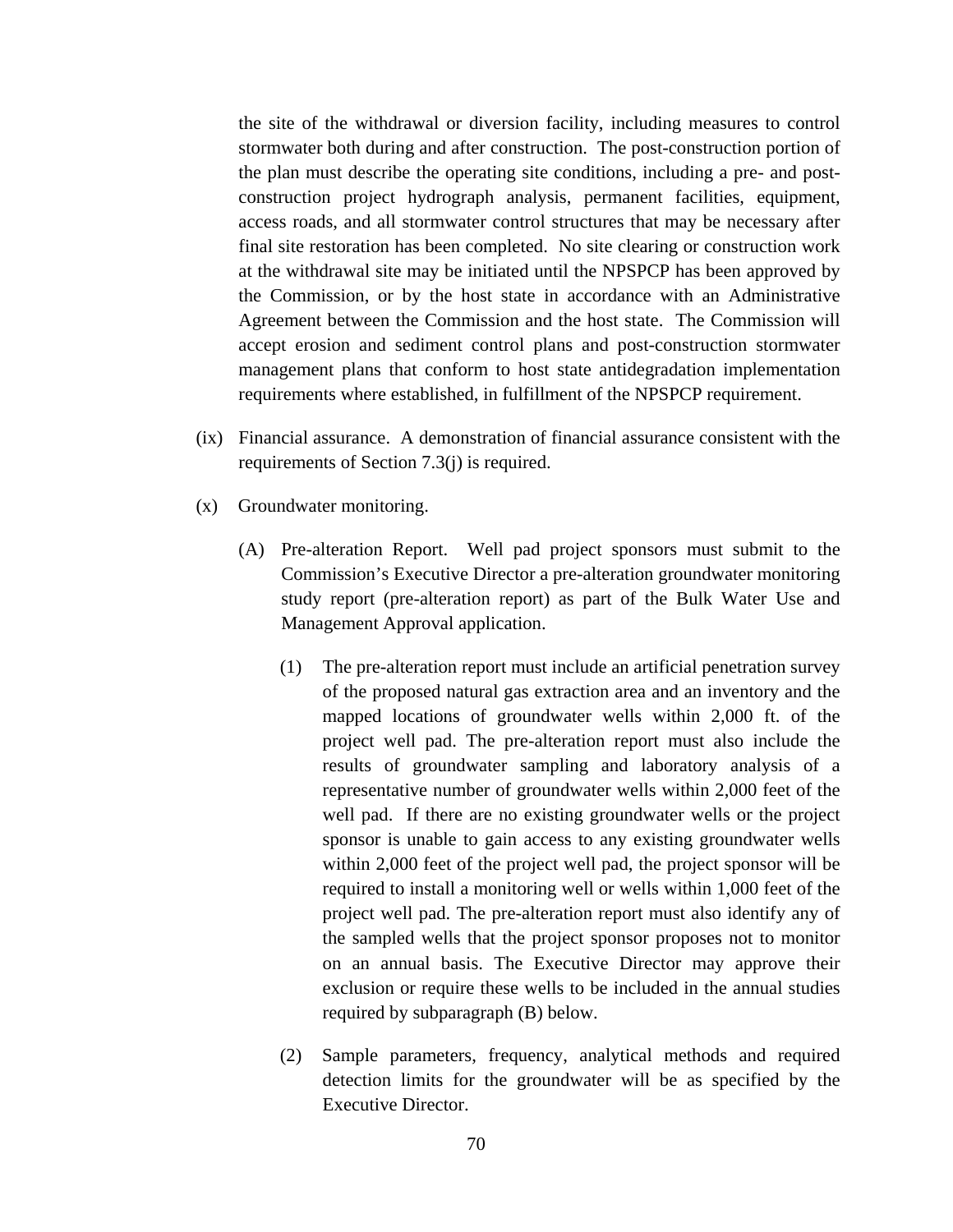the site of the withdrawal or diversion facility, including measures to control stormwater both during and after construction. The post-construction portion of the plan must describe the operating site conditions, including a pre- and post-construction project hydrograph analysis, permanent facilities, equipment, access roads, and all stormwater control structures that may be necessary after final site restoration has been completed. No site clearing or construction work at the withdrawal site may be initiated until the NPSPCP has been approved by the Commission, or by the host state in accordance with an Administrative Agreement between the Commission and the host state. The Commission will accept erosion and sediment control plans and post-construction stormwater management plans that conform to host state antidegradation implementation requirements where established, in fulfillment of the NPSPCP requirement.

(ix) Financial assurance. A demonstration of financial assurance consistent with the requirements of Section 7.3(j) is required.

(x) Groundwater monitoring.

(A) Pre-alteration Report. Well pad project sponsors must submit to the Commission's Executive Director a pre-alteration groundwater monitoring study report (pre-alteration report) as part of the Bulk Water Use and Management Approval application.

(1) The pre-alteration report must include an artificial penetration survey of the proposed natural gas extraction area and an inventory and the mapped locations of groundwater wells within 2,000 ft. of the project well pad. The pre-alteration report must also include the results of groundwater sampling and laboratory analysis of a representative number of groundwater wells within 2,000 feet of the well pad. If there are no existing groundwater wells or the project sponsor is unable to gain access to any existing groundwater wells within 2,000 feet of the project well pad, the project sponsor will be required to install a monitoring well or wells within 1,000 feet of the project well pad. The pre-alteration report must also identify any of the sampled wells that the project sponsor proposes not to monitor on an annual basis. The Executive Director may approve their exclusion or require these wells to be included in the annual studies required by subparagraph (B) below.

(2) Sample parameters, frequency, analytical methods and required detection limits for the groundwater will be as specified by the Executive Director.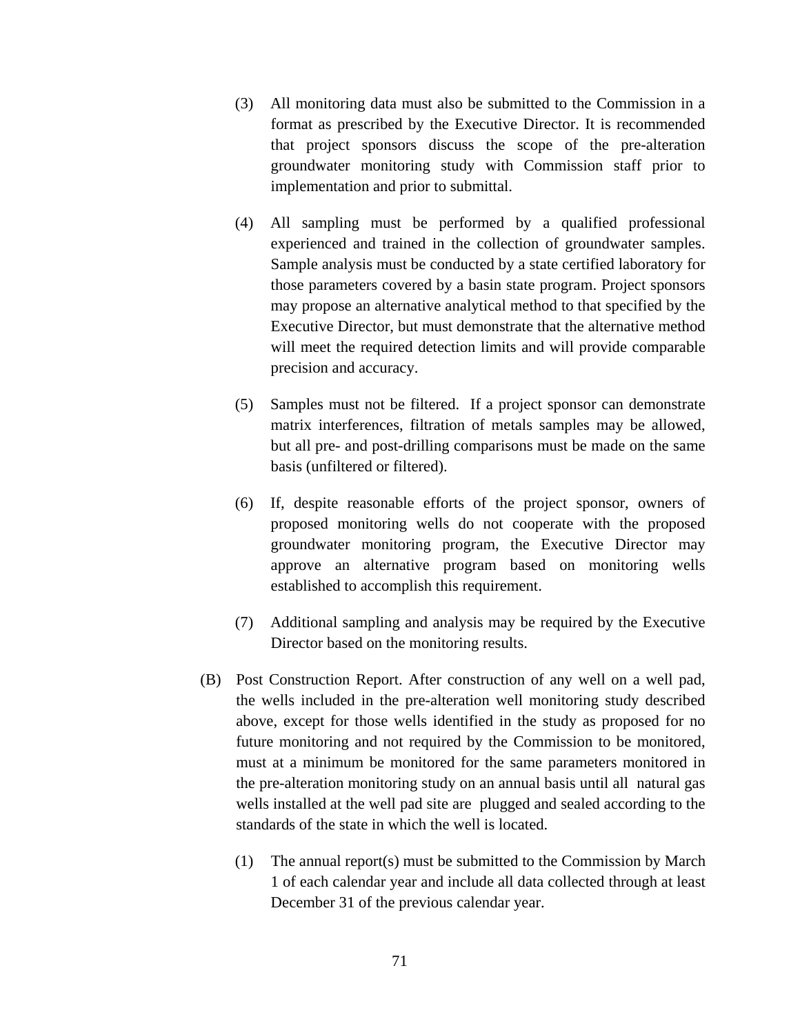(3) All monitoring data must also be submitted to the Commission in a format as prescribed by the Executive Director. It is recommended that project sponsors discuss the scope of the pre-alteration groundwater monitoring study with Commission staff prior to implementation and prior to submittal.

(4) All sampling must be performed by a qualified professional experienced and trained in the collection of groundwater samples. Sample analysis must be conducted by a state certified laboratory for those parameters covered by a basin state program. Project sponsors may propose an alternative analytical method to that specified by the Executive Director, but must demonstrate that the alternative method will meet the required detection limits and will provide comparable precision and accuracy.

(5) Samples must not be filtered. If a project sponsor can demonstrate matrix interferences, filtration of metals samples may be allowed, but all pre- and post-drilling comparisons must be made on the same basis (unfiltered or filtered).

(6) If, despite reasonable efforts of the project sponsor, owners of proposed monitoring wells do not cooperate with the proposed groundwater monitoring program, the Executive Director may approve an alternative program based on monitoring wells established to accomplish this requirement.

(7) Additional sampling and analysis may be required by the Executive Director based on the monitoring results.

(B) Post Construction Report. After construction of any well on a well pad, the wells included in the pre-alteration well monitoring study described above, except for those wells identified in the study as proposed for no future monitoring and not required by the Commission to be monitored, must at a minimum be monitored for the same parameters monitored in the pre-alteration monitoring study on an annual basis until all natural gas wells installed at the well pad site are plugged and sealed according to the standards of the state in which the well is located.

(1) The annual report(s) must be submitted to the Commission by March 1 of each calendar year and include all data collected through at least December 31 of the previous calendar year.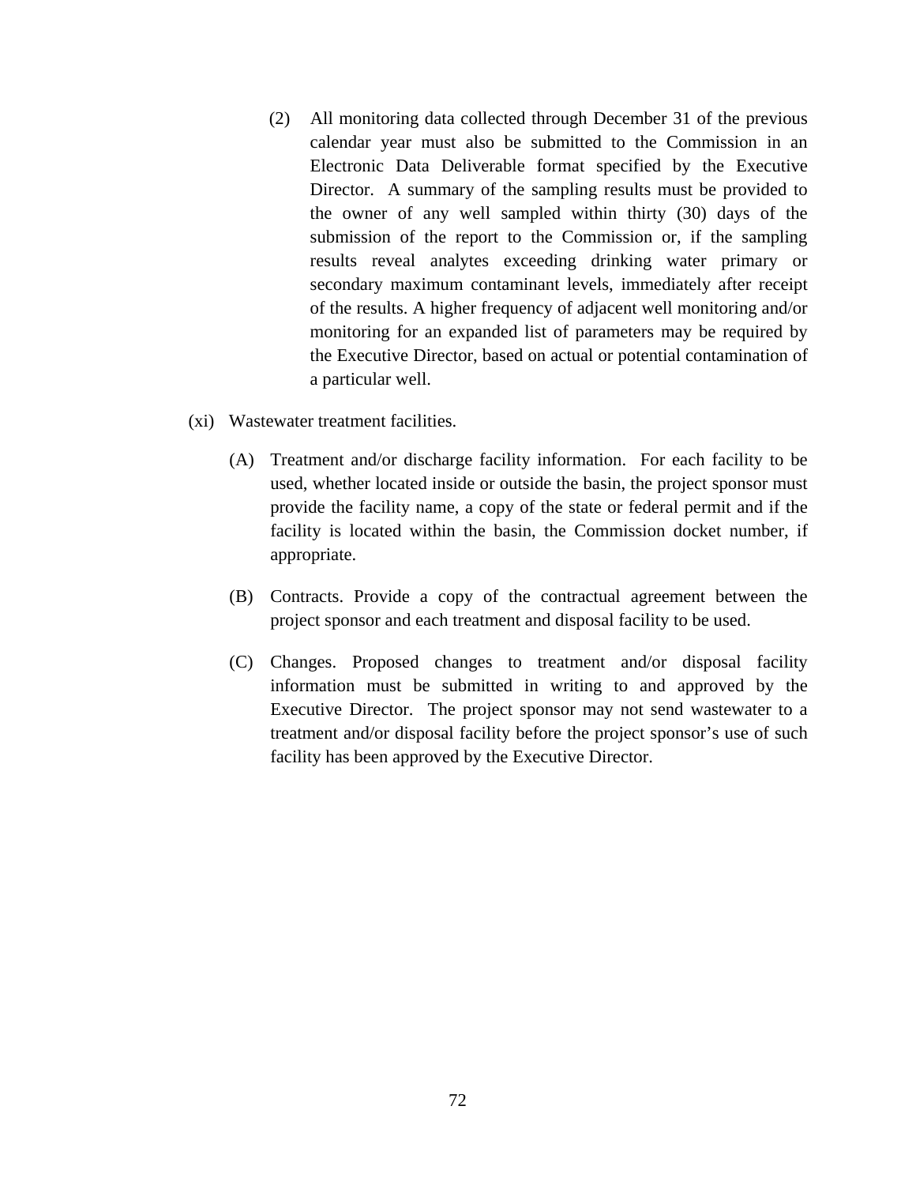(2) All monitoring data collected through December 31 of the previous calendar year must also be submitted to the Commission in an Electronic Data Deliverable format specified by the Executive Director. A summary of the sampling results must be provided to the owner of any well sampled within thirty (30) days of the submission of the report to the Commission or, if the sampling results reveal analytes exceeding drinking water primary or secondary maximum contaminant levels, immediately after receipt of the results. A higher frequency of adjacent well monitoring and/or monitoring for an expanded list of parameters may be required by the Executive Director, based on actual or potential contamination of a particular well.

(xi) Wastewater treatment facilities.

(A) Treatment and/or discharge facility information. For each facility to be used, whether located inside or outside the basin, the project sponsor must provide the facility name, a copy of the state or federal permit and if the facility is located within the basin, the Commission docket number, if appropriate.

(B) Contracts. Provide a copy of the contractual agreement between the project sponsor and each treatment and disposal facility to be used.

(C) Changes. Proposed changes to treatment and/or disposal facility information must be submitted in writing to and approved by the Executive Director. The project sponsor may not send wastewater to a treatment and/or disposal facility before the project sponsor's use of such facility has been approved by the Executive Director.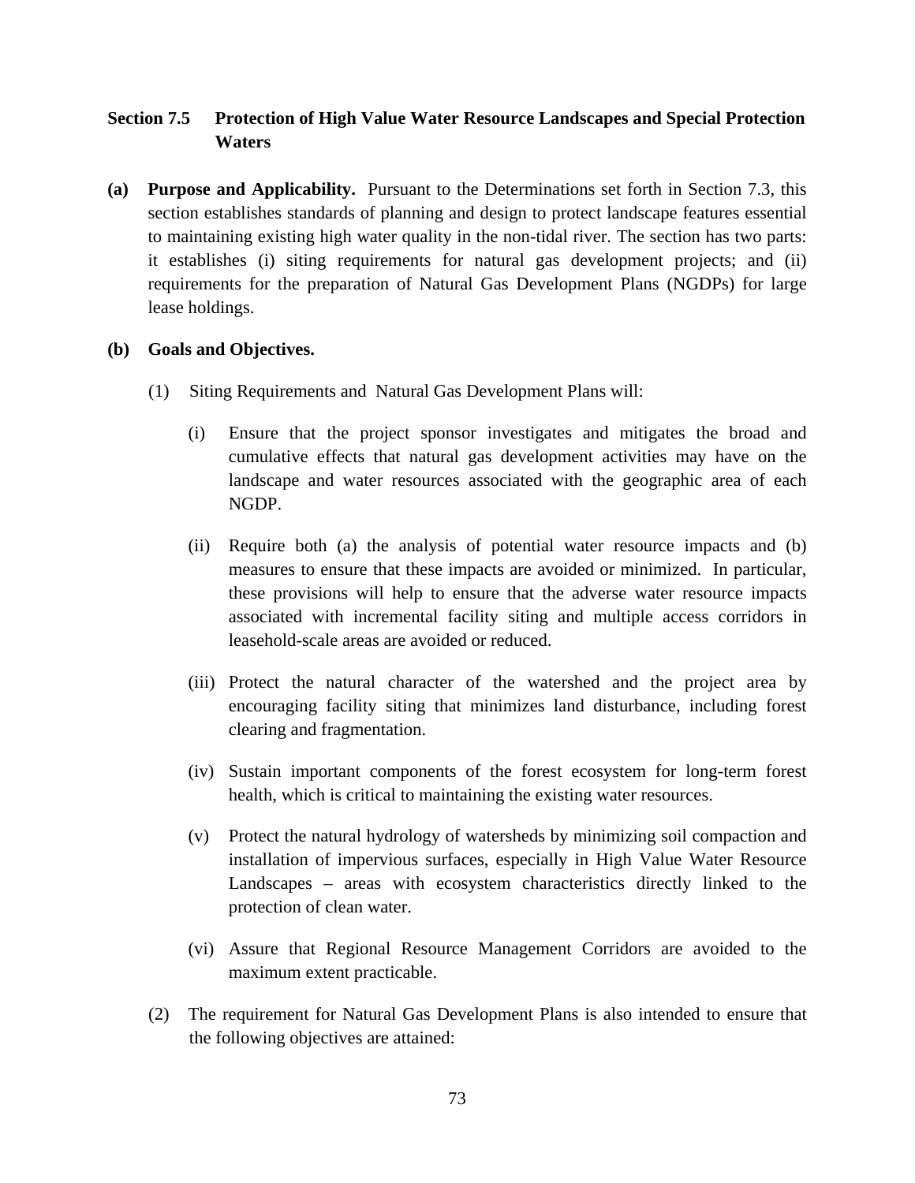## Section 7.5 Protection of High Value Water Resource Landscapes and Special Protection Waters

**(a) Purpose and Applicability.** Pursuant to the Determinations set forth in Section 7.3, this section establishes standards of planning and design to protect landscape features essential to maintaining existing high water quality in the non-tidal river. The section has two parts: it establishes (i) siting requirements for natural gas development projects; and (ii) requirements for the preparation of Natural Gas Development Plans (NGDPs) for large lease holdings.

**(b) Goals and Objectives.**

(1) Siting Requirements and Natural Gas Development Plans will:

(i) Ensure that the project sponsor investigates and mitigates the broad and cumulative effects that natural gas development activities may have on the landscape and water resources associated with the geographic area of each NGDP.

(ii) Require both (a) the analysis of potential water resource impacts and (b) measures to ensure that these impacts are avoided or minimized. In particular, these provisions will help to ensure that the adverse water resource impacts associated with incremental facility siting and multiple access corridors in leasehold-scale areas are avoided or reduced.

(iii) Protect the natural character of the watershed and the project area by encouraging facility siting that minimizes land disturbance, including forest clearing and fragmentation.

(iv) Sustain important components of the forest ecosystem for long-term forest health, which is critical to maintaining the existing water resources.

(v) Protect the natural hydrology of watersheds by minimizing soil compaction and installation of impervious surfaces, especially in High Value Water Resource Landscapes – areas with ecosystem characteristics directly linked to the protection of clean water.

(vi) Assure that Regional Resource Management Corridors are avoided to the maximum extent practicable.

(2) The requirement for Natural Gas Development Plans is also intended to ensure that the following objectives are attained: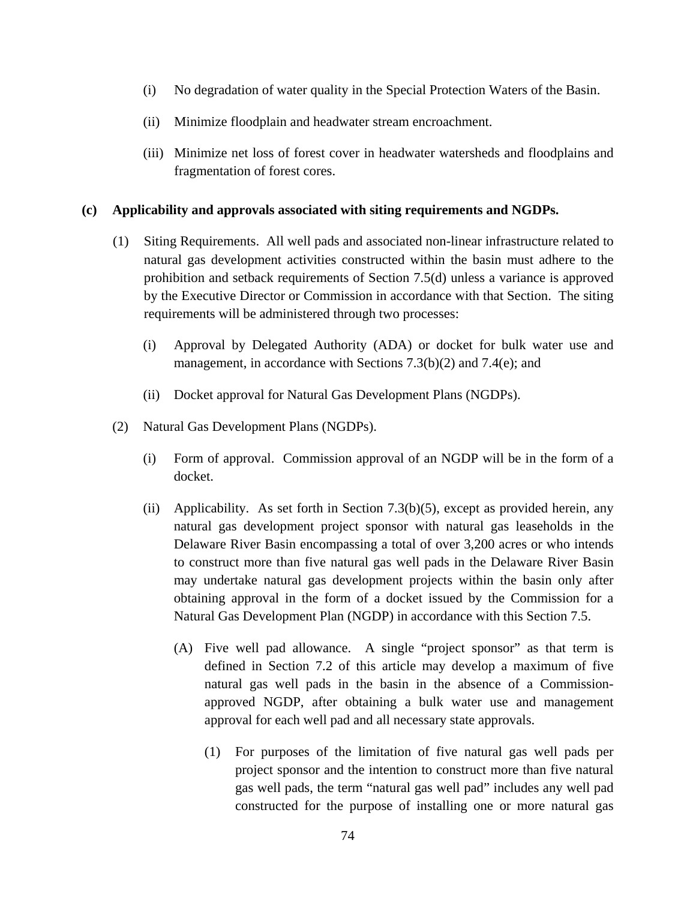(i) No degradation of water quality in the Special Protection Waters of the Basin.

(ii) Minimize floodplain and headwater stream encroachment.

(iii) Minimize net loss of forest cover in headwater watersheds and floodplains and fragmentation of forest cores.

**(c) Applicability and approvals associated with siting requirements and NGDPs.**

(1) Siting Requirements. All well pads and associated non-linear infrastructure related to natural gas development activities constructed within the basin must adhere to the prohibition and setback requirements of Section 7.5(d) unless a variance is approved by the Executive Director or Commission in accordance with that Section. The siting requirements will be administered through two processes:

(i) Approval by Delegated Authority (ADA) or docket for bulk water use and management, in accordance with Sections 7.3(b)(2) and 7.4(e); and

(ii) Docket approval for Natural Gas Development Plans (NGDPs).

(2) Natural Gas Development Plans (NGDPs).

(i) Form of approval. Commission approval of an NGDP will be in the form of a docket.

(ii) Applicability. As set forth in Section 7.3(b)(5), except as provided herein, any natural gas development project sponsor with natural gas leaseholds in the Delaware River Basin encompassing a total of over 3,200 acres or who intends to construct more than five natural gas well pads in the Delaware River Basin may undertake natural gas development projects within the basin only after obtaining approval in the form of a docket issued by the Commission for a Natural Gas Development Plan (NGDP) in accordance with this Section 7.5.

(A) Five well pad allowance. A single "project sponsor" as that term is defined in Section 7.2 of this article may develop a maximum of five natural gas well pads in the basin in the absence of a Commission-approved NGDP, after obtaining a bulk water use and management approval for each well pad and all necessary state approvals.

(1) For purposes of the limitation of five natural gas well pads per project sponsor and the intention to construct more than five natural gas well pads, the term "natural gas well pad" includes any well pad constructed for the purpose of installing one or more natural gas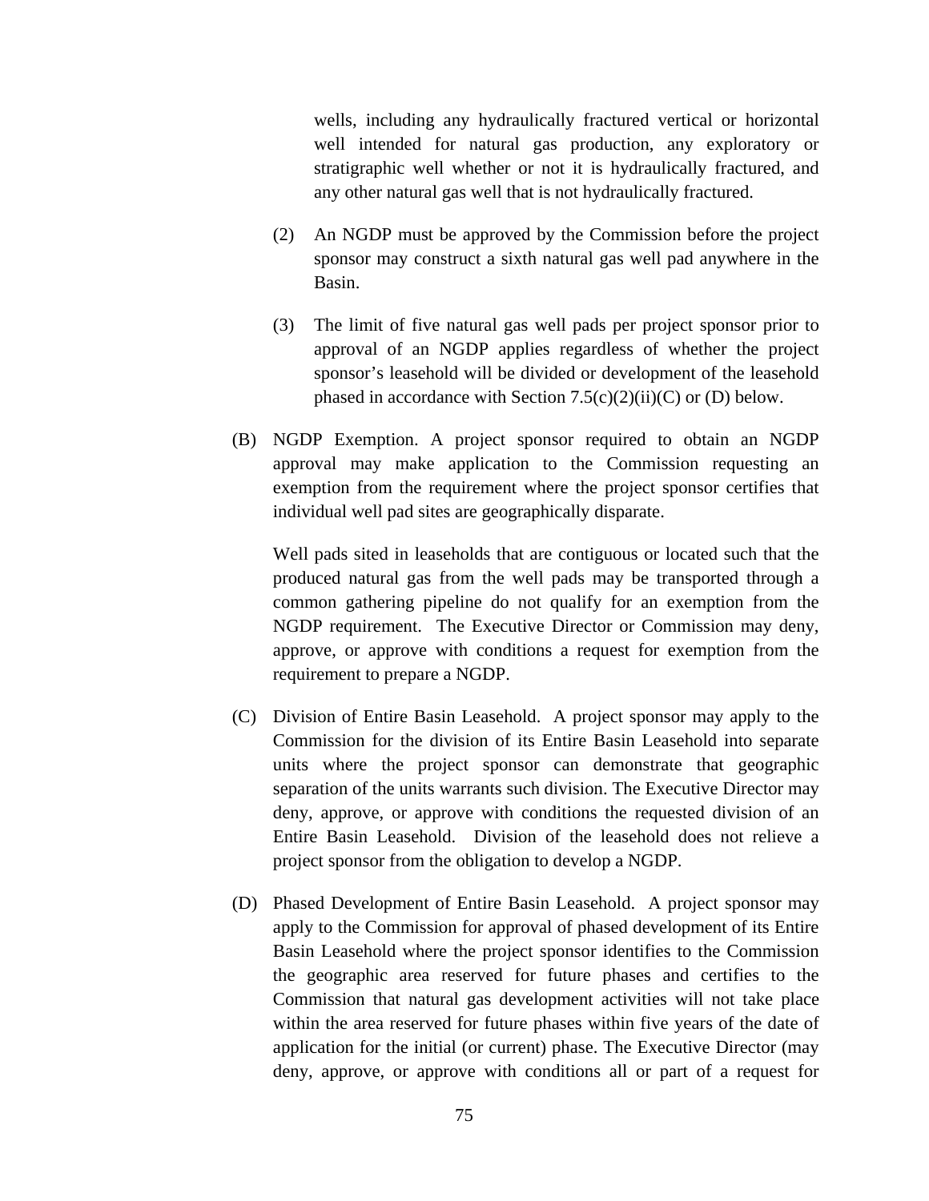wells, including any hydraulically fractured vertical or horizontal well intended for natural gas production, any exploratory or stratigraphic well whether or not it is hydraulically fractured, and any other natural gas well that is not hydraulically fractured.

(2) An NGDP must be approved by the Commission before the project sponsor may construct a sixth natural gas well pad anywhere in the Basin.

(3) The limit of five natural gas well pads per project sponsor prior to approval of an NGDP applies regardless of whether the project sponsor's leasehold will be divided or development of the leasehold phased in accordance with Section 7.5(c)(2)(ii)(C) or (D) below.

(B) NGDP Exemption. A project sponsor required to obtain an NGDP approval may make application to the Commission requesting an exemption from the requirement where the project sponsor certifies that individual well pad sites are geographically disparate.

Well pads sited in leaseholds that are contiguous or located such that the produced natural gas from the well pads may be transported through a common gathering pipeline do not qualify for an exemption from the NGDP requirement. The Executive Director or Commission may deny, approve, or approve with conditions a request for exemption from the requirement to prepare a NGDP.

(C) Division of Entire Basin Leasehold. A project sponsor may apply to the Commission for the division of its Entire Basin Leasehold into separate units where the project sponsor can demonstrate that geographic separation of the units warrants such division. The Executive Director may deny, approve, or approve with conditions the requested division of an Entire Basin Leasehold. Division of the leasehold does not relieve a project sponsor from the obligation to develop a NGDP.

(D) Phased Development of Entire Basin Leasehold. A project sponsor may apply to the Commission for approval of phased development of its Entire Basin Leasehold where the project sponsor identifies to the Commission the geographic area reserved for future phases and certifies to the Commission that natural gas development activities will not take place within the area reserved for future phases within five years of the date of application for the initial (or current) phase. The Executive Director (may deny, approve, or approve with conditions all or part of a request for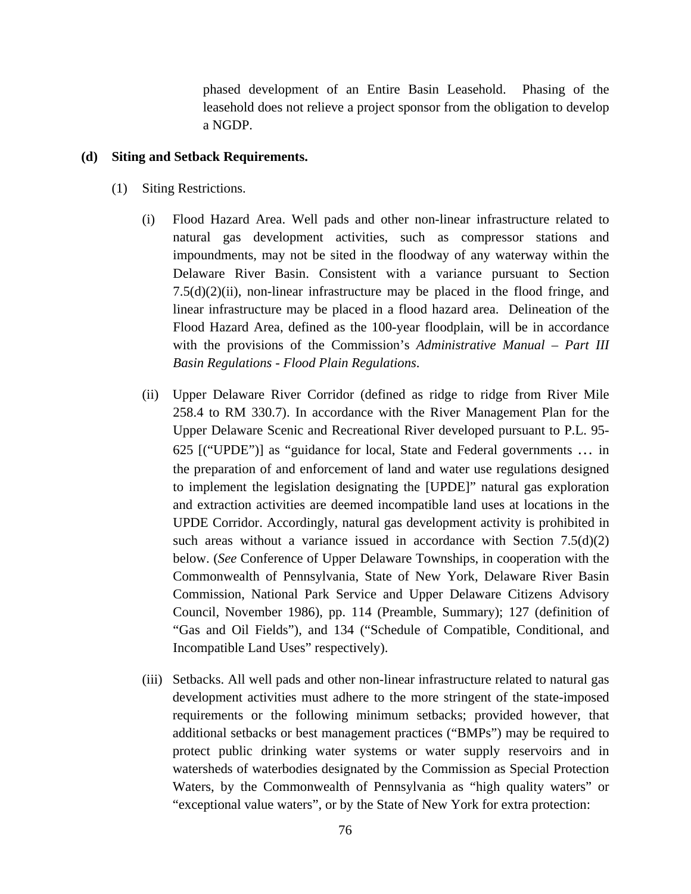phased development of an Entire Basin Leasehold. Phasing of the leasehold does not relieve a project sponsor from the obligation to develop a NGDP.

**(d) Siting and Setback Requirements.**

(1) Siting Restrictions.

(i) Flood Hazard Area. Well pads and other non-linear infrastructure related to natural gas development activities, such as compressor stations and impoundments, may not be sited in the floodway of any waterway within the Delaware River Basin. Consistent with a variance pursuant to Section 7.5(d)(2)(ii), non-linear infrastructure may be placed in the flood fringe, and linear infrastructure may be placed in a flood hazard area. Delineation of the Flood Hazard Area, defined as the 100-year floodplain, will be in accordance with the provisions of the Commission's *Administrative Manual – Part III Basin Regulations - Flood Plain Regulations*.

(ii) Upper Delaware River Corridor (defined as ridge to ridge from River Mile 258.4 to RM 330.7). In accordance with the River Management Plan for the Upper Delaware Scenic and Recreational River developed pursuant to P.L. 95-625 [("UPDE")] as "guidance for local, State and Federal governments … in the preparation of and enforcement of land and water use regulations designed to implement the legislation designating the [UPDE]" natural gas exploration and extraction activities are deemed incompatible land uses at locations in the UPDE Corridor. Accordingly, natural gas development activity is prohibited in such areas without a variance issued in accordance with Section 7.5(d)(2) below. (*See* Conference of Upper Delaware Townships, in cooperation with the Commonwealth of Pennsylvania, State of New York, Delaware River Basin Commission, National Park Service and Upper Delaware Citizens Advisory Council, November 1986), pp. 114 (Preamble, Summary); 127 (definition of "Gas and Oil Fields"), and 134 ("Schedule of Compatible, Conditional, and Incompatible Land Uses" respectively).

(iii) Setbacks. All well pads and other non-linear infrastructure related to natural gas development activities must adhere to the more stringent of the state-imposed requirements or the following minimum setbacks; provided however, that additional setbacks or best management practices ("BMPs") may be required to protect public drinking water systems or water supply reservoirs and in watersheds of waterbodies designated by the Commission as Special Protection Waters, by the Commonwealth of Pennsylvania as "high quality waters" or "exceptional value waters", or by the State of New York for extra protection: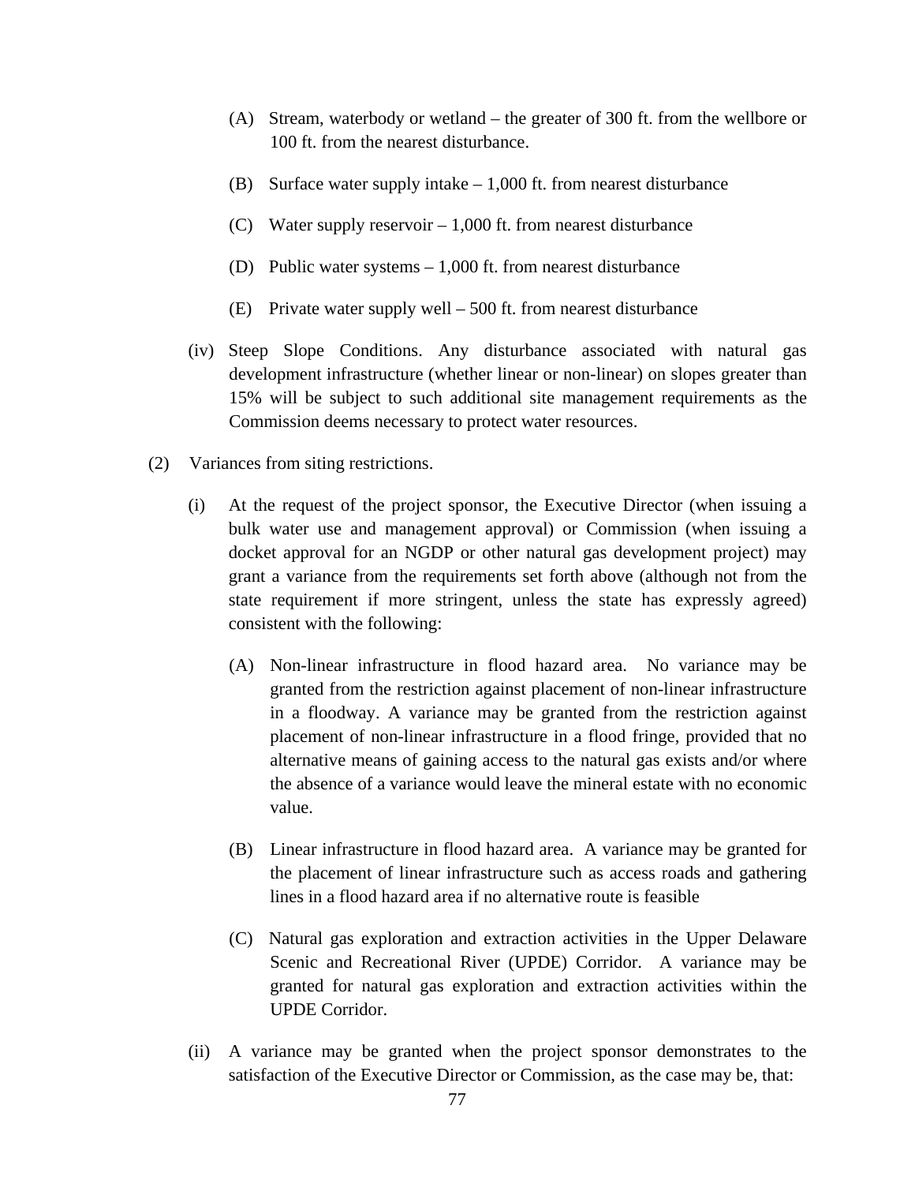(A) Stream, waterbody or wetland – the greater of 300 ft. from the wellbore or 100 ft. from the nearest disturbance.

(B) Surface water supply intake – 1,000 ft. from nearest disturbance

(C) Water supply reservoir – 1,000 ft. from nearest disturbance

(D) Public water systems – 1,000 ft. from nearest disturbance

(E) Private water supply well – 500 ft. from nearest disturbance

(iv) Steep Slope Conditions. Any disturbance associated with natural gas development infrastructure (whether linear or non-linear) on slopes greater than 15% will be subject to such additional site management requirements as the Commission deems necessary to protect water resources.

(2) Variances from siting restrictions.

(i) At the request of the project sponsor, the Executive Director (when issuing a bulk water use and management approval) or Commission (when issuing a docket approval for an NGDP or other natural gas development project) may grant a variance from the requirements set forth above (although not from the state requirement if more stringent, unless the state has expressly agreed) consistent with the following:

(A) Non-linear infrastructure in flood hazard area. No variance may be granted from the restriction against placement of non-linear infrastructure in a floodway. A variance may be granted from the restriction against placement of non-linear infrastructure in a flood fringe, provided that no alternative means of gaining access to the natural gas exists and/or where the absence of a variance would leave the mineral estate with no economic value.

(B) Linear infrastructure in flood hazard area. A variance may be granted for the placement of linear infrastructure such as access roads and gathering lines in a flood hazard area if no alternative route is feasible

(C) Natural gas exploration and extraction activities in the Upper Delaware Scenic and Recreational River (UPDE) Corridor. A variance may be granted for natural gas exploration and extraction activities within the UPDE Corridor.

(ii) A variance may be granted when the project sponsor demonstrates to the satisfaction of the Executive Director or Commission, as the case may be, that: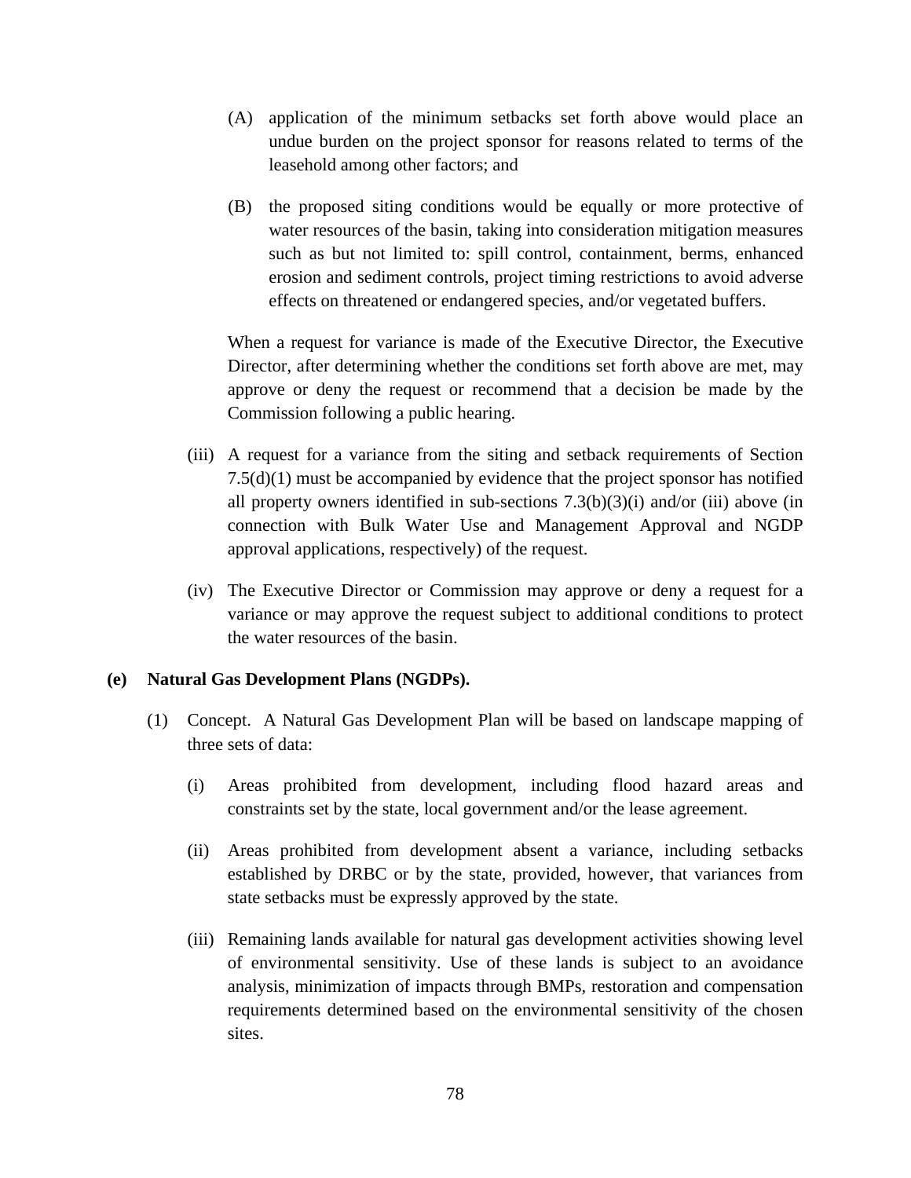(A) application of the minimum setbacks set forth above would place an undue burden on the project sponsor for reasons related to terms of the leasehold among other factors; and

(B) the proposed siting conditions would be equally or more protective of water resources of the basin, taking into consideration mitigation measures such as but not limited to: spill control, containment, berms, enhanced erosion and sediment controls, project timing restrictions to avoid adverse effects on threatened or endangered species, and/or vegetated buffers.

When a request for variance is made of the Executive Director, the Executive Director, after determining whether the conditions set forth above are met, may approve or deny the request or recommend that a decision be made by the Commission following a public hearing.

(iii) A request for a variance from the siting and setback requirements of Section 7.5(d)(1) must be accompanied by evidence that the project sponsor has notified all property owners identified in sub-sections 7.3(b)(3)(i) and/or (iii) above (in connection with Bulk Water Use and Management Approval and NGDP approval applications, respectively) of the request.

(iv) The Executive Director or Commission may approve or deny a request for a variance or may approve the request subject to additional conditions to protect the water resources of the basin.

**(e) Natural Gas Development Plans (NGDPs).**

(1) Concept. A Natural Gas Development Plan will be based on landscape mapping of three sets of data:

(i) Areas prohibited from development, including flood hazard areas and constraints set by the state, local government and/or the lease agreement.

(ii) Areas prohibited from development absent a variance, including setbacks established by DRBC or by the state, provided, however, that variances from state setbacks must be expressly approved by the state.

(iii) Remaining lands available for natural gas development activities showing level of environmental sensitivity. Use of these lands is subject to an avoidance analysis, minimization of impacts through BMPs, restoration and compensation requirements determined based on the environmental sensitivity of the chosen sites.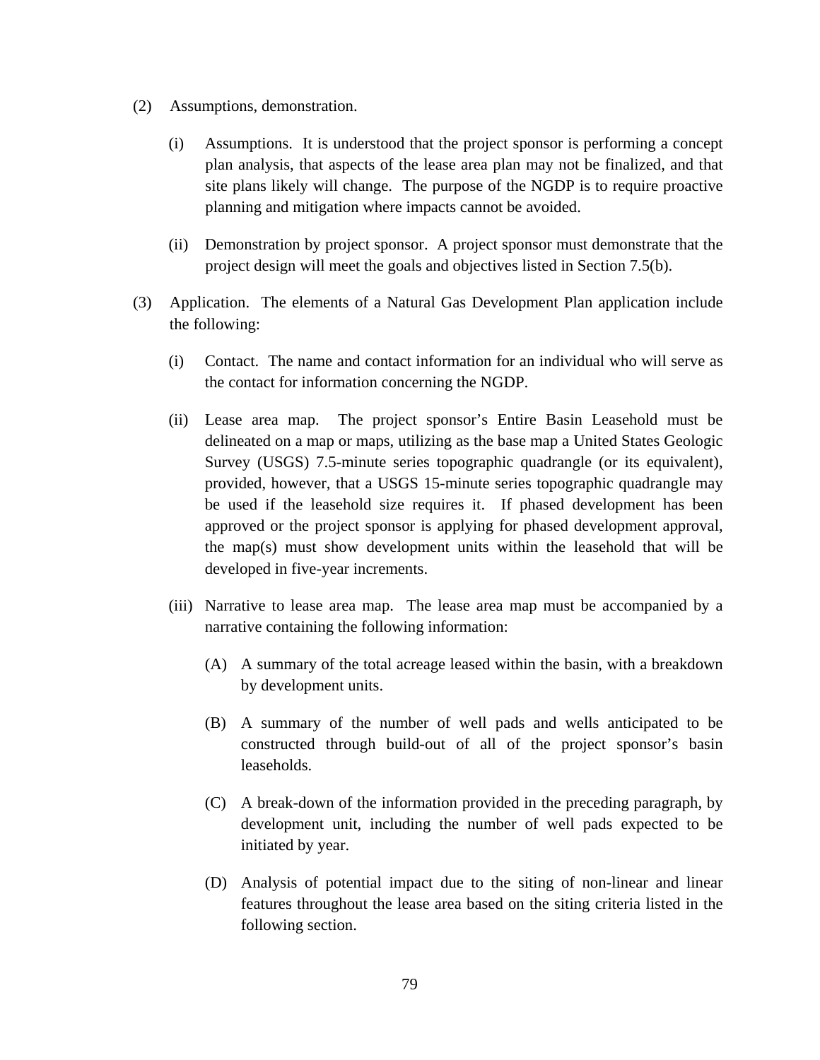(2) Assumptions, demonstration.

(i) Assumptions. It is understood that the project sponsor is performing a concept plan analysis, that aspects of the lease area plan may not be finalized, and that site plans likely will change. The purpose of the NGDP is to require proactive planning and mitigation where impacts cannot be avoided.

(ii) Demonstration by project sponsor. A project sponsor must demonstrate that the project design will meet the goals and objectives listed in Section 7.5(b).

(3) Application. The elements of a Natural Gas Development Plan application include the following:

(i) Contact. The name and contact information for an individual who will serve as the contact for information concerning the NGDP.

(ii) Lease area map. The project sponsor's Entire Basin Leasehold must be delineated on a map or maps, utilizing as the base map a United States Geologic Survey (USGS) 7.5-minute series topographic quadrangle (or its equivalent), provided, however, that a USGS 15-minute series topographic quadrangle may be used if the leasehold size requires it. If phased development has been approved or the project sponsor is applying for phased development approval, the map(s) must show development units within the leasehold that will be developed in five-year increments.

(iii) Narrative to lease area map. The lease area map must be accompanied by a narrative containing the following information:

(A) A summary of the total acreage leased within the basin, with a breakdown by development units.

(B) A summary of the number of well pads and wells anticipated to be constructed through build-out of all of the project sponsor's basin leaseholds.

(C) A break-down of the information provided in the preceding paragraph, by development unit, including the number of well pads expected to be initiated by year.

(D) Analysis of potential impact due to the siting of non-linear and linear features throughout the lease area based on the siting criteria listed in the following section.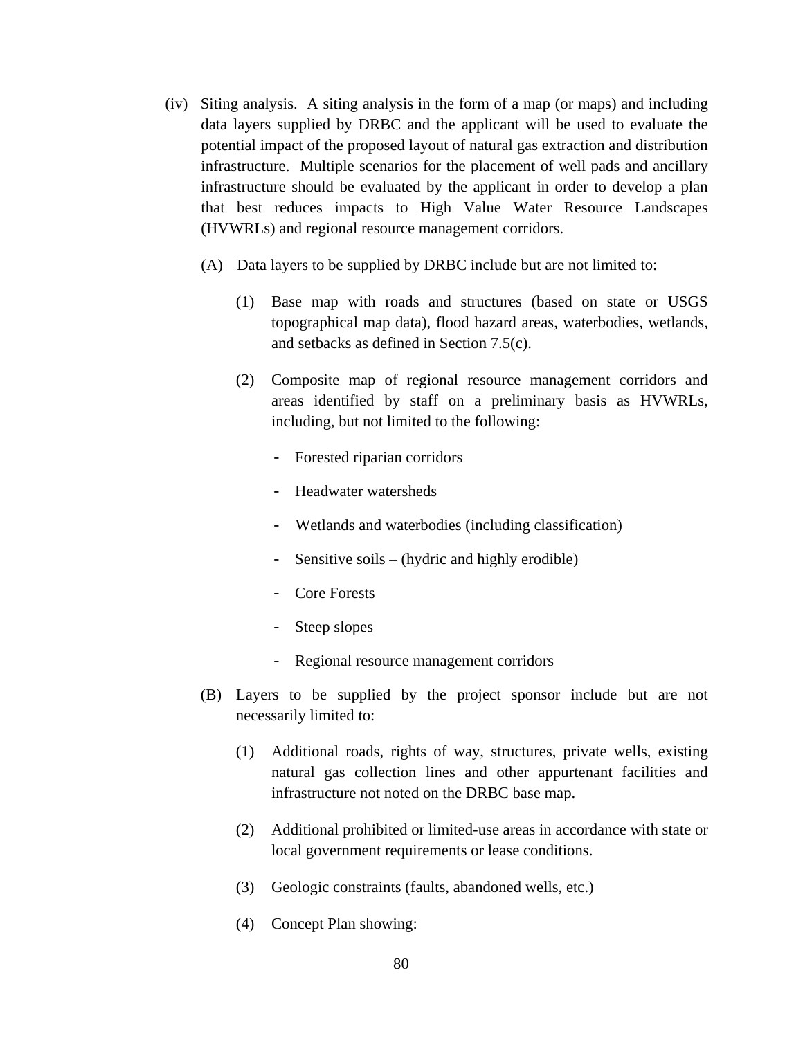(iv) Siting analysis. A siting analysis in the form of a map (or maps) and including data layers supplied by DRBC and the applicant will be used to evaluate the potential impact of the proposed layout of natural gas extraction and distribution infrastructure. Multiple scenarios for the placement of well pads and ancillary infrastructure should be evaluated by the applicant in order to develop a plan that best reduces impacts to High Value Water Resource Landscapes (HVWRLs) and regional resource management corridors.

(A) Data layers to be supplied by DRBC include but are not limited to:

(1) Base map with roads and structures (based on state or USGS topographical map data), flood hazard areas, waterbodies, wetlands, and setbacks as defined in Section 7.5(c).

(2) Composite map of regional resource management corridors and areas identified by staff on a preliminary basis as HVWRLs, including, but not limited to the following:

- Forested riparian corridors
- Headwater watersheds
- Wetlands and waterbodies (including classification)
- Sensitive soils – (hydric and highly erodible)
- Core Forests
- Steep slopes
- Regional resource management corridors

(B) Layers to be supplied by the project sponsor include but are not necessarily limited to:

(1) Additional roads, rights of way, structures, private wells, existing natural gas collection lines and other appurtenant facilities and infrastructure not noted on the DRBC base map.

(2) Additional prohibited or limited-use areas in accordance with state or local government requirements or lease conditions.

(3) Geologic constraints (faults, abandoned wells, etc.)

(4) Concept Plan showing: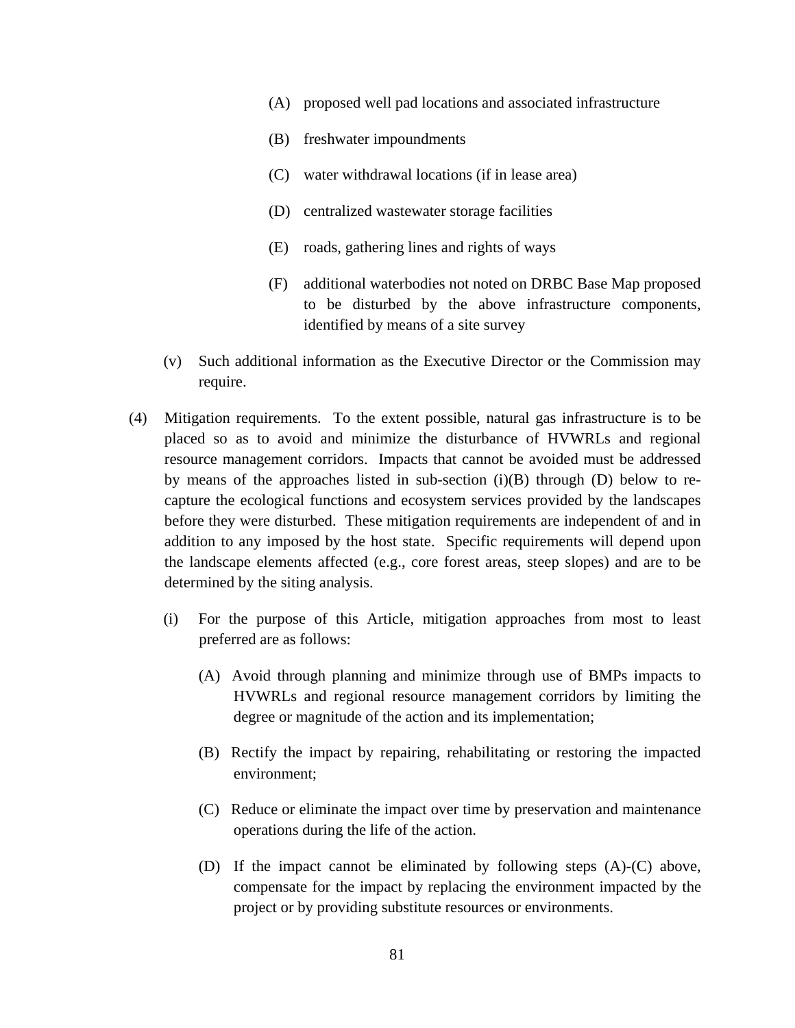(A) proposed well pad locations and associated infrastructure

(B) freshwater impoundments

(C) water withdrawal locations (if in lease area)

(D) centralized wastewater storage facilities

(E) roads, gathering lines and rights of ways

(F) additional waterbodies not noted on DRBC Base Map proposed to be disturbed by the above infrastructure components, identified by means of a site survey

(v) Such additional information as the Executive Director or the Commission may require.

(4) Mitigation requirements. To the extent possible, natural gas infrastructure is to be placed so as to avoid and minimize the disturbance of HVWRLs and regional resource management corridors. Impacts that cannot be avoided must be addressed by means of the approaches listed in sub-section (i)(B) through (D) below to re-capture the ecological functions and ecosystem services provided by the landscapes before they were disturbed. These mitigation requirements are independent of and in addition to any imposed by the host state. Specific requirements will depend upon the landscape elements affected (e.g., core forest areas, steep slopes) and are to be determined by the siting analysis.

(i) For the purpose of this Article, mitigation approaches from most to least preferred are as follows:

(A) Avoid through planning and minimize through use of BMPs impacts to HVWRLs and regional resource management corridors by limiting the degree or magnitude of the action and its implementation;

(B) Rectify the impact by repairing, rehabilitating or restoring the impacted environment;

(C) Reduce or eliminate the impact over time by preservation and maintenance operations during the life of the action.

(D) If the impact cannot be eliminated by following steps (A)-(C) above, compensate for the impact by replacing the environment impacted by the project or by providing substitute resources or environments.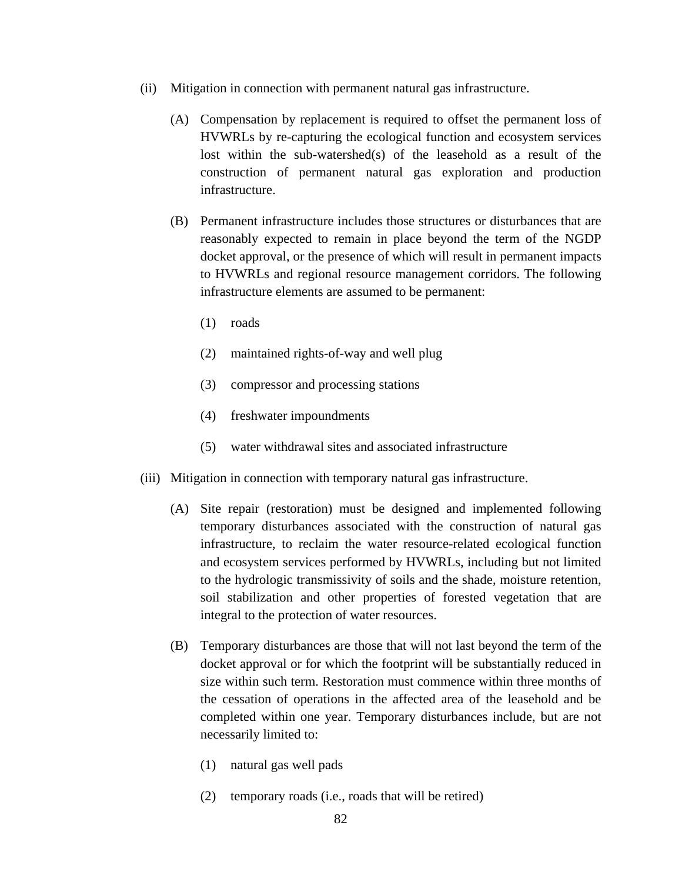(ii) Mitigation in connection with permanent natural gas infrastructure.

(A) Compensation by replacement is required to offset the permanent loss of HVWRLs by re-capturing the ecological function and ecosystem services lost within the sub-watershed(s) of the leasehold as a result of the construction of permanent natural gas exploration and production infrastructure.

(B) Permanent infrastructure includes those structures or disturbances that are reasonably expected to remain in place beyond the term of the NGDP docket approval, or the presence of which will result in permanent impacts to HVWRLs and regional resource management corridors. The following infrastructure elements are assumed to be permanent:

(1) roads

(2) maintained rights-of-way and well plug

(3) compressor and processing stations

(4) freshwater impoundments

(5) water withdrawal sites and associated infrastructure

(iii) Mitigation in connection with temporary natural gas infrastructure.

(A) Site repair (restoration) must be designed and implemented following temporary disturbances associated with the construction of natural gas infrastructure, to reclaim the water resource-related ecological function and ecosystem services performed by HVWRLs, including but not limited to the hydrologic transmissivity of soils and the shade, moisture retention, soil stabilization and other properties of forested vegetation that are integral to the protection of water resources.

(B) Temporary disturbances are those that will not last beyond the term of the docket approval or for which the footprint will be substantially reduced in size within such term. Restoration must commence within three months of the cessation of operations in the affected area of the leasehold and be completed within one year. Temporary disturbances include, but are not necessarily limited to:

(1) natural gas well pads

(2) temporary roads (i.e., roads that will be retired)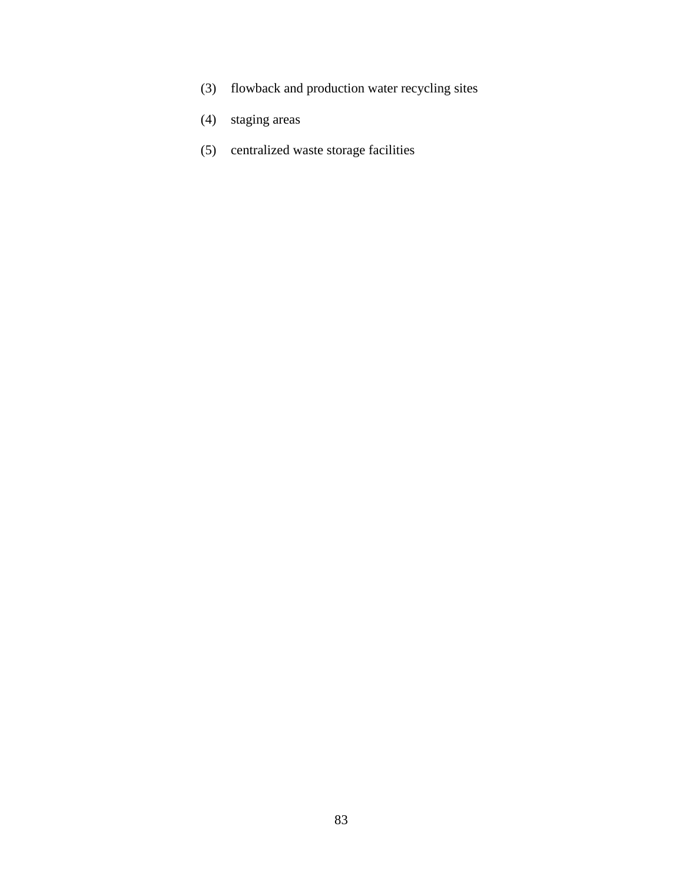(3) flowback and production water recycling sites

(4) staging areas

(5) centralized waste storage facilities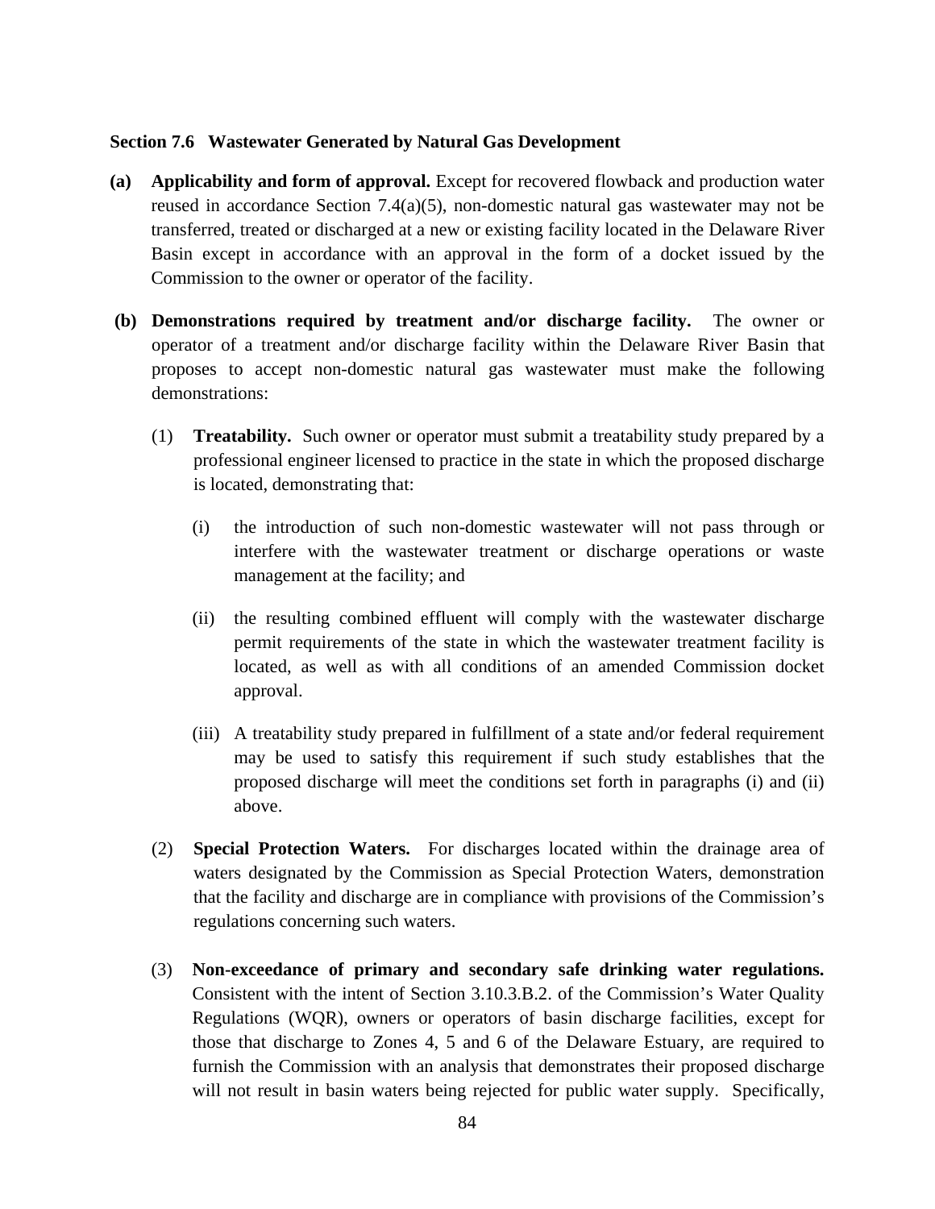### Section 7.6 Wastewater Generated by Natural Gas Development

**(a) Applicability and form of approval.** Except for recovered flowback and production water reused in accordance Section 7.4(a)(5), non-domestic natural gas wastewater may not be transferred, treated or discharged at a new or existing facility located in the Delaware River Basin except in accordance with an approval in the form of a docket issued by the Commission to the owner or operator of the facility.

**(b) Demonstrations required by treatment and/or discharge facility.** The owner or operator of a treatment and/or discharge facility within the Delaware River Basin that proposes to accept non-domestic natural gas wastewater must make the following demonstrations:

(1) **Treatability.** Such owner or operator must submit a treatability study prepared by a professional engineer licensed to practice in the state in which the proposed discharge is located, demonstrating that:

(i) the introduction of such non-domestic wastewater will not pass through or interfere with the wastewater treatment or discharge operations or waste management at the facility; and

(ii) the resulting combined effluent will comply with the wastewater discharge permit requirements of the state in which the wastewater treatment facility is located, as well as with all conditions of an amended Commission docket approval.

(iii) A treatability study prepared in fulfillment of a state and/or federal requirement may be used to satisfy this requirement if such study establishes that the proposed discharge will meet the conditions set forth in paragraphs (i) and (ii) above.

(2) **Special Protection Waters.** For discharges located within the drainage area of waters designated by the Commission as Special Protection Waters, demonstration that the facility and discharge are in compliance with provisions of the Commission's regulations concerning such waters.

(3) **Non-exceedance of primary and secondary safe drinking water regulations.** Consistent with the intent of Section 3.10.3.B.2. of the Commission's Water Quality Regulations (WQR), owners or operators of basin discharge facilities, except for those that discharge to Zones 4, 5 and 6 of the Delaware Estuary, are required to furnish the Commission with an analysis that demonstrates their proposed discharge will not result in basin waters being rejected for public water supply. Specifically,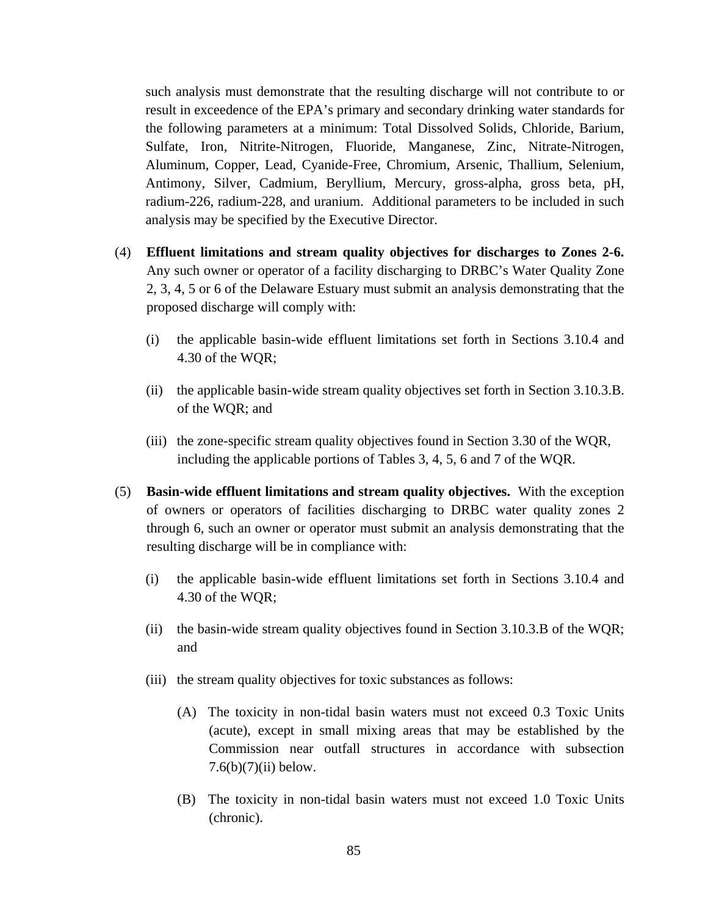such analysis must demonstrate that the resulting discharge will not contribute to or result in exceedence of the EPA's primary and secondary drinking water standards for the following parameters at a minimum: Total Dissolved Solids, Chloride, Barium, Sulfate, Iron, Nitrite-Nitrogen, Fluoride, Manganese, Zinc, Nitrate-Nitrogen, Aluminum, Copper, Lead, Cyanide-Free, Chromium, Arsenic, Thallium, Selenium, Antimony, Silver, Cadmium, Beryllium, Mercury, gross-alpha, gross beta, pH, radium-226, radium-228, and uranium. Additional parameters to be included in such analysis may be specified by the Executive Director.

(4) **Effluent limitations and stream quality objectives for discharges to Zones 2-6.** Any such owner or operator of a facility discharging to DRBC's Water Quality Zone 2, 3, 4, 5 or 6 of the Delaware Estuary must submit an analysis demonstrating that the proposed discharge will comply with:

(i) the applicable basin-wide effluent limitations set forth in Sections 3.10.4 and 4.30 of the WQR;

(ii) the applicable basin-wide stream quality objectives set forth in Section 3.10.3.B. of the WQR; and

(iii) the zone-specific stream quality objectives found in Section 3.30 of the WQR, including the applicable portions of Tables 3, 4, 5, 6 and 7 of the WQR.

(5) **Basin-wide effluent limitations and stream quality objectives.** With the exception of owners or operators of facilities discharging to DRBC water quality zones 2 through 6, such an owner or operator must submit an analysis demonstrating that the resulting discharge will be in compliance with:

(i) the applicable basin-wide effluent limitations set forth in Sections 3.10.4 and 4.30 of the WQR;

(ii) the basin-wide stream quality objectives found in Section 3.10.3.B of the WQR; and

(iii) the stream quality objectives for toxic substances as follows:

(A) The toxicity in non-tidal basin waters must not exceed 0.3 Toxic Units (acute), except in small mixing areas that may be established by the Commission near outfall structures in accordance with subsection 7.6(b)(7)(ii) below.

(B) The toxicity in non-tidal basin waters must not exceed 1.0 Toxic Units (chronic).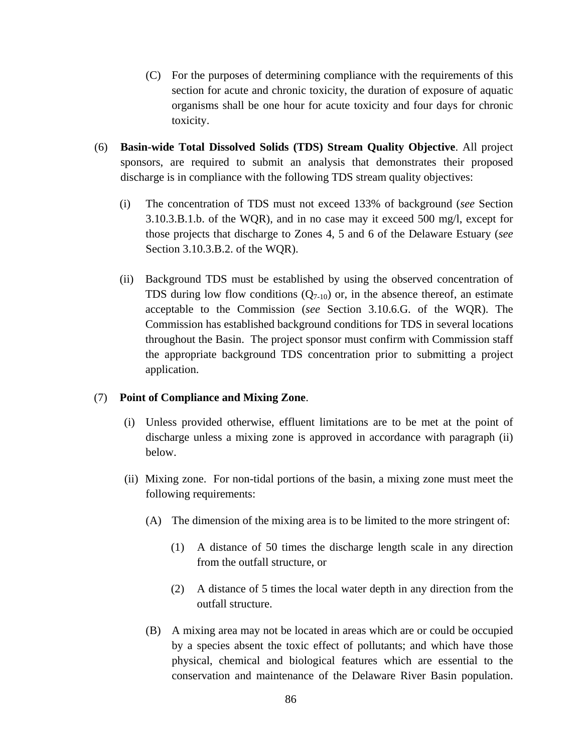(C) For the purposes of determining compliance with the requirements of this section for acute and chronic toxicity, the duration of exposure of aquatic organisms shall be one hour for acute toxicity and four days for chronic toxicity.

(6) **Basin-wide Total Dissolved Solids (TDS) Stream Quality Objective**. All project sponsors, are required to submit an analysis that demonstrates their proposed discharge is in compliance with the following TDS stream quality objectives:

(i) The concentration of TDS must not exceed 133% of background (*see* Section 3.10.3.B.1.b. of the WQR), and in no case may it exceed 500 mg/l, except for those projects that discharge to Zones 4, 5 and 6 of the Delaware Estuary (*see* Section 3.10.3.B.2. of the WQR).

(ii) Background TDS must be established by using the observed concentration of TDS during low flow conditions ($Q_{7-10}$) or, in the absence thereof, an estimate acceptable to the Commission (*see* Section 3.10.6.G. of the WQR). The Commission has established background conditions for TDS in several locations throughout the Basin. The project sponsor must confirm with Commission staff the appropriate background TDS concentration prior to submitting a project application.

(7) **Point of Compliance and Mixing Zone**.

(i) Unless provided otherwise, effluent limitations are to be met at the point of discharge unless a mixing zone is approved in accordance with paragraph (ii) below.

(ii) Mixing zone. For non-tidal portions of the basin, a mixing zone must meet the following requirements:

(A) The dimension of the mixing area is to be limited to the more stringent of:

(1) A distance of 50 times the discharge length scale in any direction from the outfall structure, or

(2) A distance of 5 times the local water depth in any direction from the outfall structure.

(B) A mixing area may not be located in areas which are or could be occupied by a species absent the toxic effect of pollutants; and which have those physical, chemical and biological features which are essential to the conservation and maintenance of the Delaware River Basin population.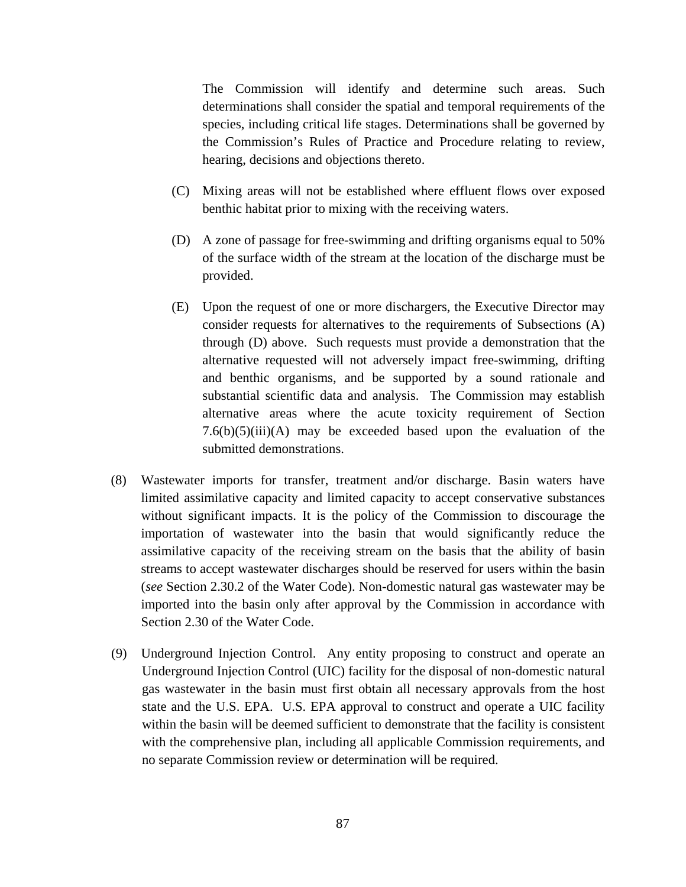The Commission will identify and determine such areas. Such determinations shall consider the spatial and temporal requirements of the species, including critical life stages. Determinations shall be governed by the Commission's Rules of Practice and Procedure relating to review, hearing, decisions and objections thereto.

(C) Mixing areas will not be established where effluent flows over exposed benthic habitat prior to mixing with the receiving waters.

(D) A zone of passage for free-swimming and drifting organisms equal to 50% of the surface width of the stream at the location of the discharge must be provided.

(E) Upon the request of one or more dischargers, the Executive Director may consider requests for alternatives to the requirements of Subsections (A) through (D) above. Such requests must provide a demonstration that the alternative requested will not adversely impact free-swimming, drifting and benthic organisms, and be supported by a sound rationale and substantial scientific data and analysis. The Commission may establish alternative areas where the acute toxicity requirement of Section 7.6(b)(5)(iii)(A) may be exceeded based upon the evaluation of the submitted demonstrations.

(8) Wastewater imports for transfer, treatment and/or discharge. Basin waters have limited assimilative capacity and limited capacity to accept conservative substances without significant impacts. It is the policy of the Commission to discourage the importation of wastewater into the basin that would significantly reduce the assimilative capacity of the receiving stream on the basis that the ability of basin streams to accept wastewater discharges should be reserved for users within the basin (*see* Section 2.30.2 of the Water Code). Non-domestic natural gas wastewater may be imported into the basin only after approval by the Commission in accordance with Section 2.30 of the Water Code.

(9) Underground Injection Control. Any entity proposing to construct and operate an Underground Injection Control (UIC) facility for the disposal of non-domestic natural gas wastewater in the basin must first obtain all necessary approvals from the host state and the U.S. EPA. U.S. EPA approval to construct and operate a UIC facility within the basin will be deemed sufficient to demonstrate that the facility is consistent with the comprehensive plan, including all applicable Commission requirements, and no separate Commission review or determination will be required.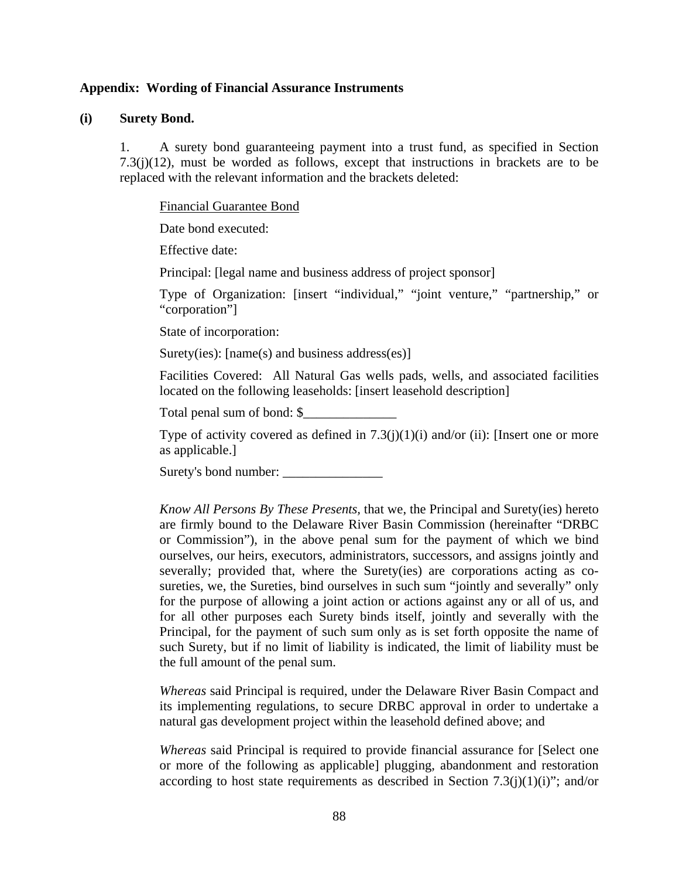**Appendix: Wording of Financial Assurance Instruments**

**(i) Surety Bond.**

1. A surety bond guaranteeing payment into a trust fund, as specified in Section 7.3(j)(12), must be worded as follows, except that instructions in brackets are to be replaced with the relevant information and the brackets deleted:

Financial Guarantee Bond

Date bond executed:

Effective date:

Principal: [legal name and business address of project sponsor]

Type of Organization: [insert "individual," "joint venture," "partnership," or "corporation"]

State of incorporation:

Surety(ies): [name(s) and business address(es)]

Facilities Covered: All Natural Gas wells pads, wells, and associated facilities located on the following leaseholds: [insert leasehold description]

Total penal sum of bond: $______________

Type of activity covered as defined in 7.3(j)(1)(i) and/or (ii): [Insert one or more as applicable.]

Surety's bond number: _______________

*Know All Persons By These Presents*, that we, the Principal and Surety(ies) hereto are firmly bound to the Delaware River Basin Commission (hereinafter "DRBC or Commission"), in the above penal sum for the payment of which we bind ourselves, our heirs, executors, administrators, successors, and assigns jointly and severally; provided that, where the Surety(ies) are corporations acting as co-sureties, we, the Sureties, bind ourselves in such sum "jointly and severally" only for the purpose of allowing a joint action or actions against any or all of us, and for all other purposes each Surety binds itself, jointly and severally with the Principal, for the payment of such sum only as is set forth opposite the name of such Surety, but if no limit of liability is indicated, the limit of liability must be the full amount of the penal sum.

*Whereas* said Principal is required, under the Delaware River Basin Compact and its implementing regulations, to secure DRBC approval in order to undertake a natural gas development project within the leasehold defined above; and

*Whereas* said Principal is required to provide financial assurance for [Select one or more of the following as applicable] plugging, abandonment and restoration according to host state requirements as described in Section 7.3(j)(1)(i)"; and/or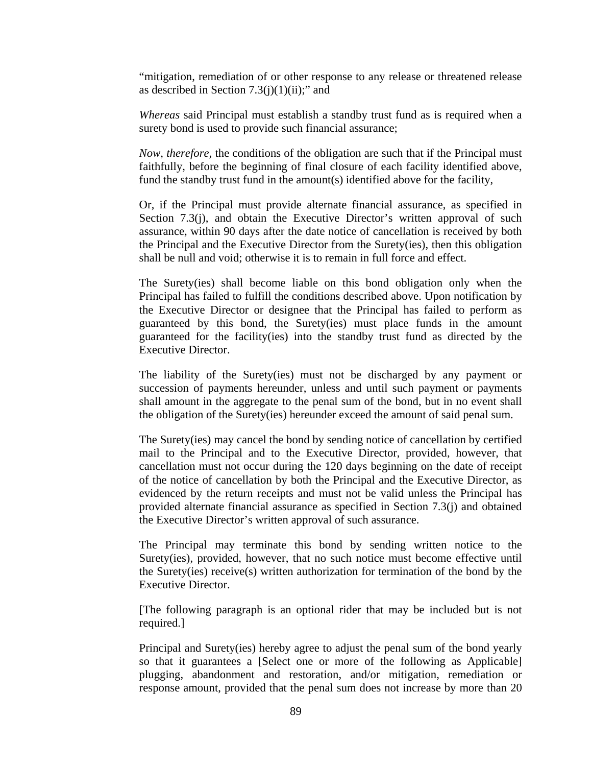"mitigation, remediation of or other response to any release or threatened release as described in Section 7.3(j)(1)(ii);" and

*Whereas* said Principal must establish a standby trust fund as is required when a surety bond is used to provide such financial assurance;

*Now, therefore*, the conditions of the obligation are such that if the Principal must faithfully, before the beginning of final closure of each facility identified above, fund the standby trust fund in the amount(s) identified above for the facility,

Or, if the Principal must provide alternate financial assurance, as specified in Section 7.3(j), and obtain the Executive Director's written approval of such assurance, within 90 days after the date notice of cancellation is received by both the Principal and the Executive Director from the Surety(ies), then this obligation shall be null and void; otherwise it is to remain in full force and effect.

The Surety(ies) shall become liable on this bond obligation only when the Principal has failed to fulfill the conditions described above. Upon notification by the Executive Director or designee that the Principal has failed to perform as guaranteed by this bond, the Surety(ies) must place funds in the amount guaranteed for the facility(ies) into the standby trust fund as directed by the Executive Director.

The liability of the Surety(ies) must not be discharged by any payment or succession of payments hereunder, unless and until such payment or payments shall amount in the aggregate to the penal sum of the bond, but in no event shall the obligation of the Surety(ies) hereunder exceed the amount of said penal sum.

The Surety(ies) may cancel the bond by sending notice of cancellation by certified mail to the Principal and to the Executive Director, provided, however, that cancellation must not occur during the 120 days beginning on the date of receipt of the notice of cancellation by both the Principal and the Executive Director, as evidenced by the return receipts and must not be valid unless the Principal has provided alternate financial assurance as specified in Section 7.3(j) and obtained the Executive Director's written approval of such assurance.

The Principal may terminate this bond by sending written notice to the Surety(ies), provided, however, that no such notice must become effective until the Surety(ies) receive(s) written authorization for termination of the bond by the Executive Director.

[The following paragraph is an optional rider that may be included but is not required.]

Principal and Surety(ies) hereby agree to adjust the penal sum of the bond yearly so that it guarantees a [Select one or more of the following as Applicable] plugging, abandonment and restoration, and/or mitigation, remediation or response amount, provided that the penal sum does not increase by more than 20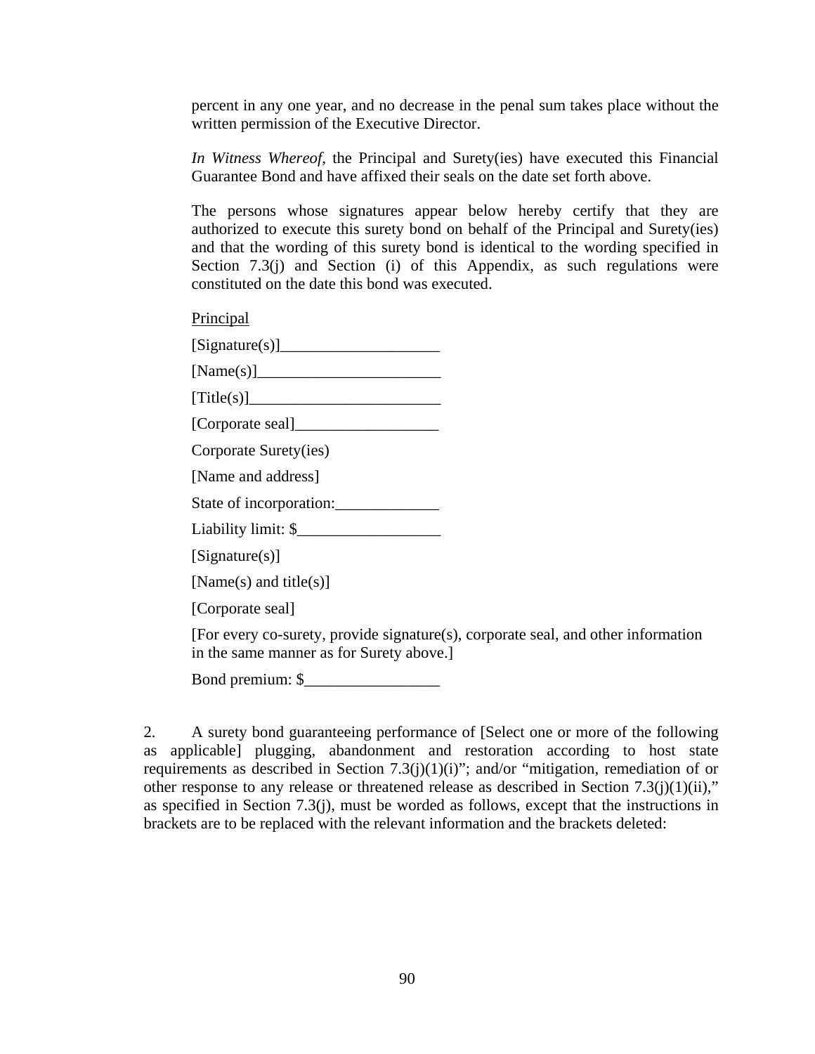percent in any one year, and no decrease in the penal sum takes place without the written permission of the Executive Director.

*In Witness Whereof,* the Principal and Surety(ies) have executed this Financial Guarantee Bond and have affixed their seals on the date set forth above.

The persons whose signatures appear below hereby certify that they are authorized to execute this surety bond on behalf of the Principal and Surety(ies) and that the wording of this surety bond is identical to the wording specified in Section 7.3(j) and Section (i) of this Appendix, as such regulations were constituted on the date this bond was executed.

Principal

[Signature(s)]____________________

[Name(s)]_______________________

[Title(s)]________________________

[Corporate seal]__________________

Corporate Surety(ies)

[Name and address]

State of incorporation:_____________

Liability limit: $__________________

[Signature(s)]

[Name(s) and title(s)]

[Corporate seal]

[For every co-surety, provide signature(s), corporate seal, and other information in the same manner as for Surety above.]

Bond premium: $_________________

2. A surety bond guaranteeing performance of [Select one or more of the following as applicable] plugging, abandonment and restoration according to host state requirements as described in Section 7.3(j)(1)(i)"; and/or "mitigation, remediation of or other response to any release or threatened release as described in Section 7.3(j)(1)(ii)," as specified in Section 7.3(j), must be worded as follows, except that the instructions in brackets are to be replaced with the relevant information and the brackets deleted: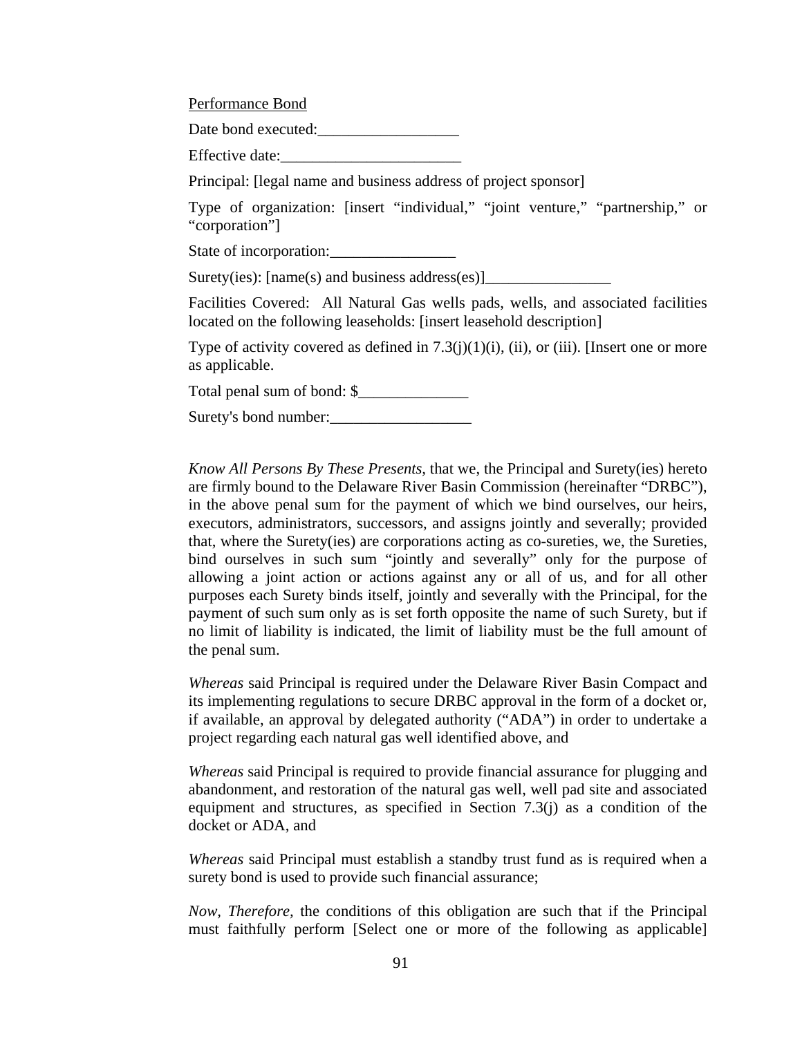Performance Bond

Date bond executed:__________________

Effective date:_______________________

Principal: [legal name and business address of project sponsor]

Type of organization: [insert "individual," "joint venture," "partnership," or "corporation"]

State of incorporation:________________

Surety(ies): [name(s) and business address(es)]________________

Facilities Covered: All Natural Gas wells pads, wells, and associated facilities located on the following leaseholds: [insert leasehold description]

Type of activity covered as defined in 7.3(j)(1)(i), (ii), or (iii). [Insert one or more as applicable.

Total penal sum of bond: $______________

Surety's bond number:__________________

*Know All Persons By These Presents*, that we, the Principal and Surety(ies) hereto are firmly bound to the Delaware River Basin Commission (hereinafter "DRBC"), in the above penal sum for the payment of which we bind ourselves, our heirs, executors, administrators, successors, and assigns jointly and severally; provided that, where the Surety(ies) are corporations acting as co-sureties, we, the Sureties, bind ourselves in such sum "jointly and severally" only for the purpose of allowing a joint action or actions against any or all of us, and for all other purposes each Surety binds itself, jointly and severally with the Principal, for the payment of such sum only as is set forth opposite the name of such Surety, but if no limit of liability is indicated, the limit of liability must be the full amount of the penal sum.

*Whereas* said Principal is required under the Delaware River Basin Compact and its implementing regulations to secure DRBC approval in the form of a docket or, if available, an approval by delegated authority ("ADA") in order to undertake a project regarding each natural gas well identified above, and

*Whereas* said Principal is required to provide financial assurance for plugging and abandonment, and restoration of the natural gas well, well pad site and associated equipment and structures, as specified in Section 7.3(j) as a condition of the docket or ADA, and

*Whereas* said Principal must establish a standby trust fund as is required when a surety bond is used to provide such financial assurance;

*Now, Therefore*, the conditions of this obligation are such that if the Principal must faithfully perform [Select one or more of the following as applicable]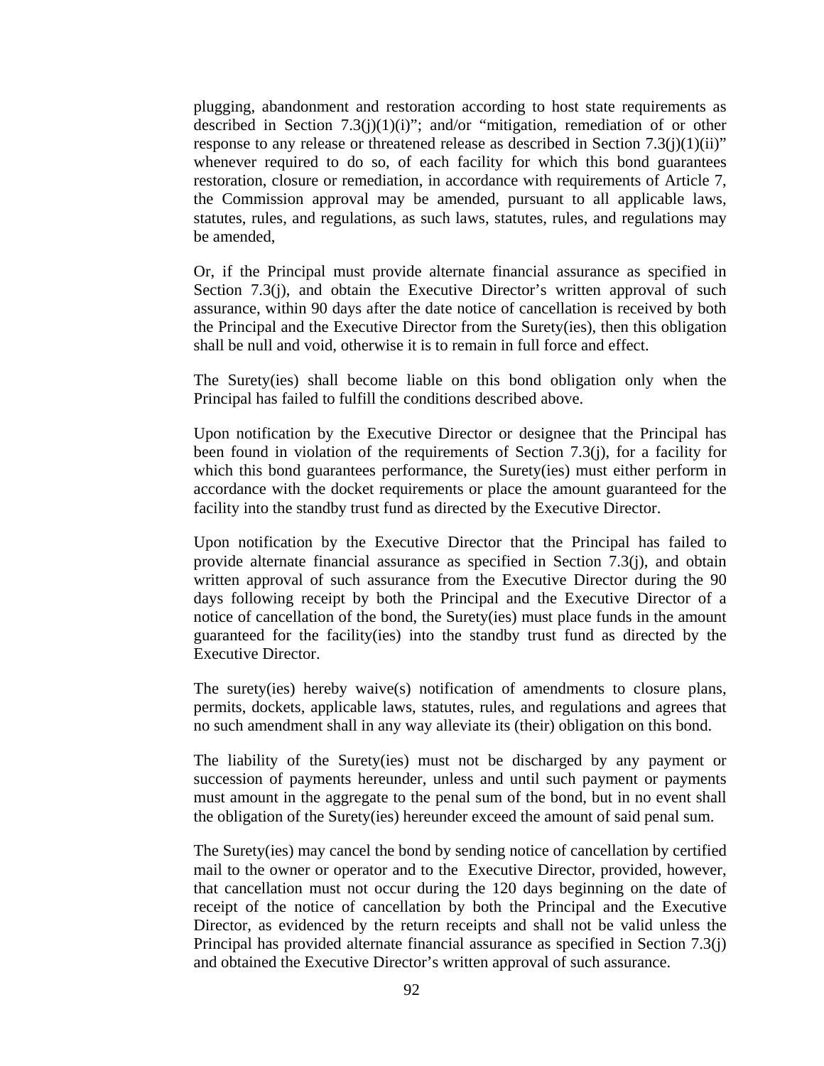plugging, abandonment and restoration according to host state requirements as described in Section 7.3(j)(1)(i)"; and/or "mitigation, remediation of or other response to any release or threatened release as described in Section 7.3(j)(1)(ii)" whenever required to do so, of each facility for which this bond guarantees restoration, closure or remediation, in accordance with requirements of Article 7, the Commission approval may be amended, pursuant to all applicable laws, statutes, rules, and regulations, as such laws, statutes, rules, and regulations may be amended,

Or, if the Principal must provide alternate financial assurance as specified in Section 7.3(j), and obtain the Executive Director's written approval of such assurance, within 90 days after the date notice of cancellation is received by both the Principal and the Executive Director from the Surety(ies), then this obligation shall be null and void, otherwise it is to remain in full force and effect.

The Surety(ies) shall become liable on this bond obligation only when the Principal has failed to fulfill the conditions described above.

Upon notification by the Executive Director or designee that the Principal has been found in violation of the requirements of Section 7.3(j), for a facility for which this bond guarantees performance, the Surety(ies) must either perform in accordance with the docket requirements or place the amount guaranteed for the facility into the standby trust fund as directed by the Executive Director.

Upon notification by the Executive Director that the Principal has failed to provide alternate financial assurance as specified in Section 7.3(j), and obtain written approval of such assurance from the Executive Director during the 90 days following receipt by both the Principal and the Executive Director of a notice of cancellation of the bond, the Surety(ies) must place funds in the amount guaranteed for the facility(ies) into the standby trust fund as directed by the Executive Director.

The surety(ies) hereby waive(s) notification of amendments to closure plans, permits, dockets, applicable laws, statutes, rules, and regulations and agrees that no such amendment shall in any way alleviate its (their) obligation on this bond.

The liability of the Surety(ies) must not be discharged by any payment or succession of payments hereunder, unless and until such payment or payments must amount in the aggregate to the penal sum of the bond, but in no event shall the obligation of the Surety(ies) hereunder exceed the amount of said penal sum.

The Surety(ies) may cancel the bond by sending notice of cancellation by certified mail to the owner or operator and to the Executive Director, provided, however, that cancellation must not occur during the 120 days beginning on the date of receipt of the notice of cancellation by both the Principal and the Executive Director, as evidenced by the return receipts and shall not be valid unless the Principal has provided alternate financial assurance as specified in Section 7.3(j) and obtained the Executive Director's written approval of such assurance.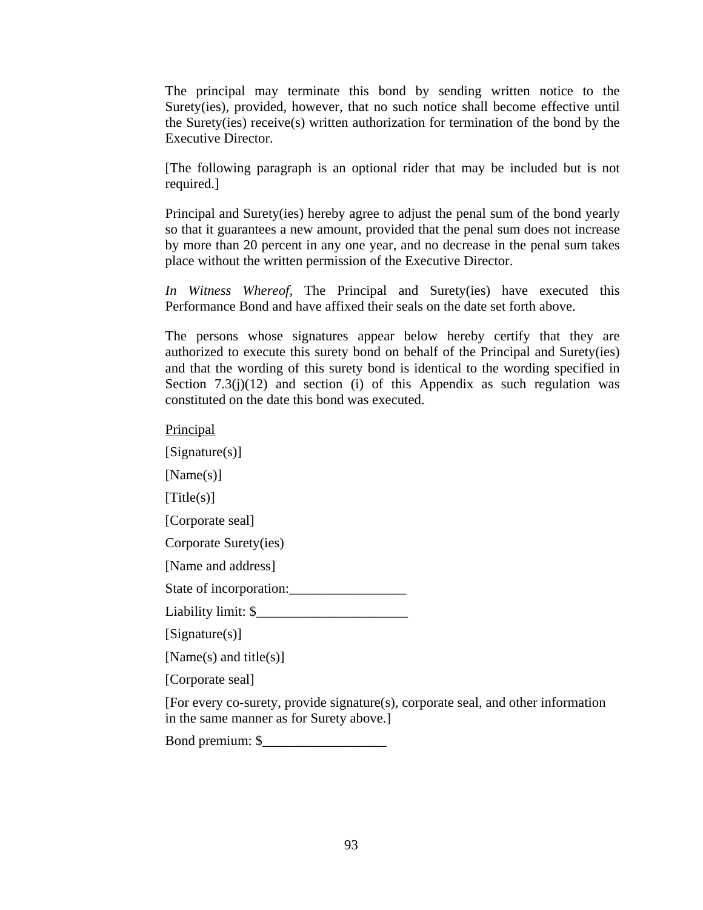The principal may terminate this bond by sending written notice to the Surety(ies), provided, however, that no such notice shall become effective until the Surety(ies) receive(s) written authorization for termination of the bond by the Executive Director.

[The following paragraph is an optional rider that may be included but is not required.]

Principal and Surety(ies) hereby agree to adjust the penal sum of the bond yearly so that it guarantees a new amount, provided that the penal sum does not increase by more than 20 percent in any one year, and no decrease in the penal sum takes place without the written permission of the Executive Director.

*In Witness Whereof*, The Principal and Surety(ies) have executed this Performance Bond and have affixed their seals on the date set forth above.

The persons whose signatures appear below hereby certify that they are authorized to execute this surety bond on behalf of the Principal and Surety(ies) and that the wording of this surety bond is identical to the wording specified in Section 7.3(j)(12) and section (i) of this Appendix as such regulation was constituted on the date this bond was executed.

<u>Principal</u>

[Signature(s)]

[Name(s)]

[Title(s)]

[Corporate seal]

Corporate Surety(ies)

[Name and address]

State of incorporation:_________________

Liability limit: $______________________

[Signature(s)]

[Name(s) and title(s)]

[Corporate seal]

[For every co-surety, provide signature(s), corporate seal, and other information in the same manner as for Surety above.]

Bond premium: $__________________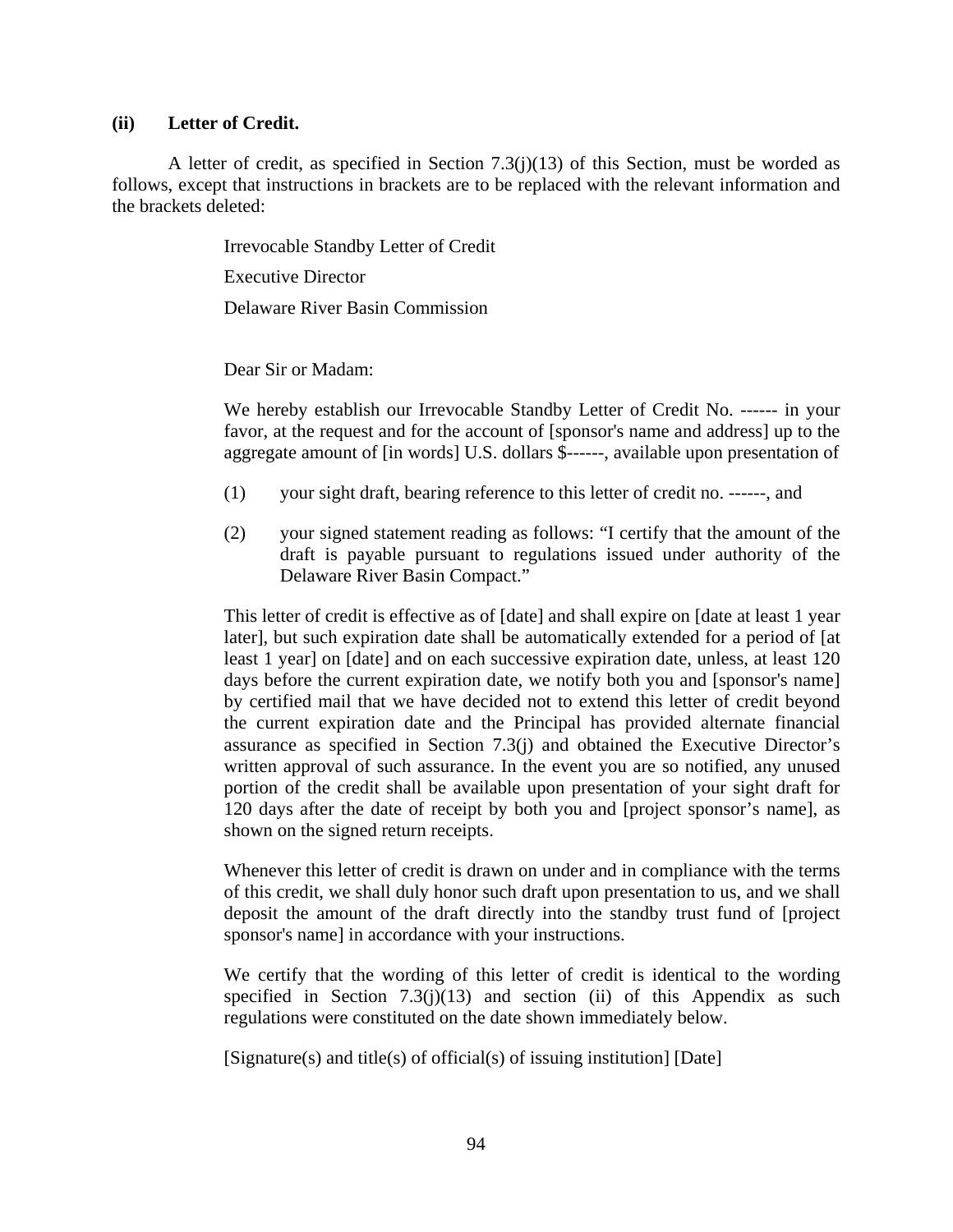**(ii) Letter of Credit.**

A letter of credit, as specified in Section 7.3(j)(13) of this Section, must be worded as follows, except that instructions in brackets are to be replaced with the relevant information and the brackets deleted:

> Irrevocable Standby Letter of Credit
>
> Executive Director
>
> Delaware River Basin Commission
>
> Dear Sir or Madam:
>
> We hereby establish our Irrevocable Standby Letter of Credit No. ------ in your favor, at the request and for the account of [sponsor's name and address] up to the aggregate amount of [in words] U.S. dollars $------, available upon presentation of
>
> (1) your sight draft, bearing reference to this letter of credit no. ------, and
>
> (2) your signed statement reading as follows: “I certify that the amount of the draft is payable pursuant to regulations issued under authority of the Delaware River Basin Compact.”
>
> This letter of credit is effective as of [date] and shall expire on [date at least 1 year later], but such expiration date shall be automatically extended for a period of [at least 1 year] on [date] and on each successive expiration date, unless, at least 120 days before the current expiration date, we notify both you and [sponsor's name] by certified mail that we have decided not to extend this letter of credit beyond the current expiration date and the Principal has provided alternate financial assurance as specified in Section 7.3(j) and obtained the Executive Director’s written approval of such assurance. In the event you are so notified, any unused portion of the credit shall be available upon presentation of your sight draft for 120 days after the date of receipt by both you and [project sponsor’s name], as shown on the signed return receipts.
>
> Whenever this letter of credit is drawn on under and in compliance with the terms of this credit, we shall duly honor such draft upon presentation to us, and we shall deposit the amount of the draft directly into the standby trust fund of [project sponsor's name] in accordance with your instructions.
>
> We certify that the wording of this letter of credit is identical to the wording specified in Section 7.3(j)(13) and section (ii) of this Appendix as such regulations were constituted on the date shown immediately below.
>
> [Signature(s) and title(s) of official(s) of issuing institution] [Date]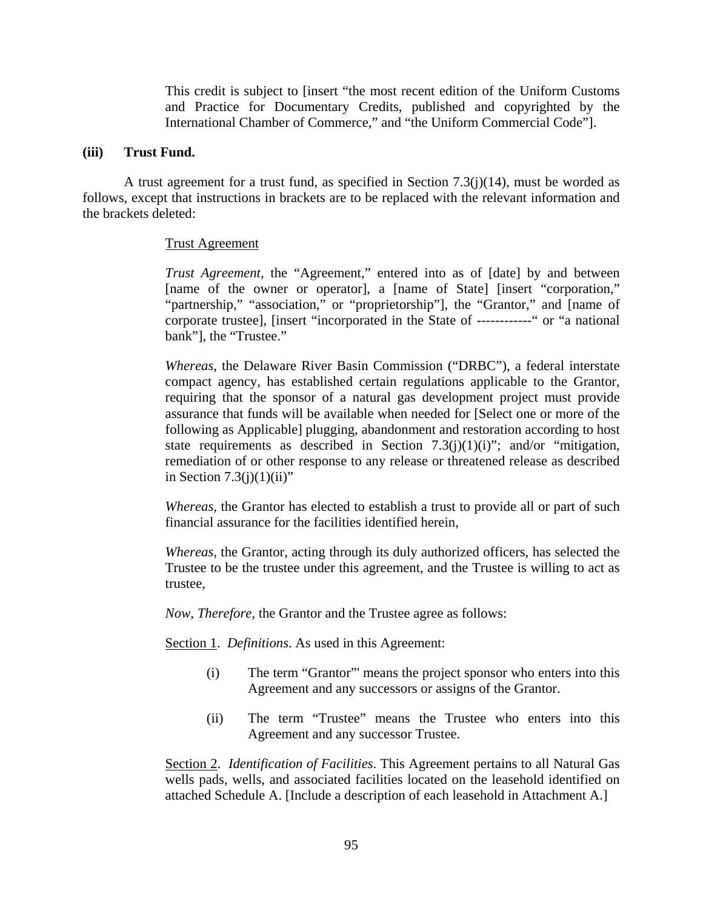This credit is subject to [insert "the most recent edition of the Uniform Customs and Practice for Documentary Credits, published and copyrighted by the International Chamber of Commerce," and "the Uniform Commercial Code"].

**(iii) Trust Fund.**

A trust agreement for a trust fund, as specified in Section 7.3(j)(14), must be worded as follows, except that instructions in brackets are to be replaced with the relevant information and the brackets deleted:

Trust Agreement

*Trust Agreement*, the "Agreement," entered into as of [date] by and between [name of the owner or operator], a [name of State] [insert "corporation," "partnership," "association," or "proprietorship"], the "Grantor," and [name of corporate trustee], [insert "incorporated in the State of ------------" or "a national bank"], the "Trustee."

*Whereas*, the Delaware River Basin Commission ("DRBC"), a federal interstate compact agency, has established certain regulations applicable to the Grantor, requiring that the sponsor of a natural gas development project must provide assurance that funds will be available when needed for [Select one or more of the following as Applicable] plugging, abandonment and restoration according to host state requirements as described in Section 7.3(j)(1)(i)"; and/or "mitigation, remediation of or other response to any release or threatened release as described in Section 7.3(j)(1)(ii)"

*Whereas*, the Grantor has elected to establish a trust to provide all or part of such financial assurance for the facilities identified herein,

*Whereas*, the Grantor, acting through its duly authorized officers, has selected the Trustee to be the trustee under this agreement, and the Trustee is willing to act as trustee,

*Now, Therefore*, the Grantor and the Trustee agree as follows:

Section 1. *Definitions*. As used in this Agreement:

(i) The term "Grantor"' means the project sponsor who enters into this Agreement and any successors or assigns of the Grantor.

(ii) The term "Trustee" means the Trustee who enters into this Agreement and any successor Trustee.

Section 2. *Identification of Facilities*. This Agreement pertains to all Natural Gas wells pads, wells, and associated facilities located on the leasehold identified on attached Schedule A. [Include a description of each leasehold in Attachment A.]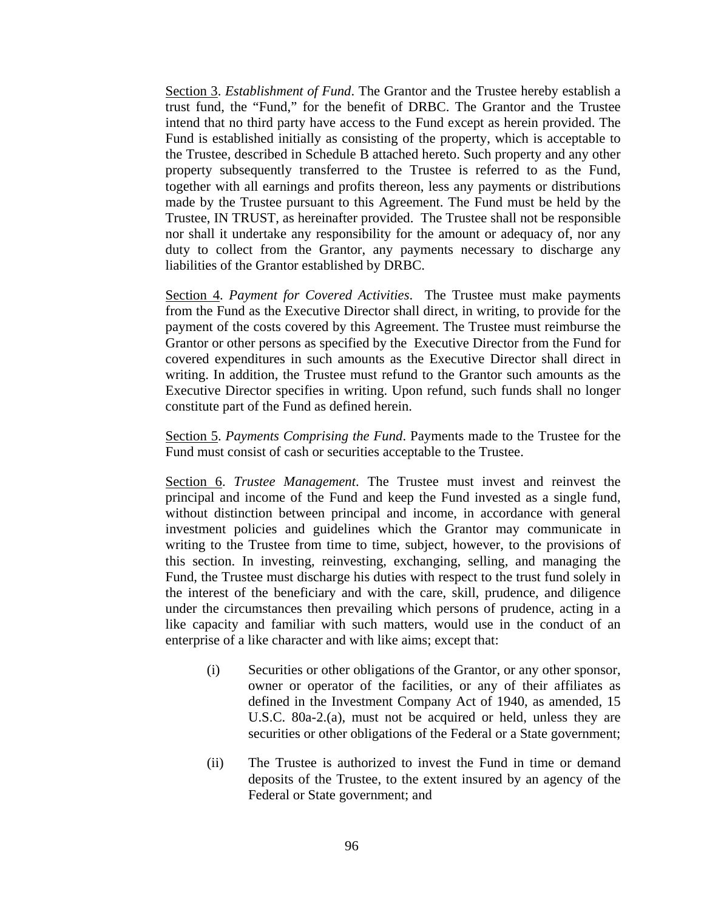Section 3. *Establishment of Fund*. The Grantor and the Trustee hereby establish a trust fund, the "Fund," for the benefit of DRBC. The Grantor and the Trustee intend that no third party have access to the Fund except as herein provided. The Fund is established initially as consisting of the property, which is acceptable to the Trustee, described in Schedule B attached hereto. Such property and any other property subsequently transferred to the Trustee is referred to as the Fund, together with all earnings and profits thereon, less any payments or distributions made by the Trustee pursuant to this Agreement. The Fund must be held by the Trustee, IN TRUST, as hereinafter provided. The Trustee shall not be responsible nor shall it undertake any responsibility for the amount or adequacy of, nor any duty to collect from the Grantor, any payments necessary to discharge any liabilities of the Grantor established by DRBC.

Section 4. *Payment for Covered Activities*. The Trustee must make payments from the Fund as the Executive Director shall direct, in writing, to provide for the payment of the costs covered by this Agreement. The Trustee must reimburse the Grantor or other persons as specified by the Executive Director from the Fund for covered expenditures in such amounts as the Executive Director shall direct in writing. In addition, the Trustee must refund to the Grantor such amounts as the Executive Director specifies in writing. Upon refund, such funds shall no longer constitute part of the Fund as defined herein.

Section 5. *Payments Comprising the Fund*. Payments made to the Trustee for the Fund must consist of cash or securities acceptable to the Trustee.

Section 6. *Trustee Management*. The Trustee must invest and reinvest the principal and income of the Fund and keep the Fund invested as a single fund, without distinction between principal and income, in accordance with general investment policies and guidelines which the Grantor may communicate in writing to the Trustee from time to time, subject, however, to the provisions of this section. In investing, reinvesting, exchanging, selling, and managing the Fund, the Trustee must discharge his duties with respect to the trust fund solely in the interest of the beneficiary and with the care, skill, prudence, and diligence under the circumstances then prevailing which persons of prudence, acting in a like capacity and familiar with such matters, would use in the conduct of an enterprise of a like character and with like aims; except that:

(i) Securities or other obligations of the Grantor, or any other sponsor, owner or operator of the facilities, or any of their affiliates as defined in the Investment Company Act of 1940, as amended, 15 U.S.C. 80a-2.(a), must not be acquired or held, unless they are securities or other obligations of the Federal or a State government;

(ii) The Trustee is authorized to invest the Fund in time or demand deposits of the Trustee, to the extent insured by an agency of the Federal or State government; and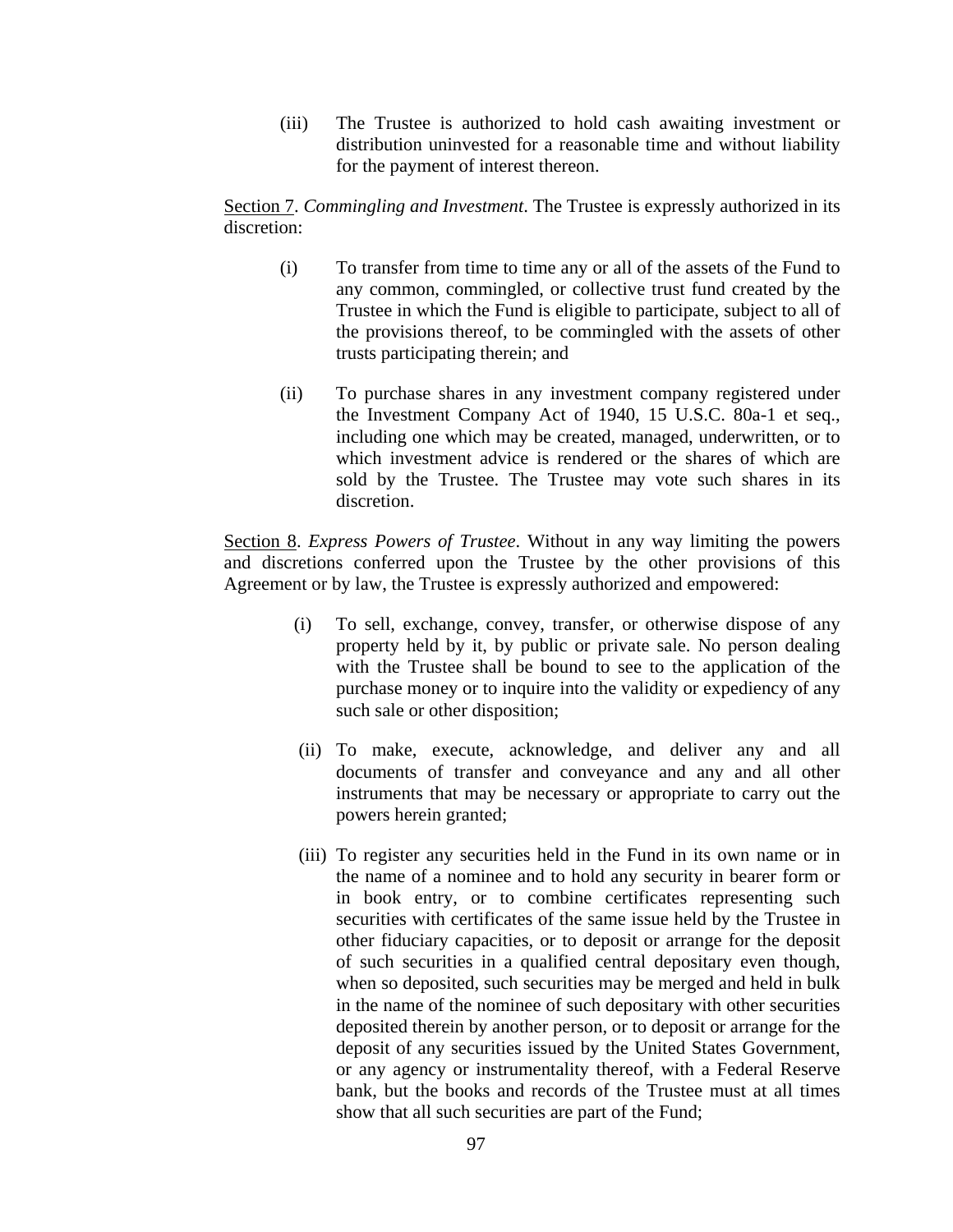(iii) The Trustee is authorized to hold cash awaiting investment or distribution uninvested for a reasonable time and without liability for the payment of interest thereon.

Section 7. *Commingling and Investment*. The Trustee is expressly authorized in its discretion:

(i) To transfer from time to time any or all of the assets of the Fund to any common, commingled, or collective trust fund created by the Trustee in which the Fund is eligible to participate, subject to all of the provisions thereof, to be commingled with the assets of other trusts participating therein; and

(ii) To purchase shares in any investment company registered under the Investment Company Act of 1940, 15 U.S.C. 80a-1 et seq., including one which may be created, managed, underwritten, or to which investment advice is rendered or the shares of which are sold by the Trustee. The Trustee may vote such shares in its discretion.

Section 8. *Express Powers of Trustee*. Without in any way limiting the powers and discretions conferred upon the Trustee by the other provisions of this Agreement or by law, the Trustee is expressly authorized and empowered:

(i) To sell, exchange, convey, transfer, or otherwise dispose of any property held by it, by public or private sale. No person dealing with the Trustee shall be bound to see to the application of the purchase money or to inquire into the validity or expediency of any such sale or other disposition;

(ii) To make, execute, acknowledge, and deliver any and all documents of transfer and conveyance and any and all other instruments that may be necessary or appropriate to carry out the powers herein granted;

(iii) To register any securities held in the Fund in its own name or in the name of a nominee and to hold any security in bearer form or in book entry, or to combine certificates representing such securities with certificates of the same issue held by the Trustee in other fiduciary capacities, or to deposit or arrange for the deposit of such securities in a qualified central depositary even though, when so deposited, such securities may be merged and held in bulk in the name of the nominee of such depositary with other securities deposited therein by another person, or to deposit or arrange for the deposit of any securities issued by the United States Government, or any agency or instrumentality thereof, with a Federal Reserve bank, but the books and records of the Trustee must at all times show that all such securities are part of the Fund;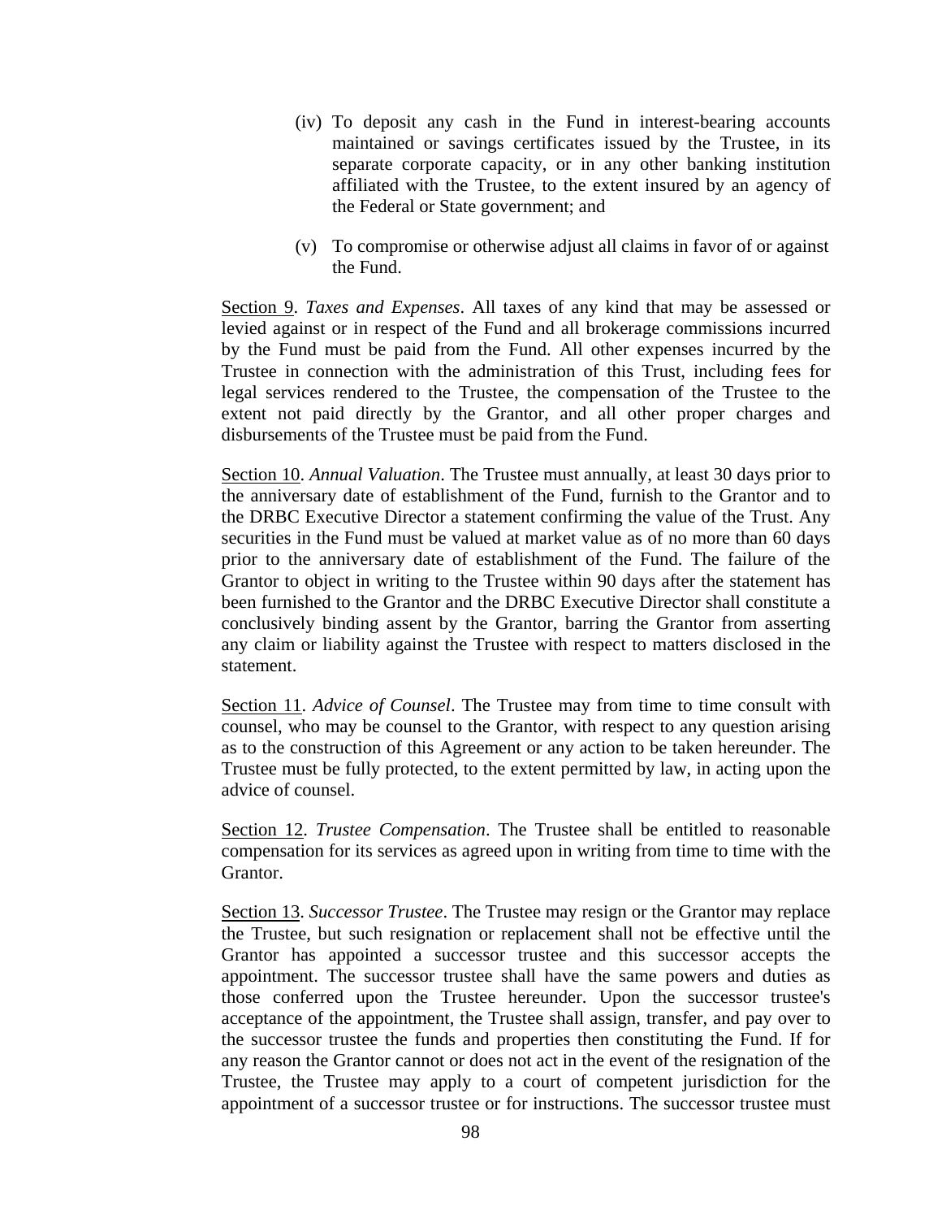(iv) To deposit any cash in the Fund in interest-bearing accounts maintained or savings certificates issued by the Trustee, in its separate corporate capacity, or in any other banking institution affiliated with the Trustee, to the extent insured by an agency of the Federal or State government; and

(v) To compromise or otherwise adjust all claims in favor of or against the Fund.

<u>Section 9</u>. *Taxes and Expenses*. All taxes of any kind that may be assessed or levied against or in respect of the Fund and all brokerage commissions incurred by the Fund must be paid from the Fund. All other expenses incurred by the Trustee in connection with the administration of this Trust, including fees for legal services rendered to the Trustee, the compensation of the Trustee to the extent not paid directly by the Grantor, and all other proper charges and disbursements of the Trustee must be paid from the Fund.

<u>Section 10</u>. *Annual Valuation*. The Trustee must annually, at least 30 days prior to the anniversary date of establishment of the Fund, furnish to the Grantor and to the DRBC Executive Director a statement confirming the value of the Trust. Any securities in the Fund must be valued at market value as of no more than 60 days prior to the anniversary date of establishment of the Fund. The failure of the Grantor to object in writing to the Trustee within 90 days after the statement has been furnished to the Grantor and the DRBC Executive Director shall constitute a conclusively binding assent by the Grantor, barring the Grantor from asserting any claim or liability against the Trustee with respect to matters disclosed in the statement.

<u>Section 11</u>. *Advice of Counsel*. The Trustee may from time to time consult with counsel, who may be counsel to the Grantor, with respect to any question arising as to the construction of this Agreement or any action to be taken hereunder. The Trustee must be fully protected, to the extent permitted by law, in acting upon the advice of counsel.

<u>Section 12</u>. *Trustee Compensation*. The Trustee shall be entitled to reasonable compensation for its services as agreed upon in writing from time to time with the Grantor.

<u>Section 13</u>. *Successor Trustee*. The Trustee may resign or the Grantor may replace the Trustee, but such resignation or replacement shall not be effective until the Grantor has appointed a successor trustee and this successor accepts the appointment. The successor trustee shall have the same powers and duties as those conferred upon the Trustee hereunder. Upon the successor trustee's acceptance of the appointment, the Trustee shall assign, transfer, and pay over to the successor trustee the funds and properties then constituting the Fund. If for any reason the Grantor cannot or does not act in the event of the resignation of the Trustee, the Trustee may apply to a court of competent jurisdiction for the appointment of a successor trustee or for instructions. The successor trustee must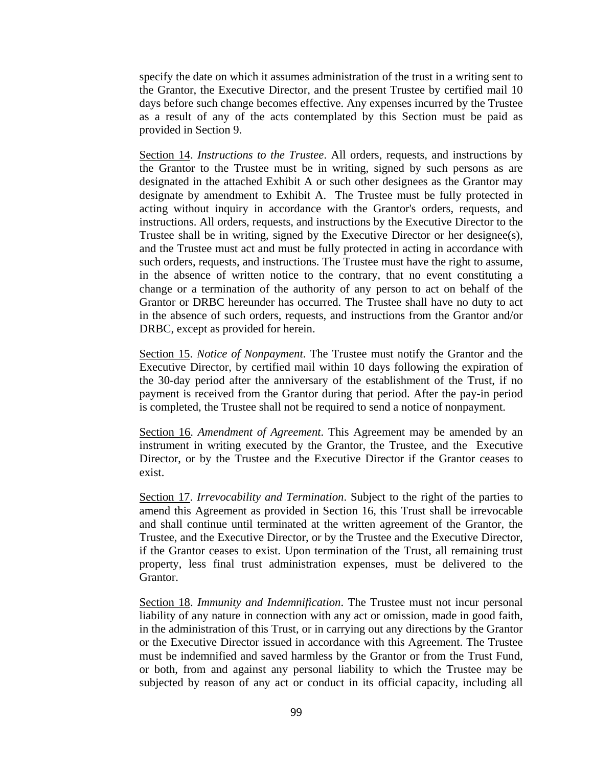specify the date on which it assumes administration of the trust in a writing sent to the Grantor, the Executive Director, and the present Trustee by certified mail 10 days before such change becomes effective. Any expenses incurred by the Trustee as a result of any of the acts contemplated by this Section must be paid as provided in Section 9.

Section 14. *Instructions to the Trustee*. All orders, requests, and instructions by the Grantor to the Trustee must be in writing, signed by such persons as are designated in the attached Exhibit A or such other designees as the Grantor may designate by amendment to Exhibit A. The Trustee must be fully protected in acting without inquiry in accordance with the Grantor's orders, requests, and instructions. All orders, requests, and instructions by the Executive Director to the Trustee shall be in writing, signed by the Executive Director or her designee(s), and the Trustee must act and must be fully protected in acting in accordance with such orders, requests, and instructions. The Trustee must have the right to assume, in the absence of written notice to the contrary, that no event constituting a change or a termination of the authority of any person to act on behalf of the Grantor or DRBC hereunder has occurred. The Trustee shall have no duty to act in the absence of such orders, requests, and instructions from the Grantor and/or DRBC, except as provided for herein.

Section 15. *Notice of Nonpayment*. The Trustee must notify the Grantor and the Executive Director, by certified mail within 10 days following the expiration of the 30-day period after the anniversary of the establishment of the Trust, if no payment is received from the Grantor during that period. After the pay-in period is completed, the Trustee shall not be required to send a notice of nonpayment.

Section 16. *Amendment of Agreement*. This Agreement may be amended by an instrument in writing executed by the Grantor, the Trustee, and the Executive Director, or by the Trustee and the Executive Director if the Grantor ceases to exist.

Section 17. *Irrevocability and Termination*. Subject to the right of the parties to amend this Agreement as provided in Section 16, this Trust shall be irrevocable and shall continue until terminated at the written agreement of the Grantor, the Trustee, and the Executive Director, or by the Trustee and the Executive Director, if the Grantor ceases to exist. Upon termination of the Trust, all remaining trust property, less final trust administration expenses, must be delivered to the Grantor.

Section 18. *Immunity and Indemnification*. The Trustee must not incur personal liability of any nature in connection with any act or omission, made in good faith, in the administration of this Trust, or in carrying out any directions by the Grantor or the Executive Director issued in accordance with this Agreement. The Trustee must be indemnified and saved harmless by the Grantor or from the Trust Fund, or both, from and against any personal liability to which the Trustee may be subjected by reason of any act or conduct in its official capacity, including all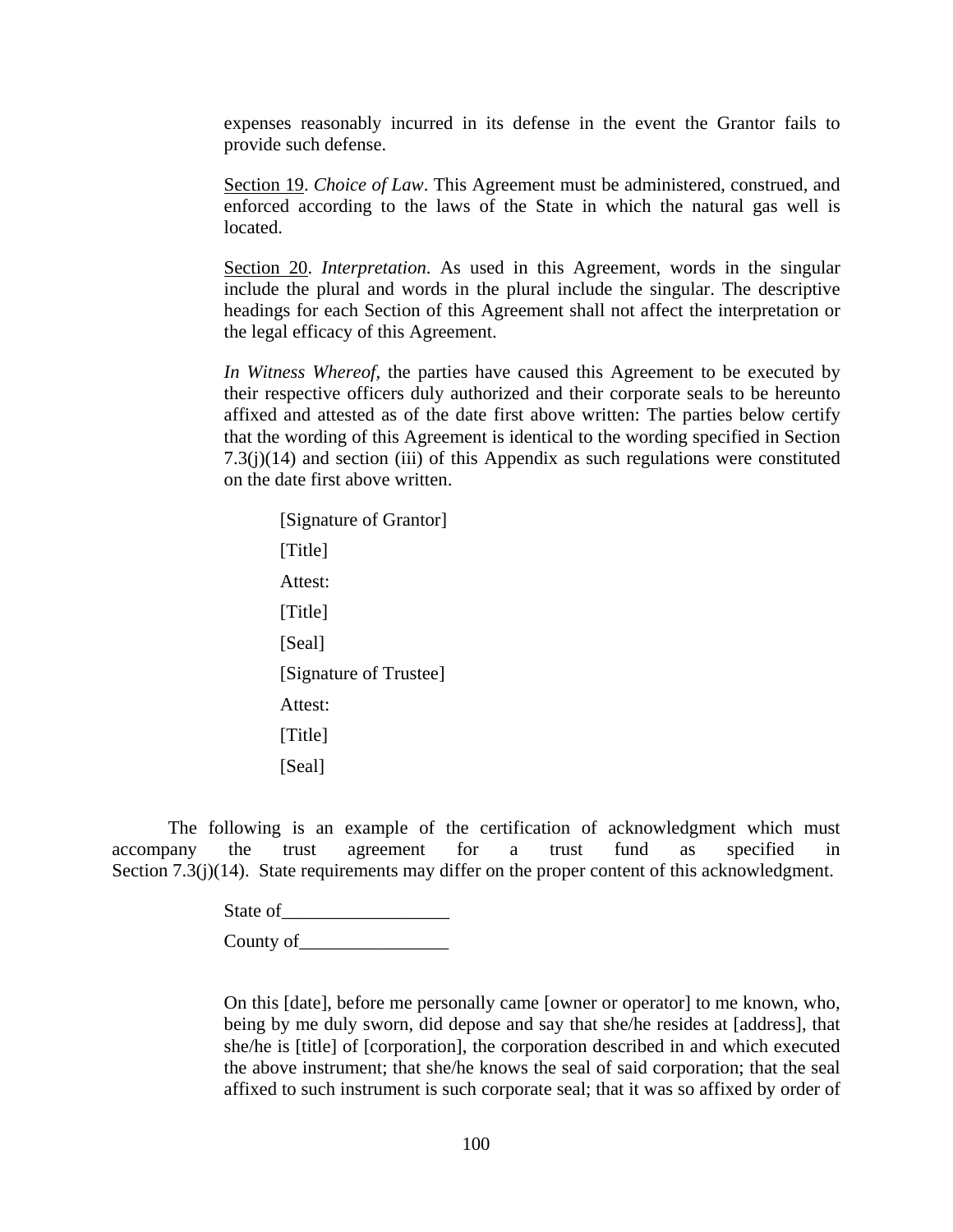expenses reasonably incurred in its defense in the event the Grantor fails to provide such defense.

Section 19. *Choice of Law*. This Agreement must be administered, construed, and enforced according to the laws of the State in which the natural gas well is located.

Section 20. *Interpretation*. As used in this Agreement, words in the singular include the plural and words in the plural include the singular. The descriptive headings for each Section of this Agreement shall not affect the interpretation or the legal efficacy of this Agreement.

*In Witness Whereof*, the parties have caused this Agreement to be executed by their respective officers duly authorized and their corporate seals to be hereunto affixed and attested as of the date first above written: The parties below certify that the wording of this Agreement is identical to the wording specified in Section 7.3(j)(14) and section (iii) of this Appendix as such regulations were constituted on the date first above written.

[Signature of Grantor]

[Title]

Attest:

[Title]

[Seal]

[Signature of Trustee]

Attest:

[Title]

[Seal]

The following is an example of the certification of acknowledgment which must accompany the trust agreement for a trust fund as specified in Section 7.3(j)(14). State requirements may differ on the proper content of this acknowledgment.

State of__________________

County of________________

On this [date], before me personally came [owner or operator] to me known, who, being by me duly sworn, did depose and say that she/he resides at [address], that she/he is [title] of [corporation], the corporation described in and which executed the above instrument; that she/he knows the seal of said corporation; that the seal affixed to such instrument is such corporate seal; that it was so affixed by order of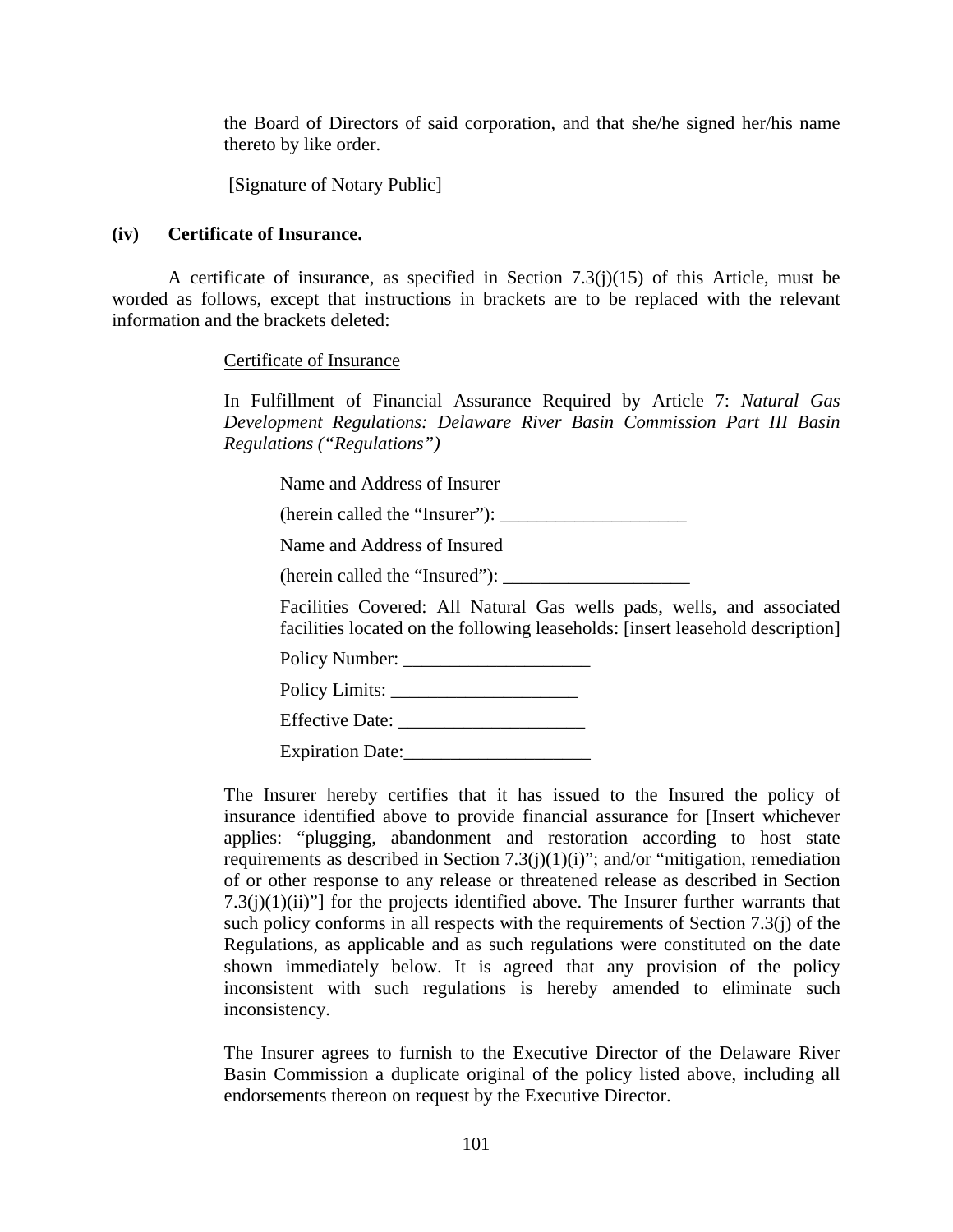the Board of Directors of said corporation, and that she/he signed her/his name thereto by like order.

[Signature of Notary Public]

**(iv) Certificate of Insurance.**

A certificate of insurance, as specified in Section 7.3(j)(15) of this Article, must be worded as follows, except that instructions in brackets are to be replaced with the relevant information and the brackets deleted:

Certificate of Insurance

In Fulfillment of Financial Assurance Required by Article 7: *Natural Gas Development Regulations: Delaware River Basin Commission Part III Basin Regulations ("Regulations")*

Name and Address of Insurer

(herein called the "Insurer"): ____________________

Name and Address of Insured

(herein called the "Insured"): ____________________

Facilities Covered: All Natural Gas wells pads, wells, and associated facilities located on the following leaseholds: [insert leasehold description]

Policy Number: ____________________

Policy Limits: ____________________

Effective Date: ____________________

Expiration Date:____________________

The Insurer hereby certifies that it has issued to the Insured the policy of insurance identified above to provide financial assurance for [Insert whichever applies: "plugging, abandonment and restoration according to host state requirements as described in Section 7.3(j)(1)(i)"; and/or "mitigation, remediation of or other response to any release or threatened release as described in Section 7.3(j)(1)(ii)"] for the projects identified above. The Insurer further warrants that such policy conforms in all respects with the requirements of Section 7.3(j) of the Regulations, as applicable and as such regulations were constituted on the date shown immediately below. It is agreed that any provision of the policy inconsistent with such regulations is hereby amended to eliminate such inconsistency.

The Insurer agrees to furnish to the Executive Director of the Delaware River Basin Commission a duplicate original of the policy listed above, including all endorsements thereon on request by the Executive Director.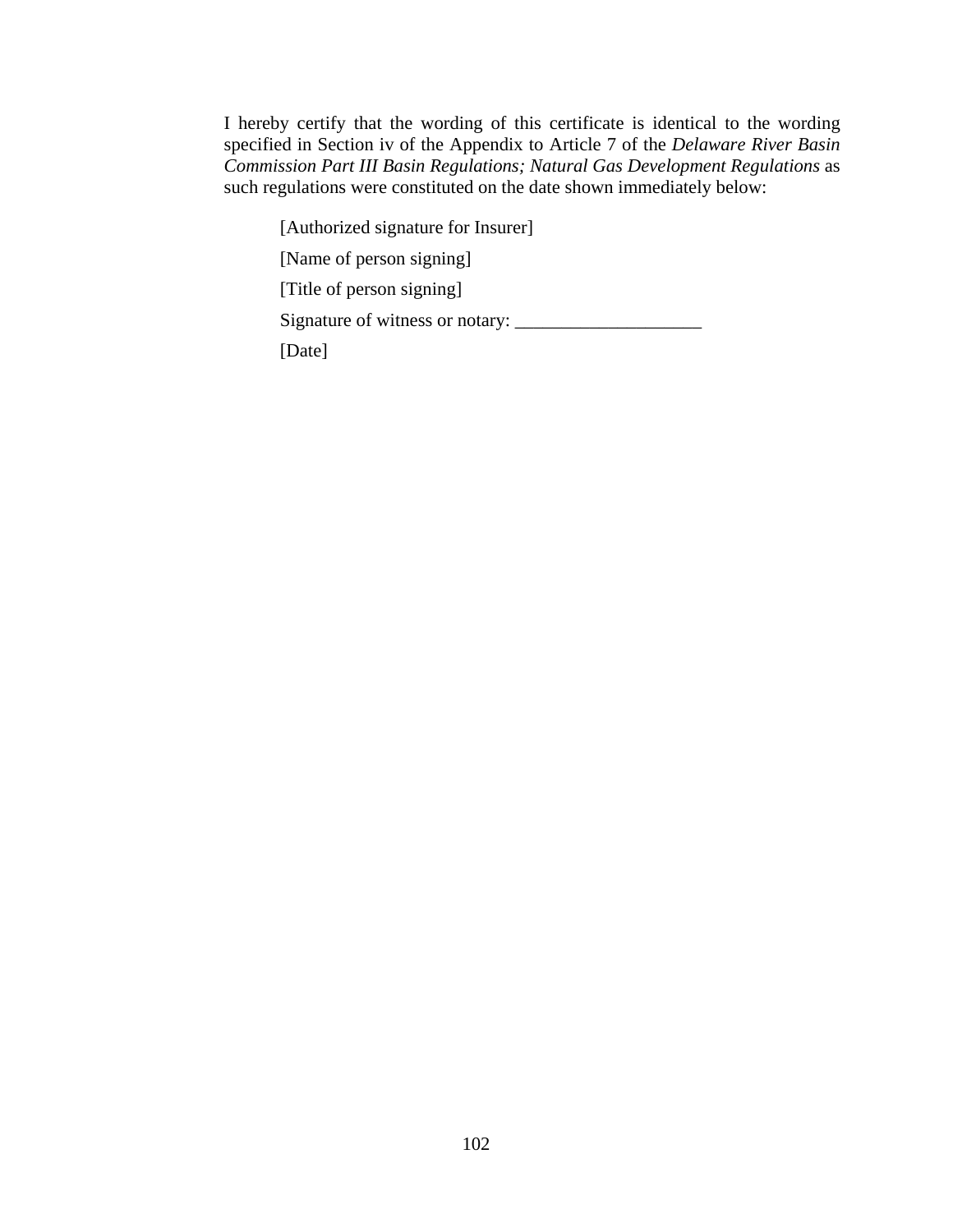I hereby certify that the wording of this certificate is identical to the wording specified in Section iv of the Appendix to Article 7 of the *Delaware River Basin Commission Part III Basin Regulations; Natural Gas Development Regulations* as such regulations were constituted on the date shown immediately below:

[Authorized signature for Insurer]

[Name of person signing]

[Title of person signing]

Signature of witness or notary: ____________________

[Date]